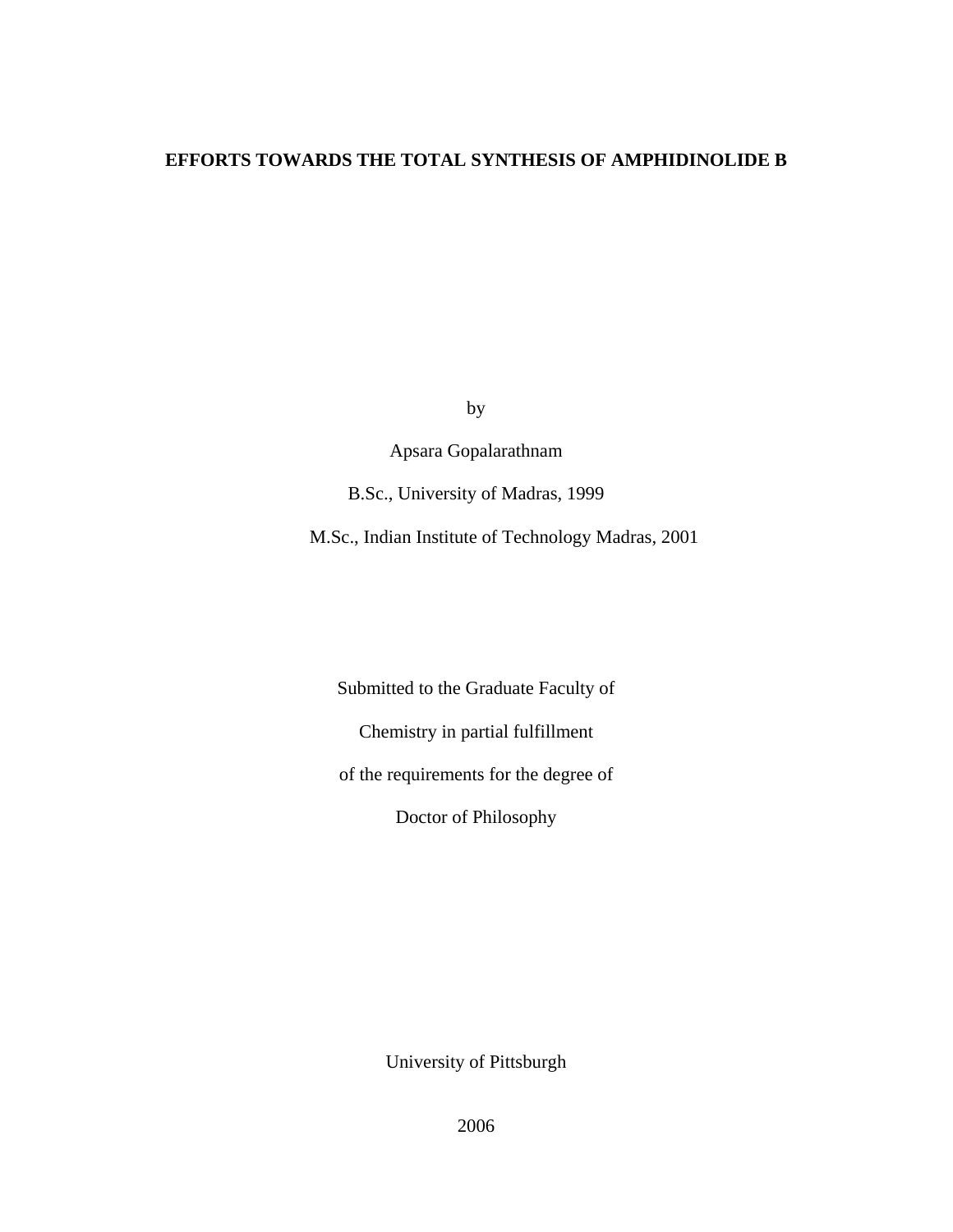# EFFORTS TOWARDS THE TOTAL SYNTHESIS OF AMPHIDINOLIDE B

by

Apsara Gopalarathnam

B.Sc., University of Madras, 1999

M.Sc., Indian Institute of Technology Madras, 2001

Submitted to the Graduate Faculty of

Chemistry in partial fulfillment

of the requirements for the degree of

Doctor of Philosophy

University of Pittsburgh

2006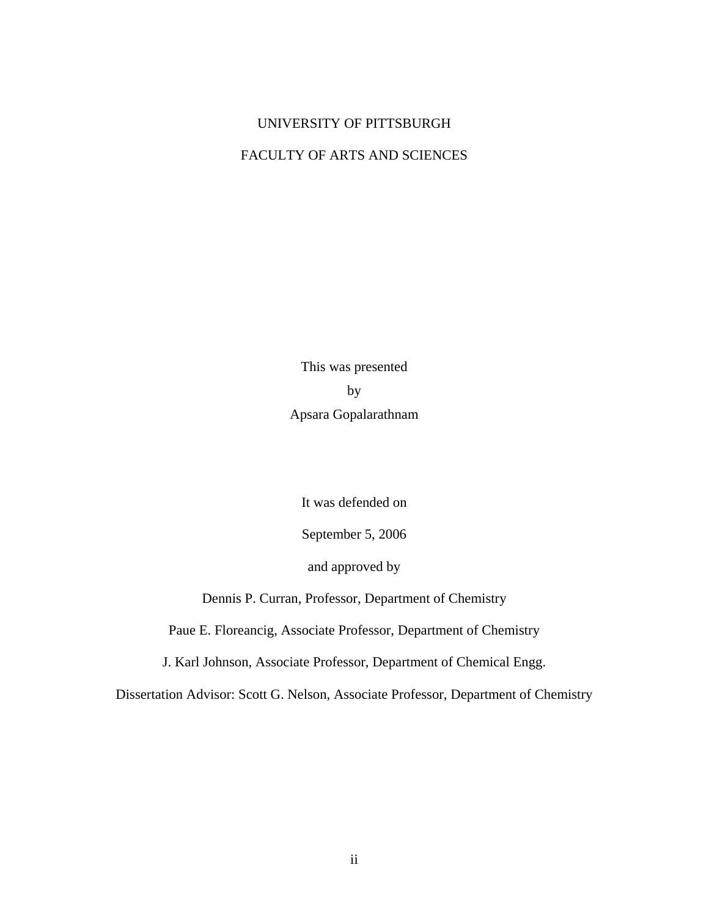UNIVERSITY OF PITTSBURGH

FACULTY OF ARTS AND SCIENCES

This was presented

by

Apsara Gopalarathnam

It was defended on

September 5, 2006

and approved by

Dennis P. Curran, Professor, Department of Chemistry

Paue E. Floreancig, Associate Professor, Department of Chemistry

J. Karl Johnson, Associate Professor, Department of Chemical Engg.

Dissertation Advisor: Scott G. Nelson, Associate Professor, Department of Chemistry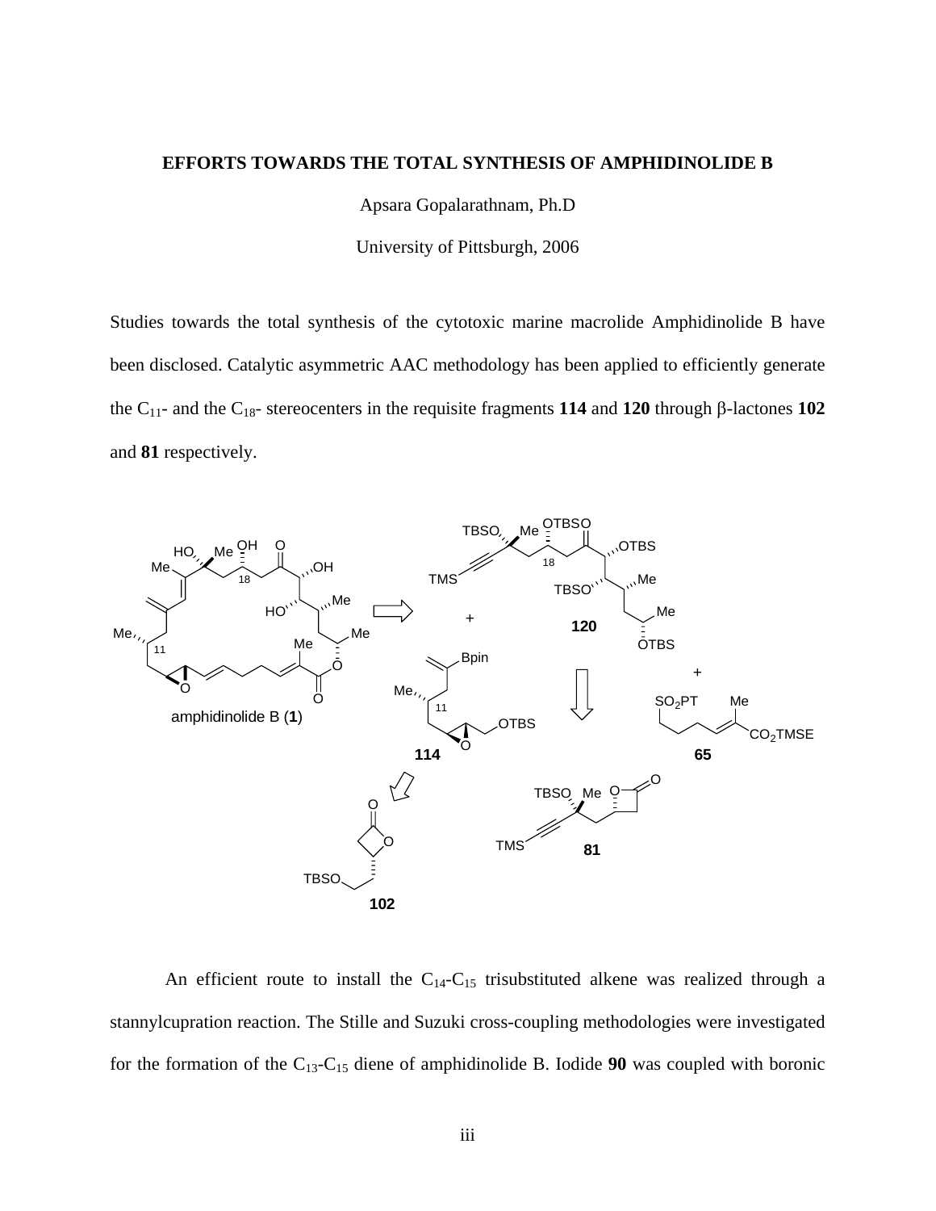**EFFORTS TOWARDS THE TOTAL SYNTHESIS OF AMPHIDINOLIDE B**

Apsara Gopalarathnam, Ph.D

University of Pittsburgh, 2006

Studies towards the total synthesis of the cytotoxic marine macrolide Amphidinolide B have been disclosed. Catalytic asymmetric AAC methodology has been applied to efficiently generate the $C_{11}$- and the $C_{18}$- stereocenters in the requisite fragments **114** and **120** through β-lactones **102** and **81** respectively.

An efficient route to install the $C_{14}$-$C_{15}$ trisubstituted alkene was realized through a stannylcupration reaction. The Stille and Suzuki cross-coupling methodologies were investigated for the formation of the $C_{13}$-$C_{15}$ diene of amphidinolide B. Iodide **90** was coupled with boronic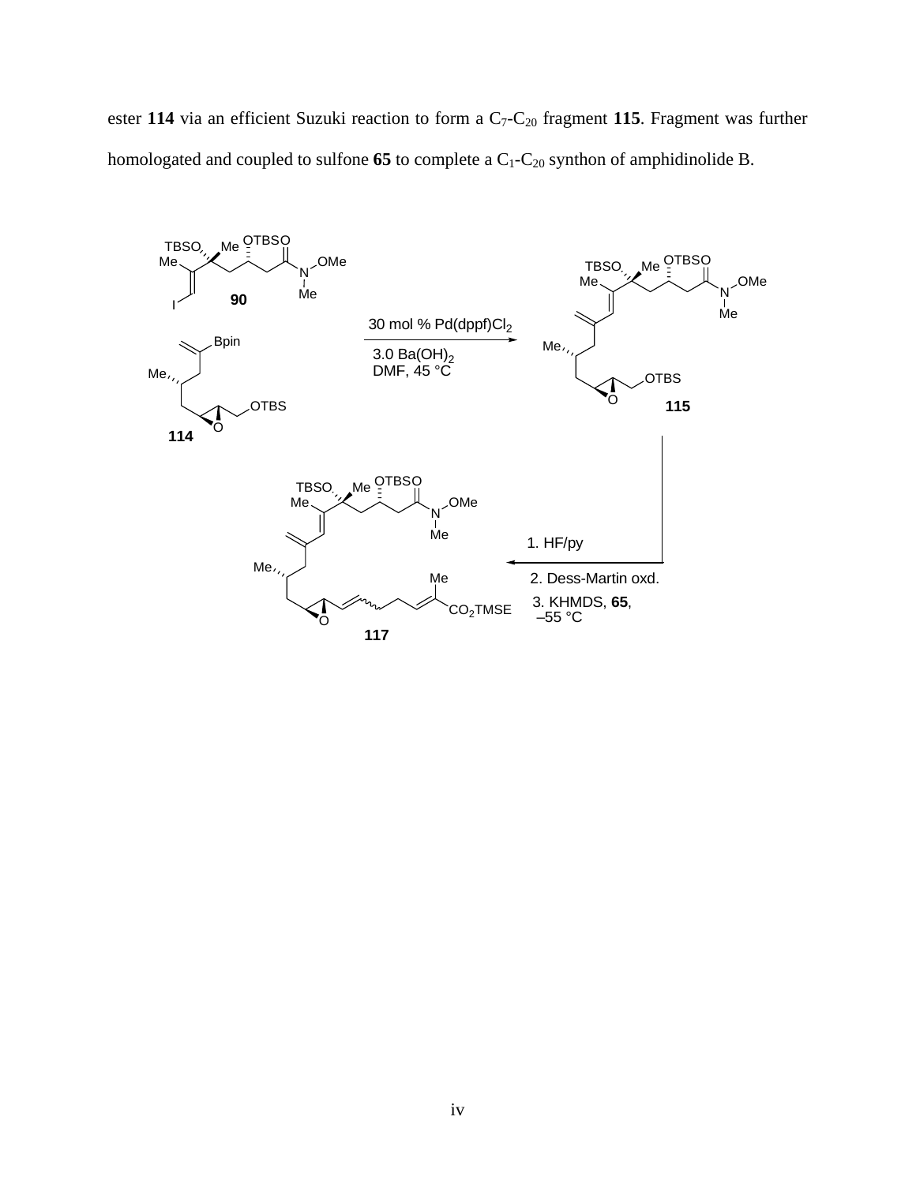ester **114** via an efficient Suzuki reaction to form a $C_7$-$C_{20}$ fragment **115**. Fragment was further homologated and coupled to sulfone **65** to complete a $C_1$-$C_{20}$ synthon of amphidinolide B.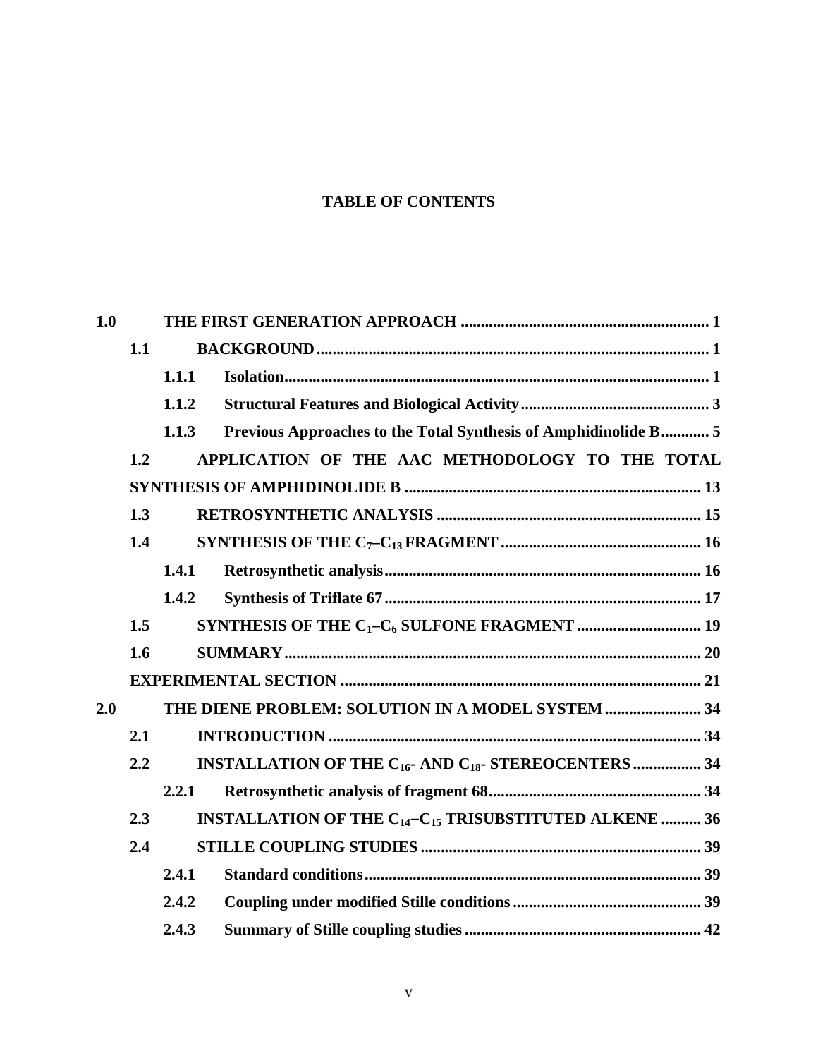# TABLE OF CONTENTS

**1.0 THE FIRST GENERATION APPROACH** .......... 1

- **1.1 BACKGROUND** .......... 1
  - **1.1.1 Isolation** .......... 1
  - **1.1.2 Structural Features and Biological Activity** .......... 3
  - **1.1.3 Previous Approaches to the Total Synthesis of Amphidinolide B** .......... 5
- **1.2 APPLICATION OF THE AAC METHODOLOGY TO THE TOTAL SYNTHESIS OF AMPHIDINOLIDE B** .......... 13
- **1.3 RETROSYNTHETIC ANALYSIS** .......... 15
- **1.4 SYNTHESIS OF THE $C_7$–$C_{13}$ FRAGMENT** .......... 16
  - **1.4.1 Retrosynthetic analysis** .......... 16
  - **1.4.2 Synthesis of Triflate 67** .......... 17
- **1.5 SYNTHESIS OF THE $C_1$–$C_6$ SULFONE FRAGMENT** .......... 19
- **1.6 SUMMARY** .......... 20
- **EXPERIMENTAL SECTION** .......... 21

**2.0 THE DIENE PROBLEM: SOLUTION IN A MODEL SYSTEM** .......... 34

- **2.1 INTRODUCTION** .......... 34
- **2.2 INSTALLATION OF THE $C_{16}$- AND $C_{18}$- STEREOCENTERS** .......... 34
  - **2.2.1 Retrosynthetic analysis of fragment 68** .......... 34
- **2.3 INSTALLATION OF THE $C_{14}$–$C_{15}$ TRISUBSTITUTED ALKENE** .......... 36
- **2.4 STILLE COUPLING STUDIES** .......... 39
  - **2.4.1 Standard conditions** .......... 39
  - **2.4.2 Coupling under modified Stille conditions** .......... 39
  - **2.4.3 Summary of Stille coupling studies** .......... 42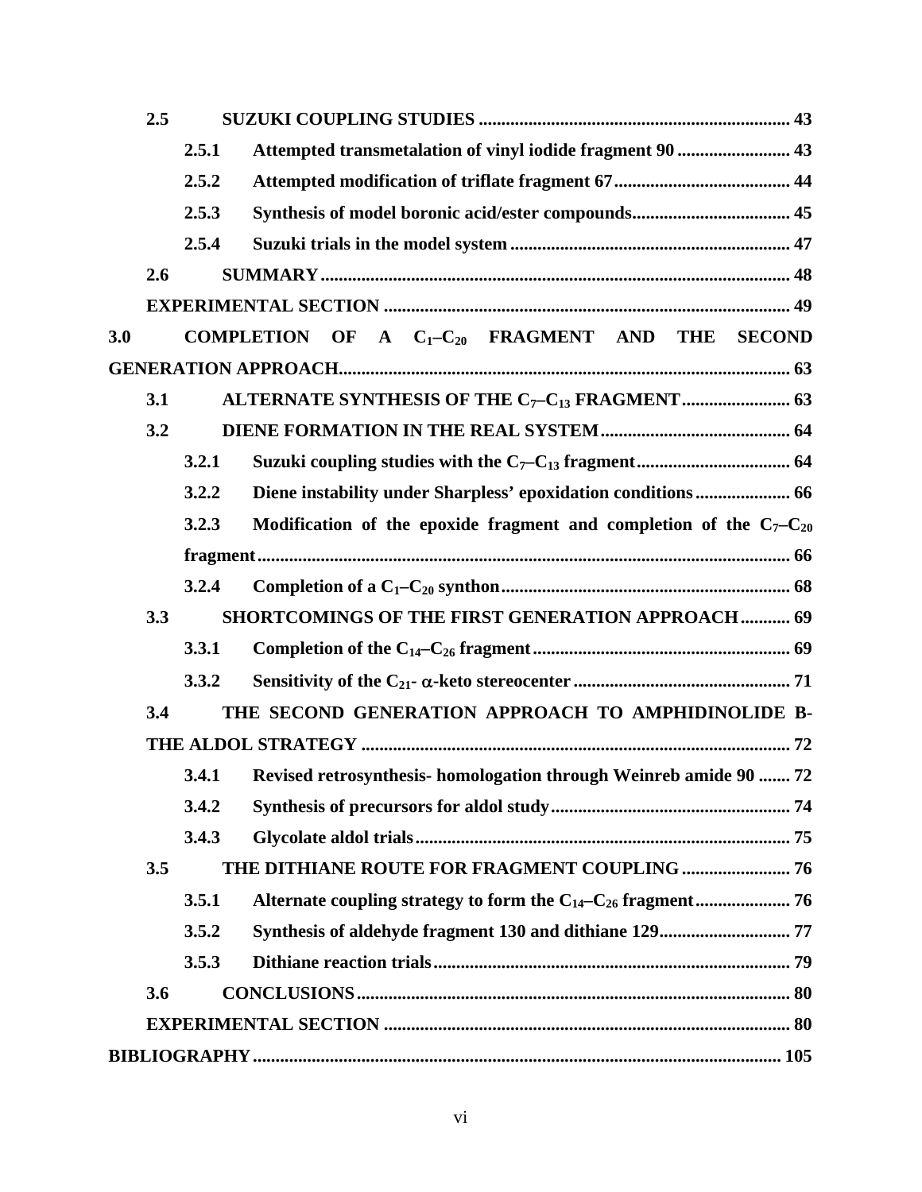2.5 SUZUKI COUPLING STUDIES ..................................................................... 43

2.5.1 Attempted transmetalation of vinyl iodide fragment 90 ......................... 43

2.5.2 Attempted modification of triflate fragment 67....................................... 44

2.5.3 Synthesis of model boronic acid/ester compounds................................... 45

2.5.4 Suzuki trials in the model system .............................................................. 47

2.6 SUMMARY ....................................................................................................... 48

EXPERIMENTAL SECTION .......................................................................................... 49

3.0 COMPLETION OF A $C_1$–$C_{20}$ FRAGMENT AND THE SECOND GENERATION APPROACH................................................................................................... 63

3.1 ALTERNATE SYNTHESIS OF THE $C_7$–$C_{13}$ FRAGMENT....................... 63

3.2 DIENE FORMATION IN THE REAL SYSTEM.......................................... 64

3.2.1 Suzuki coupling studies with the $C_7$–$C_{13}$ fragment.................................. 64

3.2.2 Diene instability under Sharpless' epoxidation conditions..................... 66

3.2.3 Modification of the epoxide fragment and completion of the $C_7$–$C_{20}$ fragment................................................................................................................... 66

3.2.4 Completion of a $C_1$–$C_{20}$ synthon................................................................ 68

3.3 SHORTCOMINGS OF THE FIRST GENERATION APPROACH........... 69

3.3.1 Completion of the $C_{14}$–$C_{26}$ fragment......................................................... 69

3.3.2 Sensitivity of the $C_{21}$- $\alpha$-keto stereocenter ................................................ 71

3.4 THE SECOND GENERATION APPROACH TO AMPHIDINOLIDE B-THE ALDOL STRATEGY .............................................................................................. 72

3.4.1 Revised retrosynthesis- homologation through Weinreb amide 90 ....... 72

3.4.2 Synthesis of precursors for aldol study..................................................... 74

3.4.3 Glycolate aldol trials................................................................................... 75

3.5 THE DITHIANE ROUTE FOR FRAGMENT COUPLING ........................ 76

3.5.1 Alternate coupling strategy to form the $C_{14}$–$C_{26}$ fragment..................... 76

3.5.2 Synthesis of aldehyde fragment 130 and dithiane 129............................. 77

3.5.3 Dithiane reaction trials............................................................................... 79

3.6 CONCLUSIONS................................................................................................ 80

EXPERIMENTAL SECTION .......................................................................................... 80

BIBLIOGRAPHY.................................................................................................................... 105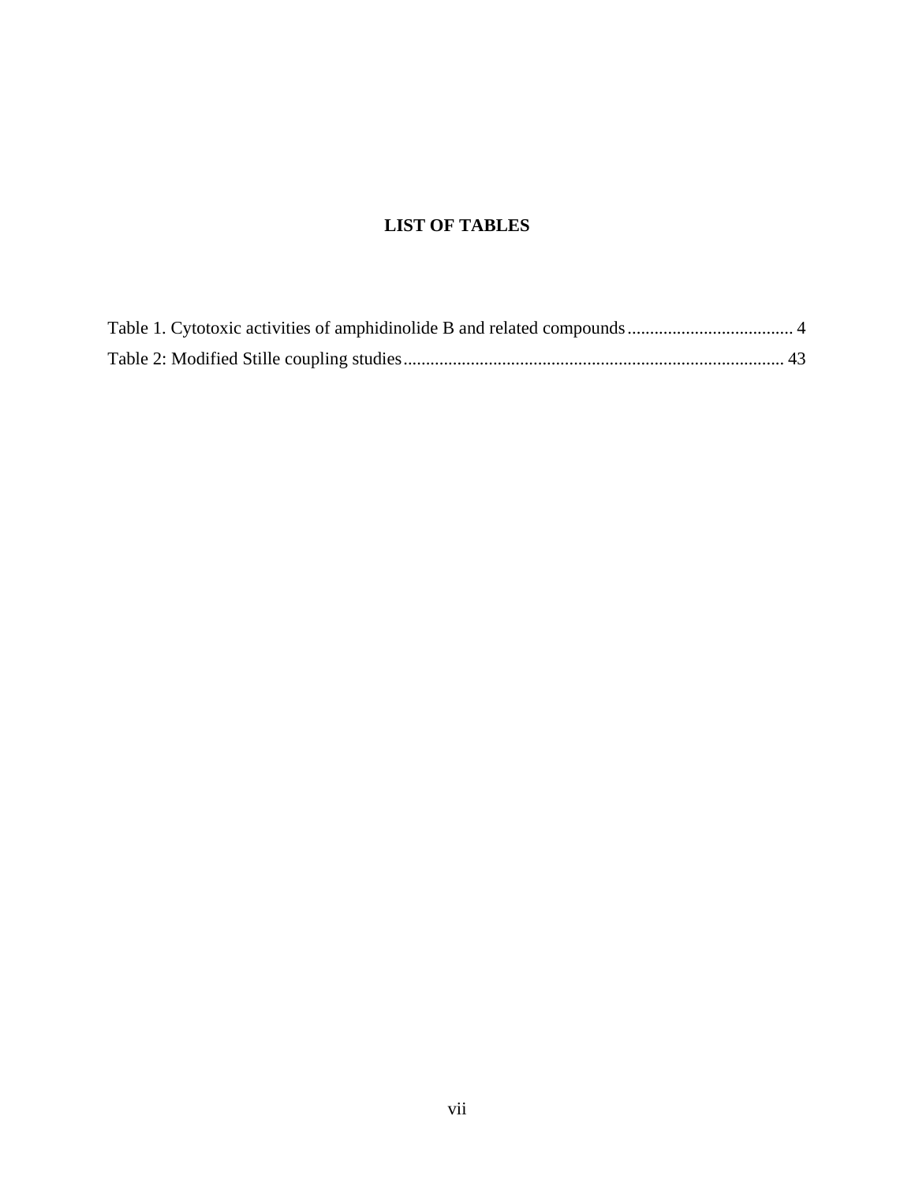# LIST OF TABLES

Table 1. Cytotoxic activities of amphidinolide B and related compounds ..................................... 4

Table 2: Modified Stille coupling studies .................................................................................... 43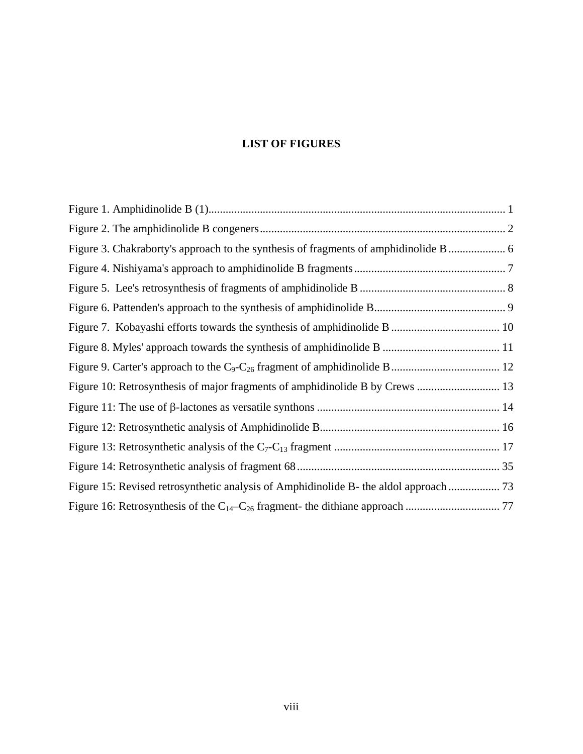# LIST OF FIGURES

Figure 1. Amphidinolide B (1)........................................................................................................ 1

Figure 2. The amphidinolide B congeners...................................................................................... 2

Figure 3. Chakraborty's approach to the synthesis of fragments of amphidinolide B.................... 6

Figure 4. Nishiyama's approach to amphidinolide B fragments..................................................... 7

Figure 5. Lee's retrosynthesis of fragments of amphidinolide B ................................................... 8

Figure 6. Pattenden's approach to the synthesis of amphidinolide B.............................................. 9

Figure 7. Kobayashi efforts towards the synthesis of amphidinolide B ...................................... 10

Figure 8. Myles' approach towards the synthesis of amphidinolide B ......................................... 11

Figure 9. Carter's approach to the $C_9$-$C_{26}$ fragment of amphidinolide B...................................... 12

Figure 10: Retrosynthesis of major fragments of amphidinolide B by Crews ............................. 13

Figure 11: The use of β-lactones as versatile synthons ................................................................ 14

Figure 12: Retrosynthetic analysis of Amphidinolide B.............................................................. 16

Figure 13: Retrosynthetic analysis of the $C_7$-$C_{13}$ fragment .......................................................... 17

Figure 14: Retrosynthetic analysis of fragment 68....................................................................... 35

Figure 15: Revised retrosynthetic analysis of Amphidinolide B- the aldol approach.................. 73

Figure 16: Retrosynthesis of the $C_{14}$–$C_{26}$ fragment- the dithiane approach ................................. 77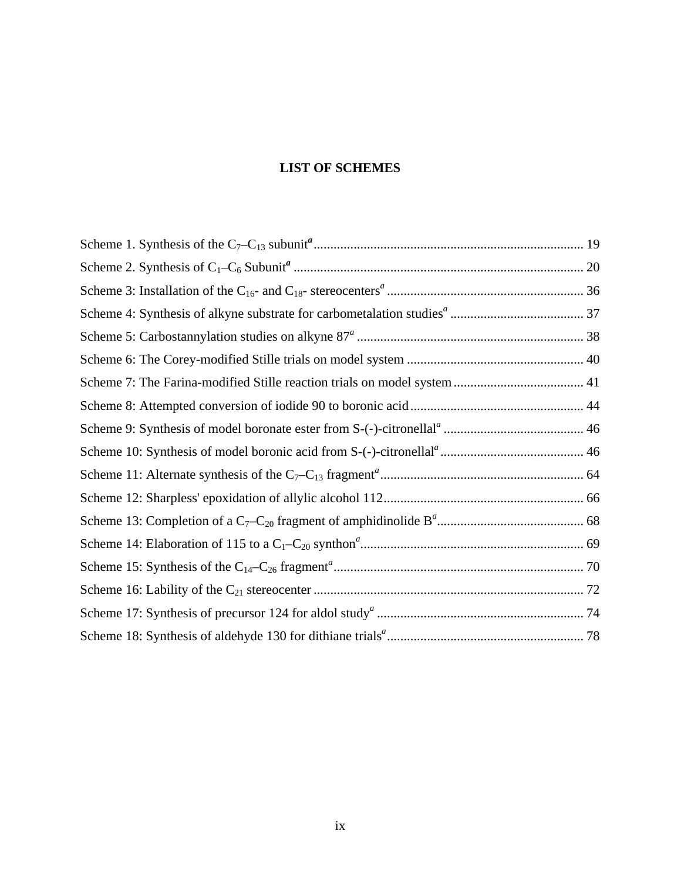# LIST OF SCHEMES

Scheme 1. Synthesis of the $C_7$–$C_{13}$ subunit[a] ................................................................................ 19

Scheme 2. Synthesis of $C_1$–$C_6$ Subunit[a] ...................................................................................... 20

Scheme 3: Installation of the $C_{16}$- and $C_{18}$- stereocenters[a] ........................................................... 36

Scheme 4: Synthesis of alkyne substrate for carbometalation studies[a] ........................................ 37

Scheme 5: Carbostannylation studies on alkyne 87[a] .................................................................... 38

Scheme 6: The Corey-modified Stille trials on model system ..................................................... 40

Scheme 7: The Farina-modified Stille reaction trials on model system ....................................... 41

Scheme 8: Attempted conversion of iodide 90 to boronic acid .................................................... 44

Scheme 9: Synthesis of model boronate ester from S-(-)-citronellal[a] .......................................... 46

Scheme 10: Synthesis of model boronic acid from S-(-)-citronellal[a] ........................................... 46

Scheme 11: Alternate synthesis of the $C_7$–$C_{13}$ fragment[a] ............................................................. 64

Scheme 12: Sharpless' epoxidation of allylic alcohol 112 ............................................................ 66

Scheme 13: Completion of a $C_7$–$C_{20}$ fragment of amphidinolide B[a] ............................................ 68

Scheme 14: Elaboration of 115 to a $C_1$–$C_{20}$ synthon[a] .................................................................. 69

Scheme 15: Synthesis of the $C_{14}$–$C_{26}$ fragment[a] ........................................................................... 70

Scheme 16: Lability of the $C_{21}$ stereocenter ................................................................................. 72

Scheme 17: Synthesis of precursor 124 for aldol study[a] .............................................................. 74

Scheme 18: Synthesis of aldehyde 130 for dithiane trials[a] ........................................................... 78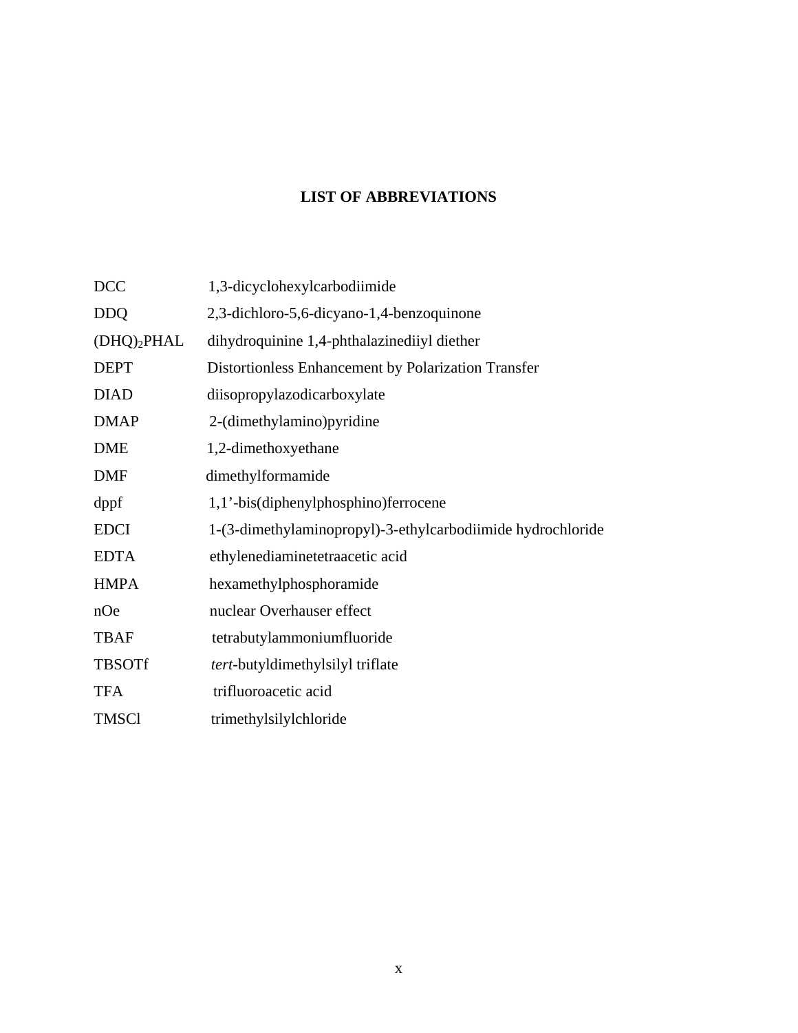# LIST OF ABBREVIATIONS

| | |
|---|---|
| DCC | 1,3-dicyclohexylcarbodiimide |
| DDQ | 2,3-dichloro-5,6-dicyano-1,4-benzoquinone |
| $(DHQ)_2$PHAL | dihydroquinine 1,4-phthalazinediiyl diether |
| DEPT | Distortionless Enhancement by Polarization Transfer |
| DIAD | diisopropylazodicarboxylate |
| DMAP | 2-(dimethylamino)pyridine |
| DME | 1,2-dimethoxyethane |
| DMF | dimethylformamide |
| dppf | 1,1'-bis(diphenylphosphino)ferrocene |
| EDCI | 1-(3-dimethylaminopropyl)-3-ethylcarbodiimide hydrochloride |
| EDTA | ethylenediaminetetraacetic acid |
| HMPA | hexamethylphosphoramide |
| nOe | nuclear Overhauser effect |
| TBAF | tetrabutylammoniumfluoride |
| TBSOTf | *tert*-butyldimethylsilyl triflate |
| TFA | trifluoroacetic acid |
| TMSCl | trimethylsilylchloride |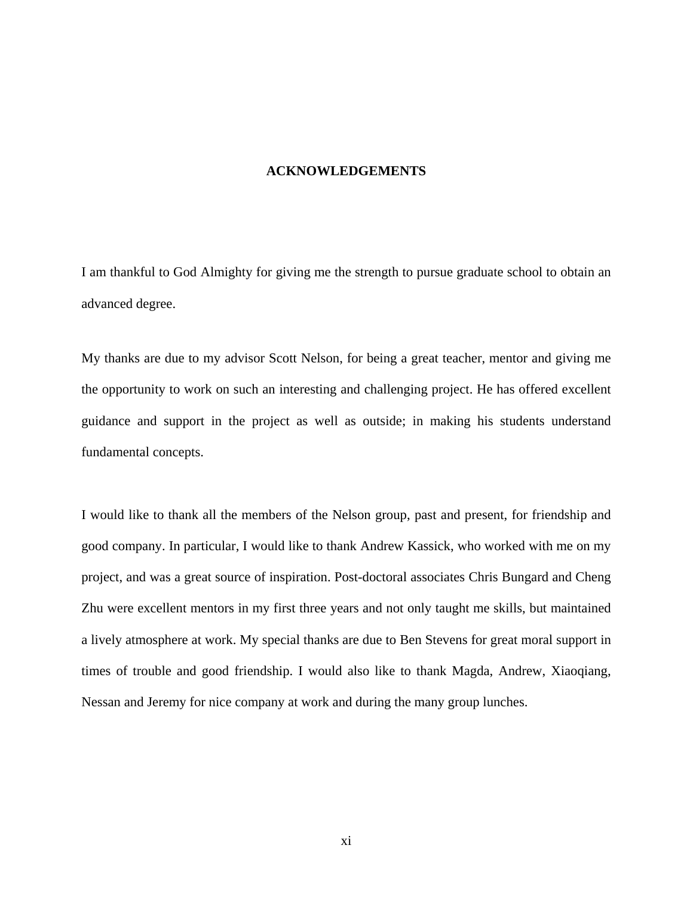# ACKNOWLEDGEMENTS

I am thankful to God Almighty for giving me the strength to pursue graduate school to obtain an advanced degree.

My thanks are due to my advisor Scott Nelson, for being a great teacher, mentor and giving me the opportunity to work on such an interesting and challenging project. He has offered excellent guidance and support in the project as well as outside; in making his students understand fundamental concepts.

I would like to thank all the members of the Nelson group, past and present, for friendship and good company. In particular, I would like to thank Andrew Kassick, who worked with me on my project, and was a great source of inspiration. Post-doctoral associates Chris Bungard and Cheng Zhu were excellent mentors in my first three years and not only taught me skills, but maintained a lively atmosphere at work. My special thanks are due to Ben Stevens for great moral support in times of trouble and good friendship. I would also like to thank Magda, Andrew, Xiaoqiang, Nessan and Jeremy for nice company at work and during the many group lunches.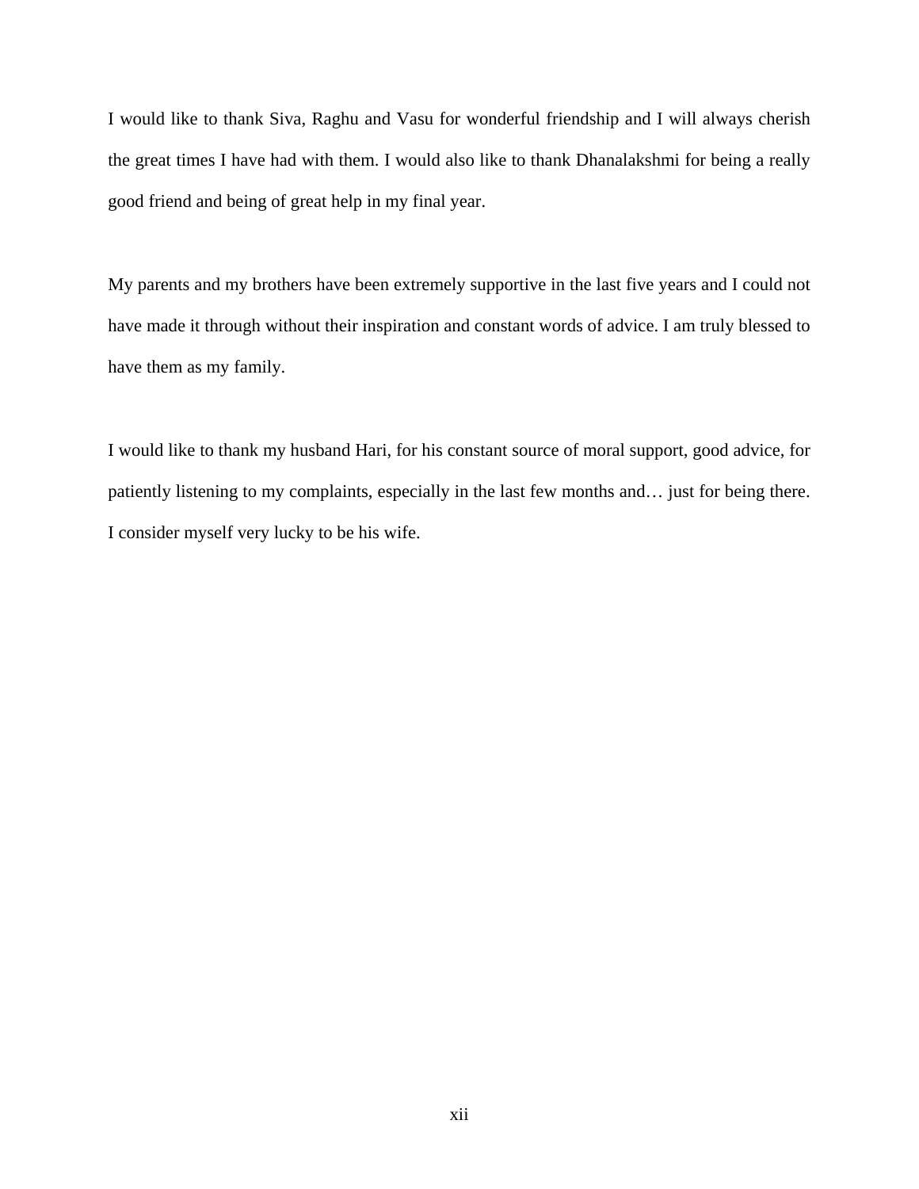I would like to thank Siva, Raghu and Vasu for wonderful friendship and I will always cherish the great times I have had with them. I would also like to thank Dhanalakshmi for being a really good friend and being of great help in my final year.

My parents and my brothers have been extremely supportive in the last five years and I could not have made it through without their inspiration and constant words of advice. I am truly blessed to have them as my family.

I would like to thank my husband Hari, for his constant source of moral support, good advice, for patiently listening to my complaints, especially in the last few months and… just for being there. I consider myself very lucky to be his wife.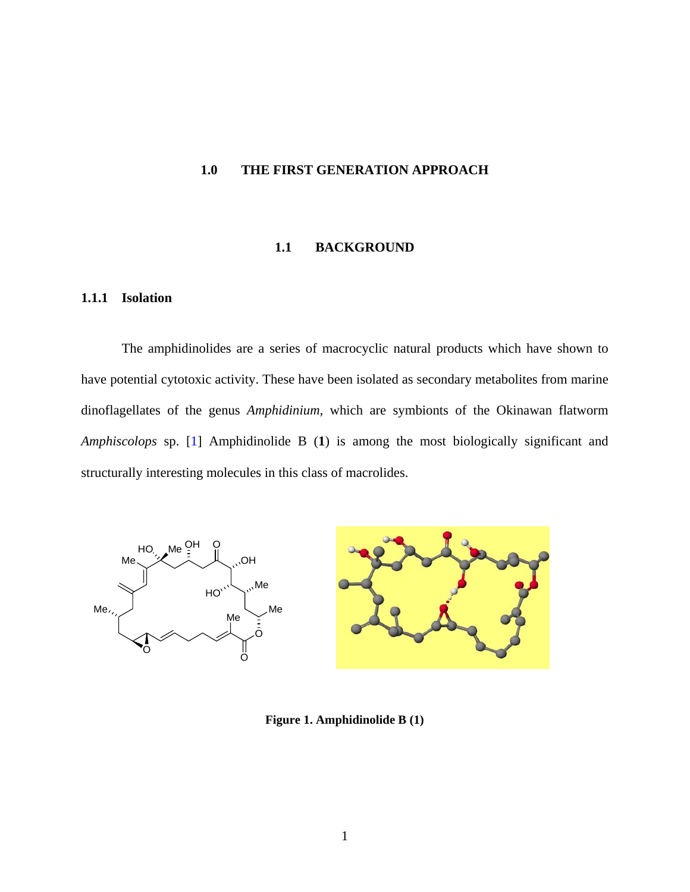# 1.0 THE FIRST GENERATION APPROACH

## 1.1 BACKGROUND

### 1.1.1 Isolation

The amphidinolides are a series of macrocyclic natural products which have shown to have potential cytotoxic activity. These have been isolated as secondary metabolites from marine dinoflagellates of the genus *Amphidinium*, which are symbionts of the Okinawan flatworm *Amphiscolops* sp. [1] Amphidinolide B (**1**) is among the most biologically significant and structurally interesting molecules in this class of macrolides.

**Figure 1. Amphidinolide B (1)**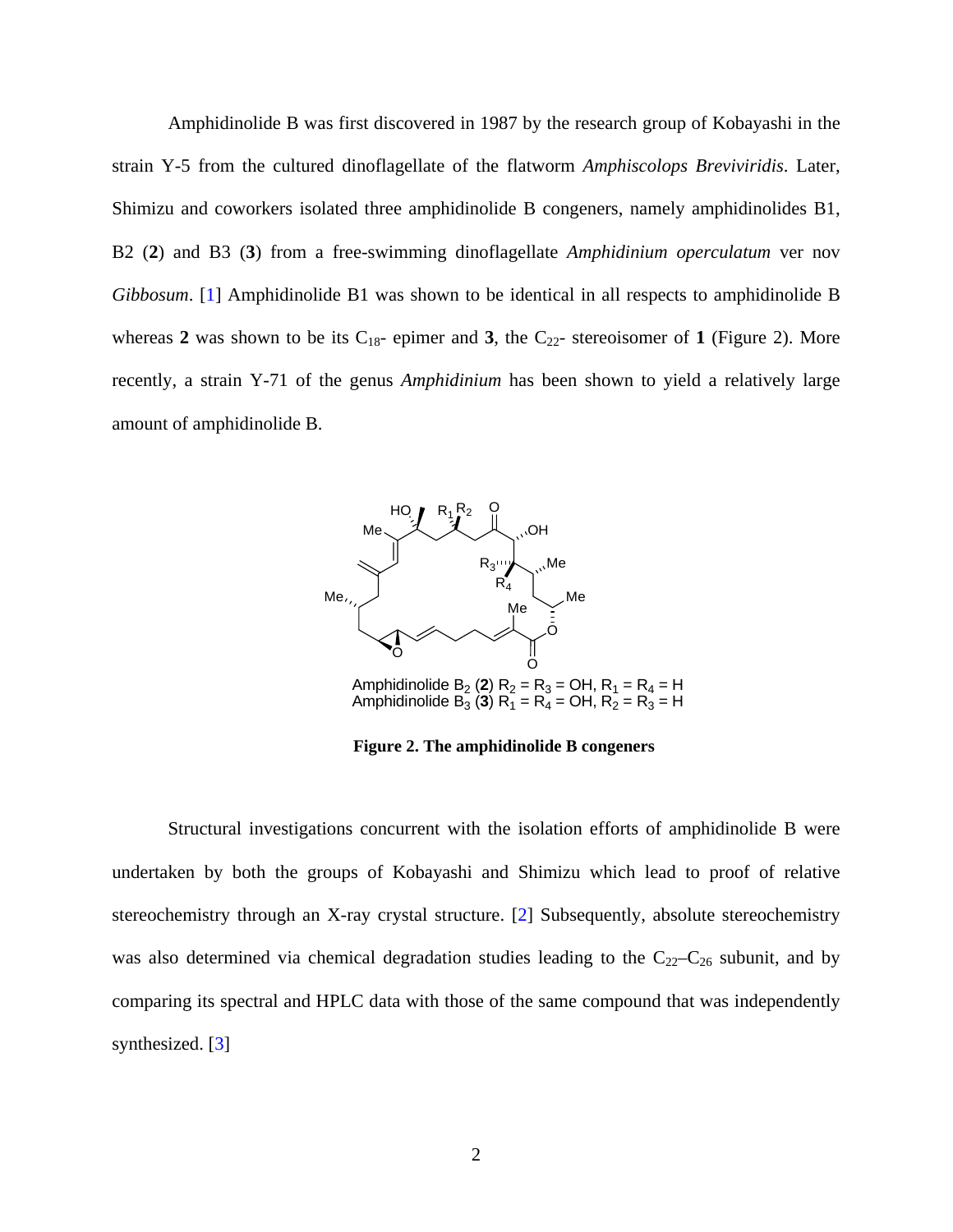Amphidinolide B was first discovered in 1987 by the research group of Kobayashi in the strain Y-5 from the cultured dinoflagellate of the flatworm *Amphiscolops Breviviridis*. Later, Shimizu and coworkers isolated three amphidinolide B congeners, namely amphidinolides B1, B2 (**2**) and B3 (**3**) from a free-swimming dinoflagellate *Amphidinium operculatum* ver nov *Gibbosum*. [1] Amphidinolide B1 was shown to be identical in all respects to amphidinolide B whereas **2** was shown to be its $C_{18}$- epimer and **3**, the $C_{22}$- stereoisomer of **1** (Figure 2). More recently, a strain Y-71 of the genus *Amphidinium* has been shown to yield a relatively large amount of amphidinolide B.

Amphidinolide $B_2$ (**2**) $R_2 = R_3 = OH$, $R_1 = R_4 = H$
Amphidinolide $B_3$ (**3**) $R_1 = R_4 = OH$, $R_2 = R_3 = H$

**Figure 2. The amphidinolide B congeners**

Structural investigations concurrent with the isolation efforts of amphidinolide B were undertaken by both the groups of Kobayashi and Shimizu which lead to proof of relative stereochemistry through an X-ray crystal structure. [2] Subsequently, absolute stereochemistry was also determined via chemical degradation studies leading to the $C_{22}$–$C_{26}$ subunit, and by comparing its spectral and HPLC data with those of the same compound that was independently synthesized. [3]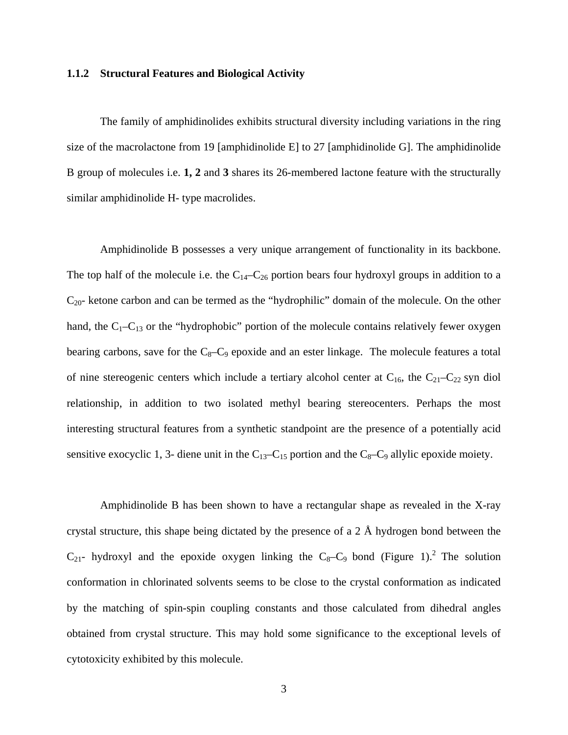### 1.1.2 Structural Features and Biological Activity

The family of amphidinolides exhibits structural diversity including variations in the ring size of the macrolactone from 19 [amphidinolide E] to 27 [amphidinolide G]. The amphidinolide B group of molecules i.e. **1, 2** and **3** shares its 26-membered lactone feature with the structurally similar amphidinolide H- type macrolides.

Amphidinolide B possesses a very unique arrangement of functionality in its backbone. The top half of the molecule i.e. the $C_{14}$–$C_{26}$ portion bears four hydroxyl groups in addition to a $C_{20}$- ketone carbon and can be termed as the "hydrophilic" domain of the molecule. On the other hand, the $C_1$–$C_{13}$ or the "hydrophobic" portion of the molecule contains relatively fewer oxygen bearing carbons, save for the $C_8$–$C_9$ epoxide and an ester linkage. The molecule features a total of nine stereogenic centers which include a tertiary alcohol center at $C_{16}$, the $C_{21}$–$C_{22}$ syn diol relationship, in addition to two isolated methyl bearing stereocenters. Perhaps the most interesting structural features from a synthetic standpoint are the presence of a potentially acid sensitive exocyclic 1, 3- diene unit in the $C_{13}$–$C_{15}$ portion and the $C_8$–$C_9$ allylic epoxide moiety.

Amphidinolide B has been shown to have a rectangular shape as revealed in the X-ray crystal structure, this shape being dictated by the presence of a 2 Å hydrogen bond between the $C_{21}$- hydroxyl and the epoxide oxygen linking the $C_8$–$C_9$ bond (Figure 1).[2] The solution conformation in chlorinated solvents seems to be close to the crystal conformation as indicated by the matching of spin-spin coupling constants and those calculated from dihedral angles obtained from crystal structure. This may hold some significance to the exceptional levels of cytotoxicity exhibited by this molecule.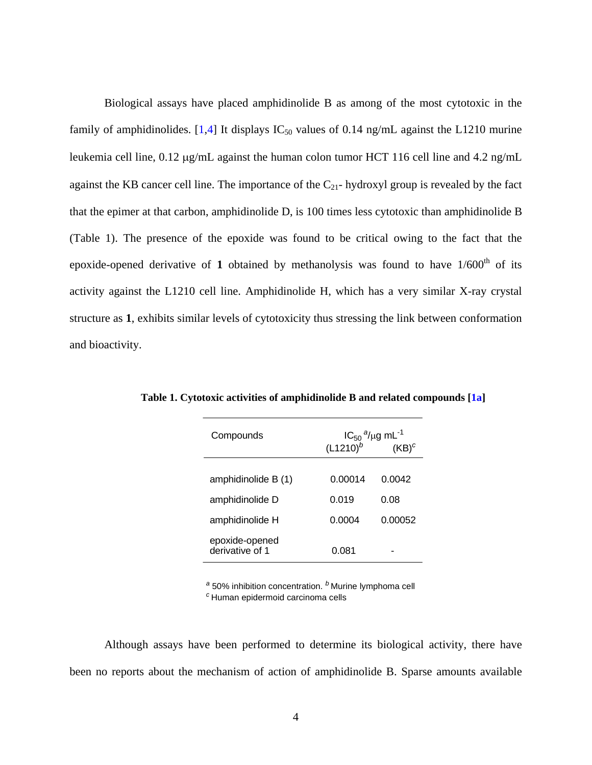Biological assays have placed amphidinolide B as among of the most cytotoxic in the family of amphidinolides. [1,4] It displays $IC_{50}$ values of 0.14 ng/mL against the L1210 murine leukemia cell line, 0.12 μg/mL against the human colon tumor HCT 116 cell line and 4.2 ng/mL against the KB cancer cell line. The importance of the $C_{21}$- hydroxyl group is revealed by the fact that the epimer at that carbon, amphidinolide D, is 100 times less cytotoxic than amphidinolide B (Table 1). The presence of the epoxide was found to be critical owing to the fact that the epoxide-opened derivative of **1** obtained by methanolysis was found to have 1/600$^{th}$ of its activity against the L1210 cell line. Amphidinolide H, which has a very similar X-ray crystal structure as **1**, exhibits similar levels of cytotoxicity thus stressing the link between conformation and bioactivity.

**Table 1. Cytotoxic activities of amphidinolide B and related compounds [1a]**

| Compounds | $IC_{50}$ [a]/μg mL$^{-1}$ (L1210)[b] | (KB)[c] |
|---|---|---|
| amphidinolide B (1) | 0.00014 | 0.0042 |
| amphidinolide D | 0.019 | 0.08 |
| amphidinolide H | 0.0004 | 0.00052 |
| epoxide-opened derivative of 1 | 0.081 | - |

[a] 50% inhibition concentration. [b] Murine lymphoma cell
[c] Human epidermoid carcinoma cells

Although assays have been performed to determine its biological activity, there have been no reports about the mechanism of action of amphidinolide B. Sparse amounts available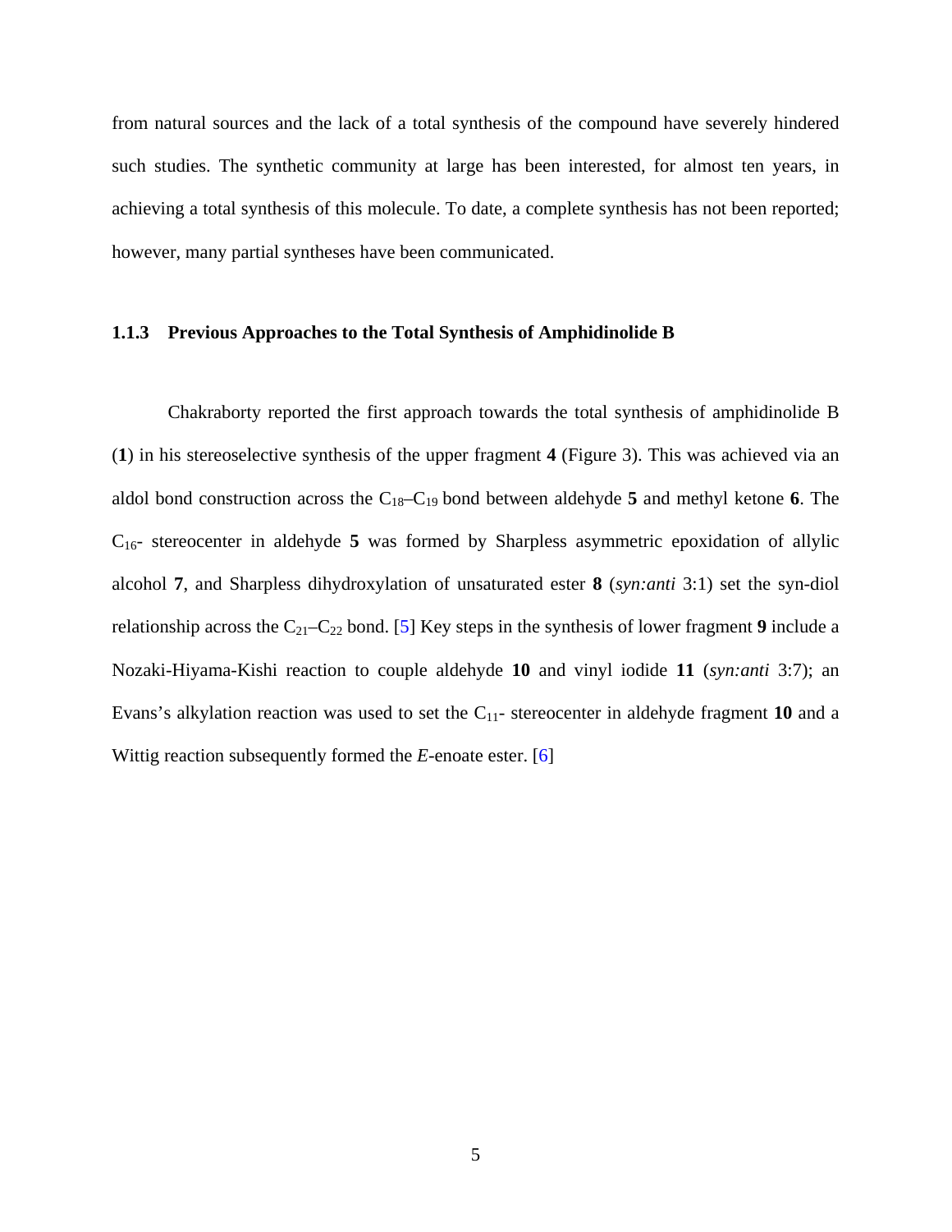from natural sources and the lack of a total synthesis of the compound have severely hindered such studies. The synthetic community at large has been interested, for almost ten years, in achieving a total synthesis of this molecule. To date, a complete synthesis has not been reported; however, many partial syntheses have been communicated.

### 1.1.3 Previous Approaches to the Total Synthesis of Amphidinolide B

Chakraborty reported the first approach towards the total synthesis of amphidinolide B (**1**) in his stereoselective synthesis of the upper fragment **4** (Figure 3). This was achieved via an aldol bond construction across the $C_{18}$–$C_{19}$ bond between aldehyde **5** and methyl ketone **6**. The $C_{16}$- stereocenter in aldehyde **5** was formed by Sharpless asymmetric epoxidation of allylic alcohol **7**, and Sharpless dihydroxylation of unsaturated ester **8** (*syn:anti* 3:1) set the syn-diol relationship across the $C_{21}$–$C_{22}$ bond. [5] Key steps in the synthesis of lower fragment **9** include a Nozaki-Hiyama-Kishi reaction to couple aldehyde **10** and vinyl iodide **11** (*syn:anti* 3:7); an Evans's alkylation reaction was used to set the $C_{11}$- stereocenter in aldehyde fragment **10** and a Wittig reaction subsequently formed the *E*-enoate ester. [6]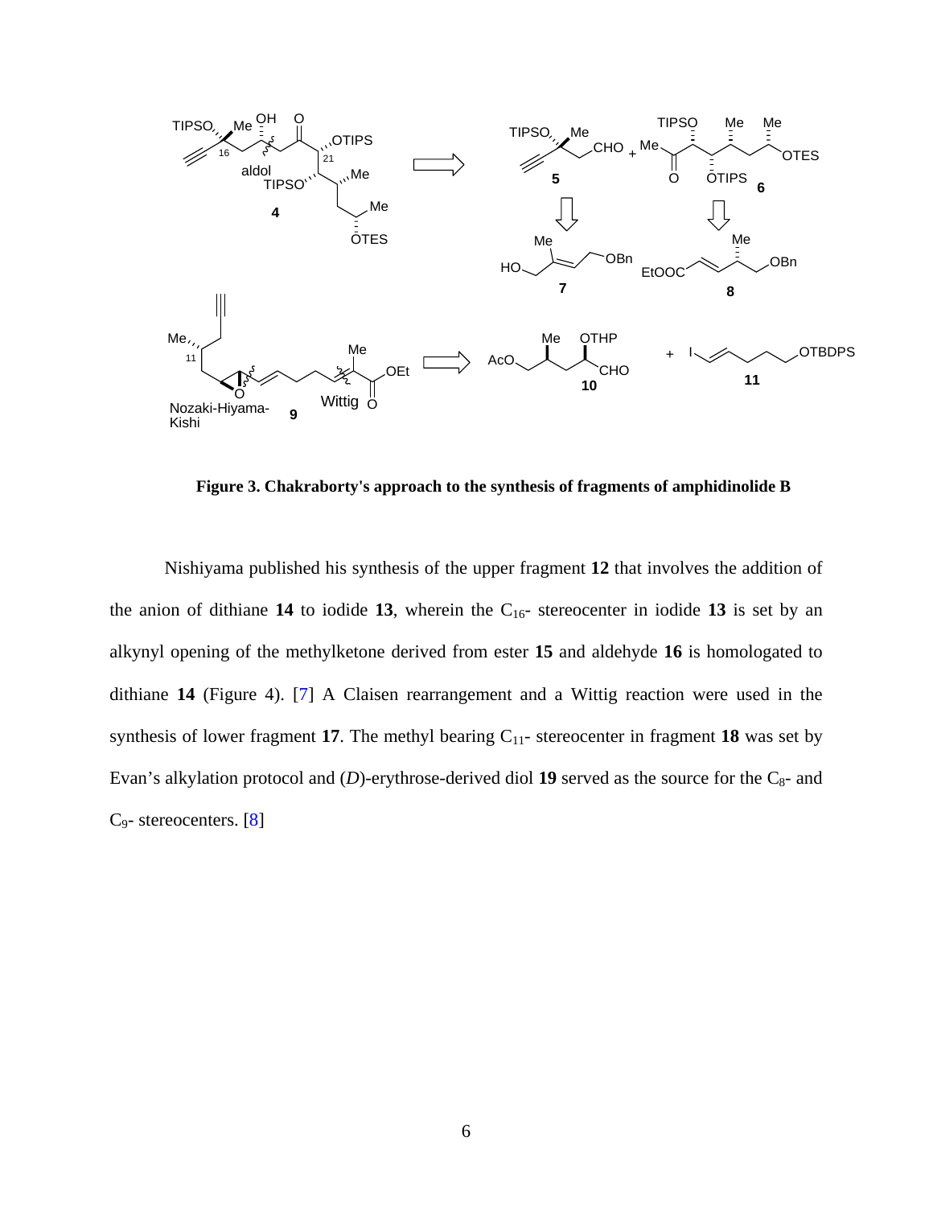**Figure 3. Chakraborty's approach to the synthesis of fragments of amphidinolide B**

Nishiyama published his synthesis of the upper fragment **12** that involves the addition of the anion of dithiane **14** to iodide **13**, wherein the $C_{16}$- stereocenter in iodide **13** is set by an alkynyl opening of the methylketone derived from ester **15** and aldehyde **16** is homologated to dithiane **14** (Figure 4). [7] A Claisen rearrangement and a Wittig reaction were used in the synthesis of lower fragment **17**. The methyl bearing $C_{11}$- stereocenter in fragment **18** was set by Evan's alkylation protocol and (*D*)-erythrose-derived diol **19** served as the source for the $C_8$- and $C_9$- stereocenters. [8]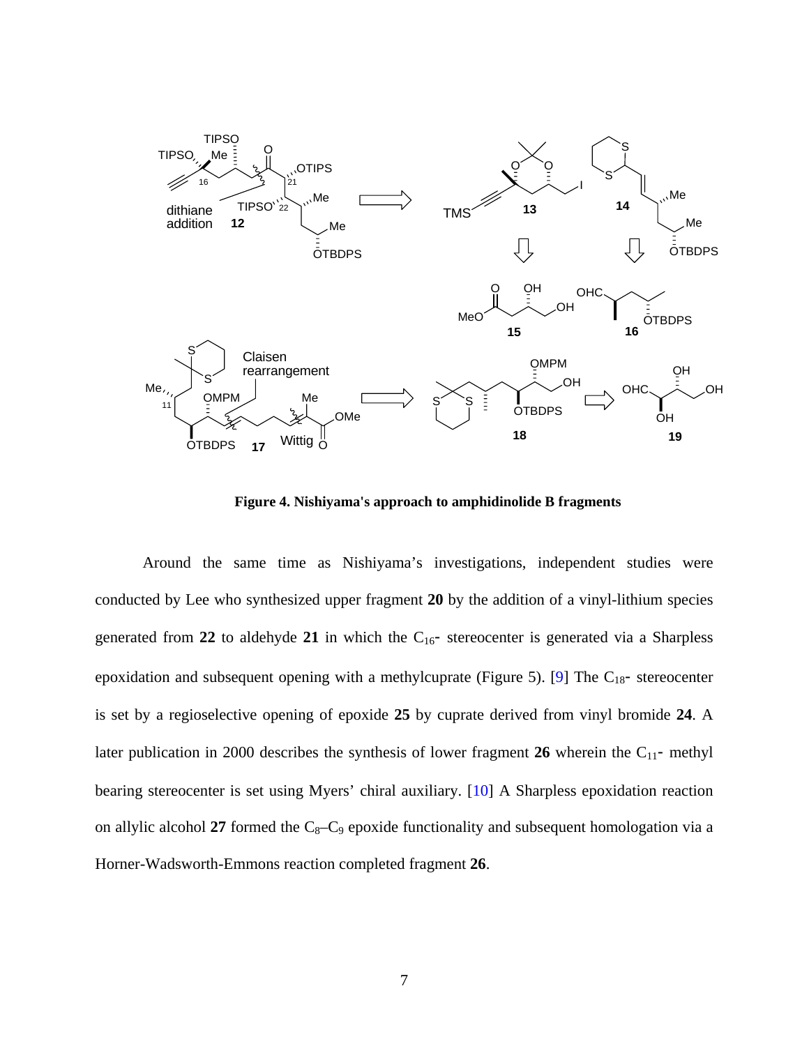**Figure 4. Nishiyama's approach to amphidinolide B fragments**

Around the same time as Nishiyama's investigations, independent studies were conducted by Lee who synthesized upper fragment **20** by the addition of a vinyl-lithium species generated from **22** to aldehyde **21** in which the $C_{16}$- stereocenter is generated via a Sharpless epoxidation and subsequent opening with a methylcuprate (Figure 5). [9] The $C_{18}$- stereocenter is set by a regioselective opening of epoxide **25** by cuprate derived from vinyl bromide **24**. A later publication in 2000 describes the synthesis of lower fragment **26** wherein the $C_{11}$- methyl bearing stereocenter is set using Myers' chiral auxiliary. [10] A Sharpless epoxidation reaction on allylic alcohol **27** formed the $C_8$–$C_9$ epoxide functionality and subsequent homologation via a Horner-Wadsworth-Emmons reaction completed fragment **26**.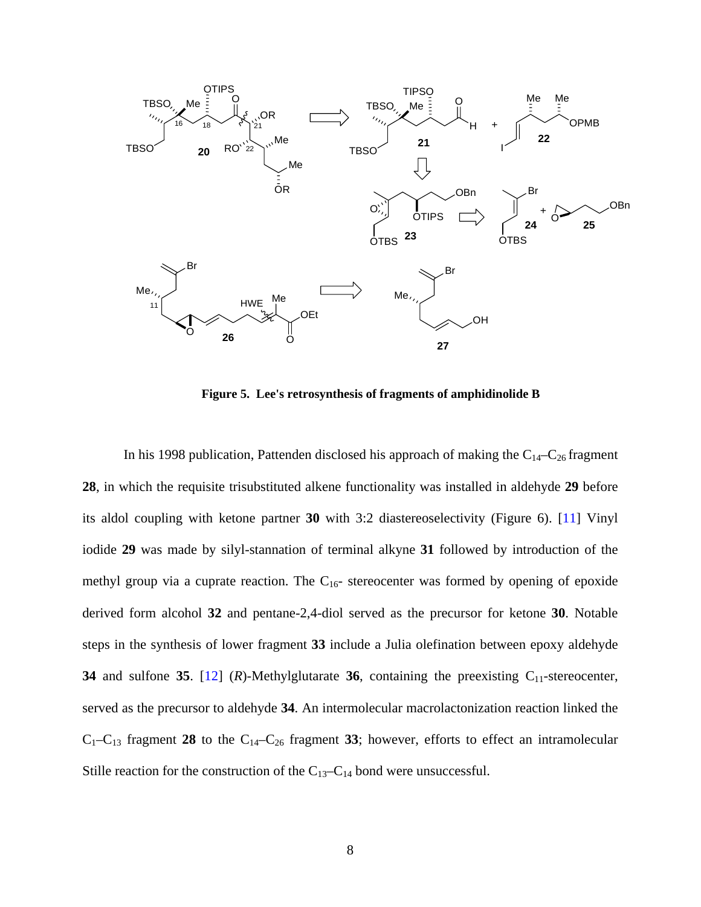**Figure 5. Lee's retrosynthesis of fragments of amphidinolide B**

In his 1998 publication, Pattenden disclosed his approach of making the $C_{14}$–$C_{26}$ fragment **28**, in which the requisite trisubstituted alkene functionality was installed in aldehyde **29** before its aldol coupling with ketone partner **30** with 3:2 diastereoselectivity (Figure 6). [11] Vinyl iodide **29** was made by silyl-stannation of terminal alkyne **31** followed by introduction of the methyl group via a cuprate reaction. The $C_{16}$- stereocenter was formed by opening of epoxide derived form alcohol **32** and pentane-2,4-diol served as the precursor for ketone **30**. Notable steps in the synthesis of lower fragment **33** include a Julia olefination between epoxy aldehyde **34** and sulfone **35**. [12] (*R*)-Methylglutarate **36**, containing the preexisting $C_{11}$-stereocenter, served as the precursor to aldehyde **34**. An intermolecular macrolactonization reaction linked the $C_1$–$C_{13}$ fragment **28** to the $C_{14}$–$C_{26}$ fragment **33**; however, efforts to effect an intramolecular Stille reaction for the construction of the $C_{13}$–$C_{14}$ bond were unsuccessful.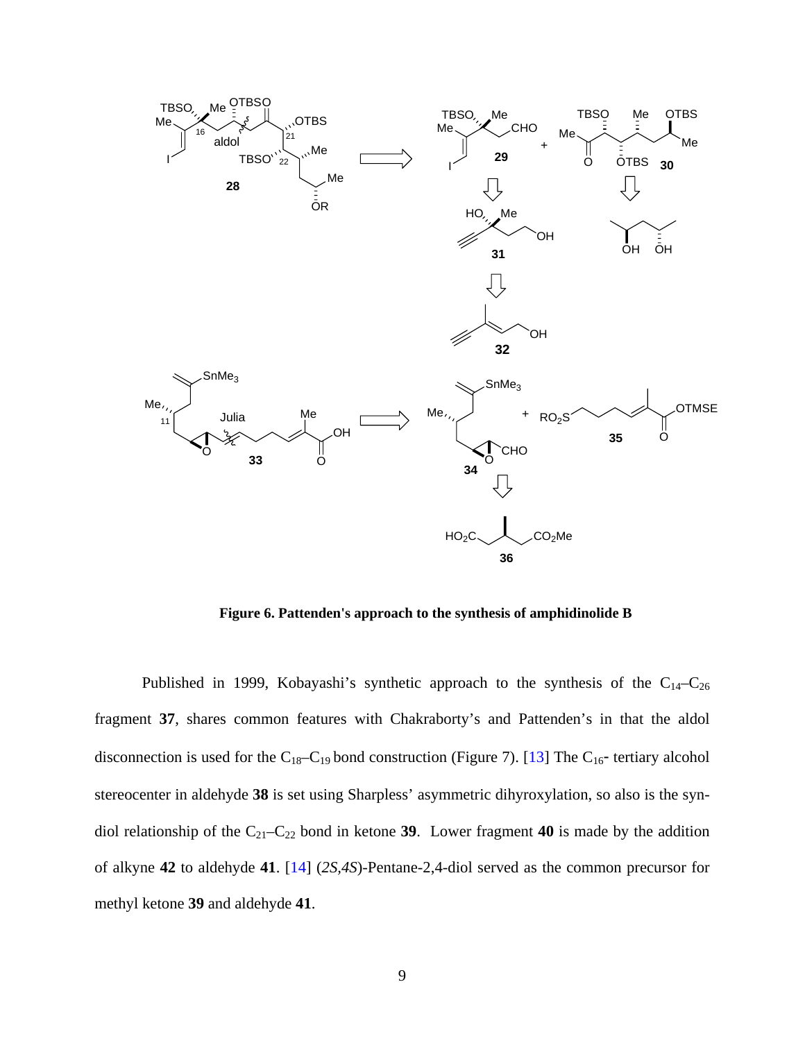**Figure 6. Pattenden's approach to the synthesis of amphidinolide B**

Published in 1999, Kobayashi's synthetic approach to the synthesis of the $C_{14}$–$C_{26}$ fragment **37**, shares common features with Chakraborty's and Pattenden's in that the aldol disconnection is used for the $C_{18}$–$C_{19}$ bond construction (Figure 7). [13] The $C_{16}$- tertiary alcohol stereocenter in aldehyde **38** is set using Sharpless' asymmetric dihyroxylation, so also is the syn-diol relationship of the $C_{21}$–$C_{22}$ bond in ketone **39**. Lower fragment **40** is made by the addition of alkyne **42** to aldehyde **41**. [14] (*2S,4S*)-Pentane-2,4-diol served as the common precursor for methyl ketone **39** and aldehyde **41**.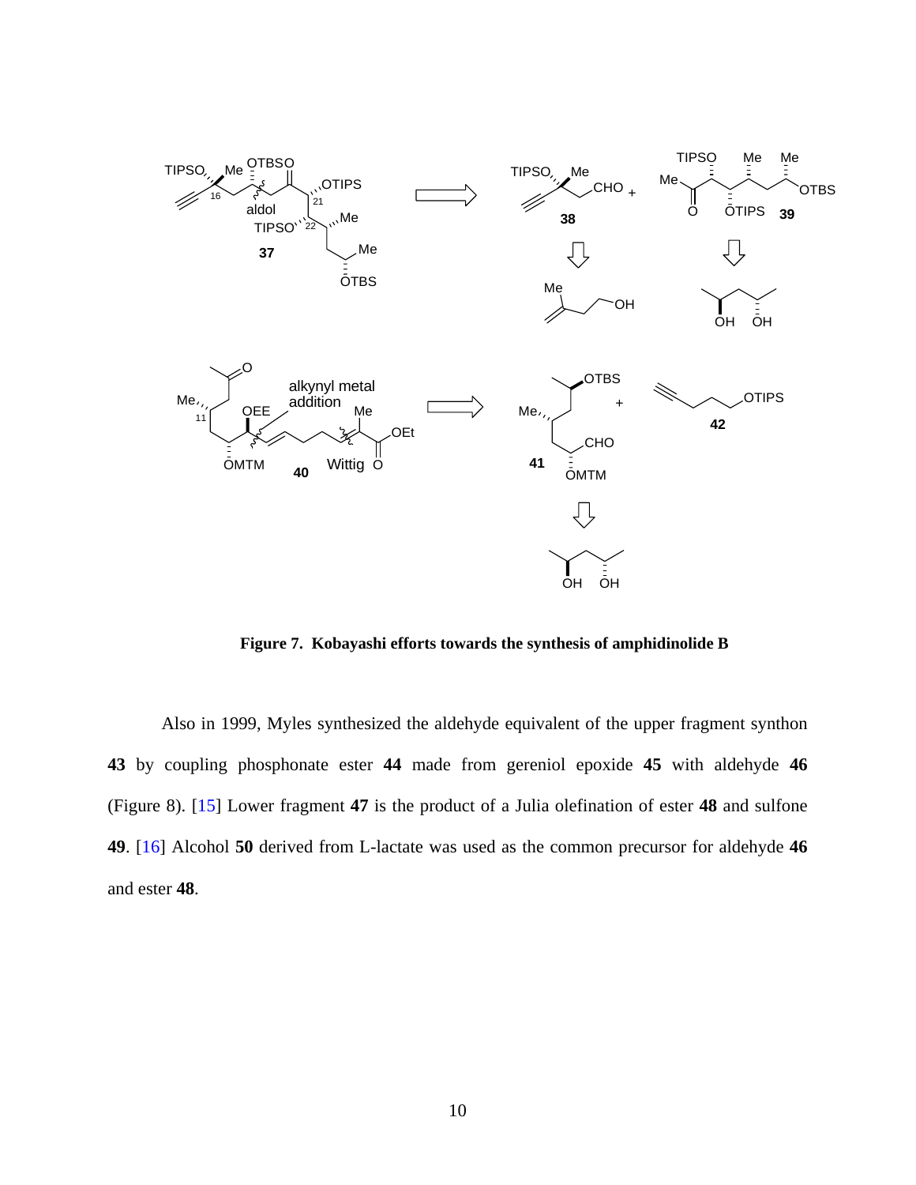**Figure 7. Kobayashi efforts towards the synthesis of amphidinolide B**

Also in 1999, Myles synthesized the aldehyde equivalent of the upper fragment synthon **43** by coupling phosphonate ester **44** made from gereniol epoxide **45** with aldehyde **46** (Figure 8). [15] Lower fragment **47** is the product of a Julia olefination of ester **48** and sulfone **49**. [16] Alcohol **50** derived from L-lactate was used as the common precursor for aldehyde **46** and ester **48**.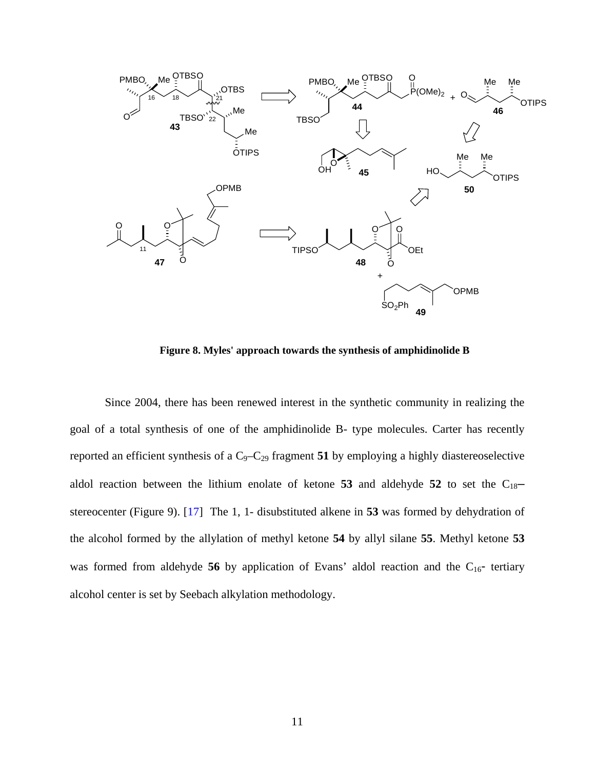**Figure 8. Myles' approach towards the synthesis of amphidinolide B**

Since 2004, there has been renewed interest in the synthetic community in realizing the goal of a total synthesis of one of the amphidinolide B- type molecules. Carter has recently reported an efficient synthesis of a $C_9$–$C_{29}$ fragment **51** by employing a highly diastereoselective aldol reaction between the lithium enolate of ketone **53** and aldehyde **52** to set the $C_{18}$– stereocenter (Figure 9). [17] The 1, 1- disubstituted alkene in **53** was formed by dehydration of the alcohol formed by the allylation of methyl ketone **54** by allyl silane **55**. Methyl ketone **53** was formed from aldehyde **56** by application of Evans' aldol reaction and the $C_{16}$- tertiary alcohol center is set by Seebach alkylation methodology.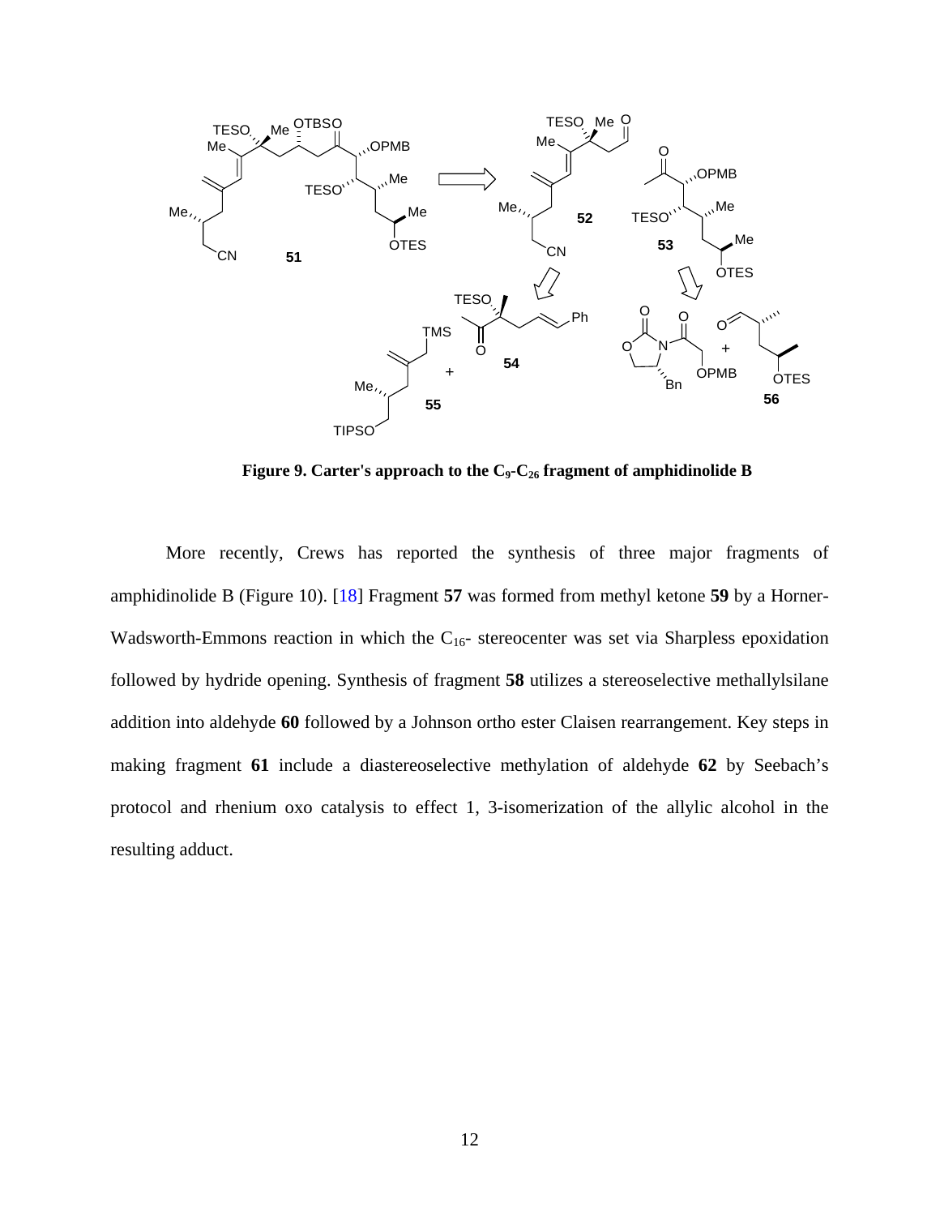**Figure 9. Carter's approach to the $C_9$-$C_{26}$ fragment of amphidinolide B**

More recently, Crews has reported the synthesis of three major fragments of amphidinolide B (Figure 10). [18] Fragment **57** was formed from methyl ketone **59** by a Horner-Wadsworth-Emmons reaction in which the $C_{16}$- stereocenter was set via Sharpless epoxidation followed by hydride opening. Synthesis of fragment **58** utilizes a stereoselective methallylsilane addition into aldehyde **60** followed by a Johnson ortho ester Claisen rearrangement. Key steps in making fragment **61** include a diastereoselective methylation of aldehyde **62** by Seebach's protocol and rhenium oxo catalysis to effect 1, 3-isomerization of the allylic alcohol in the resulting adduct.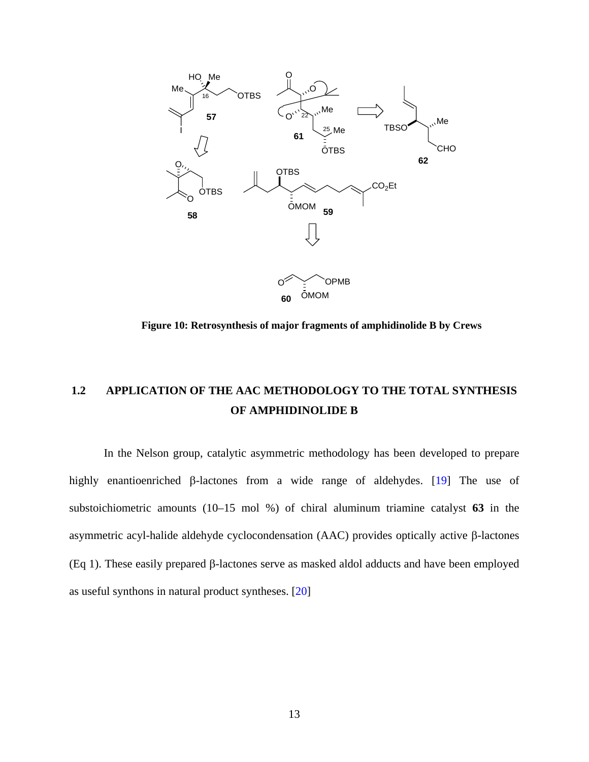**Figure 10: Retrosynthesis of major fragments of amphidinolide B by Crews**

## 1.2 APPLICATION OF THE AAC METHODOLOGY TO THE TOTAL SYNTHESIS OF AMPHIDINOLIDE B

In the Nelson group, catalytic asymmetric methodology has been developed to prepare highly enantioenriched β-lactones from a wide range of aldehydes. [19] The use of substoichiometric amounts (10–15 mol %) of chiral aluminum triamine catalyst **63** in the asymmetric acyl-halide aldehyde cyclocondensation (AAC) provides optically active β-lactones (Eq 1). These easily prepared β-lactones serve as masked aldol adducts and have been employed as useful synthons in natural product syntheses. [20]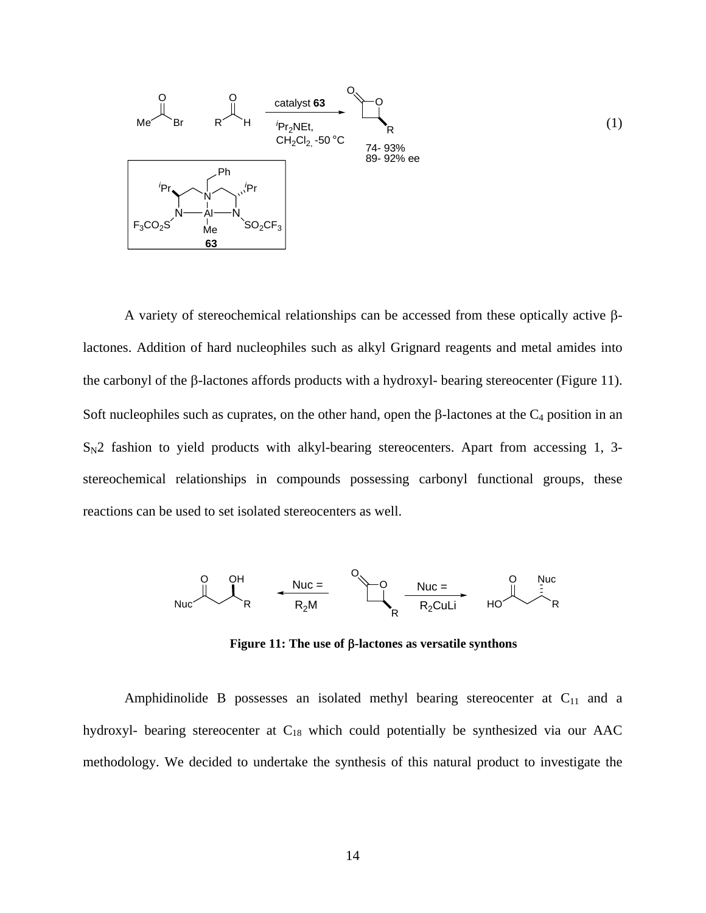catalyst **63**, $^{i}Pr_2NEt$, $CH_2Cl_2$, -50 °C

74- 93%
89- 92% ee

**63**

(1)

A variety of stereochemical relationships can be accessed from these optically active β-lactones. Addition of hard nucleophiles such as alkyl Grignard reagents and metal amides into the carbonyl of the β-lactones affords products with a hydroxyl- bearing stereocenter (Figure 11). Soft nucleophiles such as cuprates, on the other hand, open the β-lactones at the $C_4$ position in an $S_N2$ fashion to yield products with alkyl-bearing stereocenters. Apart from accessing 1, 3-stereochemical relationships in compounds possessing carbonyl functional groups, these reactions can be used to set isolated stereocenters as well.

Nuc = $R_2M$ | Nuc = $R_2CuLi$

**Figure 11: The use of β-lactones as versatile synthons**

Amphidinolide B possesses an isolated methyl bearing stereocenter at $C_{11}$ and a hydroxyl- bearing stereocenter at $C_{18}$ which could potentially be synthesized via our AAC methodology. We decided to undertake the synthesis of this natural product to investigate the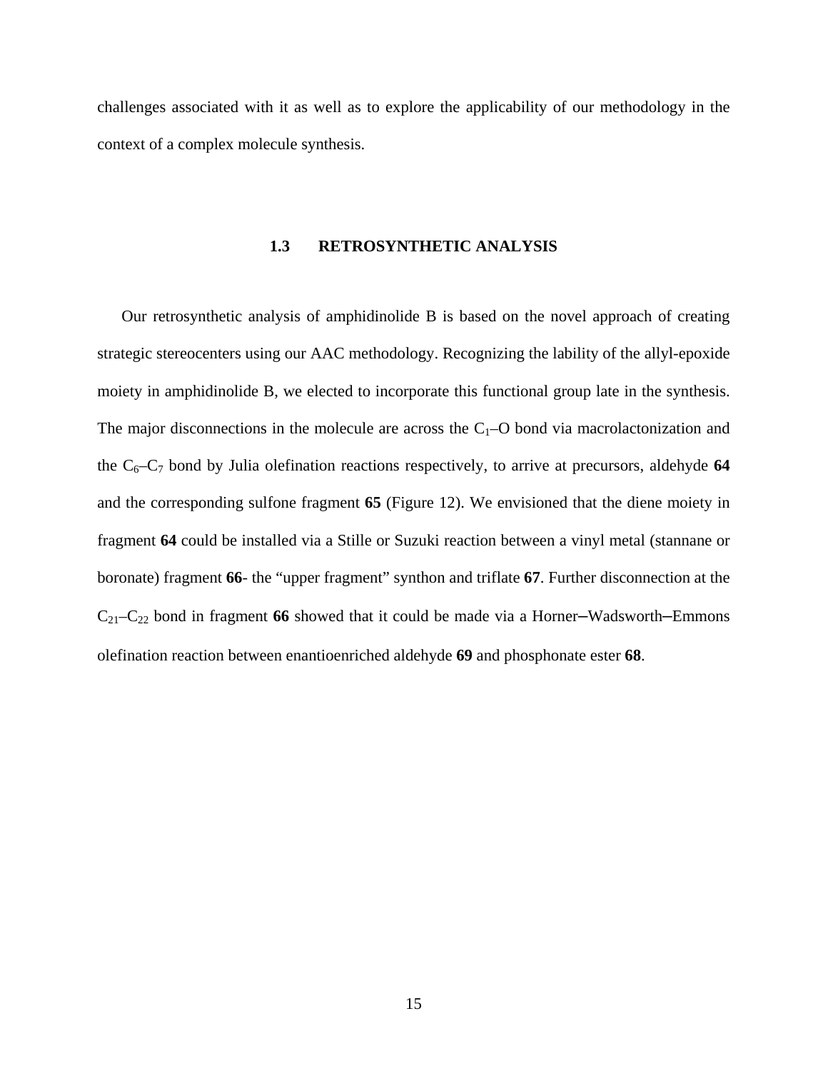challenges associated with it as well as to explore the applicability of our methodology in the context of a complex molecule synthesis.

## 1.3 RETROSYNTHETIC ANALYSIS

Our retrosynthetic analysis of amphidinolide B is based on the novel approach of creating strategic stereocenters using our AAC methodology. Recognizing the lability of the allyl-epoxide moiety in amphidinolide B, we elected to incorporate this functional group late in the synthesis. The major disconnections in the molecule are across the $C_1$–O bond via macrolactonization and the $C_6$–$C_7$ bond by Julia olefination reactions respectively, to arrive at precursors, aldehyde **64** and the corresponding sulfone fragment **65** (Figure 12). We envisioned that the diene moiety in fragment **64** could be installed via a Stille or Suzuki reaction between a vinyl metal (stannane or boronate) fragment **66**- the "upper fragment" synthon and triflate **67**. Further disconnection at the $C_{21}$–$C_{22}$ bond in fragment **66** showed that it could be made via a Horner–Wadsworth–Emmons olefination reaction between enantioenriched aldehyde **69** and phosphonate ester **68**.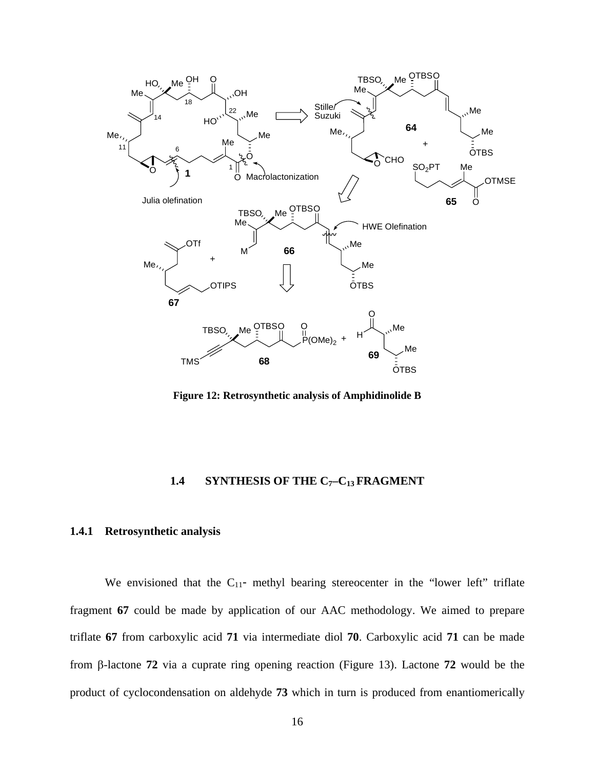**Figure 12: Retrosynthetic analysis of Amphidinolide B**

### 1.4 SYNTHESIS OF THE $C_7$–$C_{13}$ FRAGMENT

#### 1.4.1 Retrosynthetic analysis

We envisioned that the $C_{11}$- methyl bearing stereocenter in the "lower left" triflate fragment **67** could be made by application of our AAC methodology. We aimed to prepare triflate **67** from carboxylic acid **71** via intermediate diol **70**. Carboxylic acid **71** can be made from β-lactone **72** via a cuprate ring opening reaction (Figure 13). Lactone **72** would be the product of cyclocondensation on aldehyde **73** which in turn is produced from enantiomerically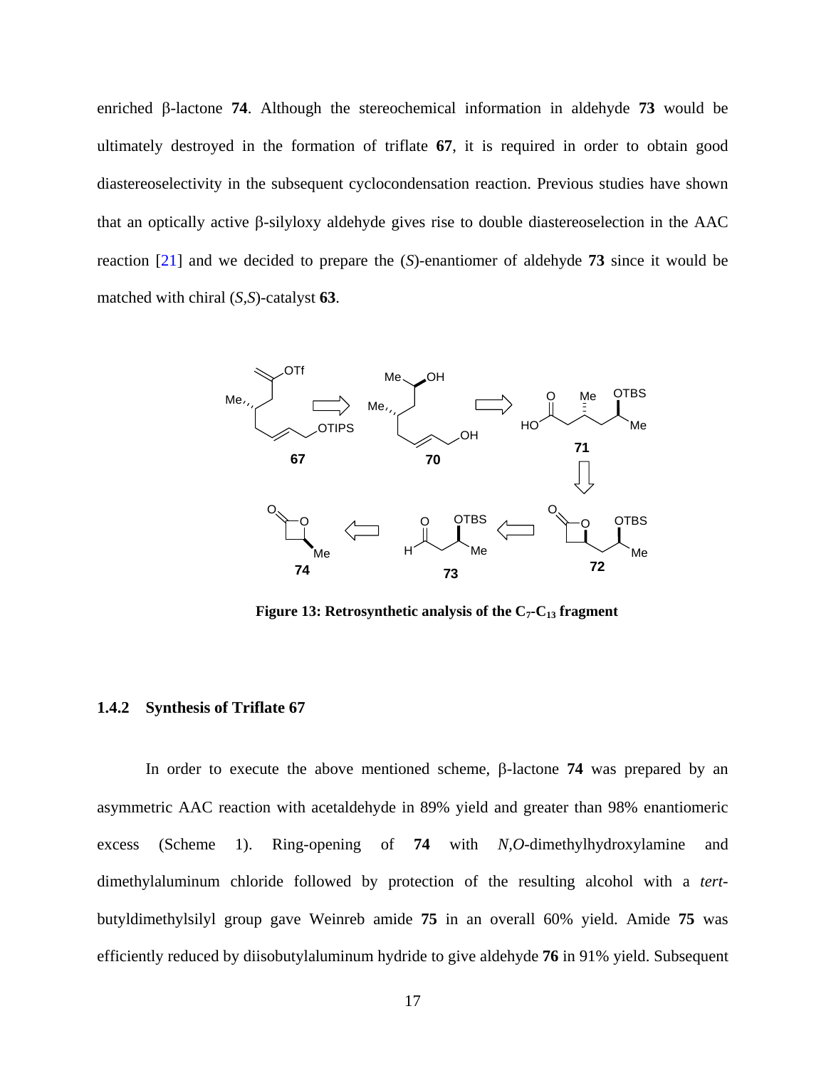enriched β-lactone **74**. Although the stereochemical information in aldehyde **73** would be ultimately destroyed in the formation of triflate **67**, it is required in order to obtain good diastereoselectivity in the subsequent cyclocondensation reaction. Previous studies have shown that an optically active β-silyloxy aldehyde gives rise to double diastereoselection in the AAC reaction [21] and we decided to prepare the (*S*)-enantiomer of aldehyde **73** since it would be matched with chiral (*S*,*S*)-catalyst **63**.

**Figure 13: Retrosynthetic analysis of the $C_7$-$C_{13}$ fragment**

### 1.4.2 Synthesis of Triflate 67

In order to execute the above mentioned scheme, β-lactone **74** was prepared by an asymmetric AAC reaction with acetaldehyde in 89% yield and greater than 98% enantiomeric excess (Scheme 1). Ring-opening of **74** with *N*,*O*-dimethylhydroxylamine and dimethylaluminum chloride followed by protection of the resulting alcohol with a *tert*-butyldimethylsilyl group gave Weinreb amide **75** in an overall 60% yield. Amide **75** was efficiently reduced by diisobutylaluminum hydride to give aldehyde **76** in 91% yield. Subsequent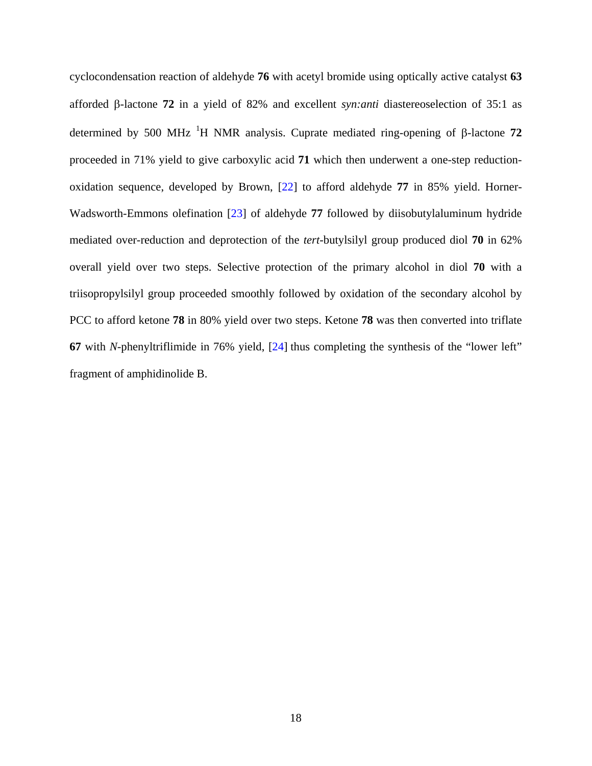cyclocondensation reaction of aldehyde **76** with acetyl bromide using optically active catalyst **63** afforded β-lactone **72** in a yield of 82% and excellent *syn:anti* diastereoselection of 35:1 as determined by 500 MHz $^{1}$H NMR analysis. Cuprate mediated ring-opening of β-lactone **72** proceeded in 71% yield to give carboxylic acid **71** which then underwent a one-step reduction-oxidation sequence, developed by Brown, [22] to afford aldehyde **77** in 85% yield. Horner-Wadsworth-Emmons olefination [23] of aldehyde **77** followed by diisobutylaluminum hydride mediated over-reduction and deprotection of the *tert*-butylsilyl group produced diol **70** in 62% overall yield over two steps. Selective protection of the primary alcohol in diol **70** with a triisopropylsilyl group proceeded smoothly followed by oxidation of the secondary alcohol by PCC to afford ketone **78** in 80% yield over two steps. Ketone **78** was then converted into triflate **67** with *N*-phenyltriflimide in 76% yield, [24] thus completing the synthesis of the "lower left" fragment of amphidinolide B.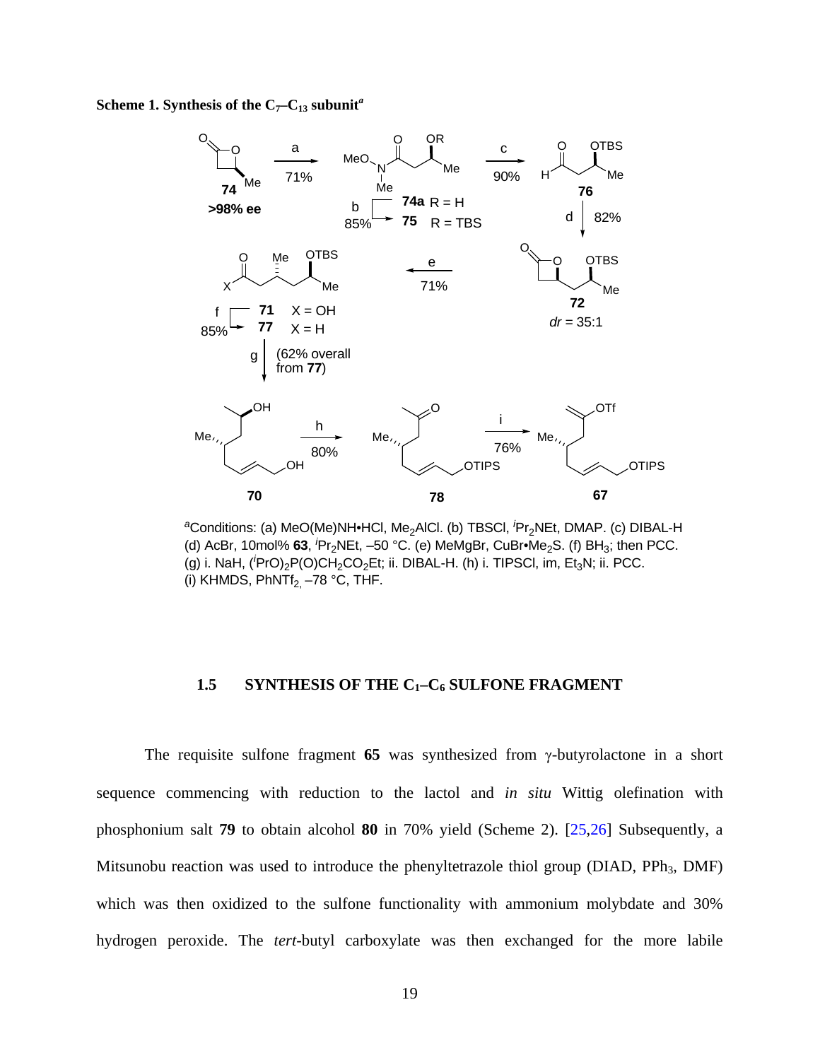**Scheme 1. Synthesis of the $C_7$–$C_{13}$ subunit[a]**

[a]Conditions: (a) MeO(Me)NH•HCl, $Me_2AlCl$. (b) TBSCl, $^iPr_2NEt$, DMAP. (c) DIBAL-H (d) AcBr, 10mol% **63**, $^iPr_2NEt$, –50 °C. (e) MeMgBr, CuBr•$Me_2S$. (f) $BH_3$; then PCC. (g) i. NaH, $(^iPrO)_2P(O)CH_2CO_2Et$; ii. DIBAL-H. (h) i. TIPSCl, im, $Et_3N$; ii. PCC. (i) KHMDS, $PhNTf_2$, –78 °C, THF.

### 1.5 SYNTHESIS OF THE $C_1$–$C_6$ SULFONE FRAGMENT

The requisite sulfone fragment **65** was synthesized from γ-butyrolactone in a short sequence commencing with reduction to the lactol and *in situ* Wittig olefination with phosphonium salt **79** to obtain alcohol **80** in 70% yield (Scheme 2). [25,26] Subsequently, a Mitsunobu reaction was used to introduce the phenyltetrazole thiol group (DIAD, $PPh_3$, DMF) which was then oxidized to the sulfone functionality with ammonium molybdate and 30% hydrogen peroxide. The *tert*-butyl carboxylate was then exchanged for the more labile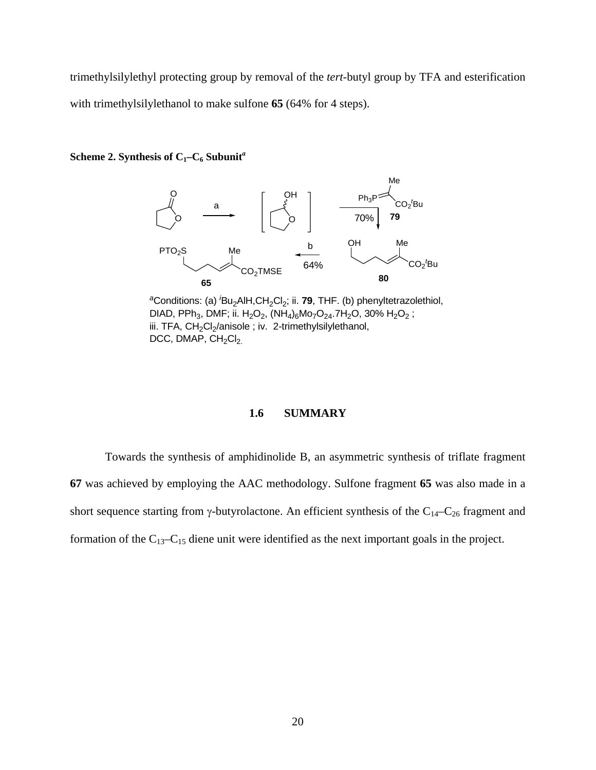trimethylsilylethyl protecting group by removal of the *tert*-butyl group by TFA and esterification with trimethylsilylethanol to make sulfone **65** (64% for 4 steps).

**Scheme 2. Synthesis of $C_1$–$C_6$ Subunit[a]**

[a]Conditions: (a) $^i$Bu$_2$AlH,CH$_2$Cl$_2$; ii. **79**, THF. (b) phenyltetrazolethiol, DIAD, PPh$_3$, DMF; ii. H$_2$O$_2$, (NH$_4$)$_6$Mo$_7$O$_{24}$.7H$_2$O, 30% H$_2$O$_2$ ; iii. TFA, CH$_2$Cl$_2$/anisole ; iv. 2-trimethylsilylethanol, DCC, DMAP, CH$_2$Cl$_2$.

## 1.6 SUMMARY

Towards the synthesis of amphidinolide B, an asymmetric synthesis of triflate fragment **67** was achieved by employing the AAC methodology. Sulfone fragment **65** was also made in a short sequence starting from γ-butyrolactone. An efficient synthesis of the $C_{14}$–$C_{26}$ fragment and formation of the $C_{13}$–$C_{15}$ diene unit were identified as the next important goals in the project.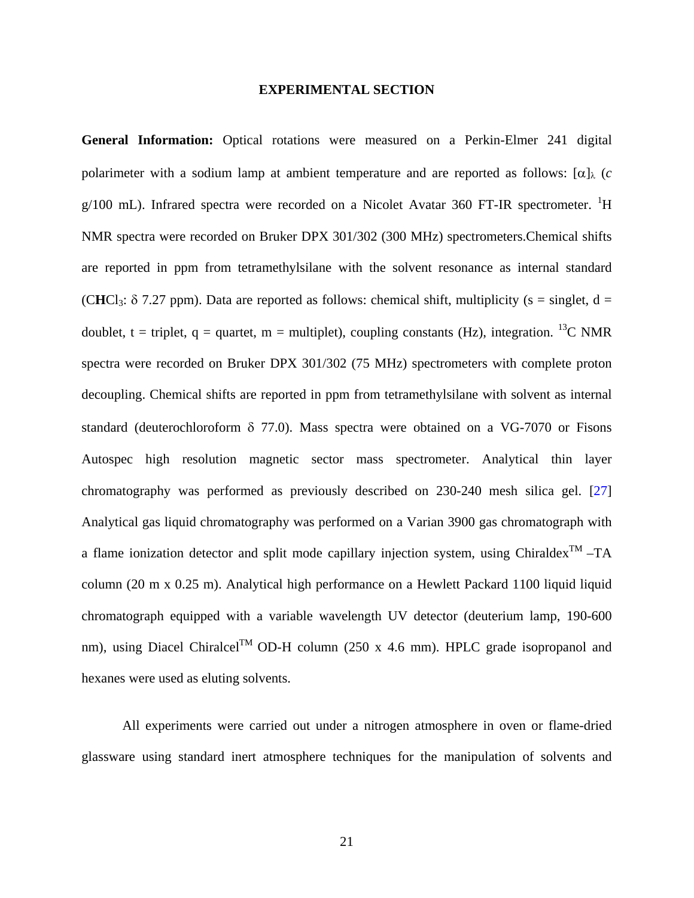## EXPERIMENTAL SECTION

**General Information:** Optical rotations were measured on a Perkin-Elmer 241 digital polarimeter with a sodium lamp at ambient temperature and are reported as follows: $[\alpha]_\lambda$ (*c* g/100 mL). Infrared spectra were recorded on a Nicolet Avatar 360 FT-IR spectrometer. $^1$H NMR spectra were recorded on Bruker DPX 301/302 (300 MHz) spectrometers.Chemical shifts are reported in ppm from tetramethylsilane with the solvent resonance as internal standard (C**H**$Cl_3$: $\delta$ 7.27 ppm). Data are reported as follows: chemical shift, multiplicity (s = singlet, d = doublet, t = triplet, q = quartet, m = multiplet), coupling constants (Hz), integration. $^{13}$C NMR spectra were recorded on Bruker DPX 301/302 (75 MHz) spectrometers with complete proton decoupling. Chemical shifts are reported in ppm from tetramethylsilane with solvent as internal standard (deuterochloroform $\delta$ 77.0). Mass spectra were obtained on a VG-7070 or Fisons Autospec high resolution magnetic sector mass spectrometer. Analytical thin layer chromatography was performed as previously described on 230-240 mesh silica gel. [27] Analytical gas liquid chromatography was performed on a Varian 3900 gas chromatograph with a flame ionization detector and split mode capillary injection system, using Chiraldex$^{TM}$ –TA column (20 m x 0.25 m). Analytical high performance on a Hewlett Packard 1100 liquid liquid chromatograph equipped with a variable wavelength UV detector (deuterium lamp, 190-600 nm), using Diacel Chiralcel$^{TM}$ OD-H column (250 x 4.6 mm). HPLC grade isopropanol and hexanes were used as eluting solvents.

All experiments were carried out under a nitrogen atmosphere in oven or flame-dried glassware using standard inert atmosphere techniques for the manipulation of solvents and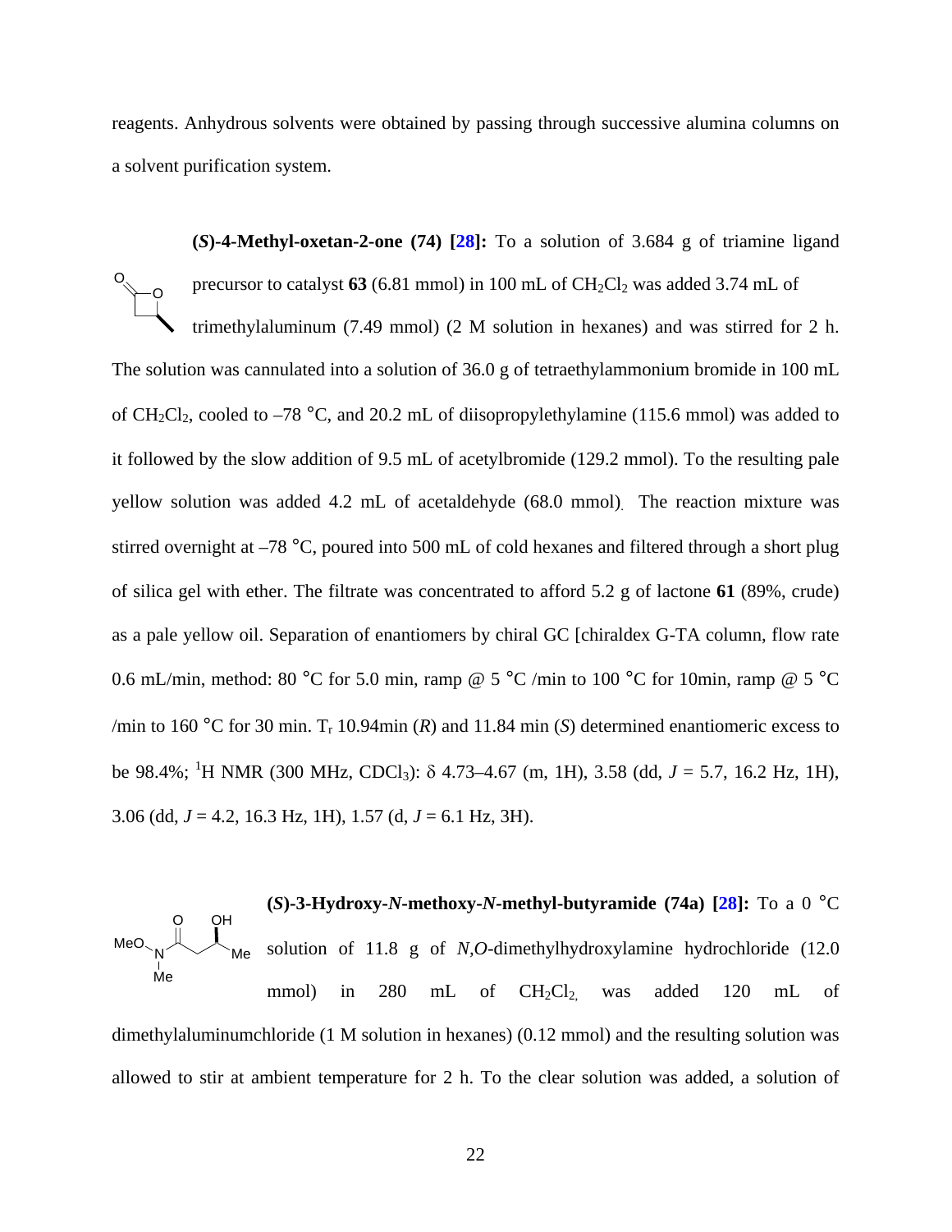reagents. Anhydrous solvents were obtained by passing through successive alumina columns on a solvent purification system.

**(*S*)-4-Methyl-oxetan-2-one (74) [28]:** To a solution of 3.684 g of triamine ligand precursor to catalyst **63** (6.81 mmol) in 100 mL of $CH_2Cl_2$ was added 3.74 mL of trimethylaluminum (7.49 mmol) (2 M solution in hexanes) and was stirred for 2 h. The solution was cannulated into a solution of 36.0 g of tetraethylammonium bromide in 100 mL of $CH_2Cl_2$, cooled to –78 °C, and 20.2 mL of diisopropylethylamine (115.6 mmol) was added to it followed by the slow addition of 9.5 mL of acetylbromide (129.2 mmol). To the resulting pale yellow solution was added 4.2 mL of acetaldehyde (68.0 mmol). The reaction mixture was stirred overnight at –78 °C, poured into 500 mL of cold hexanes and filtered through a short plug of silica gel with ether. The filtrate was concentrated to afford 5.2 g of lactone **61** (89%, crude) as a pale yellow oil. Separation of enantiomers by chiral GC [chiraldex G-TA column, flow rate 0.6 mL/min, method: 80 °C for 5.0 min, ramp @ 5 °C /min to 100 °C for 10min, ramp @ 5 °C /min to 160 °C for 30 min. $T_r$ 10.94min (*R*) and 11.84 min (*S*) determined enantiomeric excess to be 98.4%; $^1$H NMR (300 MHz, $CDCl_3$): δ 4.73–4.67 (m, 1H), 3.58 (dd, *J* = 5.7, 16.2 Hz, 1H), 3.06 (dd, *J* = 4.2, 16.3 Hz, 1H), 1.57 (d, *J* = 6.1 Hz, 3H).

**(*S*)-3-Hydroxy-*N*-methoxy-*N*-methyl-butyramide (74a) [28]:** To a 0 °C solution of 11.8 g of *N,O*-dimethylhydroxylamine hydrochloride (12.0 mmol) in 280 mL of $CH_2Cl_2$, was added 120 mL of dimethylaluminumchloride (1 M solution in hexanes) (0.12 mmol) and the resulting solution was allowed to stir at ambient temperature for 2 h. To the clear solution was added, a solution of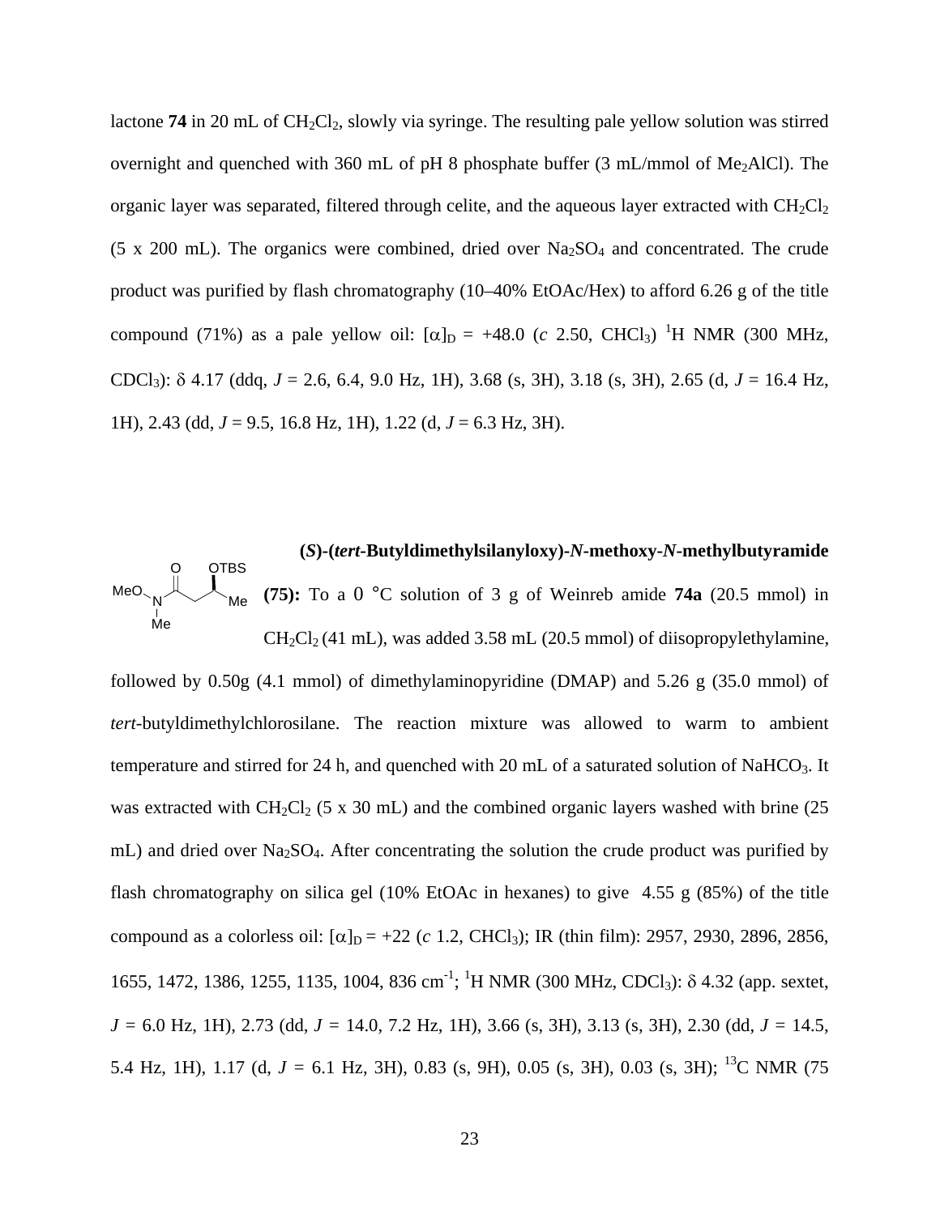lactone **74** in 20 mL of $CH_2Cl_2$, slowly via syringe. The resulting pale yellow solution was stirred overnight and quenched with 360 mL of pH 8 phosphate buffer (3 mL/mmol of $Me_2AlCl$). The organic layer was separated, filtered through celite, and the aqueous layer extracted with $CH_2Cl_2$ (5 x 200 mL). The organics were combined, dried over $Na_2SO_4$ and concentrated. The crude product was purified by flash chromatography (10–40% EtOAc/Hex) to afford 6.26 g of the title compound (71%) as a pale yellow oil: $[\alpha]_D$ = +48.0 (*c* 2.50, $CHCl_3$) $^1$H NMR (300 MHz, $CDCl_3$): δ 4.17 (ddq, *J* = 2.6, 6.4, 9.0 Hz, 1H), 3.68 (s, 3H), 3.18 (s, 3H), 2.65 (d, *J* = 16.4 Hz, 1H), 2.43 (dd, *J* = 9.5, 16.8 Hz, 1H), 1.22 (d, *J* = 6.3 Hz, 3H).

**(*S*)-(*tert*-Butyldimethylsilanyloxy)-*N*-methoxy-*N*-methylbutyramide (75):** To a 0 °C solution of 3 g of Weinreb amide **74a** (20.5 mmol) in $CH_2Cl_2$ (41 mL), was added 3.58 mL (20.5 mmol) of diisopropylethylamine, followed by 0.50g (4.1 mmol) of dimethylaminopyridine (DMAP) and 5.26 g (35.0 mmol) of *tert*-butyldimethylchlorosilane. The reaction mixture was allowed to warm to ambient temperature and stirred for 24 h, and quenched with 20 mL of a saturated solution of $NaHCO_3$. It was extracted with $CH_2Cl_2$ (5 x 30 mL) and the combined organic layers washed with brine (25 mL) and dried over $Na_2SO_4$. After concentrating the solution the crude product was purified by flash chromatography on silica gel (10% EtOAc in hexanes) to give 4.55 g (85%) of the title compound as a colorless oil: $[\alpha]_D$ = +22 (*c* 1.2, $CHCl_3$); IR (thin film): 2957, 2930, 2896, 2856, 1655, 1472, 1386, 1255, 1135, 1004, 836 $cm^{-1}$; $^1$H NMR (300 MHz, $CDCl_3$): δ 4.32 (app. sextet, *J* = 6.0 Hz, 1H), 2.73 (dd, *J* = 14.0, 7.2 Hz, 1H), 3.66 (s, 3H), 3.13 (s, 3H), 2.30 (dd, *J* = 14.5, 5.4 Hz, 1H), 1.17 (d, *J* = 6.1 Hz, 3H), 0.83 (s, 9H), 0.05 (s, 3H), 0.03 (s, 3H); $^{13}$C NMR (75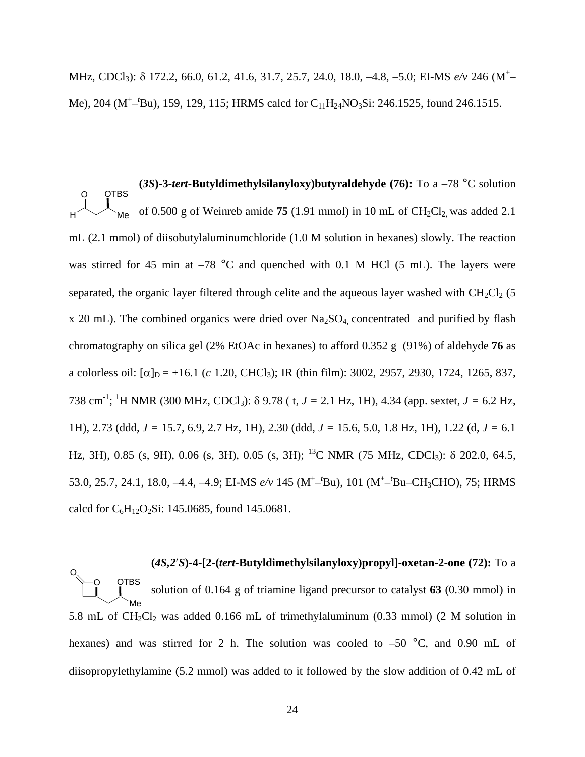MHz, $CDCl_3$): δ 172.2, 66.0, 61.2, 41.6, 31.7, 25.7, 24.0, 18.0, –4.8, –5.0; EI-MS *e/v* 246 ($M^+$–Me), 204 ($M^+$–$^t$Bu), 159, 129, 115; HRMS calcd for $C_{11}H_{24}NO_3Si$: 246.1525, found 246.1515.

**(*3S*)-3-*tert*-Butyldimethylsilanyloxy)butyraldehyde (76):** To a –78 °C solution of 0.500 g of Weinreb amide **75** (1.91 mmol) in 10 mL of $CH_2Cl_2$, was added 2.1 mL (2.1 mmol) of diisobutylaluminumchloride (1.0 M solution in hexanes) slowly. The reaction was stirred for 45 min at –78 °C and quenched with 0.1 M HCl (5 mL). The layers were separated, the organic layer filtered through celite and the aqueous layer washed with $CH_2Cl_2$ (5 x 20 mL). The combined organics were dried over $Na_2SO_4$, concentrated and purified by flash chromatography on silica gel (2% EtOAc in hexanes) to afford 0.352 g (91%) of aldehyde **76** as a colorless oil: $[\alpha]_D$ = +16.1 (*c* 1.20, $CHCl_3$); IR (thin film): 3002, 2957, 2930, 1724, 1265, 837, 738 $cm^{-1}$; $^1$H NMR (300 MHz, $CDCl_3$): δ 9.78 ( t, *J* = 2.1 Hz, 1H), 4.34 (app. sextet, *J* = 6.2 Hz, 1H), 2.73 (ddd, *J* = 15.7, 6.9, 2.7 Hz, 1H), 2.30 (ddd, *J* = 15.6, 5.0, 1.8 Hz, 1H), 1.22 (d, *J* = 6.1 Hz, 3H), 0.85 (s, 9H), 0.06 (s, 3H), 0.05 (s, 3H); $^{13}$C NMR (75 MHz, $CDCl_3$): δ 202.0, 64.5, 53.0, 25.7, 24.1, 18.0, –4.4, –4.9; EI-MS *e/v* 145 ($M^+$–$^t$Bu), 101 ($M^+$–$^t$Bu–$CH_3$CHO), 75; HRMS calcd for $C_6H_{12}O_2Si$: 145.0685, found 145.0681.

**(*4S,2′S*)-4-[2-(*tert*-Butyldimethylsilanyloxy)propyl]-oxetan-2-one (72):** To a solution of 0.164 g of triamine ligand precursor to catalyst **63** (0.30 mmol) in 5.8 mL of $CH_2Cl_2$ was added 0.166 mL of trimethylaluminum (0.33 mmol) (2 M solution in hexanes) and was stirred for 2 h. The solution was cooled to –50 °C, and 0.90 mL of diisopropylethylamine (5.2 mmol) was added to it followed by the slow addition of 0.42 mL of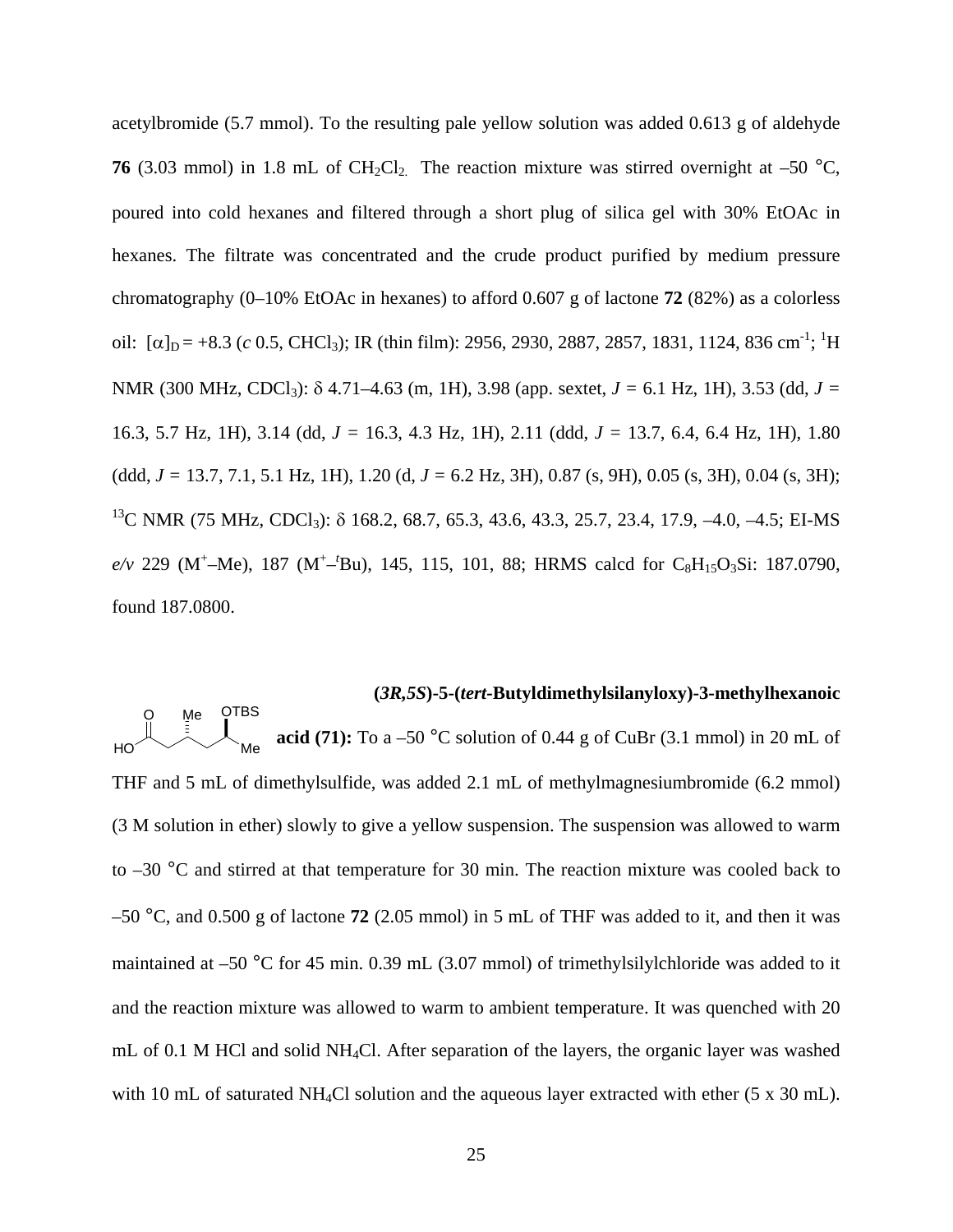acetylbromide (5.7 mmol). To the resulting pale yellow solution was added 0.613 g of aldehyde **76** (3.03 mmol) in 1.8 mL of $CH_2Cl_2$. The reaction mixture was stirred overnight at –50 °C, poured into cold hexanes and filtered through a short plug of silica gel with 30% EtOAc in hexanes. The filtrate was concentrated and the crude product purified by medium pressure chromatography (0–10% EtOAc in hexanes) to afford 0.607 g of lactone **72** (82%) as a colorless oil: $[\alpha]_D = +8.3$ (*c* 0.5, $CHCl_3$); IR (thin film): 2956, 2930, 2887, 2857, 1831, 1124, 836 $cm^{-1}$; $^1H$ NMR (300 MHz, $CDCl_3$): δ 4.71–4.63 (m, 1H), 3.98 (app. sextet, *J* = 6.1 Hz, 1H), 3.53 (dd, *J* = 16.3, 5.7 Hz, 1H), 3.14 (dd, *J* = 16.3, 4.3 Hz, 1H), 2.11 (ddd, *J* = 13.7, 6.4, 6.4 Hz, 1H), 1.80 (ddd, *J* = 13.7, 7.1, 5.1 Hz, 1H), 1.20 (d, *J* = 6.2 Hz, 3H), 0.87 (s, 9H), 0.05 (s, 3H), 0.04 (s, 3H); $^{13}C$ NMR (75 MHz, $CDCl_3$): δ 168.2, 68.7, 65.3, 43.6, 43.3, 25.7, 23.4, 17.9, –4.0, –4.5; EI-MS *e/v* 229 ($M^+$–Me), 187 ($M^+$–$^t$Bu), 145, 115, 101, 88; HRMS calcd for $C_8H_{15}O_3Si$: 187.0790, found 187.0800.

**(*3R,5S*)-5-(*tert*-Butyldimethylsilanyloxy)-3-methylhexanoic acid (71):** To a –50 °C solution of 0.44 g of CuBr (3.1 mmol) in 20 mL of THF and 5 mL of dimethylsulfide, was added 2.1 mL of methylmagnesiumbromide (6.2 mmol) (3 M solution in ether) slowly to give a yellow suspension. The suspension was allowed to warm to –30 °C and stirred at that temperature for 30 min. The reaction mixture was cooled back to –50 °C, and 0.500 g of lactone **72** (2.05 mmol) in 5 mL of THF was added to it, and then it was maintained at –50 °C for 45 min. 0.39 mL (3.07 mmol) of trimethylsilylchloride was added to it and the reaction mixture was allowed to warm to ambient temperature. It was quenched with 20 mL of 0.1 M HCl and solid $NH_4Cl$. After separation of the layers, the organic layer was washed with 10 mL of saturated $NH_4Cl$ solution and the aqueous layer extracted with ether (5 x 30 mL).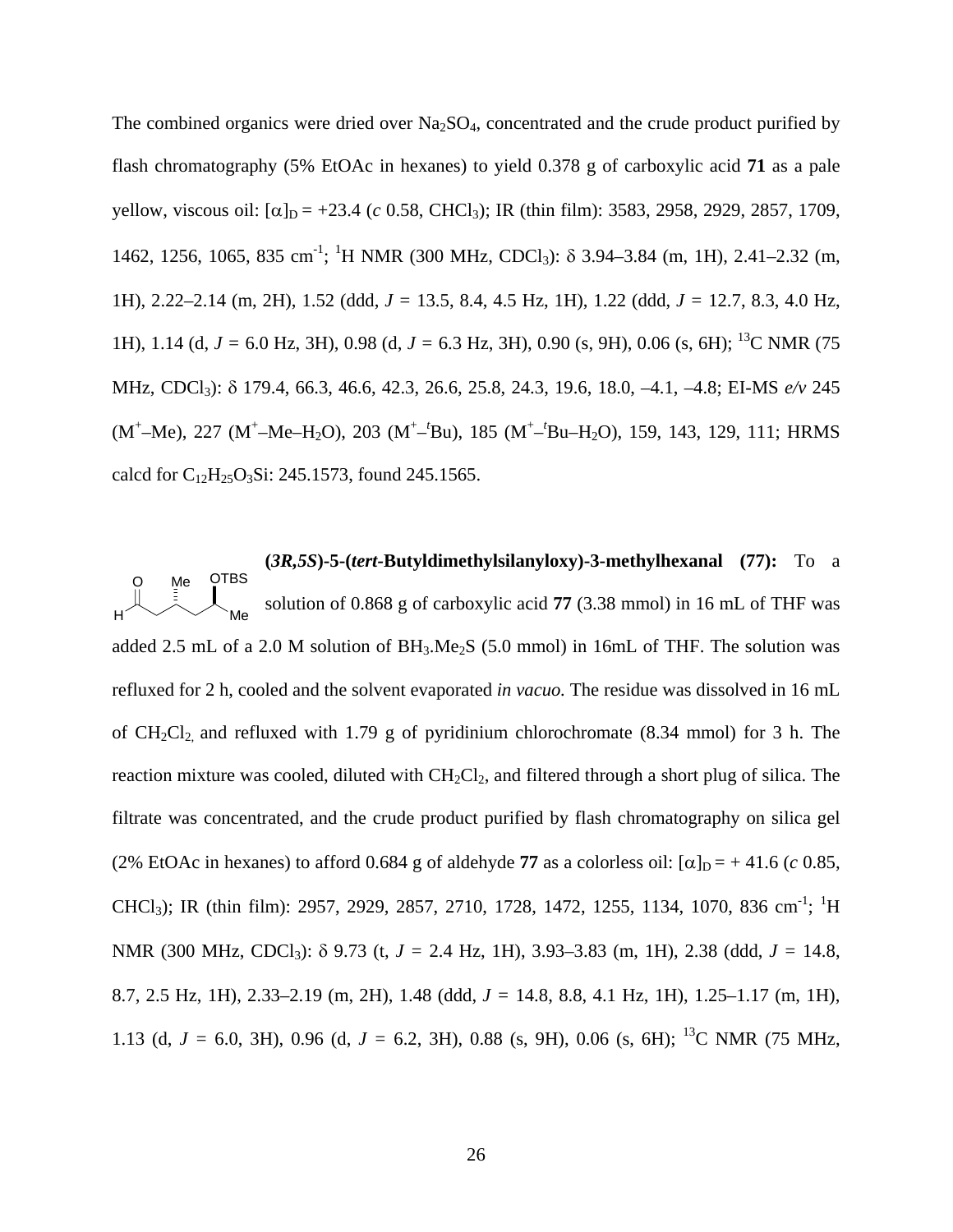The combined organics were dried over $Na_2SO_4$, concentrated and the crude product purified by flash chromatography (5% EtOAc in hexanes) to yield 0.378 g of carboxylic acid **71** as a pale yellow, viscous oil: $[\alpha]_D$ = +23.4 (*c* 0.58, $CHCl_3$); IR (thin film): 3583, 2958, 2929, 2857, 1709, 1462, 1256, 1065, 835 $cm^{-1}$; $^1H$ NMR (300 MHz, $CDCl_3$): δ 3.94–3.84 (m, 1H), 2.41–2.32 (m, 1H), 2.22–2.14 (m, 2H), 1.52 (ddd, *J* = 13.5, 8.4, 4.5 Hz, 1H), 1.22 (ddd, *J* = 12.7, 8.3, 4.0 Hz, 1H), 1.14 (d, *J* = 6.0 Hz, 3H), 0.98 (d, *J* = 6.3 Hz, 3H), 0.90 (s, 9H), 0.06 (s, 6H); $^{13}C$ NMR (75 MHz, $CDCl_3$): δ 179.4, 66.3, 46.6, 42.3, 26.6, 25.8, 24.3, 19.6, 18.0, –4.1, –4.8; EI-MS *e/v* 245 ($M^+$–Me), 227 ($M^+$–Me–$H_2O$), 203 ($M^+$–$^t$Bu), 185 ($M^+$–$^t$Bu–$H_2O$), 159, 143, 129, 111; HRMS calcd for $C_{12}H_{25}O_3Si$: 245.1573, found 245.1565.

**(*3R,5S*)-5-(*tert*-Butyldimethylsilanyloxy)-3-methylhexanal (77):** To a solution of 0.868 g of carboxylic acid **77** (3.38 mmol) in 16 mL of THF was added 2.5 mL of a 2.0 M solution of $BH_3.Me_2S$ (5.0 mmol) in 16mL of THF. The solution was refluxed for 2 h, cooled and the solvent evaporated *in vacuo.* The residue was dissolved in 16 mL of $CH_2Cl_2$, and refluxed with 1.79 g of pyridinium chlorochromate (8.34 mmol) for 3 h. The reaction mixture was cooled, diluted with $CH_2Cl_2$, and filtered through a short plug of silica. The filtrate was concentrated, and the crude product purified by flash chromatography on silica gel (2% EtOAc in hexanes) to afford 0.684 g of aldehyde **77** as a colorless oil: $[\alpha]_D$ = + 41.6 (*c* 0.85, $CHCl_3$); IR (thin film): 2957, 2929, 2857, 2710, 1728, 1472, 1255, 1134, 1070, 836 $cm^{-1}$; $^1H$ NMR (300 MHz, $CDCl_3$): δ 9.73 (t, *J* = 2.4 Hz, 1H), 3.93–3.83 (m, 1H), 2.38 (ddd, *J* = 14.8, 8.7, 2.5 Hz, 1H), 2.33–2.19 (m, 2H), 1.48 (ddd, *J* = 14.8, 8.8, 4.1 Hz, 1H), 1.25–1.17 (m, 1H), 1.13 (d, *J* = 6.0, 3H), 0.96 (d, *J* = 6.2, 3H), 0.88 (s, 9H), 0.06 (s, 6H); $^{13}C$ NMR (75 MHz,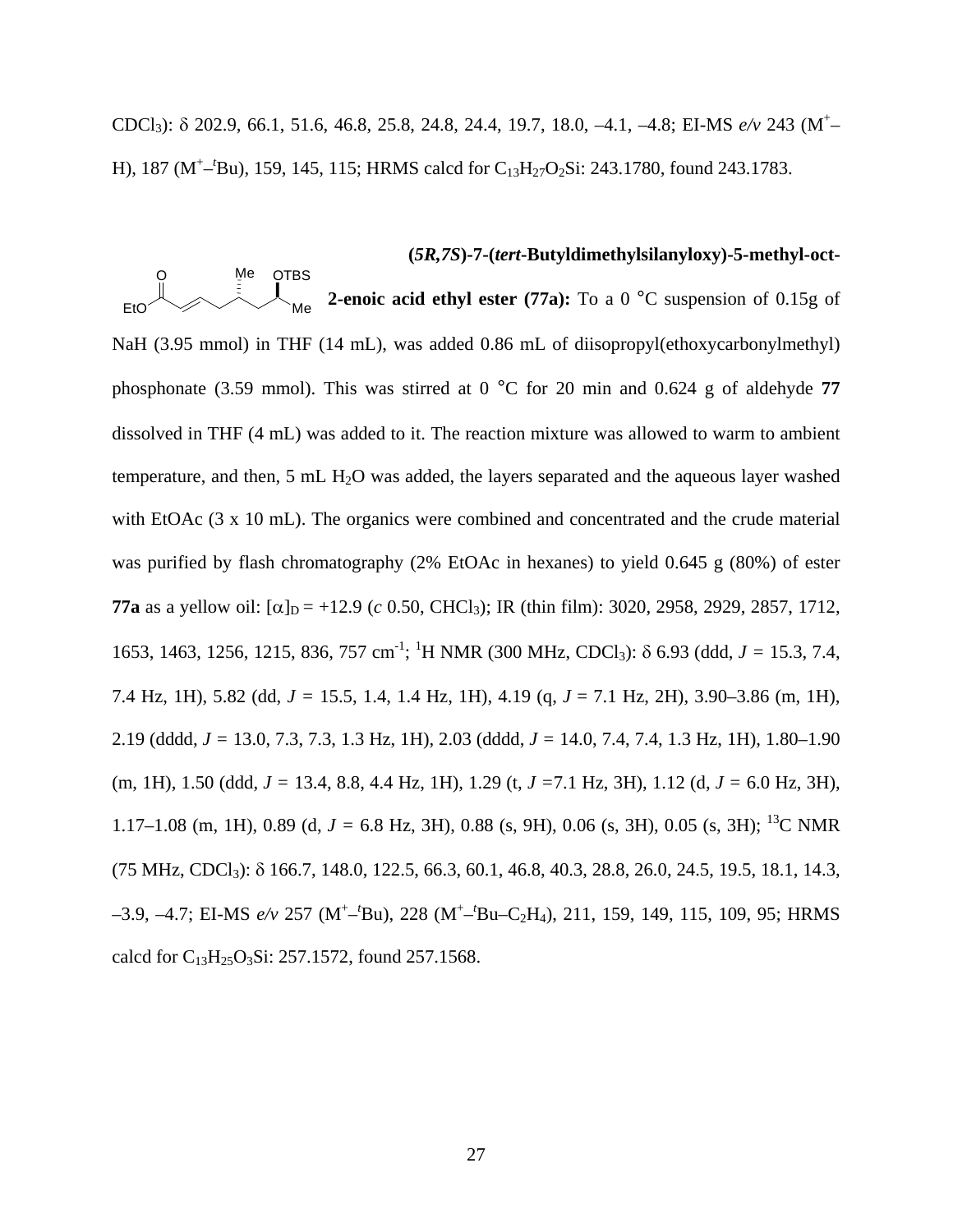CDCl3): δ 202.9, 66.1, 51.6, 46.8, 25.8, 24.8, 24.4, 19.7, 18.0, –4.1, –4.8; EI-MS *e/v* 243 ($M^+$–H), 187 ($M^+$–$^t$Bu), 159, 145, 115; HRMS calcd for $C_{13}H_{27}O_2Si$: 243.1780, found 243.1783.

**(5R,7S)-7-(*tert*-Butyldimethylsilanyloxy)-5-methyl-oct-2-enoic acid ethyl ester (77a):** To a 0 °C suspension of 0.15g of NaH (3.95 mmol) in THF (14 mL), was added 0.86 mL of diisopropyl(ethoxycarbonylmethyl) phosphonate (3.59 mmol). This was stirred at 0 °C for 20 min and 0.624 g of aldehyde **77** dissolved in THF (4 mL) was added to it. The reaction mixture was allowed to warm to ambient temperature, and then, 5 mL $H_2O$ was added, the layers separated and the aqueous layer washed with EtOAc (3 x 10 mL). The organics were combined and concentrated and the crude material was purified by flash chromatography (2% EtOAc in hexanes) to yield 0.645 g (80%) of ester **77a** as a yellow oil: $[\alpha]_D$ = +12.9 (*c* 0.50, $CHCl_3$); IR (thin film): 3020, 2958, 2929, 2857, 1712, 1653, 1463, 1256, 1215, 836, 757 $cm^{-1}$; $^1$H NMR (300 MHz, $CDCl_3$): δ 6.93 (ddd, *J* = 15.3, 7.4, 7.4 Hz, 1H), 5.82 (dd, *J* = 15.5, 1.4, 1.4 Hz, 1H), 4.19 (q, *J* = 7.1 Hz, 2H), 3.90–3.86 (m, 1H), 2.19 (dddd, *J* = 13.0, 7.3, 7.3, 1.3 Hz, 1H), 2.03 (dddd, *J* = 14.0, 7.4, 7.4, 1.3 Hz, 1H), 1.80–1.90 (m, 1H), 1.50 (ddd, *J* = 13.4, 8.8, 4.4 Hz, 1H), 1.29 (t, *J* =7.1 Hz, 3H), 1.12 (d, *J* = 6.0 Hz, 3H), 1.17–1.08 (m, 1H), 0.89 (d, *J* = 6.8 Hz, 3H), 0.88 (s, 9H), 0.06 (s, 3H), 0.05 (s, 3H); $^{13}$C NMR (75 MHz, $CDCl_3$): δ 166.7, 148.0, 122.5, 66.3, 60.1, 46.8, 40.3, 28.8, 26.0, 24.5, 19.5, 18.1, 14.3, –3.9, –4.7; EI-MS *e/v* 257 ($M^+$–$^t$Bu), 228 ($M^+$–$^t$Bu–$C_2H_4$), 211, 159, 149, 115, 109, 95; HRMS calcd for $C_{13}H_{25}O_3Si$: 257.1572, found 257.1568.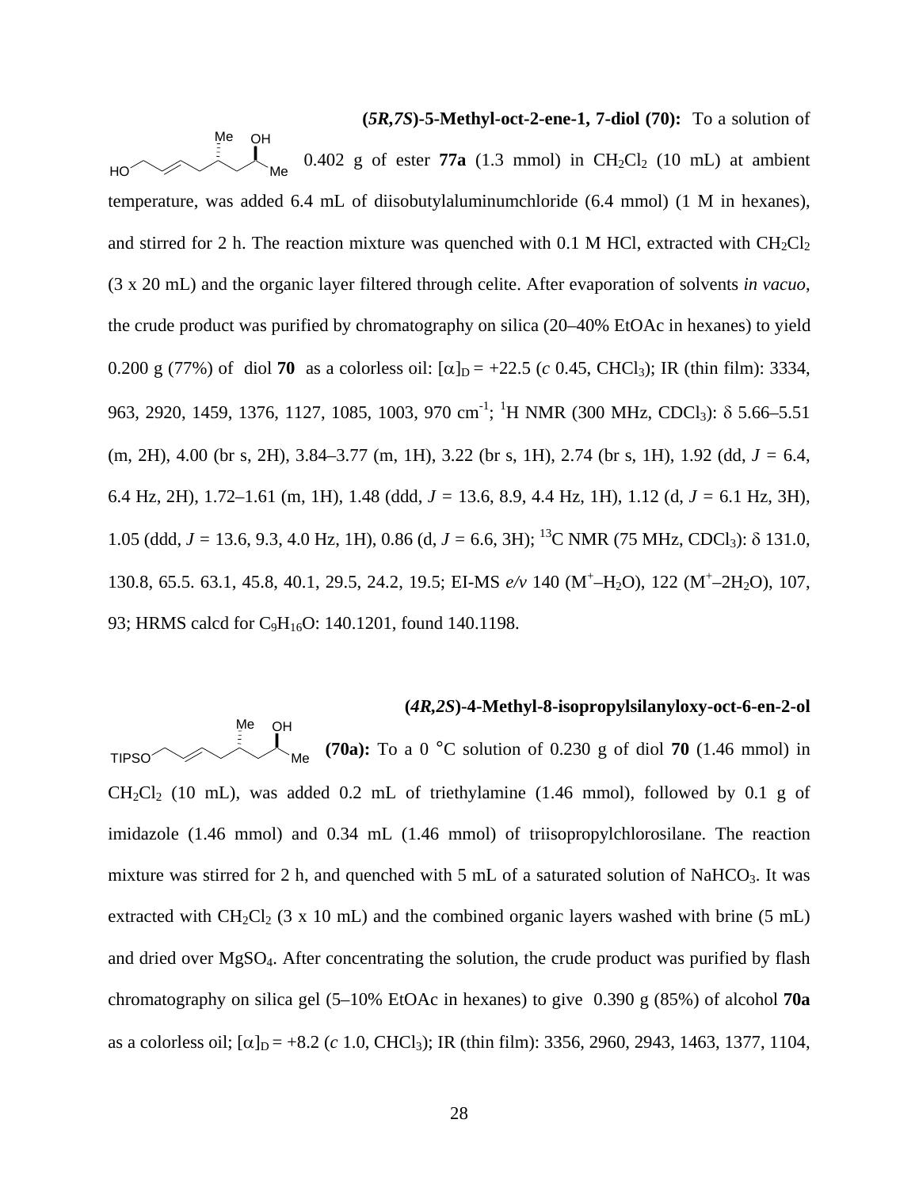**(*5R,7S*)-5-Methyl-oct-2-ene-1, 7-diol (70):** To a solution of 0.402 g of ester **77a** (1.3 mmol) in $CH_2Cl_2$ (10 mL) at ambient temperature, was added 6.4 mL of diisobutylaluminumchloride (6.4 mmol) (1 M in hexanes), and stirred for 2 h. The reaction mixture was quenched with 0.1 M HCl, extracted with $CH_2Cl_2$ (3 x 20 mL) and the organic layer filtered through celite. After evaporation of solvents *in vacuo*, the crude product was purified by chromatography on silica (20–40% EtOAc in hexanes) to yield 0.200 g (77%) of diol **70** as a colorless oil: $[\alpha]_D$ = +22.5 (*c* 0.45, $CHCl_3$); IR (thin film): 3334, 963, 2920, 1459, 1376, 1127, 1085, 1003, 970 $cm^{-1}$; $^1$H NMR (300 MHz, $CDCl_3$): δ 5.66–5.51 (m, 2H), 4.00 (br s, 2H), 3.84–3.77 (m, 1H), 3.22 (br s, 1H), 2.74 (br s, 1H), 1.92 (dd, *J* = 6.4, 6.4 Hz, 2H), 1.72–1.61 (m, 1H), 1.48 (ddd, *J* = 13.6, 8.9, 4.4 Hz, 1H), 1.12 (d, *J* = 6.1 Hz, 3H), 1.05 (ddd, *J* = 13.6, 9.3, 4.0 Hz, 1H), 0.86 (d, *J* = 6.6, 3H); $^{13}$C NMR (75 MHz, $CDCl_3$): δ 131.0, 130.8, 65.5. 63.1, 45.8, 40.1, 29.5, 24.2, 19.5; EI-MS *e/v* 140 ($M^+$–$H_2O$), 122 ($M^+$–$2H_2O$), 107, 93; HRMS calcd for $C_9H_{16}O$: 140.1201, found 140.1198.

**(*4R,2S*)-4-Methyl-8-isopropylsilanyloxy-oct-6-en-2-ol (70a):** To a 0 °C solution of 0.230 g of diol **70** (1.46 mmol) in $CH_2Cl_2$ (10 mL), was added 0.2 mL of triethylamine (1.46 mmol), followed by 0.1 g of imidazole (1.46 mmol) and 0.34 mL (1.46 mmol) of triisopropylchlorosilane. The reaction mixture was stirred for 2 h, and quenched with 5 mL of a saturated solution of $NaHCO_3$. It was extracted with $CH_2Cl_2$ (3 x 10 mL) and the combined organic layers washed with brine (5 mL) and dried over $MgSO_4$. After concentrating the solution, the crude product was purified by flash chromatography on silica gel (5–10% EtOAc in hexanes) to give 0.390 g (85%) of alcohol **70a** as a colorless oil; $[\alpha]_D$ = +8.2 (*c* 1.0, $CHCl_3$); IR (thin film): 3356, 2960, 2943, 1463, 1377, 1104,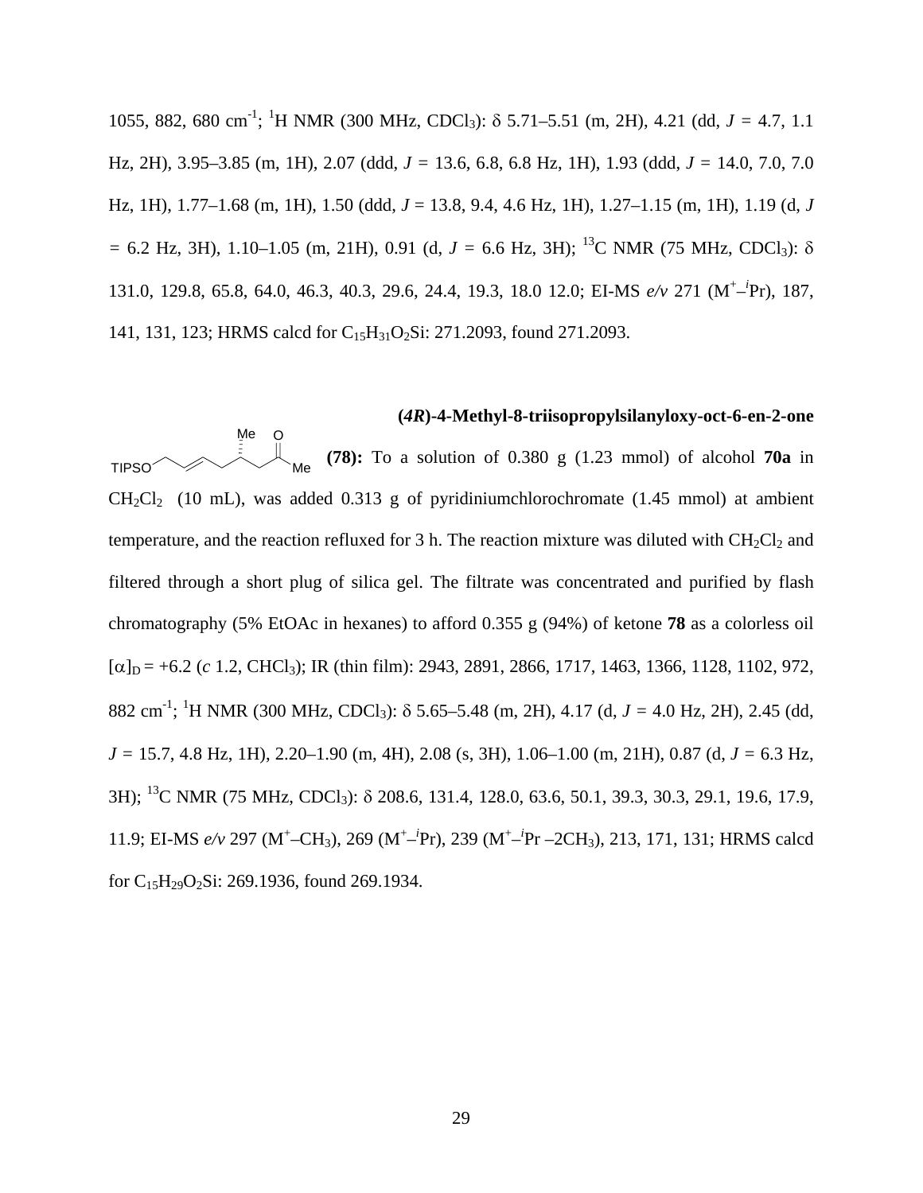1055, 882, 680 cm$^{-1}$; $^{1}$H NMR (300 MHz, $CDCl_3$): δ 5.71–5.51 (m, 2H), 4.21 (dd, *J* = 4.7, 1.1 Hz, 2H), 3.95–3.85 (m, 1H), 2.07 (ddd, *J* = 13.6, 6.8, 6.8 Hz, 1H), 1.93 (ddd, *J* = 14.0, 7.0, 7.0 Hz, 1H), 1.77–1.68 (m, 1H), 1.50 (ddd, *J* = 13.8, 9.4, 4.6 Hz, 1H), 1.27–1.15 (m, 1H), 1.19 (d, *J* = 6.2 Hz, 3H), 1.10–1.05 (m, 21H), 0.91 (d, *J* = 6.6 Hz, 3H); $^{13}$C NMR (75 MHz, $CDCl_3$): δ 131.0, 129.8, 65.8, 64.0, 46.3, 40.3, 29.6, 24.4, 19.3, 18.0 12.0; EI-MS *e/v* 271 ($M^+$–$^{i}$Pr), 187, 141, 131, 123; HRMS calcd for $C_{15}H_{31}O_2Si$: 271.2093, found 271.2093.

**(*4R*)-4-Methyl-8-triisopropylsilanyloxy-oct-6-en-2-one (78):** To a solution of 0.380 g (1.23 mmol) of alcohol **70a** in $CH_2Cl_2$ (10 mL), was added 0.313 g of pyridiniumchlorochromate (1.45 mmol) at ambient temperature, and the reaction refluxed for 3 h. The reaction mixture was diluted with $CH_2Cl_2$ and filtered through a short plug of silica gel. The filtrate was concentrated and purified by flash chromatography (5% EtOAc in hexanes) to afford 0.355 g (94%) of ketone **78** as a colorless oil $[\alpha]_D$ = +6.2 (*c* 1.2, $CHCl_3$); IR (thin film): 2943, 2891, 2866, 1717, 1463, 1366, 1128, 1102, 972, 882 cm$^{-1}$; $^{1}$H NMR (300 MHz, $CDCl_3$): δ 5.65–5.48 (m, 2H), 4.17 (d, *J* = 4.0 Hz, 2H), 2.45 (dd, *J* = 15.7, 4.8 Hz, 1H), 2.20–1.90 (m, 4H), 2.08 (s, 3H), 1.06–1.00 (m, 21H), 0.87 (d, *J* = 6.3 Hz, 3H); $^{13}$C NMR (75 MHz, $CDCl_3$): δ 208.6, 131.4, 128.0, 63.6, 50.1, 39.3, 30.3, 29.1, 19.6, 17.9, 11.9; EI-MS *e/v* 297 ($M^+$–$CH_3$), 269 ($M^+$–$^{i}$Pr), 239 ($M^+$–$^{i}$Pr –2$CH_3$), 213, 171, 131; HRMS calcd for $C_{15}H_{29}O_2Si$: 269.1936, found 269.1934.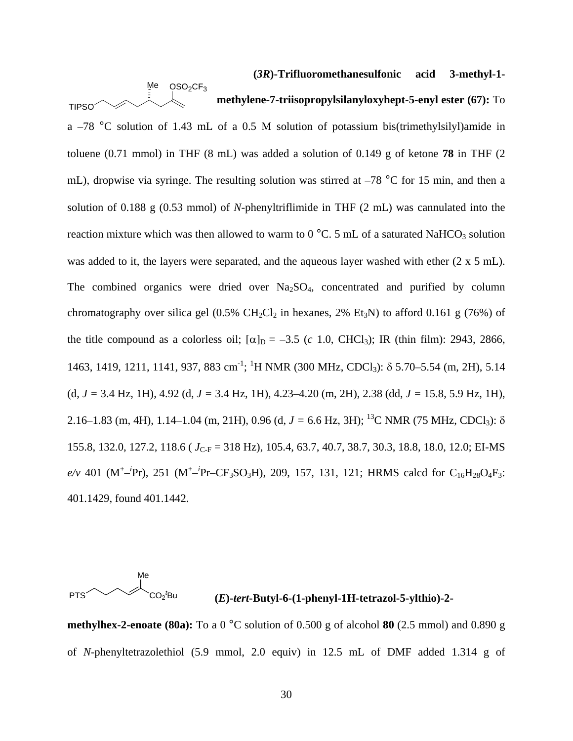**(3*R*)-Trifluoromethanesulfonic acid 3-methyl-1-methylene-7-triisopropylsilanyloxyhept-5-enyl ester (67):** To a –78 °C solution of 1.43 mL of a 0.5 M solution of potassium bis(trimethylsilyl)amide in toluene (0.71 mmol) in THF (8 mL) was added a solution of 0.149 g of ketone **78** in THF (2 mL), dropwise via syringe. The resulting solution was stirred at –78 °C for 15 min, and then a solution of 0.188 g (0.53 mmol) of *N*-phenyltriflimide in THF (2 mL) was cannulated into the reaction mixture which was then allowed to warm to 0 °C. 5 mL of a saturated $NaHCO_3$ solution was added to it, the layers were separated, and the aqueous layer washed with ether (2 x 5 mL). The combined organics were dried over $Na_2SO_4$, concentrated and purified by column chromatography over silica gel (0.5% $CH_2Cl_2$ in hexanes, 2% $Et_3N$) to afford 0.161 g (76%) of the title compound as a colorless oil; $[\alpha]_D$ = –3.5 (*c* 1.0, $CHCl_3$); IR (thin film): 2943, 2866, 1463, 1419, 1211, 1141, 937, 883 $cm^{-1}$; $^1H$ NMR (300 MHz, $CDCl_3$): δ 5.70–5.54 (m, 2H), 5.14 (d, *J* = 3.4 Hz, 1H), 4.92 (d, *J* = 3.4 Hz, 1H), 4.23–4.20 (m, 2H), 2.38 (dd, *J* = 15.8, 5.9 Hz, 1H), 2.16–1.83 (m, 4H), 1.14–1.04 (m, 21H), 0.96 (d, *J* = 6.6 Hz, 3H); $^{13}C$ NMR (75 MHz, $CDCl_3$): δ 155.8, 132.0, 127.2, 118.6 ( $J_{C\text{-}F}$ = 318 Hz), 105.4, 63.7, 40.7, 38.7, 30.3, 18.8, 18.0, 12.0; EI-MS *e/v* 401 ($M^+$–$^i$Pr), 251 ($M^+$–$^i$Pr–$CF_3SO_3H$), 209, 157, 131, 121; HRMS calcd for $C_{16}H_{28}O_4F_3$: 401.1429, found 401.1442.

**(*E*)-*tert*-Butyl-6-(1-phenyl-1H-tetrazol-5-ylthio)-2-methylhex-2-enoate (80a):** To a 0 °C solution of 0.500 g of alcohol **80** (2.5 mmol) and 0.890 g of *N*-phenyltetrazolethiol (5.9 mmol, 2.0 equiv) in 12.5 mL of DMF added 1.314 g of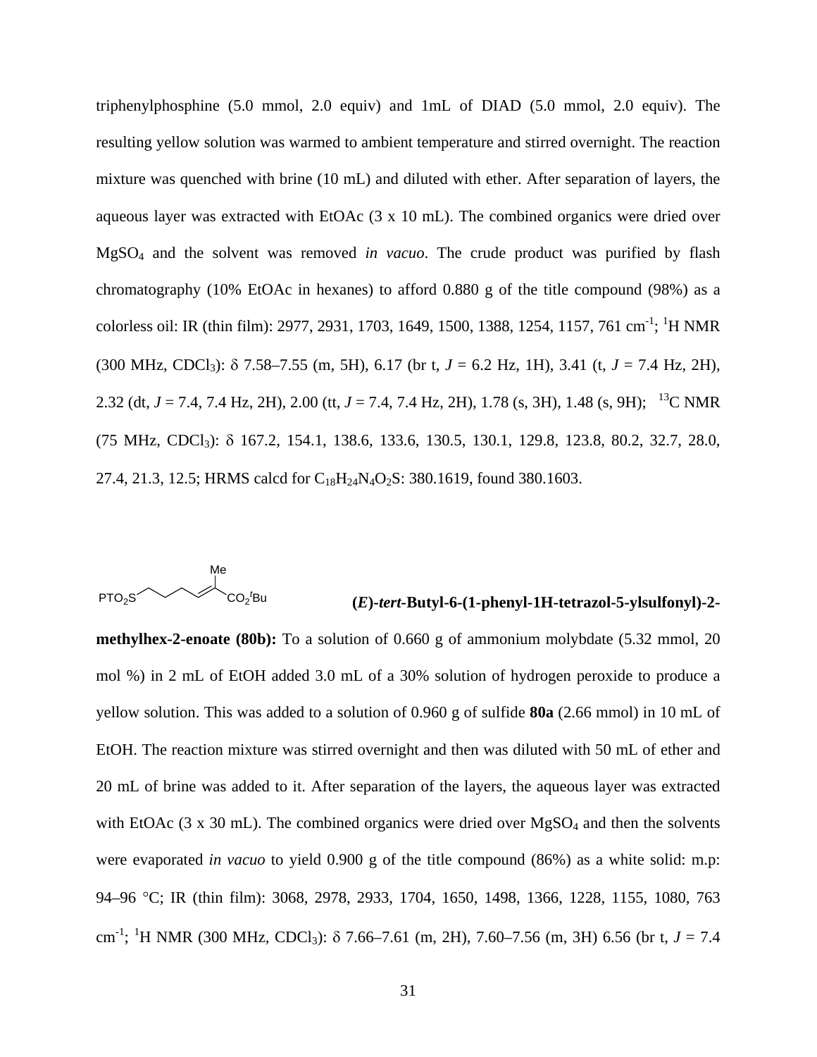triphenylphosphine (5.0 mmol, 2.0 equiv) and 1mL of DIAD (5.0 mmol, 2.0 equiv). The resulting yellow solution was warmed to ambient temperature and stirred overnight. The reaction mixture was quenched with brine (10 mL) and diluted with ether. After separation of layers, the aqueous layer was extracted with EtOAc (3 x 10 mL). The combined organics were dried over $MgSO_4$ and the solvent was removed *in vacuo*. The crude product was purified by flash chromatography (10% EtOAc in hexanes) to afford 0.880 g of the title compound (98%) as a colorless oil: IR (thin film): 2977, 2931, 1703, 1649, 1500, 1388, 1254, 1157, 761 $cm^{-1}$; $^1$H NMR (300 MHz, $CDCl_3$): δ 7.58–7.55 (m, 5H), 6.17 (br t, *J* = 6.2 Hz, 1H), 3.41 (t, *J* = 7.4 Hz, 2H), 2.32 (dt, *J* = 7.4, 7.4 Hz, 2H), 2.00 (tt, *J* = 7.4, 7.4 Hz, 2H), 1.78 (s, 3H), 1.48 (s, 9H); $^{13}$C NMR (75 MHz, $CDCl_3$): δ 167.2, 154.1, 138.6, 133.6, 130.5, 130.1, 129.8, 123.8, 80.2, 32.7, 28.0, 27.4, 21.3, 12.5; HRMS calcd for $C_{18}H_{24}N_4O_2S$: 380.1619, found 380.1603.

**(*E*)-*tert*-Butyl-6-(1-phenyl-1H-tetrazol-5-ylsulfonyl)-2-methylhex-2-enoate (80b):** To a solution of 0.660 g of ammonium molybdate (5.32 mmol, 20 mol %) in 2 mL of EtOH added 3.0 mL of a 30% solution of hydrogen peroxide to produce a yellow solution. This was added to a solution of 0.960 g of sulfide **80a** (2.66 mmol) in 10 mL of EtOH. The reaction mixture was stirred overnight and then was diluted with 50 mL of ether and 20 mL of brine was added to it. After separation of the layers, the aqueous layer was extracted with EtOAc (3 x 30 mL). The combined organics were dried over $MgSO_4$ and then the solvents were evaporated *in vacuo* to yield 0.900 g of the title compound (86%) as a white solid: m.p: 94–96 °C; IR (thin film): 3068, 2978, 2933, 1704, 1650, 1498, 1366, 1228, 1155, 1080, 763 $cm^{-1}$; $^1$H NMR (300 MHz, $CDCl_3$): δ 7.66–7.61 (m, 2H), 7.60–7.56 (m, 3H) 6.56 (br t, *J* = 7.4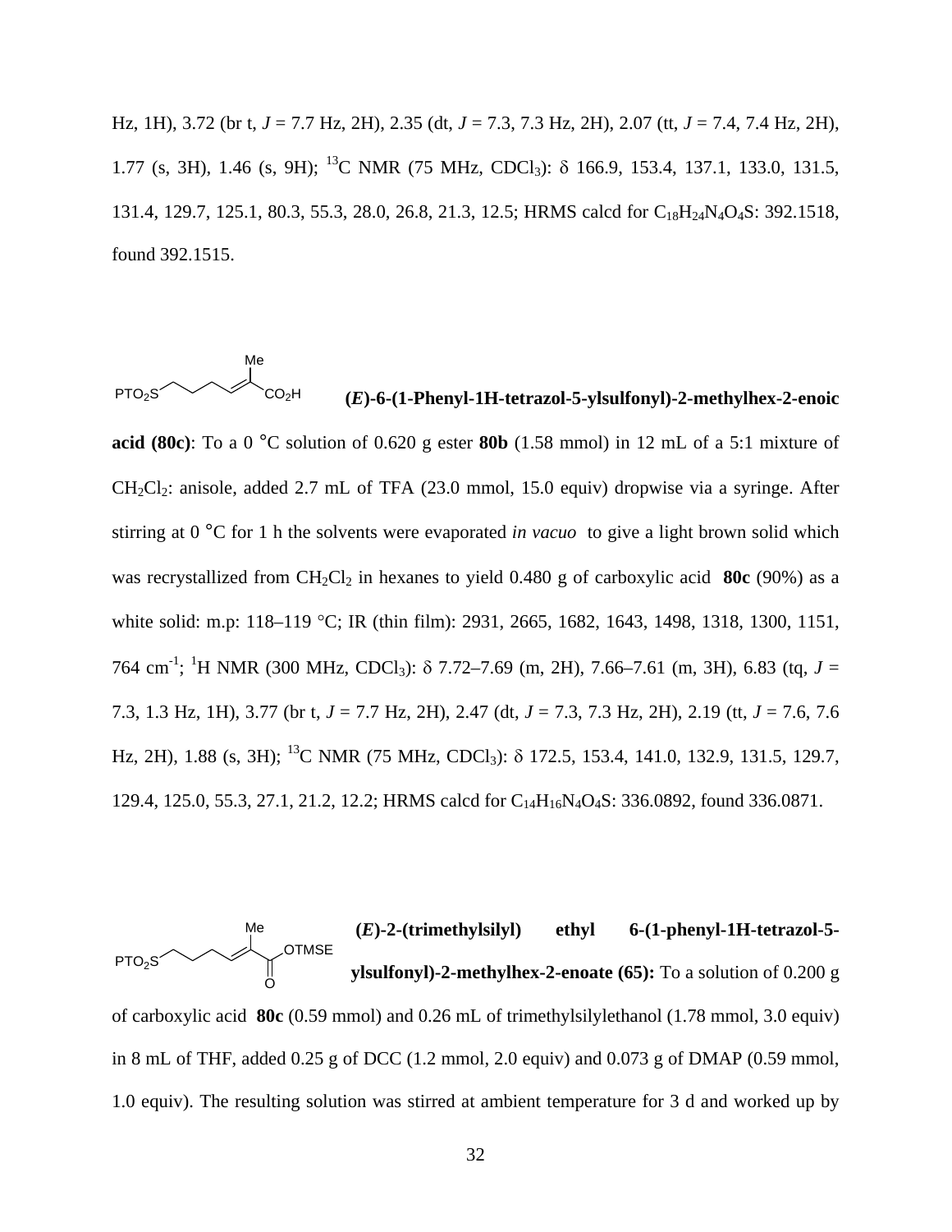Hz, 1H), 3.72 (br t, *J* = 7.7 Hz, 2H), 2.35 (dt, *J* = 7.3, 7.3 Hz, 2H), 2.07 (tt, *J* = 7.4, 7.4 Hz, 2H), 1.77 (s, 3H), 1.46 (s, 9H); $^{13}$C NMR (75 MHz, $CDCl_3$): δ 166.9, 153.4, 137.1, 133.0, 131.5, 131.4, 129.7, 125.1, 80.3, 55.3, 28.0, 26.8, 21.3, 12.5; HRMS calcd for $C_{18}H_{24}N_4O_4S$: 392.1518, found 392.1515.

**(*E*)-6-(1-Phenyl-1H-tetrazol-5-ylsulfonyl)-2-methylhex-2-enoic acid (80c)**: To a 0 °C solution of 0.620 g ester **80b** (1.58 mmol) in 12 mL of a 5:1 mixture of $CH_2Cl_2$: anisole, added 2.7 mL of TFA (23.0 mmol, 15.0 equiv) dropwise via a syringe. After stirring at 0 °C for 1 h the solvents were evaporated *in vacuo* to give a light brown solid which was recrystallized from $CH_2Cl_2$ in hexanes to yield 0.480 g of carboxylic acid **80c** (90%) as a white solid: m.p: 118–119 °C; IR (thin film): 2931, 2665, 1682, 1643, 1498, 1318, 1300, 1151, 764 cm$^{-1}$; $^1$H NMR (300 MHz, $CDCl_3$): δ 7.72–7.69 (m, 2H), 7.66–7.61 (m, 3H), 6.83 (tq, *J* = 7.3, 1.3 Hz, 1H), 3.77 (br t, *J* = 7.7 Hz, 2H), 2.47 (dt, *J* = 7.3, 7.3 Hz, 2H), 2.19 (tt, *J* = 7.6, 7.6 Hz, 2H), 1.88 (s, 3H); $^{13}$C NMR (75 MHz, $CDCl_3$): δ 172.5, 153.4, 141.0, 132.9, 131.5, 129.7, 129.4, 125.0, 55.3, 27.1, 21.2, 12.2; HRMS calcd for $C_{14}H_{16}N_4O_4S$: 336.0892, found 336.0871.

**(*E*)-2-(trimethylsilyl) ethyl 6-(1-phenyl-1H-tetrazol-5-ylsulfonyl)-2-methylhex-2-enoate (65):** To a solution of 0.200 g of carboxylic acid **80c** (0.59 mmol) and 0.26 mL of trimethylsilylethanol (1.78 mmol, 3.0 equiv) in 8 mL of THF, added 0.25 g of DCC (1.2 mmol, 2.0 equiv) and 0.073 g of DMAP (0.59 mmol, 1.0 equiv). The resulting solution was stirred at ambient temperature for 3 d and worked up by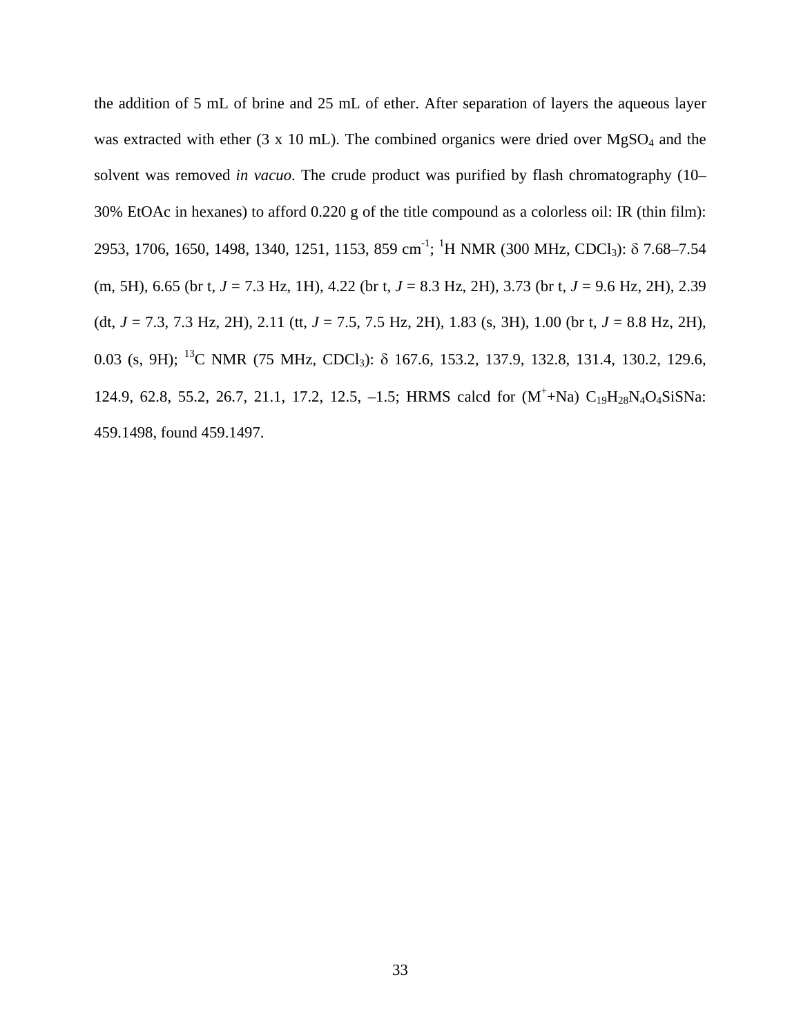the addition of 5 mL of brine and 25 mL of ether. After separation of layers the aqueous layer was extracted with ether (3 x 10 mL). The combined organics were dried over $MgSO_4$ and the solvent was removed *in vacuo*. The crude product was purified by flash chromatography (10–30% EtOAc in hexanes) to afford 0.220 g of the title compound as a colorless oil: IR (thin film): 2953, 1706, 1650, 1498, 1340, 1251, 1153, 859 $cm^{-1}$; $^1H$ NMR (300 MHz, $CDCl_3$): $\delta$ 7.68–7.54 (m, 5H), 6.65 (br t, $J$ = 7.3 Hz, 1H), 4.22 (br t, $J$ = 8.3 Hz, 2H), 3.73 (br t, $J$ = 9.6 Hz, 2H), 2.39 (dt, $J$ = 7.3, 7.3 Hz, 2H), 2.11 (tt, $J$ = 7.5, 7.5 Hz, 2H), 1.83 (s, 3H), 1.00 (br t, $J$ = 8.8 Hz, 2H), 0.03 (s, 9H); $^{13}C$ NMR (75 MHz, $CDCl_3$): $\delta$ 167.6, 153.2, 137.9, 132.8, 131.4, 130.2, 129.6, 124.9, 62.8, 55.2, 26.7, 21.1, 17.2, 12.5, –1.5; HRMS calcd for ($M^+$+Na) $C_{19}H_{28}N_4O_4SiSNa$: 459.1498, found 459.1497.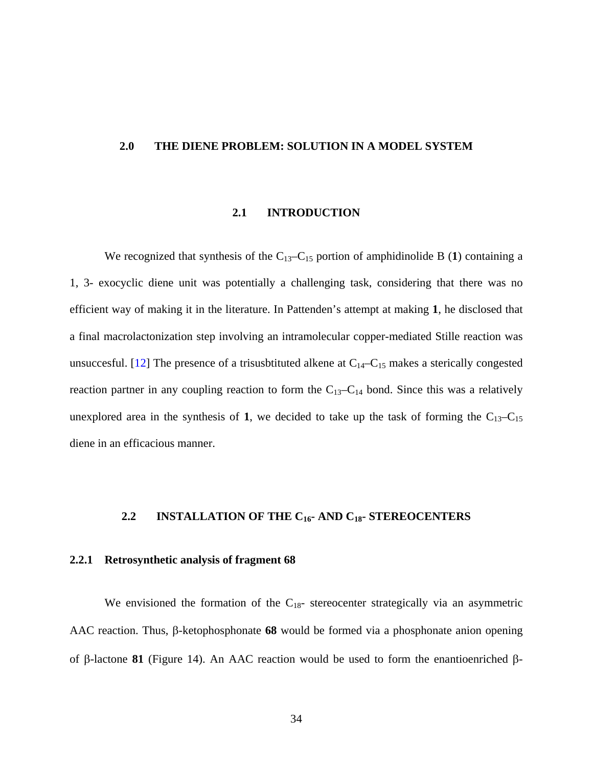# 2.0 THE DIENE PROBLEM: SOLUTION IN A MODEL SYSTEM

## 2.1 INTRODUCTION

We recognized that synthesis of the $C_{13}$–$C_{15}$ portion of amphidinolide B (**1**) containing a 1, 3- exocyclic diene unit was potentially a challenging task, considering that there was no efficient way of making it in the literature. In Pattenden's attempt at making **1**, he disclosed that a final macrolactonization step involving an intramolecular copper-mediated Stille reaction was unsuccesful. [12] The presence of a trisusbtituted alkene at $C_{14}$–$C_{15}$ makes a sterically congested reaction partner in any coupling reaction to form the $C_{13}$–$C_{14}$ bond. Since this was a relatively unexplored area in the synthesis of **1**, we decided to take up the task of forming the $C_{13}$–$C_{15}$ diene in an efficacious manner.

## 2.2 INSTALLATION OF THE $C_{16}$- AND $C_{18}$- STEREOCENTERS

### 2.2.1 Retrosynthetic analysis of fragment 68

We envisioned the formation of the $C_{18}$- stereocenter strategically via an asymmetric AAC reaction. Thus, β-ketophosphonate **68** would be formed via a phosphonate anion opening of β-lactone **81** (Figure 14). An AAC reaction would be used to form the enantioenriched β-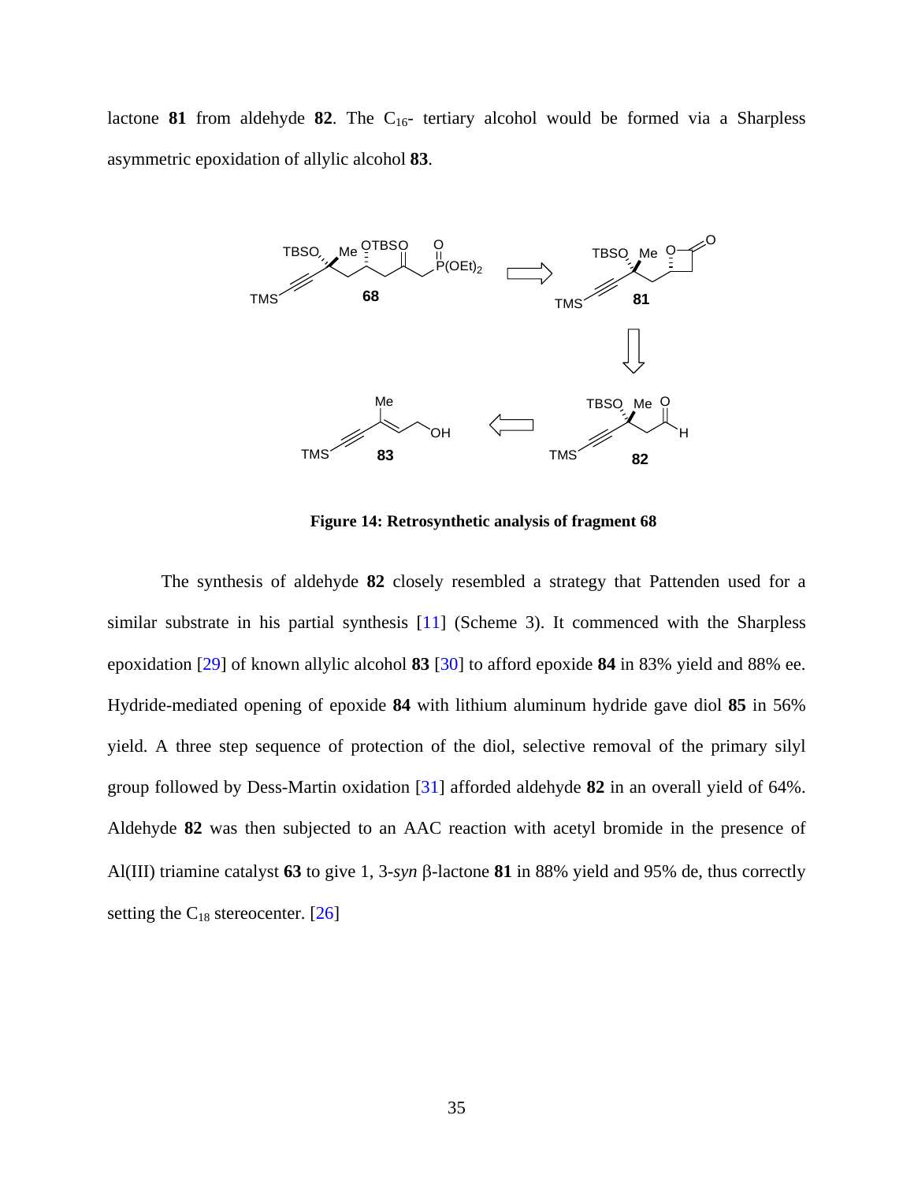lactone **81** from aldehyde **82**. The $C_{16}$- tertiary alcohol would be formed via a Sharpless asymmetric epoxidation of allylic alcohol **83**.

**Figure 14: Retrosynthetic analysis of fragment 68**

The synthesis of aldehyde **82** closely resembled a strategy that Pattenden used for a similar substrate in his partial synthesis [11] (Scheme 3). It commenced with the Sharpless epoxidation [29] of known allylic alcohol **83** [30] to afford epoxide **84** in 83% yield and 88% ee. Hydride-mediated opening of epoxide **84** with lithium aluminum hydride gave diol **85** in 56% yield. A three step sequence of protection of the diol, selective removal of the primary silyl group followed by Dess-Martin oxidation [31] afforded aldehyde **82** in an overall yield of 64%. Aldehyde **82** was then subjected to an AAC reaction with acetyl bromide in the presence of Al(III) triamine catalyst **63** to give 1, 3-*syn* β-lactone **81** in 88% yield and 95% de, thus correctly setting the $C_{18}$ stereocenter. [26]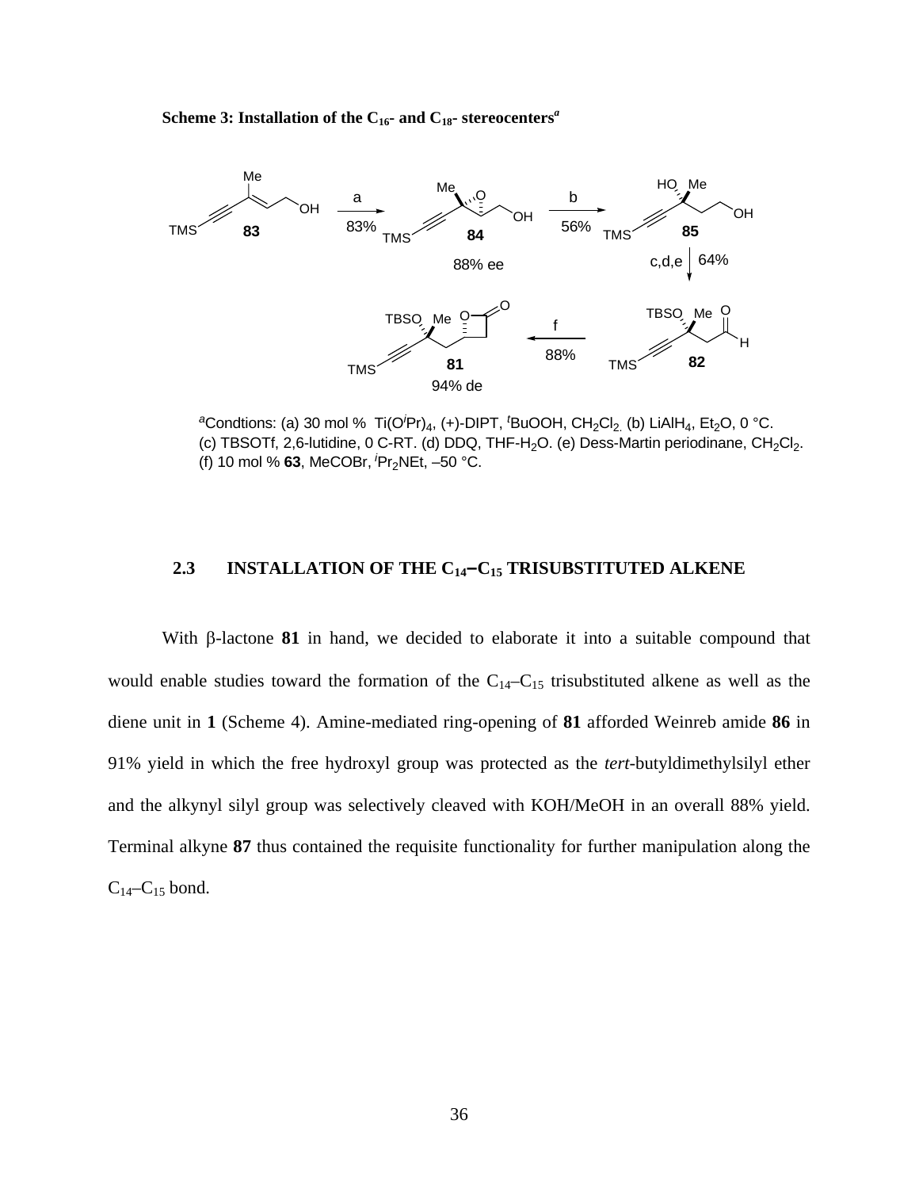**Scheme 3: Installation of the $C_{16}$- and $C_{18}$- stereocenters[a]**

[a]Condtions: (a) 30 mol % $Ti(O^iPr)_4$, (+)-DIPT, $^tBuOOH$, $CH_2Cl_2$. (b) $LiAlH_4$, $Et_2O$, 0 °C. (c) TBSOTf, 2,6-lutidine, 0 C-RT. (d) DDQ, THF-$H_2O$. (e) Dess-Martin periodinane, $CH_2Cl_2$. (f) 10 mol % **63**, MeCOBr, $^iPr_2NEt$, –50 °C.

## 2.3 INSTALLATION OF THE $C_{14}$–$C_{15}$ TRISUBSTITUTED ALKENE

With β-lactone **81** in hand, we decided to elaborate it into a suitable compound that would enable studies toward the formation of the $C_{14}$–$C_{15}$ trisubstituted alkene as well as the diene unit in **1** (Scheme 4). Amine-mediated ring-opening of **81** afforded Weinreb amide **86** in 91% yield in which the free hydroxyl group was protected as the *tert*-butyldimethylsilyl ether and the alkynyl silyl group was selectively cleaved with KOH/MeOH in an overall 88% yield. Terminal alkyne **87** thus contained the requisite functionality for further manipulation along the $C_{14}$–$C_{15}$ bond.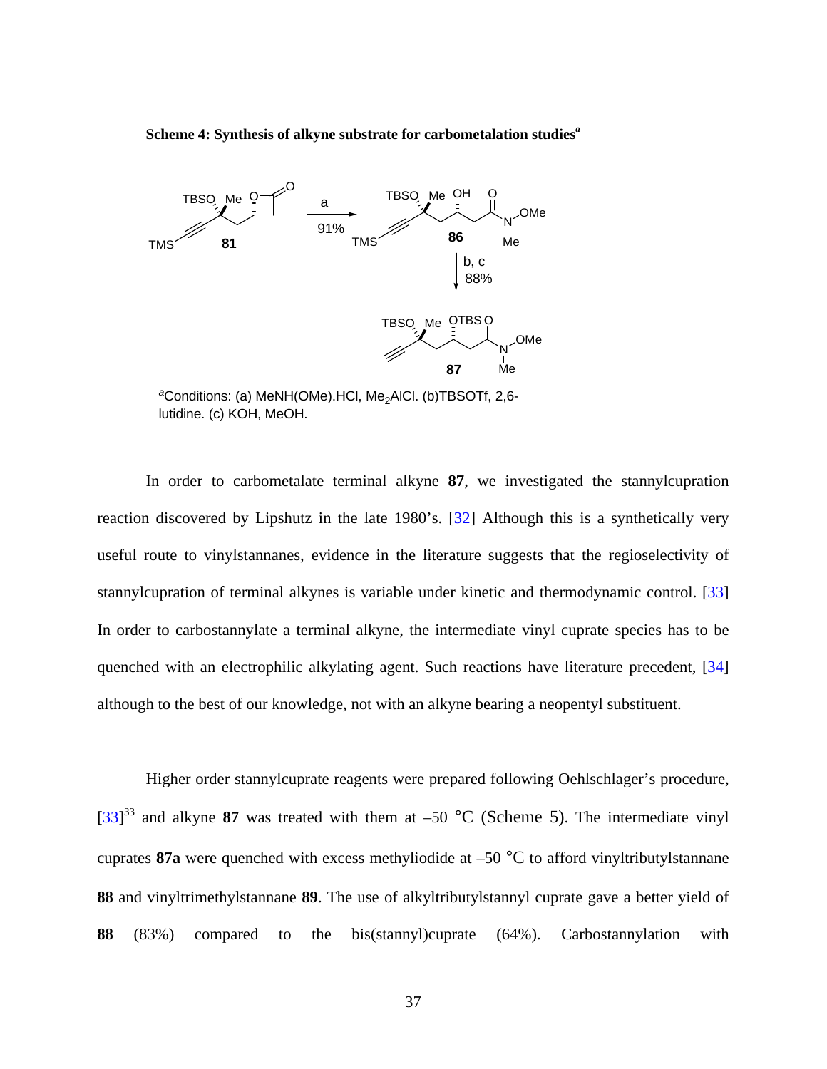**Scheme 4: Synthesis of alkyne substrate for carbometalation studies**[a]

[a]Conditions: (a) MeNH(OMe).HCl, $Me_2AlCl$. (b)TBSOTf, 2,6-lutidine. (c) KOH, MeOH.

In order to carbometalate terminal alkyne **87**, we investigated the stannylcupration reaction discovered by Lipshutz in the late 1980's. [32] Although this is a synthetically very useful route to vinylstannanes, evidence in the literature suggests that the regioselectivity of stannylcupration of terminal alkynes is variable under kinetic and thermodynamic control. [33] In order to carbostannylate a terminal alkyne, the intermediate vinyl cuprate species has to be quenched with an electrophilic alkylating agent. Such reactions have literature precedent, [34] although to the best of our knowledge, not with an alkyne bearing a neopentyl substituent.

Higher order stannylcuprate reagents were prepared following Oehlschlager's procedure, [33][33] and alkyne **87** was treated with them at –50 °C (Scheme 5). The intermediate vinyl cuprates **87a** were quenched with excess methyliodide at –50 °C to afford vinyltributylstannane **88** and vinyltrimethylstannane **89**. The use of alkyltributylstannyl cuprate gave a better yield of **88** (83%) compared to the bis(stannyl)cuprate (64%). Carbostannylation with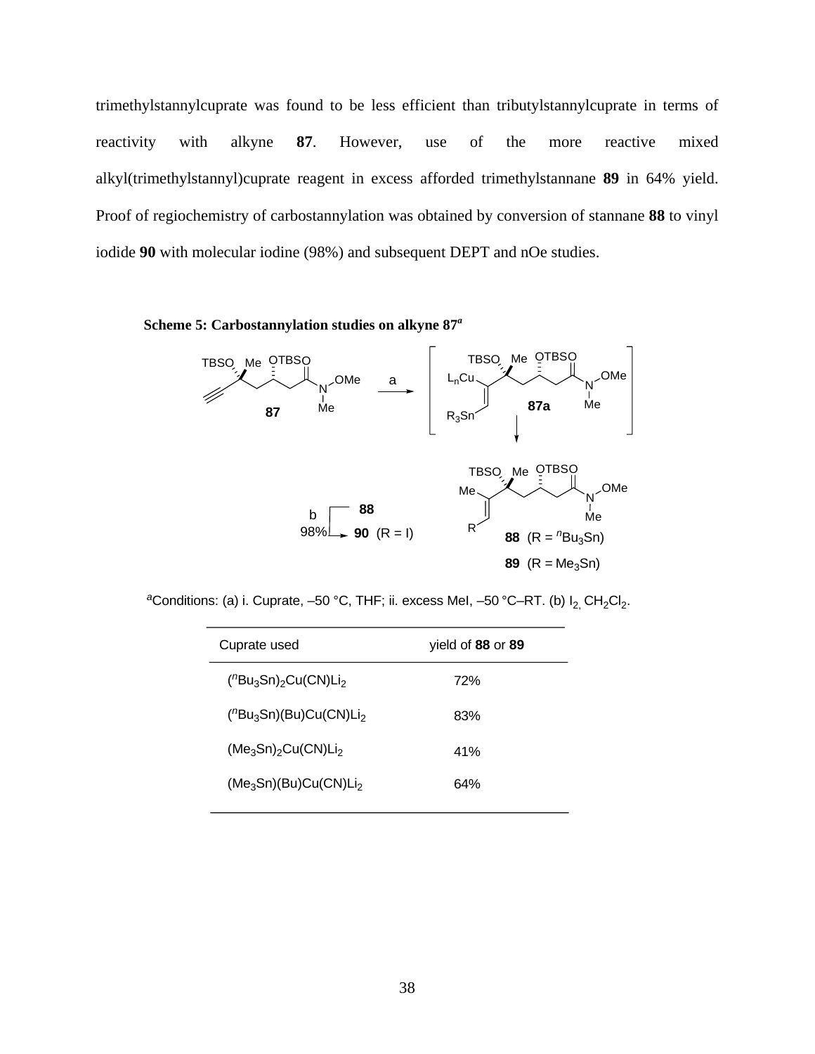trimethylstannylcuprate was found to be less efficient than tributylstannylcuprate in terms of reactivity with alkyne **87**. However, use of the more reactive mixed alkyl(trimethylstannyl)cuprate reagent in excess afforded trimethylstannane **89** in 64% yield. Proof of regiochemistry of carbostannylation was obtained by conversion of stannane **88** to vinyl iodide **90** with molecular iodine (98%) and subsequent DEPT and nOe studies.

**Scheme 5: Carbostannylation studies on alkyne 87**[a]

88 ($R = {}^nBu_3Sn$)

89 ($R = Me_3Sn$)

90 (R = I)

[a]Conditions: (a) i. Cuprate, –50 °C, THF; ii. excess MeI, –50 °C–RT. (b) $I_2$, $CH_2Cl_2$.

| Cuprate used | yield of **88** or **89** |
|---|---|
| $({}^nBu_3Sn)_2Cu(CN)Li_2$ | 72% |
| $({}^nBu_3Sn)(Bu)Cu(CN)Li_2$ | 83% |
| $(Me_3Sn)_2Cu(CN)Li_2$ | 41% |
| $(Me_3Sn)(Bu)Cu(CN)Li_2$ | 64% |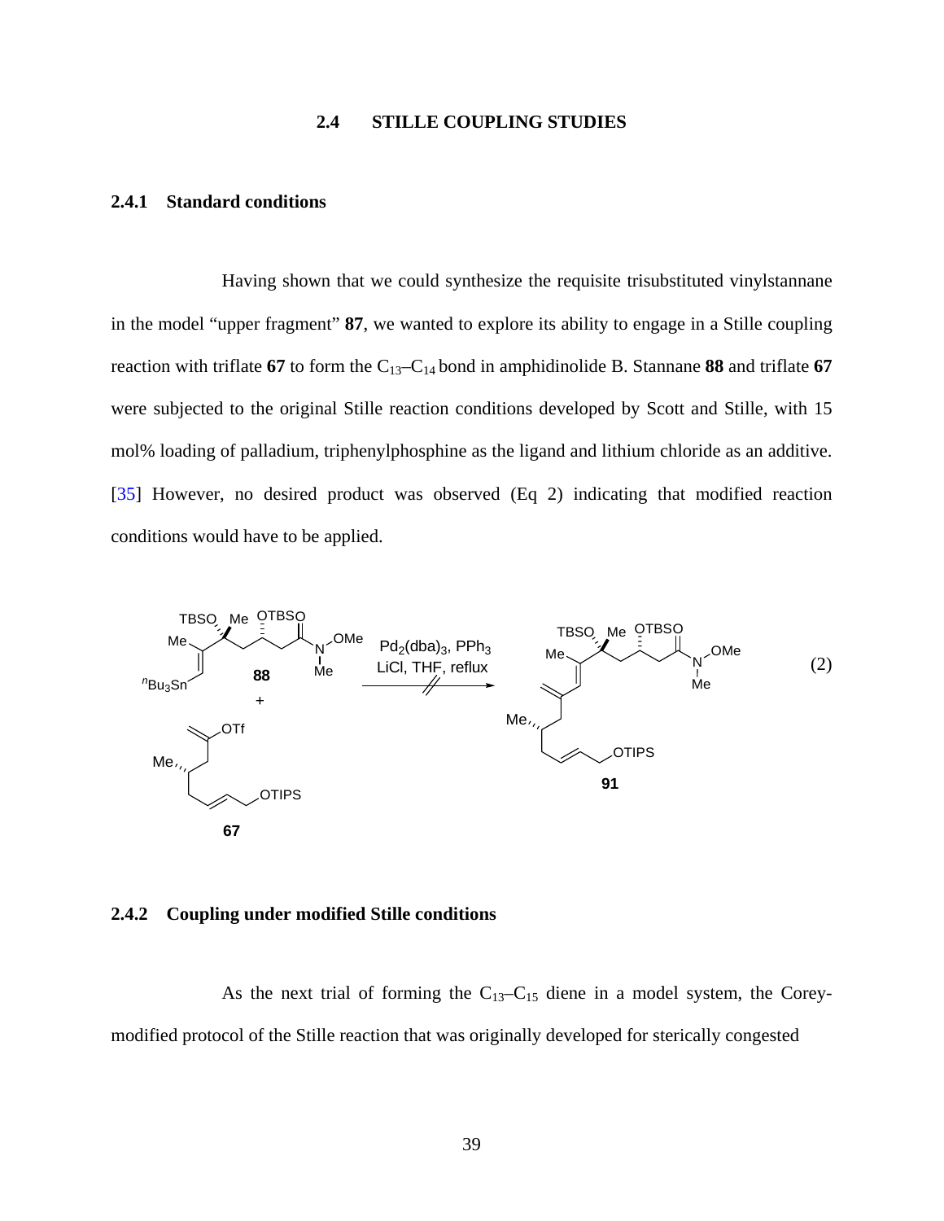## 2.4 STILLE COUPLING STUDIES

### 2.4.1 Standard conditions

Having shown that we could synthesize the requisite trisubstituted vinylstannane in the model "upper fragment" **87**, we wanted to explore its ability to engage in a Stille coupling reaction with triflate **67** to form the $C_{13}$–$C_{14}$ bond in amphidinolide B. Stannane **88** and triflate **67** were subjected to the original Stille reaction conditions developed by Scott and Stille, with 15 mol% loading of palladium, triphenylphosphine as the ligand and lithium chloride as an additive. [35] However, no desired product was observed (Eq 2) indicating that modified reaction conditions would have to be applied.

$$\mathbf{88} + \mathbf{67} \xrightarrow[\text{LiCl, THF, reflux}]{Pd_2(dba)_3,\ PPh_3} \mathbf{91} \quad \text{(no reaction)} \qquad (2)$$

### 2.4.2 Coupling under modified Stille conditions

As the next trial of forming the $C_{13}$–$C_{15}$ diene in a model system, the Corey-modified protocol of the Stille reaction that was originally developed for sterically congested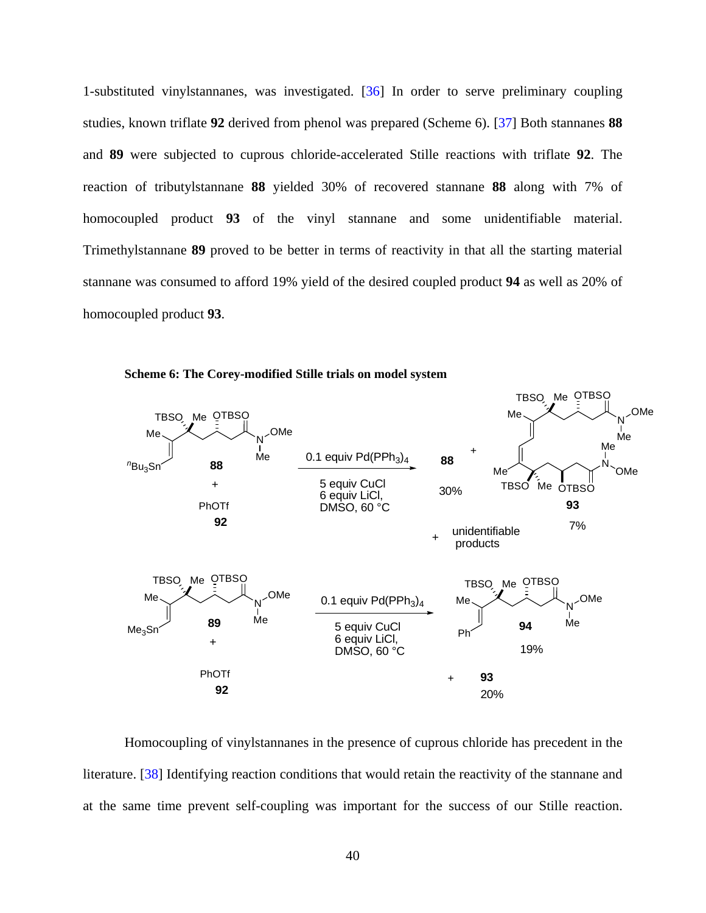1-substituted vinylstannanes, was investigated. [36] In order to serve preliminary coupling studies, known triflate **92** derived from phenol was prepared (Scheme 6). [37] Both stannanes **88** and **89** were subjected to cuprous chloride-accelerated Stille reactions with triflate **92**. The reaction of tributylstannane **88** yielded 30% of recovered stannane **88** along with 7% of homocoupled product **93** of the vinyl stannane and some unidentifiable material. Trimethylstannane **89** proved to be better in terms of reactivity in that all the starting material stannane was consumed to afford 19% yield of the desired coupled product **94** as well as 20% of homocoupled product **93**.

**Scheme 6: The Corey-modified Stille trials on model system**

**88** + PhOTf **92** → (0.1 equiv $Pd(PPh_3)_4$, 5 equiv CuCl, 6 equiv LiCl, DMSO, 60 °C) → **88** (30%) + **93** (7%) + unidentifiable products

**89** + PhOTf **92** → (0.1 equiv $Pd(PPh_3)_4$, 5 equiv CuCl, 6 equiv LiCl, DMSO, 60 °C) → **94** (19%) + **93** (20%)

Homocoupling of vinylstannanes in the presence of cuprous chloride has precedent in the literature. [38] Identifying reaction conditions that would retain the reactivity of the stannane and at the same time prevent self-coupling was important for the success of our Stille reaction.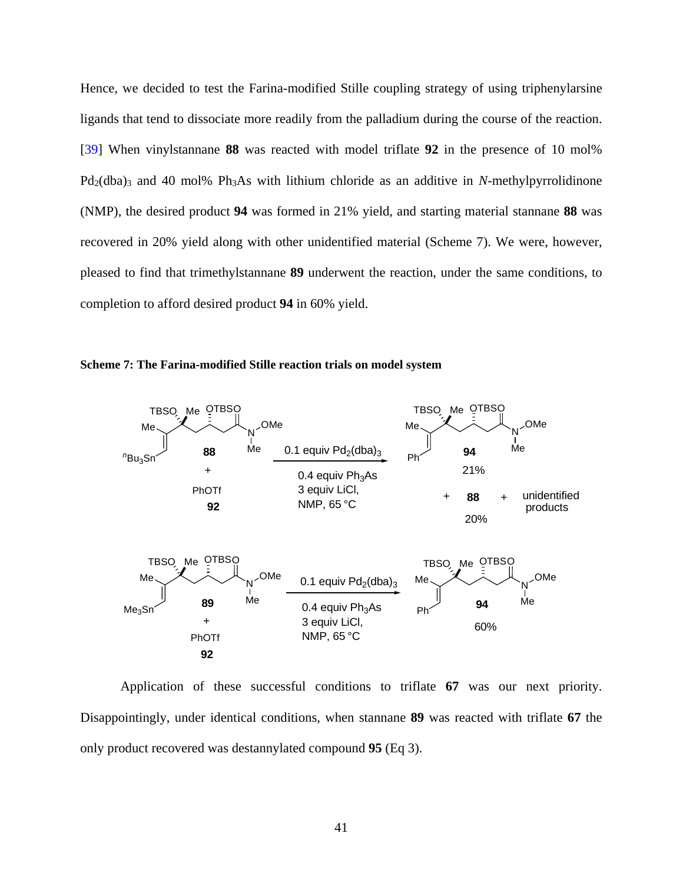Hence, we decided to test the Farina-modified Stille coupling strategy of using triphenylarsine ligands that tend to dissociate more readily from the palladium during the course of the reaction. [39] When vinylstannane **88** was reacted with model triflate **92** in the presence of 10 mol% $Pd_2(dba)_3$ and 40 mol% $Ph_3As$ with lithium chloride as an additive in *N*-methylpyrrolidinone (NMP), the desired product **94** was formed in 21% yield, and starting material stannane **88** was recovered in 20% yield along with other unidentified material (Scheme 7). We were, however, pleased to find that trimethylstannane **89** underwent the reaction, under the same conditions, to completion to afford desired product **94** in 60% yield.

**Scheme 7: The Farina-modified Stille reaction trials on model system**

Application of these successful conditions to triflate **67** was our next priority. Disappointingly, under identical conditions, when stannane **89** was reacted with triflate **67** the only product recovered was destannylated compound **95** (Eq 3).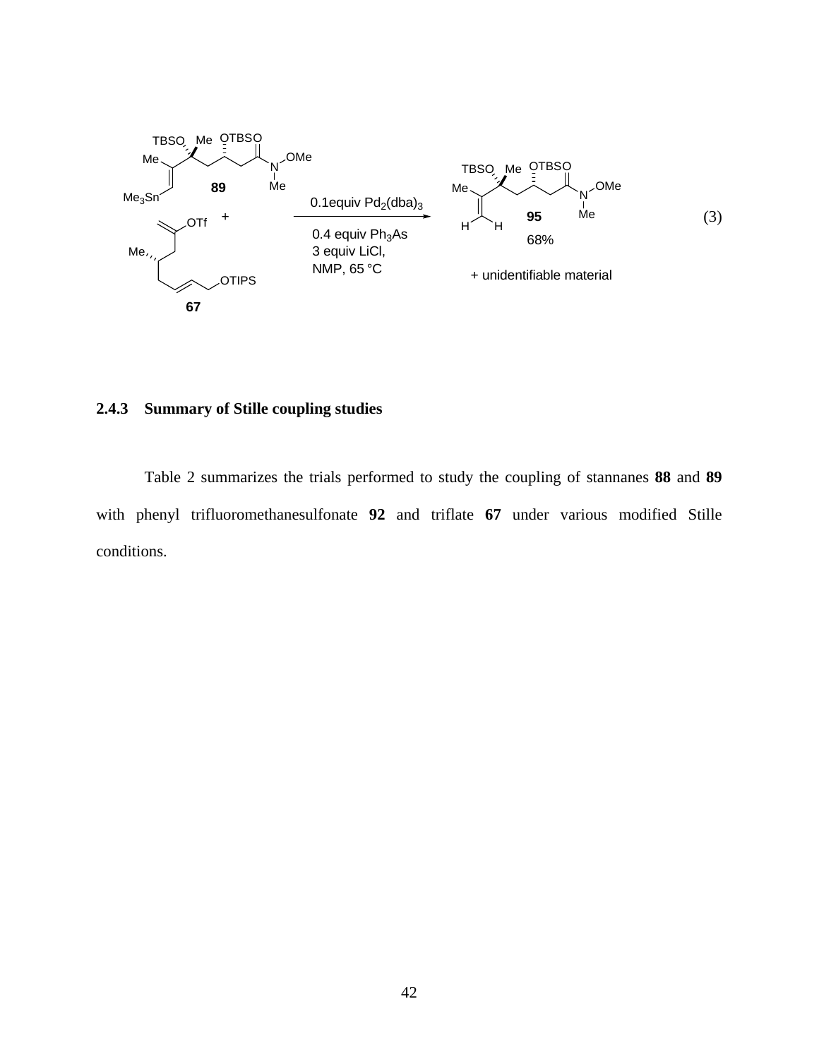89 + 67 $\xrightarrow[\text{0.4 equiv Ph}_3\text{As, 3 equiv LiCl, NMP, 65 °C}]{\text{0.1equiv Pd}_2\text{(dba)}_3}$ 95 (68%) + unidentifiable material (3)

### 2.4.3 Summary of Stille coupling studies

Table 2 summarizes the trials performed to study the coupling of stannanes **88** and **89** with phenyl trifluoromethanesulfonate **92** and triflate **67** under various modified Stille conditions.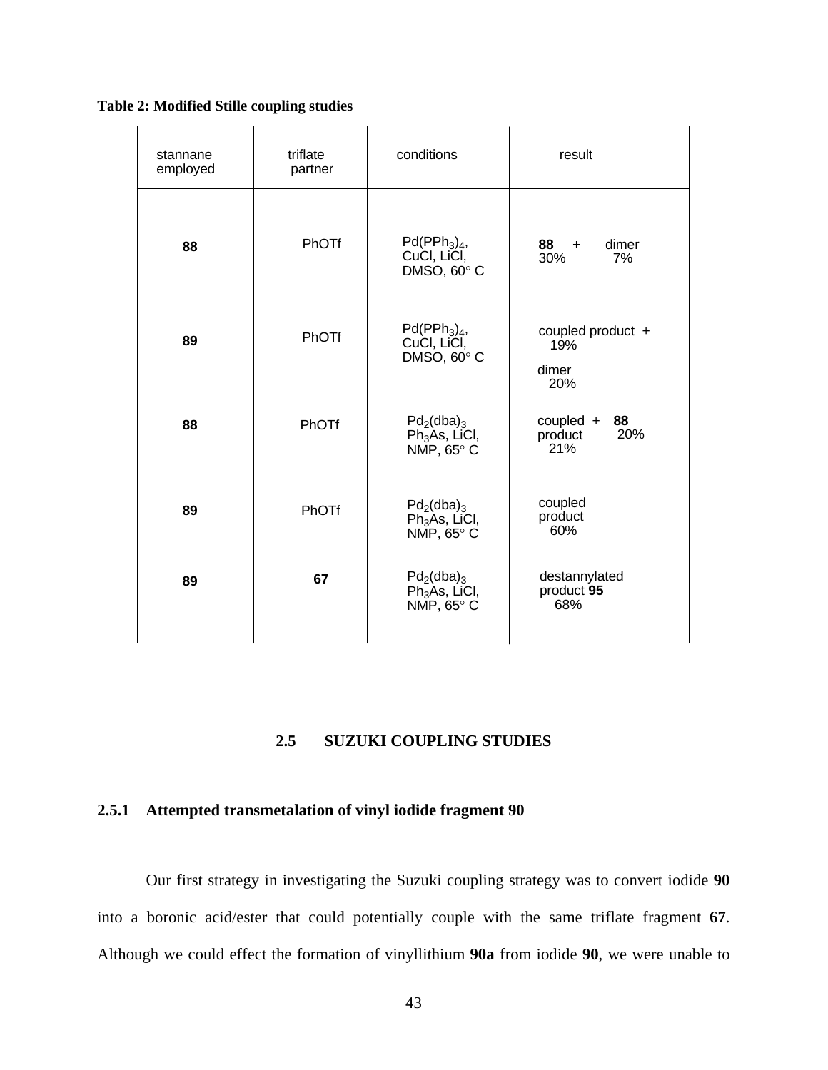**Table 2: Modified Stille coupling studies**

| stannane employed | triflate partner | conditions | result |
|---|---|---|---|
| **88** | PhOTf | $Pd(PPh_3)_4$, CuCl, LiCl, DMSO, 60° C | **88** 30% + dimer 7% |
| **89** | PhOTf | $Pd(PPh_3)_4$, CuCl, LiCl, DMSO, 60° C | coupled product 19% + dimer 20% |
| **88** | PhOTf | $Pd_2(dba)_3$ $Ph_3As$, LiCl, NMP, 65° C | coupled product 21% + **88** 20% |
| **89** | PhOTf | $Pd_2(dba)_3$ $Ph_3As$, LiCl, NMP, 65° C | coupled product 60% |
| **89** | **67** | $Pd_2(dba)_3$ $Ph_3As$, LiCl, NMP, 65° C | destannylated product **95** 68% |

## 2.5 SUZUKI COUPLING STUDIES

### 2.5.1 Attempted transmetalation of vinyl iodide fragment 90

Our first strategy in investigating the Suzuki coupling strategy was to convert iodide **90** into a boronic acid/ester that could potentially couple with the same triflate fragment **67**. Although we could effect the formation of vinyllithium **90a** from iodide **90**, we were unable to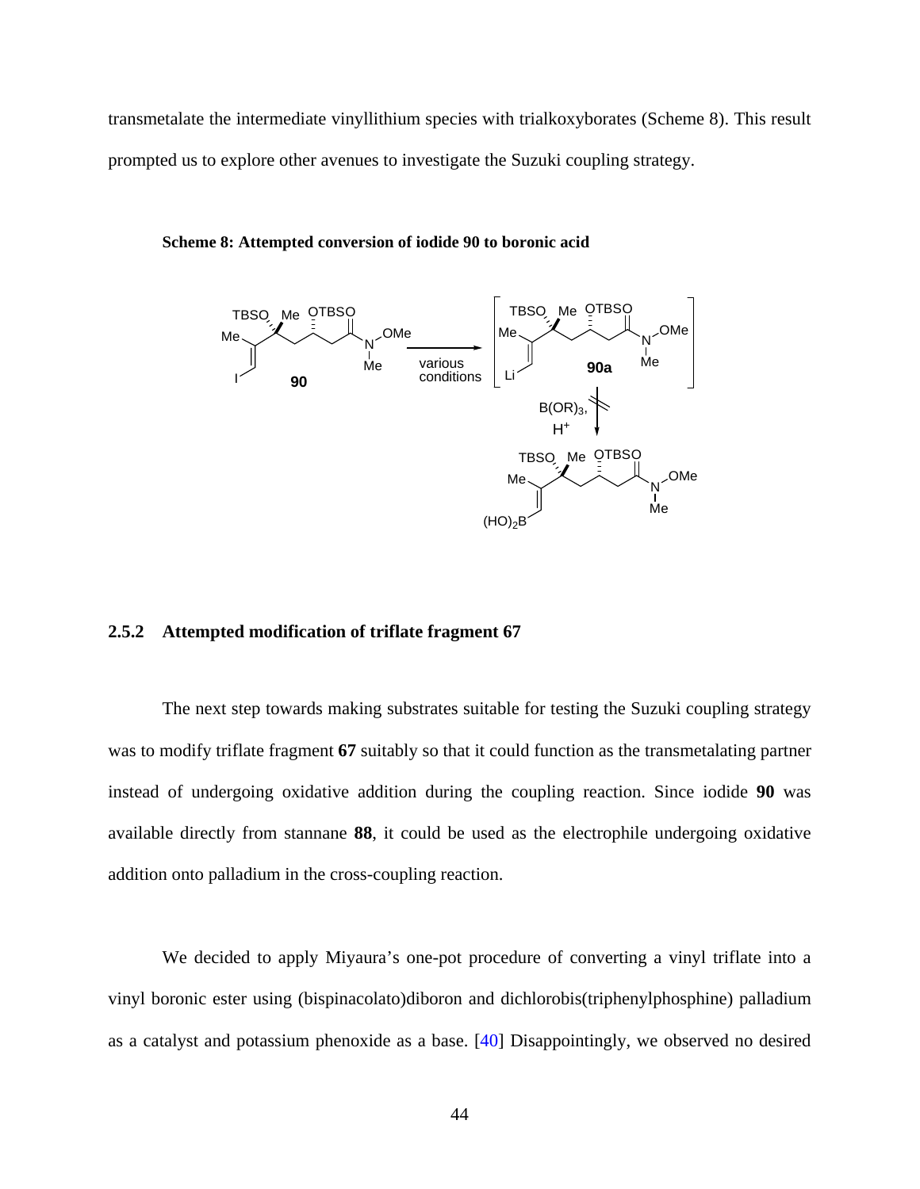transmetalate the intermediate vinyllithium species with trialkoxyborates (Scheme 8). This result prompted us to explore other avenues to investigate the Suzuki coupling strategy.

**Scheme 8: Attempted conversion of iodide 90 to boronic acid**

## 2.5.2 Attempted modification of triflate fragment 67

The next step towards making substrates suitable for testing the Suzuki coupling strategy was to modify triflate fragment **67** suitably so that it could function as the transmetalating partner instead of undergoing oxidative addition during the coupling reaction. Since iodide **90** was available directly from stannane **88**, it could be used as the electrophile undergoing oxidative addition onto palladium in the cross-coupling reaction.

We decided to apply Miyaura's one-pot procedure of converting a vinyl triflate into a vinyl boronic ester using (bispinacolato)diboron and dichlorobis(triphenylphosphine) palladium as a catalyst and potassium phenoxide as a base. [40] Disappointingly, we observed no desired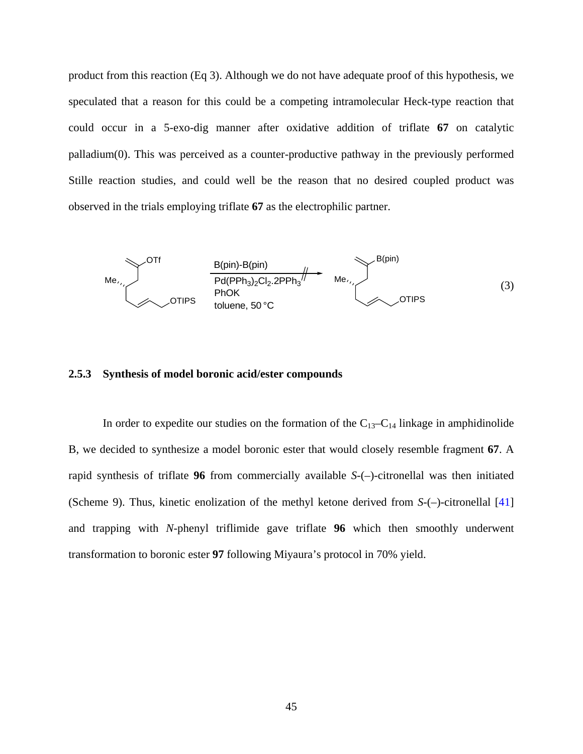product from this reaction (Eq 3). Although we do not have adequate proof of this hypothesis, we speculated that a reason for this could be a competing intramolecular Heck-type reaction that could occur in a 5-exo-dig manner after oxidative addition of triflate **67** on catalytic palladium(0). This was perceived as a counter-productive pathway in the previously performed Stille reaction studies, and could well be the reason that no desired coupled product was observed in the trials employing triflate **67** as the electrophilic partner.

B(pin)-B(pin), $Pd(PPh_3)_2Cl_2.2PPh_3$, PhOK, toluene, 50 °C (3)

### 2.5.3 Synthesis of model boronic acid/ester compounds

In order to expedite our studies on the formation of the $C_{13}$–$C_{14}$ linkage in amphidinolide B, we decided to synthesize a model boronic ester that would closely resemble fragment **67**. A rapid synthesis of triflate **96** from commercially available *S*-(–)-citronellal was then initiated (Scheme 9). Thus, kinetic enolization of the methyl ketone derived from *S*-(–)-citronellal [41] and trapping with *N*-phenyl triflimide gave triflate **96** which then smoothly underwent transformation to boronic ester **97** following Miyaura's protocol in 70% yield.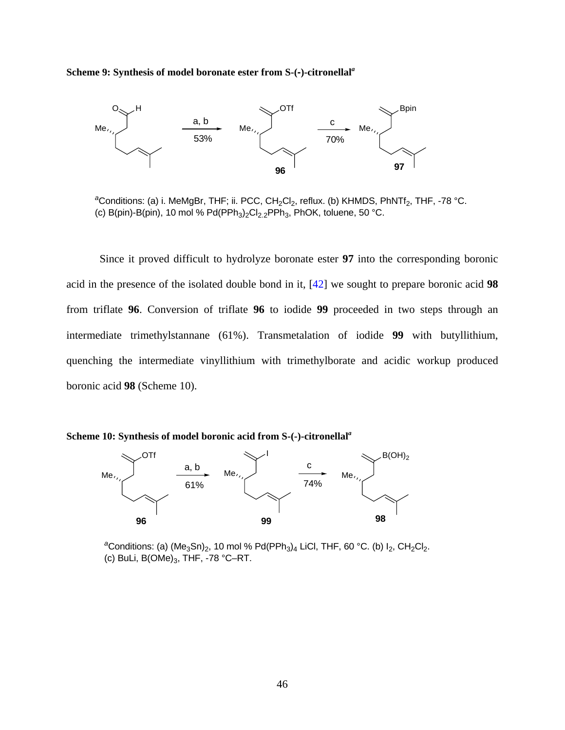**Scheme 9: Synthesis of model boronate ester from S-(-)-citronellal**[a]

[a]Conditions: (a) i. MeMgBr, THF; ii. PCC, $CH_2Cl_2$, reflux. (b) KHMDS, $PhNTf_2$, THF, -78 °C. (c) B(pin)-B(pin), 10 mol % $Pd(PPh_3)_2Cl_2$.$_2PPh_3$, PhOK, toluene, 50 °C.

Since it proved difficult to hydrolyze boronate ester **97** into the corresponding boronic acid in the presence of the isolated double bond in it, [42] we sought to prepare boronic acid **98** from triflate **96**. Conversion of triflate **96** to iodide **99** proceeded in two steps through an intermediate trimethylstannane (61%). Transmetalation of iodide **99** with butyllithium, quenching the intermediate vinyllithium with trimethylborate and acidic workup produced boronic acid **98** (Scheme 10).

**Scheme 10: Synthesis of model boronic acid from S-(-)-citronellal**[a]

[a]Conditions: (a) $(Me_3Sn)_2$, 10 mol % $Pd(PPh_3)_4$ LiCl, THF, 60 °C. (b) $I_2$, $CH_2Cl_2$. (c) BuLi, $B(OMe)_3$, THF, -78 °C–RT.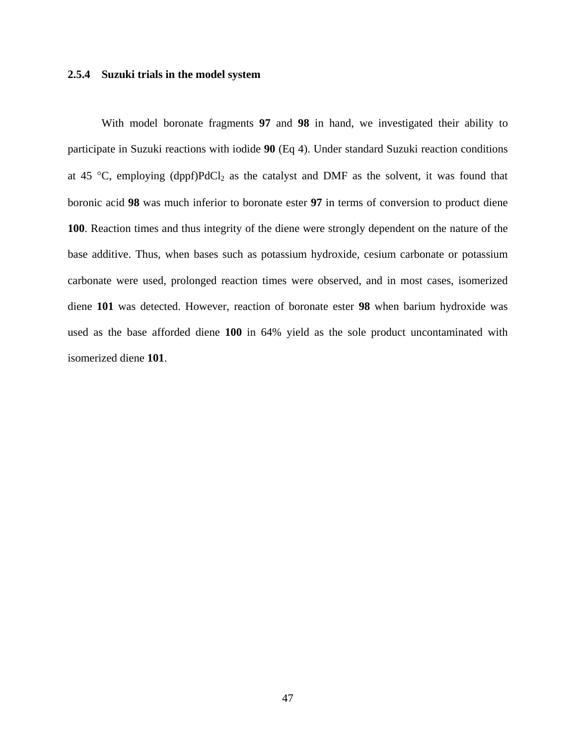### 2.5.4 Suzuki trials in the model system

With model boronate fragments **97** and **98** in hand, we investigated their ability to participate in Suzuki reactions with iodide **90** (Eq 4). Under standard Suzuki reaction conditions at 45 °C, employing (dppf)PdCl$_2$ as the catalyst and DMF as the solvent, it was found that boronic acid **98** was much inferior to boronate ester **97** in terms of conversion to product diene **100**. Reaction times and thus integrity of the diene were strongly dependent on the nature of the base additive. Thus, when bases such as potassium hydroxide, cesium carbonate or potassium carbonate were used, prolonged reaction times were observed, and in most cases, isomerized diene **101** was detected. However, reaction of boronate ester **98** when barium hydroxide was used as the base afforded diene **100** in 64% yield as the sole product uncontaminated with isomerized diene **101**.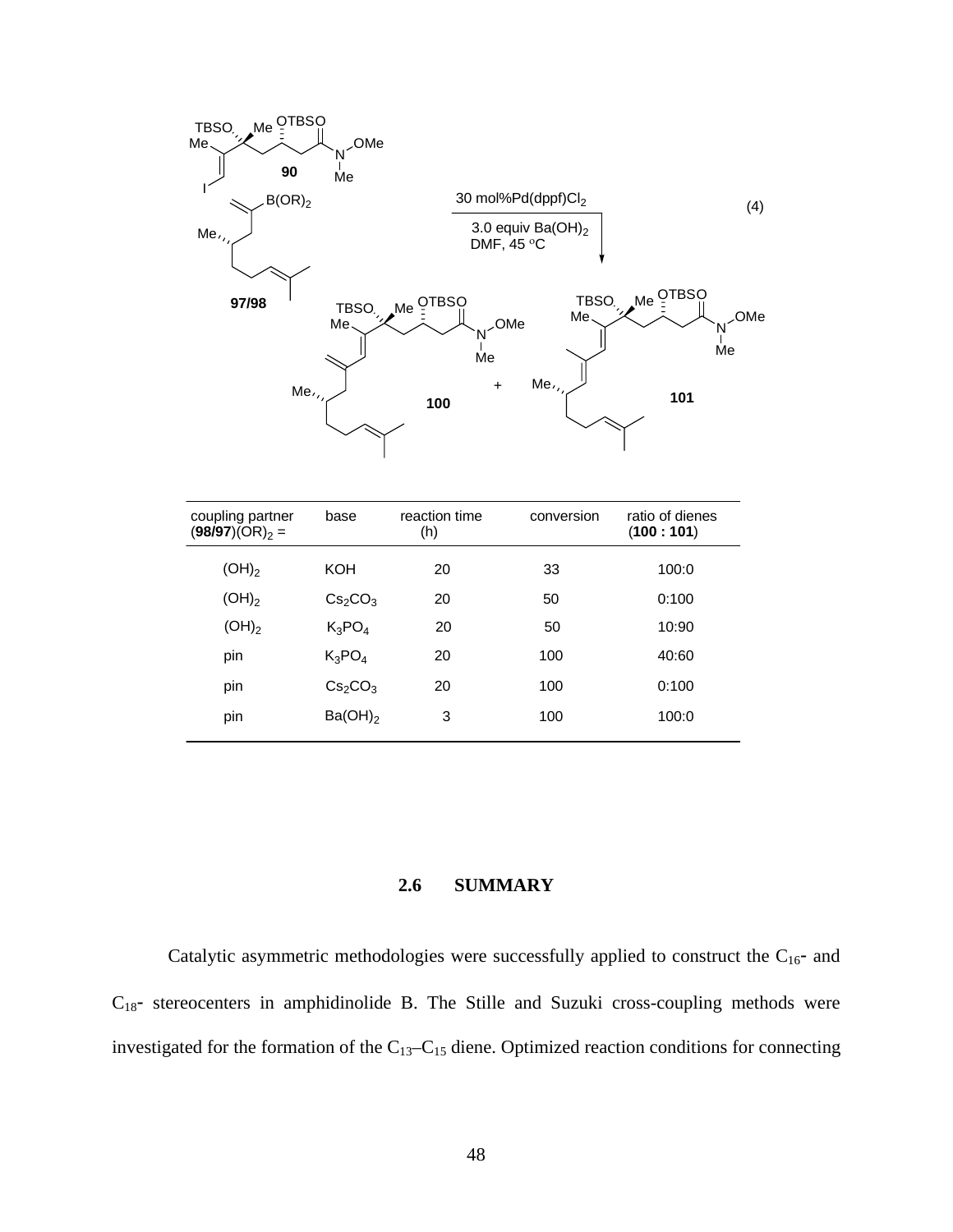30 mol%Pd(dppf)$Cl_2$

3.0 equiv $Ba(OH)_2$
DMF, 45 °C

(4)

| coupling partner (**98/97**)$(OR)_2$ = | base | reaction time (h) | conversion | ratio of dienes (**100 : 101**) |
|---|---|---|---|---|
| $(OH)_2$ | KOH | 20 | 33 | 100:0 |
| $(OH)_2$ | $Cs_2CO_3$ | 20 | 50 | 0:100 |
| $(OH)_2$ | $K_3PO_4$ | 20 | 50 | 10:90 |
| pin | $K_3PO_4$ | 20 | 100 | 40:60 |
| pin | $Cs_2CO_3$ | 20 | 100 | 0:100 |
| pin | $Ba(OH)_2$ | 3 | 100 | 100:0 |

## 2.6 SUMMARY

Catalytic asymmetric methodologies were successfully applied to construct the $C_{16}$- and $C_{18}$- stereocenters in amphidinolide B. The Stille and Suzuki cross-coupling methods were investigated for the formation of the $C_{13}$–$C_{15}$ diene. Optimized reaction conditions for connecting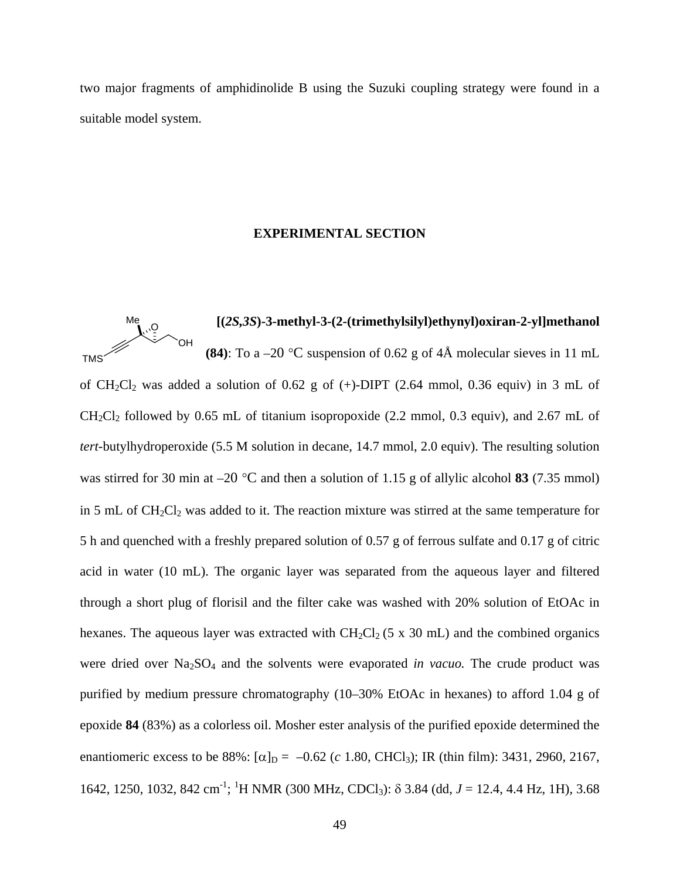two major fragments of amphidinolide B using the Suzuki coupling strategy were found in a suitable model system.

## EXPERIMENTAL SECTION

**[(*2S,3S*)-3-methyl-3-(2-(trimethylsilyl)ethynyl)oxiran-2-yl]methanol (84)**: To a –20 °C suspension of 0.62 g of 4Å molecular sieves in 11 mL of $CH_2Cl_2$ was added a solution of 0.62 g of (+)-DIPT (2.64 mmol, 0.36 equiv) in 3 mL of $CH_2Cl_2$ followed by 0.65 mL of titanium isopropoxide (2.2 mmol, 0.3 equiv), and 2.67 mL of *tert*-butylhydroperoxide (5.5 M solution in decane, 14.7 mmol, 2.0 equiv). The resulting solution was stirred for 30 min at –20 °C and then a solution of 1.15 g of allylic alcohol **83** (7.35 mmol) in 5 mL of $CH_2Cl_2$ was added to it. The reaction mixture was stirred at the same temperature for 5 h and quenched with a freshly prepared solution of 0.57 g of ferrous sulfate and 0.17 g of citric acid in water (10 mL). The organic layer was separated from the aqueous layer and filtered through a short plug of florisil and the filter cake was washed with 20% solution of EtOAc in hexanes. The aqueous layer was extracted with $CH_2Cl_2$ (5 x 30 mL) and the combined organics were dried over $Na_2SO_4$ and the solvents were evaporated *in vacuo.* The crude product was purified by medium pressure chromatography (10–30% EtOAc in hexanes) to afford 1.04 g of epoxide **84** (83%) as a colorless oil. Mosher ester analysis of the purified epoxide determined the enantiomeric excess to be 88%: $[\alpha]_D$ = –0.62 (*c* 1.80, $CHCl_3$); IR (thin film): 3431, 2960, 2167, 1642, 1250, 1032, 842 $cm^{-1}$; $^1H$ NMR (300 MHz, $CDCl_3$): $\delta$ 3.84 (dd, *J* = 12.4, 4.4 Hz, 1H), 3.68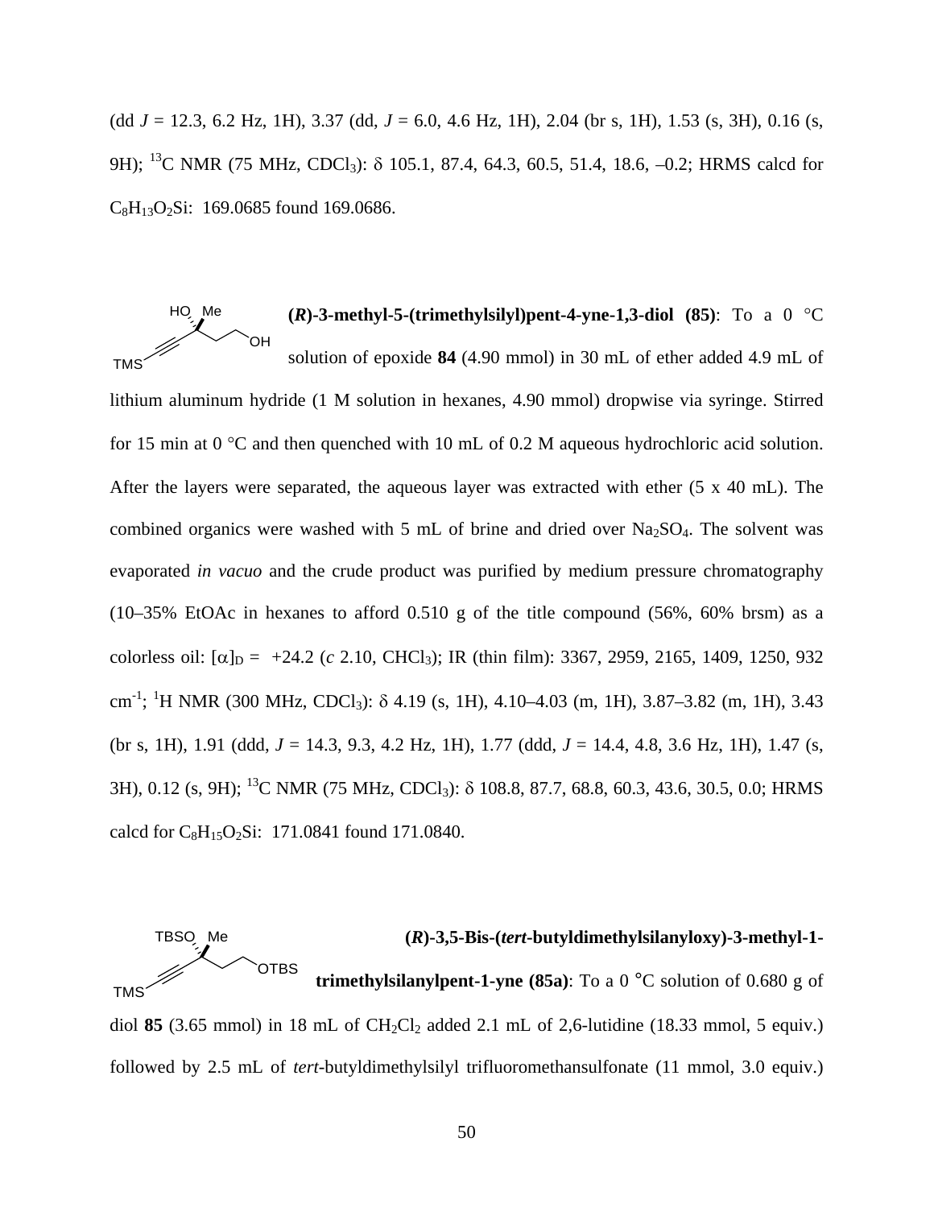(dd $J$ = 12.3, 6.2 Hz, 1H), 3.37 (dd, $J$ = 6.0, 4.6 Hz, 1H), 2.04 (br s, 1H), 1.53 (s, 3H), 0.16 (s, 9H); $^{13}$C NMR (75 MHz, $CDCl_3$): δ 105.1, 87.4, 64.3, 60.5, 51.4, 18.6, –0.2; HRMS calcd for $C_8H_{13}O_2Si$: 169.0685 found 169.0686.

**(*R*)-3-methyl-5-(trimethylsilyl)pent-4-yne-1,3-diol (85)**: To a 0 °C solution of epoxide **84** (4.90 mmol) in 30 mL of ether added 4.9 mL of lithium aluminum hydride (1 M solution in hexanes, 4.90 mmol) dropwise via syringe. Stirred for 15 min at 0 °C and then quenched with 10 mL of 0.2 M aqueous hydrochloric acid solution. After the layers were separated, the aqueous layer was extracted with ether (5 x 40 mL). The combined organics were washed with 5 mL of brine and dried over $Na_2SO_4$. The solvent was evaporated *in vacuo* and the crude product was purified by medium pressure chromatography (10–35% EtOAc in hexanes to afford 0.510 g of the title compound (56%, 60% brsm) as a colorless oil: $[\alpha]_D$ = +24.2 (*c* 2.10, $CHCl_3$); IR (thin film): 3367, 2959, 2165, 1409, 1250, 932 cm$^{-1}$; $^1$H NMR (300 MHz, $CDCl_3$): δ 4.19 (s, 1H), 4.10–4.03 (m, 1H), 3.87–3.82 (m, 1H), 3.43 (br s, 1H), 1.91 (ddd, $J$ = 14.3, 9.3, 4.2 Hz, 1H), 1.77 (ddd, $J$ = 14.4, 4.8, 3.6 Hz, 1H), 1.47 (s, 3H), 0.12 (s, 9H); $^{13}$C NMR (75 MHz, $CDCl_3$): δ 108.8, 87.7, 68.8, 60.3, 43.6, 30.5, 0.0; HRMS calcd for $C_8H_{15}O_2Si$: 171.0841 found 171.0840.

**(*R*)-3,5-Bis-(*tert*-butyldimethylsilanyloxy)-3-methyl-1-trimethylsilanylpent-1-yne (85a)**: To a 0 °C solution of 0.680 g of diol **85** (3.65 mmol) in 18 mL of $CH_2Cl_2$ added 2.1 mL of 2,6-lutidine (18.33 mmol, 5 equiv.) followed by 2.5 mL of *tert*-butyldimethylsilyl trifluoromethansulfonate (11 mmol, 3.0 equiv.)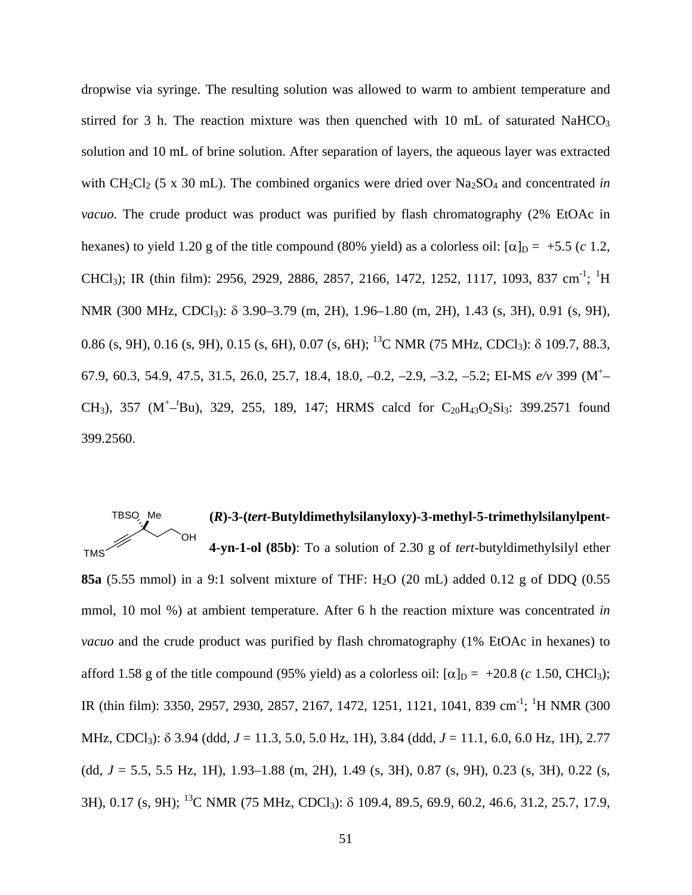dropwise via syringe. The resulting solution was allowed to warm to ambient temperature and stirred for 3 h. The reaction mixture was then quenched with 10 mL of saturated $NaHCO_3$ solution and 10 mL of brine solution. After separation of layers, the aqueous layer was extracted with $CH_2Cl_2$ (5 x 30 mL). The combined organics were dried over $Na_2SO_4$ and concentrated *in vacuo*. The crude product was product was purified by flash chromatography (2% EtOAc in hexanes) to yield 1.20 g of the title compound (80% yield) as a colorless oil: $[\alpha]_D$ = +5.5 (*c* 1.2, $CHCl_3$); IR (thin film): 2956, 2929, 2886, 2857, 2166, 1472, 1252, 1117, 1093, 837 $cm^{-1}$; $^1H$ NMR (300 MHz, $CDCl_3$): δ 3.90–3.79 (m, 2H), 1.96–1.80 (m, 2H), 1.43 (s, 3H), 0.91 (s, 9H), 0.86 (s, 9H), 0.16 (s, 9H), 0.15 (s, 6H), 0.07 (s, 6H); $^{13}C$ NMR (75 MHz, $CDCl_3$): δ 109.7, 88.3, 67.9, 60.3, 54.9, 47.5, 31.5, 26.0, 25.7, 18.4, 18.0, –0.2, –2.9, –3.2, –5.2; EI-MS *e/v* 399 ($M^+$–$CH_3$), 357 ($M^+$–$^t$Bu), 329, 255, 189, 147; HRMS calcd for $C_{20}H_{43}O_2Si_3$: 399.2571 found 399.2560.

**(*R*)-3-(*tert*-Butyldimethylsilanyloxy)-3-methyl-5-trimethylsilanylpent-4-yn-1-ol (85b)**: To a solution of 2.30 g of *tert*-butyldimethylsilyl ether **85a** (5.55 mmol) in a 9:1 solvent mixture of THF: $H_2O$ (20 mL) added 0.12 g of DDQ (0.55 mmol, 10 mol %) at ambient temperature. After 6 h the reaction mixture was concentrated *in vacuo* and the crude product was purified by flash chromatography (1% EtOAc in hexanes) to afford 1.58 g of the title compound (95% yield) as a colorless oil: $[\alpha]_D$ = +20.8 (*c* 1.50, $CHCl_3$); IR (thin film): 3350, 2957, 2930, 2857, 2167, 1472, 1251, 1121, 1041, 839 $cm^{-1}$; $^1H$ NMR (300 MHz, $CDCl_3$): δ 3.94 (ddd, *J* = 11.3, 5.0, 5.0 Hz, 1H), 3.84 (ddd, *J* = 11.1, 6.0, 6.0 Hz, 1H), 2.77 (dd, *J* = 5.5, 5.5 Hz, 1H), 1.93–1.88 (m, 2H), 1.49 (s, 3H), 0.87 (s, 9H), 0.23 (s, 3H), 0.22 (s, 3H), 0.17 (s, 9H); $^{13}C$ NMR (75 MHz, $CDCl_3$): δ 109.4, 89.5, 69.9, 60.2, 46.6, 31.2, 25.7, 17.9,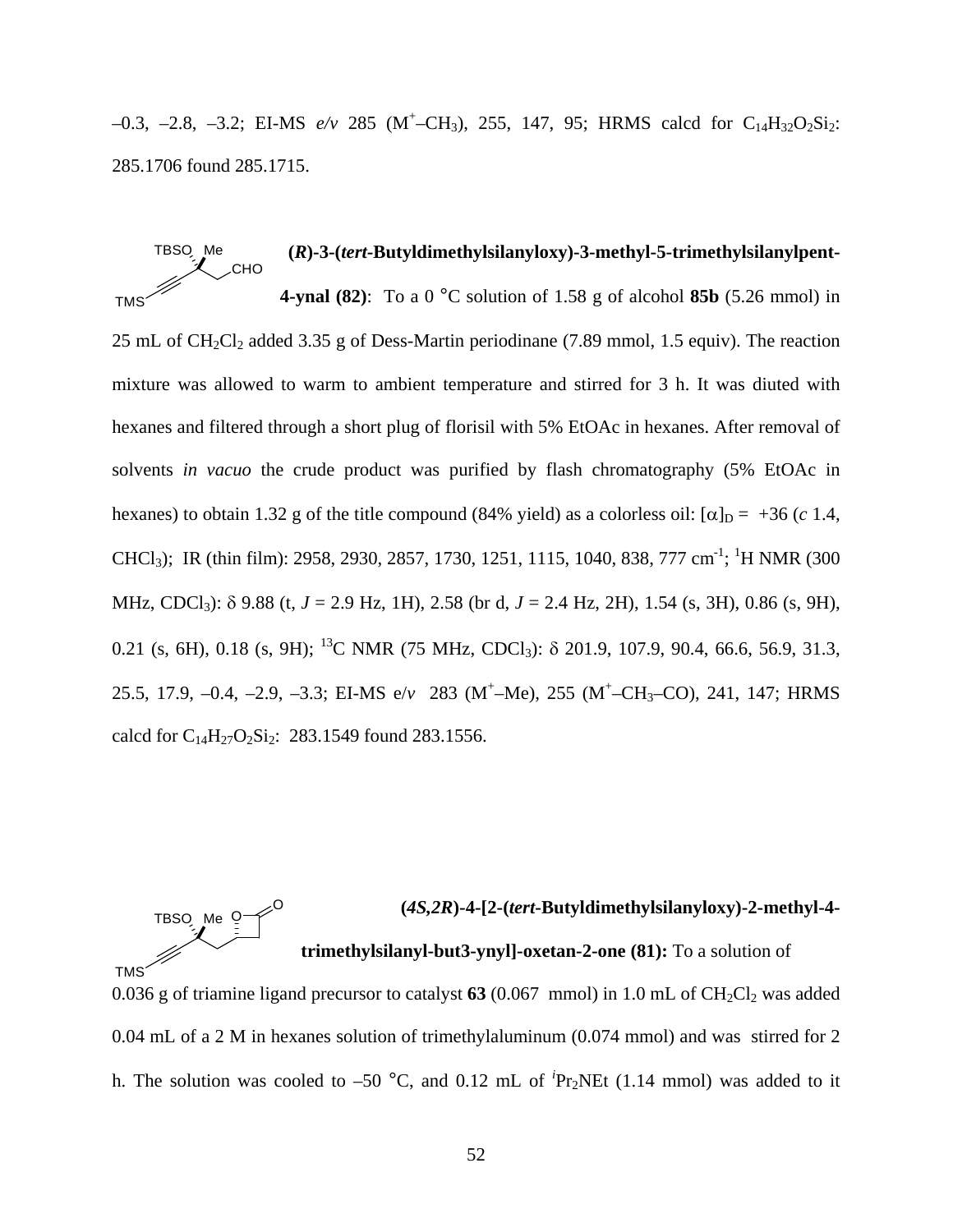–0.3, –2.8, –3.2; EI-MS *e/v* 285 ($M^+–CH_3$), 255, 147, 95; HRMS calcd for $C_{14}H_{32}O_2Si_2$: 285.1706 found 285.1715.

**(*R*)-3-(*tert*-Butyldimethylsilanyloxy)-3-methyl-5-trimethylsilanylpent-4-ynal (82)**: To a 0 °C solution of 1.58 g of alcohol **85b** (5.26 mmol) in 25 mL of $CH_2Cl_2$ added 3.35 g of Dess-Martin periodinane (7.89 mmol, 1.5 equiv). The reaction mixture was allowed to warm to ambient temperature and stirred for 3 h. It was diuted with hexanes and filtered through a short plug of florisil with 5% EtOAc in hexanes. After removal of solvents *in vacuo* the crude product was purified by flash chromatography (5% EtOAc in hexanes) to obtain 1.32 g of the title compound (84% yield) as a colorless oil: $[\alpha]_D$ = +36 (*c* 1.4, $CHCl_3$); IR (thin film): 2958, 2930, 2857, 1730, 1251, 1115, 1040, 838, 777 $cm^{-1}$; $^1H$ NMR (300 MHz, $CDCl_3$): δ 9.88 (t, *J* = 2.9 Hz, 1H), 2.58 (br d, *J* = 2.4 Hz, 2H), 1.54 (s, 3H), 0.86 (s, 9H), 0.21 (s, 6H), 0.18 (s, 9H); $^{13}C$ NMR (75 MHz, $CDCl_3$): δ 201.9, 107.9, 90.4, 66.6, 56.9, 31.3, 25.5, 17.9, –0.4, –2.9, –3.3; EI-MS e/*v* 283 ($M^+$–Me), 255 ($M^+–CH_3$–CO), 241, 147; HRMS calcd for $C_{14}H_{27}O_2Si_2$: 283.1549 found 283.1556.

**(*4S,2R*)-4-[2-(*tert*-Butyldimethylsilanyloxy)-2-methyl-4-trimethylsilanyl-but3-ynyl]-oxetan-2-one (81):** To a solution of 0.036 g of triamine ligand precursor to catalyst **63** (0.067 mmol) in 1.0 mL of $CH_2Cl_2$ was added 0.04 mL of a 2 M in hexanes solution of trimethylaluminum (0.074 mmol) and was stirred for 2 h. The solution was cooled to –50 °C, and 0.12 mL of $^i Pr_2NEt$ (1.14 mmol) was added to it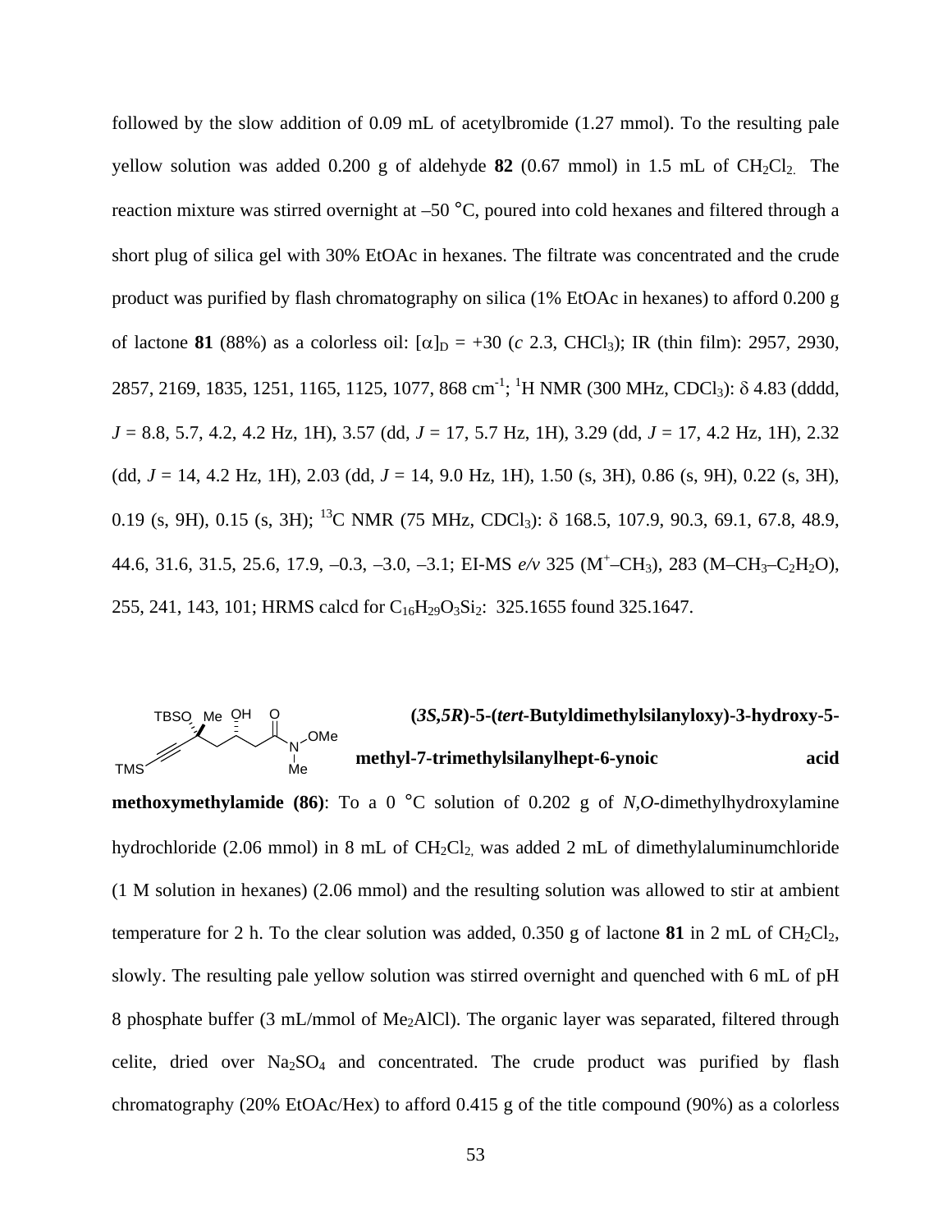followed by the slow addition of 0.09 mL of acetylbromide (1.27 mmol). To the resulting pale yellow solution was added 0.200 g of aldehyde **82** (0.67 mmol) in 1.5 mL of $CH_2Cl_2$. The reaction mixture was stirred overnight at –50 °C, poured into cold hexanes and filtered through a short plug of silica gel with 30% EtOAc in hexanes. The filtrate was concentrated and the crude product was purified by flash chromatography on silica (1% EtOAc in hexanes) to afford 0.200 g of lactone **81** (88%) as a colorless oil: $[\alpha]_D$ = +30 (*c* 2.3, $CHCl_3$); IR (thin film): 2957, 2930, 2857, 2169, 1835, 1251, 1165, 1125, 1077, 868 $cm^{-1}$; $^1H$ NMR (300 MHz, $CDCl_3$): δ 4.83 (dddd, *J* = 8.8, 5.7, 4.2, 4.2 Hz, 1H), 3.57 (dd, *J* = 17, 5.7 Hz, 1H), 3.29 (dd, *J* = 17, 4.2 Hz, 1H), 2.32 (dd, *J* = 14, 4.2 Hz, 1H), 2.03 (dd, *J* = 14, 9.0 Hz, 1H), 1.50 (s, 3H), 0.86 (s, 9H), 0.22 (s, 3H), 0.19 (s, 9H), 0.15 (s, 3H); $^{13}C$ NMR (75 MHz, $CDCl_3$): δ 168.5, 107.9, 90.3, 69.1, 67.8, 48.9, 44.6, 31.6, 31.5, 25.6, 17.9, –0.3, –3.0, –3.1; EI-MS *e/v* 325 ($M^+$–$CH_3$), 283 (M–$CH_3$–$C_2H_2O$), 255, 241, 143, 101; HRMS calcd for $C_{16}H_{29}O_3Si_2$: 325.1655 found 325.1647.

**(3*S*,5*R*)-5-(*tert*-Butyldimethylsilanyloxy)-3-hydroxy-5-methyl-7-trimethylsilanylhept-6-ynoic acid methoxymethylamide (86)**: To a 0 °C solution of 0.202 g of *N*,*O*-dimethylhydroxylamine hydrochloride (2.06 mmol) in 8 mL of $CH_2Cl_2$, was added 2 mL of dimethylaluminumchloride (1 M solution in hexanes) (2.06 mmol) and the resulting solution was allowed to stir at ambient temperature for 2 h. To the clear solution was added, 0.350 g of lactone **81** in 2 mL of $CH_2Cl_2$, slowly. The resulting pale yellow solution was stirred overnight and quenched with 6 mL of pH 8 phosphate buffer (3 mL/mmol of $Me_2AlCl$). The organic layer was separated, filtered through celite, dried over $Na_2SO_4$ and concentrated. The crude product was purified by flash chromatography (20% EtOAc/Hex) to afford 0.415 g of the title compound (90%) as a colorless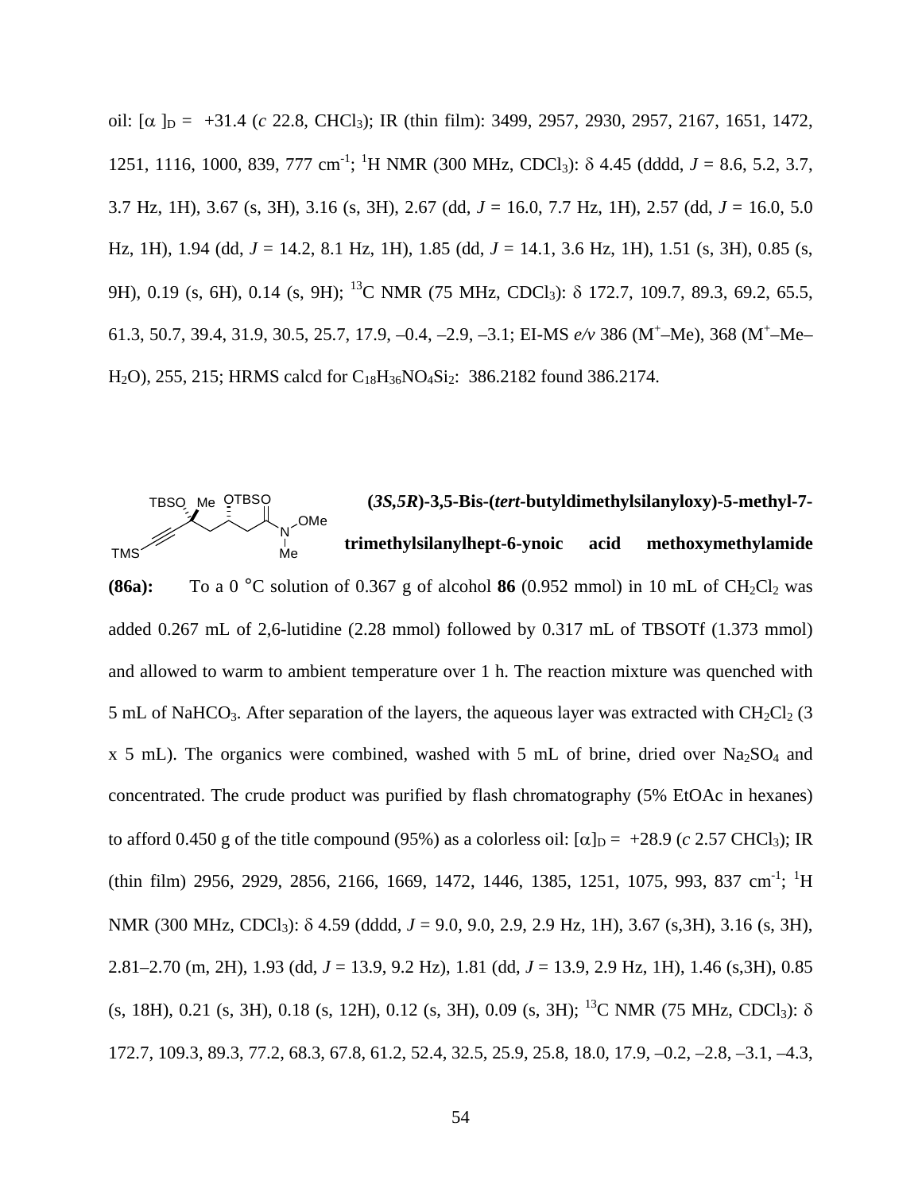oil: [α ]$_D$ = +31.4 (*c* 22.8, $CHCl_3$); IR (thin film): 3499, 2957, 2930, 2957, 2167, 1651, 1472, 1251, 1116, 1000, 839, 777 cm$^{-1}$; $^1$H NMR (300 MHz, $CDCl_3$): δ 4.45 (dddd, *J* = 8.6, 5.2, 3.7, 3.7 Hz, 1H), 3.67 (s, 3H), 3.16 (s, 3H), 2.67 (dd, *J* = 16.0, 7.7 Hz, 1H), 2.57 (dd, *J* = 16.0, 5.0 Hz, 1H), 1.94 (dd, *J* = 14.2, 8.1 Hz, 1H), 1.85 (dd, *J* = 14.1, 3.6 Hz, 1H), 1.51 (s, 3H), 0.85 (s, 9H), 0.19 (s, 6H), 0.14 (s, 9H); $^{13}$C NMR (75 MHz, $CDCl_3$): δ 172.7, 109.7, 89.3, 69.2, 65.5, 61.3, 50.7, 39.4, 31.9, 30.5, 25.7, 17.9, –0.4, –2.9, –3.1; EI-MS *e/v* 386 ($M^+$–Me), 368 ($M^+$–Me–$H_2O$), 255, 215; HRMS calcd for $C_{18}H_{36}NO_4Si_2$: 386.2182 found 386.2174.

**(*3S,5R*)-3,5-Bis-(*tert*-butyldimethylsilanyloxy)-5-methyl-7-trimethylsilanylhept-6-ynoic acid methoxymethylamide (86a):** To a 0 °C solution of 0.367 g of alcohol **86** (0.952 mmol) in 10 mL of $CH_2Cl_2$ was added 0.267 mL of 2,6-lutidine (2.28 mmol) followed by 0.317 mL of TBSOTf (1.373 mmol) and allowed to warm to ambient temperature over 1 h. The reaction mixture was quenched with 5 mL of $NaHCO_3$. After separation of the layers, the aqueous layer was extracted with $CH_2Cl_2$ (3 x 5 mL). The organics were combined, washed with 5 mL of brine, dried over $Na_2SO_4$ and concentrated. The crude product was purified by flash chromatography (5% EtOAc in hexanes) to afford 0.450 g of the title compound (95%) as a colorless oil: [α]$_D$ = +28.9 (*c* 2.57 $CHCl_3$); IR (thin film) 2956, 2929, 2856, 2166, 1669, 1472, 1446, 1385, 1251, 1075, 993, 837 cm$^{-1}$; $^1$H NMR (300 MHz, $CDCl_3$): δ 4.59 (dddd, *J* = 9.0, 9.0, 2.9, 2.9 Hz, 1H), 3.67 (s,3H), 3.16 (s, 3H), 2.81–2.70 (m, 2H), 1.93 (dd, *J* = 13.9, 9.2 Hz), 1.81 (dd, *J* = 13.9, 2.9 Hz, 1H), 1.46 (s,3H), 0.85 (s, 18H), 0.21 (s, 3H), 0.18 (s, 12H), 0.12 (s, 3H), 0.09 (s, 3H); $^{13}$C NMR (75 MHz, $CDCl_3$): δ 172.7, 109.3, 89.3, 77.2, 68.3, 67.8, 61.2, 52.4, 32.5, 25.9, 25.8, 18.0, 17.9, –0.2, –2.8, –3.1, –4.3,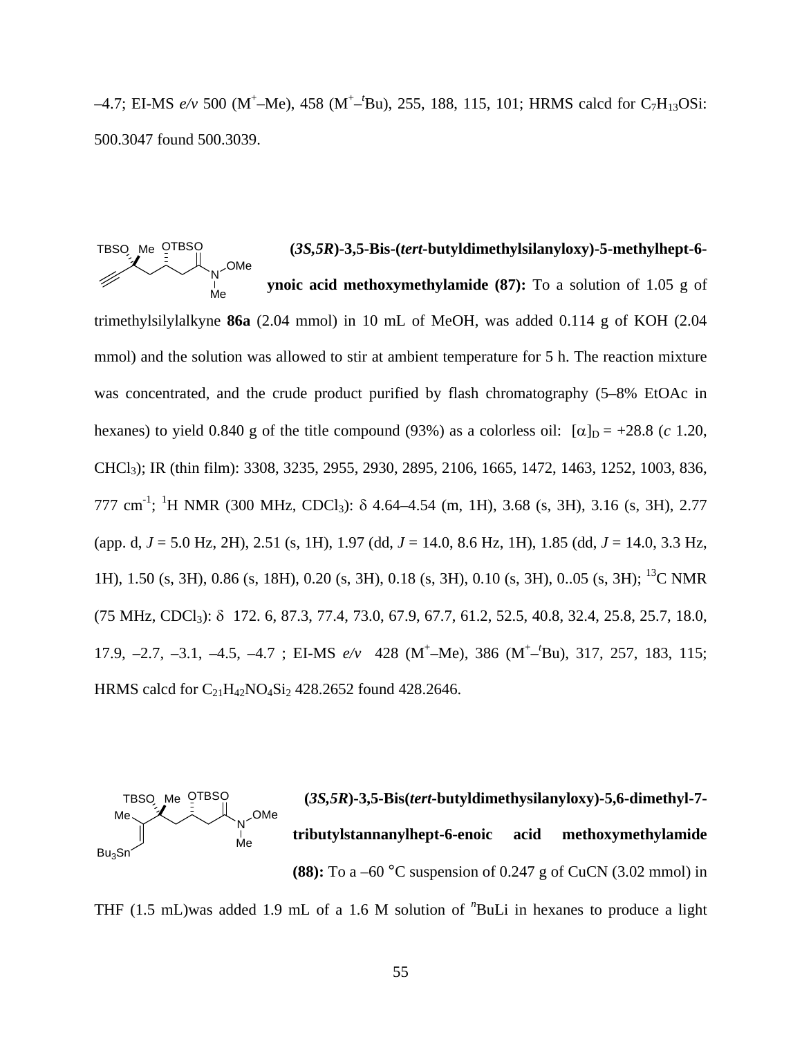–4.7; EI-MS *e/v* 500 (M$^+$–Me), 458 (M$^+$–$^t$Bu), 255, 188, 115, 101; HRMS calcd for $C_7H_{13}OSi$: 500.3047 found 500.3039.

**(3*S*,5*R*)-3,5-Bis-(*tert*-butyldimethylsilanyloxy)-5-methylhept-6-ynoic acid methoxymethylamide (87):** To a solution of 1.05 g of trimethylsilylalkyne **86a** (2.04 mmol) in 10 mL of MeOH, was added 0.114 g of KOH (2.04 mmol) and the solution was allowed to stir at ambient temperature for 5 h. The reaction mixture was concentrated, and the crude product purified by flash chromatography (5–8% EtOAc in hexanes) to yield 0.840 g of the title compound (93%) as a colorless oil: $[\alpha]_D$ = +28.8 (*c* 1.20, $CHCl_3$); IR (thin film): 3308, 3235, 2955, 2930, 2895, 2106, 1665, 1472, 1463, 1252, 1003, 836, 777 cm$^{-1}$; $^1$H NMR (300 MHz, $CDCl_3$): δ 4.64–4.54 (m, 1H), 3.68 (s, 3H), 3.16 (s, 3H), 2.77 (app. d, *J* = 5.0 Hz, 2H), 2.51 (s, 1H), 1.97 (dd, *J* = 14.0, 8.6 Hz, 1H), 1.85 (dd, *J* = 14.0, 3.3 Hz, 1H), 1.50 (s, 3H), 0.86 (s, 18H), 0.20 (s, 3H), 0.18 (s, 3H), 0.10 (s, 3H), 0..05 (s, 3H); $^{13}$C NMR (75 MHz, $CDCl_3$): δ 172. 6, 87.3, 77.4, 73.0, 67.9, 67.7, 61.2, 52.5, 40.8, 32.4, 25.8, 25.7, 18.0, 17.9, –2.7, –3.1, –4.5, –4.7 ; EI-MS *e/v* 428 (M$^+$–Me), 386 (M$^+$–$^t$Bu), 317, 257, 183, 115; HRMS calcd for $C_{21}H_{42}NO_4Si_2$ 428.2652 found 428.2646.

**(3*S*,5*R*)-3,5-Bis(*tert*-butyldimethysilanyloxy)-5,6-dimethyl-7-tributylstannanylhept-6-enoic acid methoxymethylamide (88):** To a –60 °C suspension of 0.247 g of CuCN (3.02 mmol) in THF (1.5 mL)was added 1.9 mL of a 1.6 M solution of $^n$BuLi in hexanes to produce a light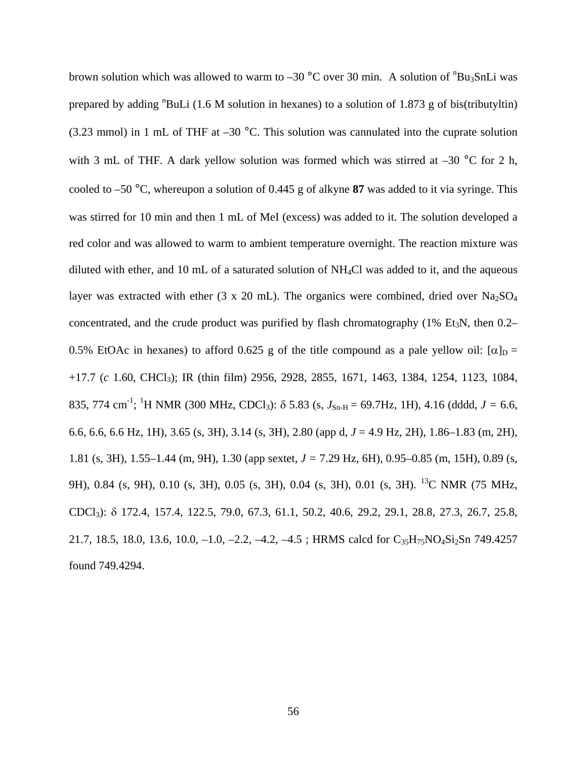brown solution which was allowed to warm to –30 °C over 30 min. A solution of $^{n}Bu_3SnLi$ was prepared by adding $^{n}BuLi$ (1.6 M solution in hexanes) to a solution of 1.873 g of bis(tributyltin) (3.23 mmol) in 1 mL of THF at –30 °C. This solution was cannulated into the cuprate solution with 3 mL of THF. A dark yellow solution was formed which was stirred at –30 °C for 2 h, cooled to –50 °C, whereupon a solution of 0.445 g of alkyne **87** was added to it via syringe. This was stirred for 10 min and then 1 mL of MeI (excess) was added to it. The solution developed a red color and was allowed to warm to ambient temperature overnight. The reaction mixture was diluted with ether, and 10 mL of a saturated solution of $NH_4Cl$ was added to it, and the aqueous layer was extracted with ether (3 x 20 mL). The organics were combined, dried over $Na_2SO_4$ concentrated, and the crude product was purified by flash chromatography (1% $Et_3N$, then 0.2–0.5% EtOAc in hexanes) to afford 0.625 g of the title compound as a pale yellow oil: $[\alpha]_D$ = +17.7 (*c* 1.60, $CHCl_3$); IR (thin film) 2956, 2928, 2855, 1671, 1463, 1384, 1254, 1123, 1084, 835, 774 $cm^{-1}$; $^{1}H$ NMR (300 MHz, $CDCl_3$): $\delta$ 5.83 (s, $J_{Sn\text{-}H}$ = 69.7Hz, 1H), 4.16 (dddd, $J$ = 6.6, 6.6, 6.6, 6.6 Hz, 1H), 3.65 (s, 3H), 3.14 (s, 3H), 2.80 (app d, $J$ = 4.9 Hz, 2H), 1.86–1.83 (m, 2H), 1.81 (s, 3H), 1.55–1.44 (m, 9H), 1.30 (app sextet, $J$ = 7.29 Hz, 6H), 0.95–0.85 (m, 15H), 0.89 (s, 9H), 0.84 (s, 9H), 0.10 (s, 3H), 0.05 (s, 3H), 0.04 (s, 3H), 0.01 (s, 3H). $^{13}C$ NMR (75 MHz, $CDCl_3$): $\delta$ 172.4, 157.4, 122.5, 79.0, 67.3, 61.1, 50.2, 40.6, 29.2, 29.1, 28.8, 27.3, 26.7, 25.8, 21.7, 18.5, 18.0, 13.6, 10.0, –1.0, –2.2, –4.2, –4.5 ; HRMS calcd for $C_{35}H_{75}NO_4Si_2Sn$ 749.4257 found 749.4294.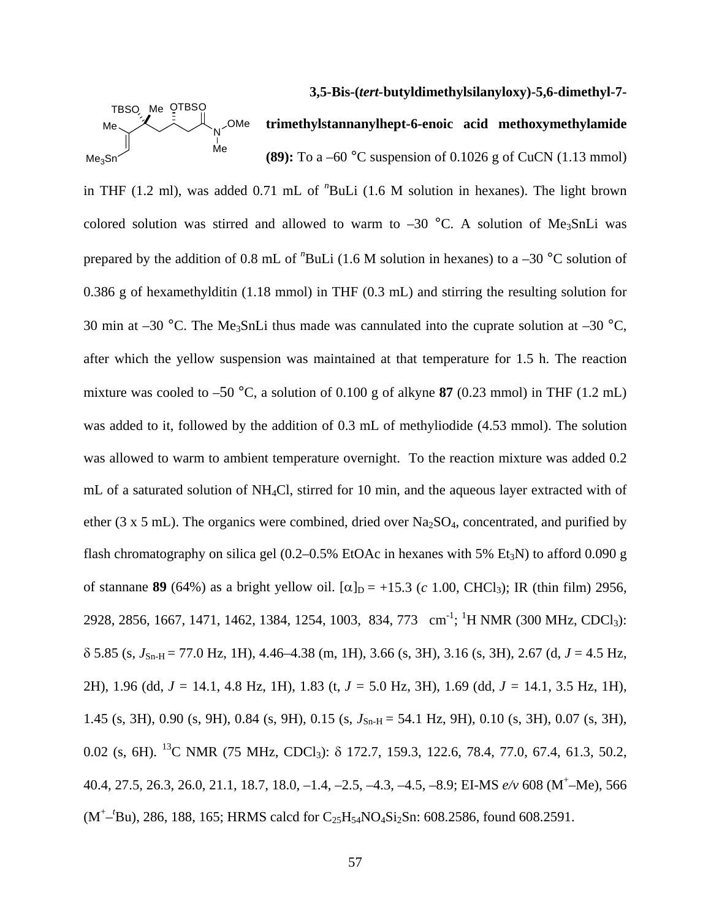**3,5-Bis-(*tert*-butyldimethylsilanyloxy)-5,6-dimethyl-7-trimethylstannanylhept-6-enoic acid methoxymethylamide (89):** To a –60 °C suspension of 0.1026 g of CuCN (1.13 mmol) in THF (1.2 ml), was added 0.71 mL of $^n$BuLi (1.6 M solution in hexanes). The light brown colored solution was stirred and allowed to warm to –30 °C. A solution of $Me_3SnLi$ was prepared by the addition of 0.8 mL of $^n$BuLi (1.6 M solution in hexanes) to a –30 °C solution of 0.386 g of hexamethylditin (1.18 mmol) in THF (0.3 mL) and stirring the resulting solution for 30 min at –30 °C. The $Me_3SnLi$ thus made was cannulated into the cuprate solution at –30 °C, after which the yellow suspension was maintained at that temperature for 1.5 h. The reaction mixture was cooled to –50 °C, a solution of 0.100 g of alkyne **87** (0.23 mmol) in THF (1.2 mL) was added to it, followed by the addition of 0.3 mL of methyliodide (4.53 mmol). The solution was allowed to warm to ambient temperature overnight. To the reaction mixture was added 0.2 mL of a saturated solution of $NH_4Cl$, stirred for 10 min, and the aqueous layer extracted with of ether (3 x 5 mL). The organics were combined, dried over $Na_2SO_4$, concentrated, and purified by flash chromatography on silica gel (0.2–0.5% EtOAc in hexanes with 5% $Et_3N$) to afford 0.090 g of stannane **89** (64%) as a bright yellow oil. $[\alpha]_D$ = +15.3 (*c* 1.00, $CHCl_3$); IR (thin film) 2956, 2928, 2856, 1667, 1471, 1462, 1384, 1254, 1003, 834, 773 cm$^{-1}$; $^1$H NMR (300 MHz, $CDCl_3$): $\delta$ 5.85 (s, $J_{Sn-H}$ = 77.0 Hz, 1H), 4.46–4.38 (m, 1H), 3.66 (s, 3H), 3.16 (s, 3H), 2.67 (d, $J$ = 4.5 Hz, 2H), 1.96 (dd, $J$ = 14.1, 4.8 Hz, 1H), 1.83 (t, $J$ = 5.0 Hz, 3H), 1.69 (dd, $J$ = 14.1, 3.5 Hz, 1H), 1.45 (s, 3H), 0.90 (s, 9H), 0.84 (s, 9H), 0.15 (s, $J_{Sn-H}$ = 54.1 Hz, 9H), 0.10 (s, 3H), 0.07 (s, 3H), 0.02 (s, 6H). $^{13}$C NMR (75 MHz, $CDCl_3$): $\delta$ 172.7, 159.3, 122.6, 78.4, 77.0, 67.4, 61.3, 50.2, 40.4, 27.5, 26.3, 26.0, 21.1, 18.7, 18.0, –1.4, –2.5, –4.3, –4.5, –8.9; EI-MS *e/v* 608 ($M^+$–Me), 566 ($M^+$–$^t$Bu), 286, 188, 165; HRMS calcd for $C_{25}H_{54}NO_4Si_2Sn$: 608.2586, found 608.2591.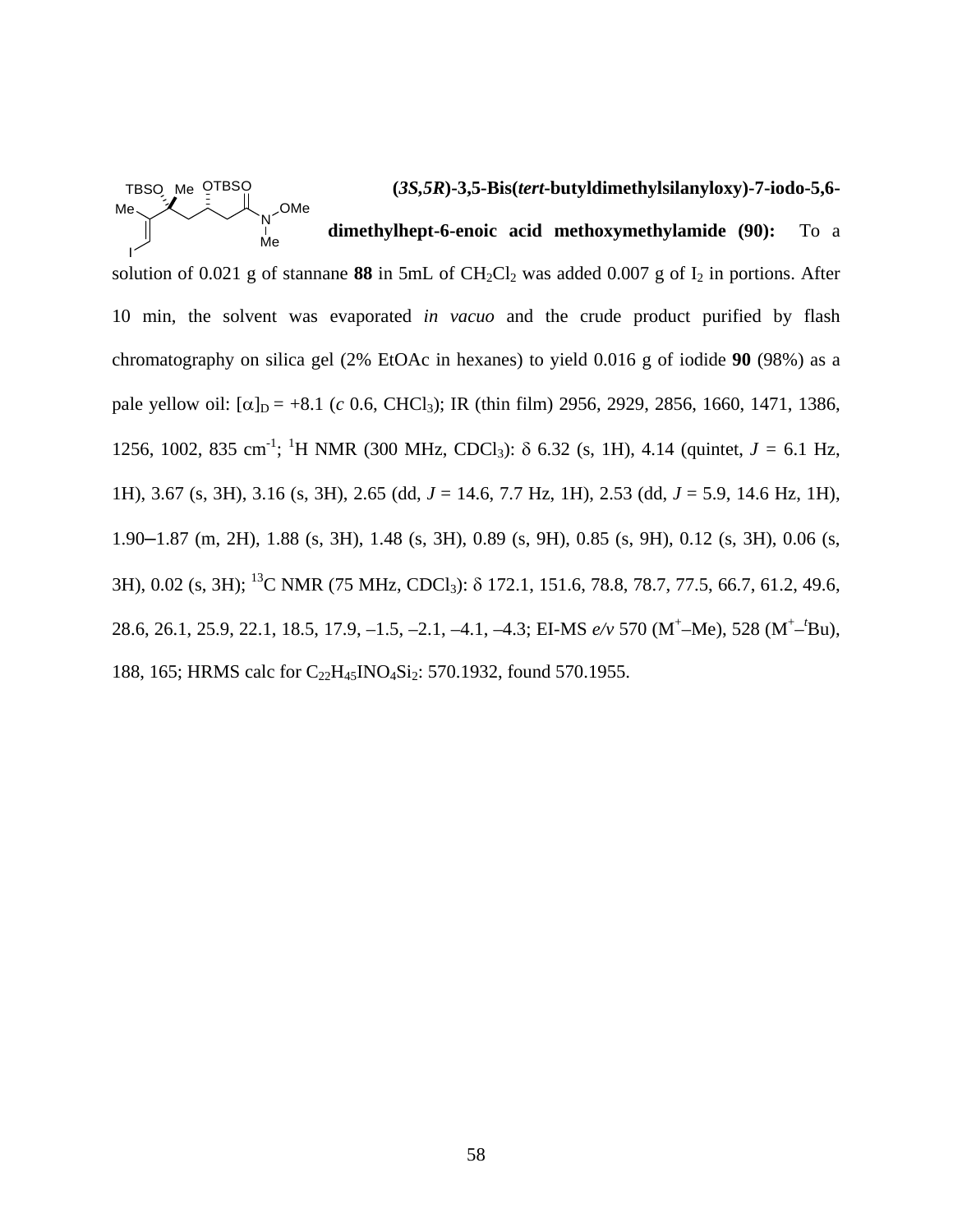**(3*S*,5*R*)-3,5-Bis(*tert*-butyldimethylsilanyloxy)-7-iodo-5,6-dimethylhept-6-enoic acid methoxymethylamide (90):** To a solution of 0.021 g of stannane **88** in 5mL of $CH_2Cl_2$ was added 0.007 g of $I_2$ in portions. After 10 min, the solvent was evaporated *in vacuo* and the crude product purified by flash chromatography on silica gel (2% EtOAc in hexanes) to yield 0.016 g of iodide **90** (98%) as a pale yellow oil: $[\alpha]_D = +8.1$ (*c* 0.6, $CHCl_3$); IR (thin film) 2956, 2929, 2856, 1660, 1471, 1386, 1256, 1002, 835 $cm^{-1}$; $^1H$ NMR (300 MHz, $CDCl_3$): $\delta$ 6.32 (s, 1H), 4.14 (quintet, $J$ = 6.1 Hz, 1H), 3.67 (s, 3H), 3.16 (s, 3H), 2.65 (dd, $J$ = 14.6, 7.7 Hz, 1H), 2.53 (dd, $J$ = 5.9, 14.6 Hz, 1H), 1.90–1.87 (m, 2H), 1.88 (s, 3H), 1.48 (s, 3H), 0.89 (s, 9H), 0.85 (s, 9H), 0.12 (s, 3H), 0.06 (s, 3H), 0.02 (s, 3H); $^{13}C$ NMR (75 MHz, $CDCl_3$): $\delta$ 172.1, 151.6, 78.8, 78.7, 77.5, 66.7, 61.2, 49.6, 28.6, 26.1, 25.9, 22.1, 18.5, 17.9, –1.5, –2.1, –4.1, –4.3; EI-MS *e/v* 570 ($M^+$–Me), 528 ($M^+$–$^t$Bu), 188, 165; HRMS calc for $C_{22}H_{45}INO_4Si_2$: 570.1932, found 570.1955.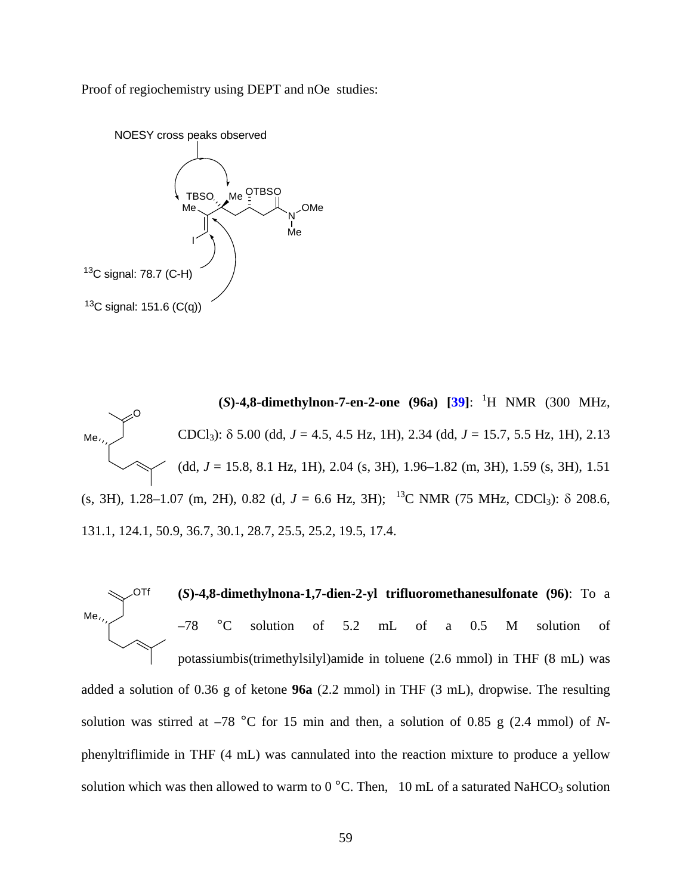Proof of regiochemistry using DEPT and nOe studies:

NOESY cross peaks observed

$^{13}$C signal: 78.7 (C-H)

$^{13}$C signal: 151.6 (C(q))

**(*S*)-4,8-dimethylnon-7-en-2-one (96a) [39]**: $^1$H NMR (300 MHz, $CDCl_3$): δ 5.00 (dd, *J* = 4.5, 4.5 Hz, 1H), 2.34 (dd, *J* = 15.7, 5.5 Hz, 1H), 2.13 (dd, *J* = 15.8, 8.1 Hz, 1H), 2.04 (s, 3H), 1.96–1.82 (m, 3H), 1.59 (s, 3H), 1.51 (s, 3H), 1.28–1.07 (m, 2H), 0.82 (d, *J* = 6.6 Hz, 3H); $^{13}$C NMR (75 MHz, $CDCl_3$): δ 208.6, 131.1, 124.1, 50.9, 36.7, 30.1, 28.7, 25.5, 25.2, 19.5, 17.4.

**(*S*)-4,8-dimethylnona-1,7-dien-2-yl trifluoromethanesulfonate (96)**: To a –78 °C solution of 5.2 mL of a 0.5 M solution of potassiumbis(trimethylsilyl)amide in toluene (2.6 mmol) in THF (8 mL) was added a solution of 0.36 g of ketone **96a** (2.2 mmol) in THF (3 mL), dropwise. The resulting solution was stirred at –78 °C for 15 min and then, a solution of 0.85 g (2.4 mmol) of *N*-phenyltriflimide in THF (4 mL) was cannulated into the reaction mixture to produce a yellow solution which was then allowed to warm to 0 °C. Then, 10 mL of a saturated $NaHCO_3$ solution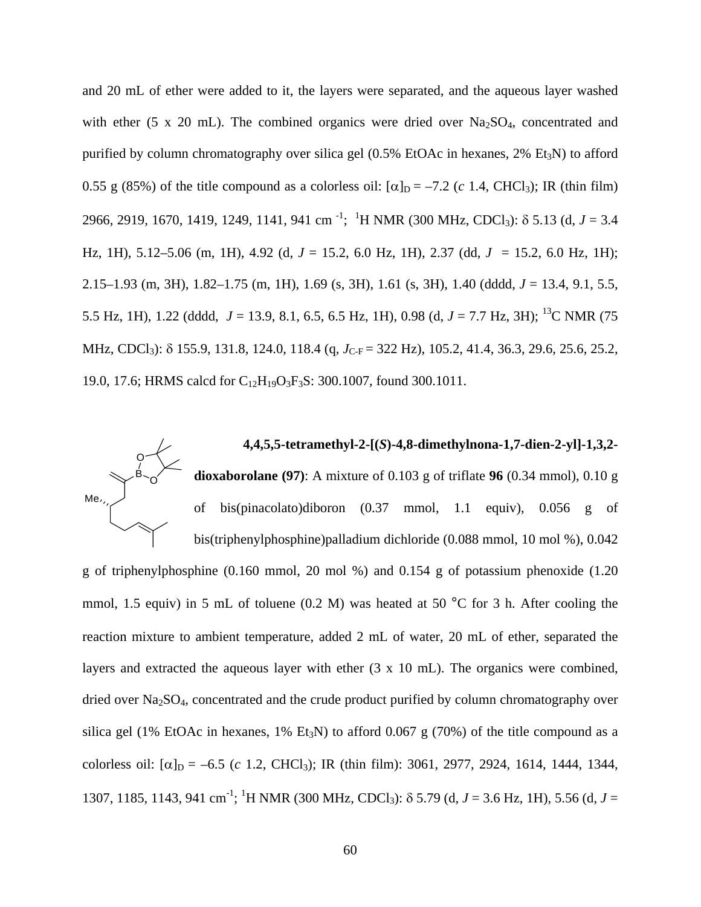and 20 mL of ether were added to it, the layers were separated, and the aqueous layer washed with ether (5 x 20 mL). The combined organics were dried over $Na_2SO_4$, concentrated and purified by column chromatography over silica gel (0.5% EtOAc in hexanes, 2% $Et_3N$) to afford 0.55 g (85%) of the title compound as a colorless oil: $[\alpha]_D$ = –7.2 (*c* 1.4, $CHCl_3$); IR (thin film) 2966, 2919, 1670, 1419, 1249, 1141, 941 cm $^{-1}$; $^1$H NMR (300 MHz, $CDCl_3$): δ 5.13 (d, *J* = 3.4 Hz, 1H), 5.12–5.06 (m, 1H), 4.92 (d, *J* = 15.2, 6.0 Hz, 1H), 2.37 (dd, *J* = 15.2, 6.0 Hz, 1H); 2.15–1.93 (m, 3H), 1.82–1.75 (m, 1H), 1.69 (s, 3H), 1.61 (s, 3H), 1.40 (dddd, *J* = 13.4, 9.1, 5.5, 5.5 Hz, 1H), 1.22 (dddd, *J* = 13.9, 8.1, 6.5, 6.5 Hz, 1H), 0.98 (d, *J* = 7.7 Hz, 3H); $^{13}$C NMR (75 MHz, $CDCl_3$): δ 155.9, 131.8, 124.0, 118.4 (q, $J_{C\text{-}F}$ = 322 Hz), 105.2, 41.4, 36.3, 29.6, 25.6, 25.2, 19.0, 17.6; HRMS calcd for $C_{12}H_{19}O_3F_3S$: 300.1007, found 300.1011.

**4,4,5,5-tetramethyl-2-[(*S*)-4,8-dimethylnona-1,7-dien-2-yl]-1,3,2-dioxaborolane (97)**: A mixture of 0.103 g of triflate **96** (0.34 mmol), 0.10 g of bis(pinacolato)diboron (0.37 mmol, 1.1 equiv), 0.056 g of bis(triphenylphosphine)palladium dichloride (0.088 mmol, 10 mol %), 0.042 g of triphenylphosphine (0.160 mmol, 20 mol %) and 0.154 g of potassium phenoxide (1.20 mmol, 1.5 equiv) in 5 mL of toluene (0.2 M) was heated at 50 °C for 3 h. After cooling the reaction mixture to ambient temperature, added 2 mL of water, 20 mL of ether, separated the layers and extracted the aqueous layer with ether (3 x 10 mL). The organics were combined, dried over $Na_2SO_4$, concentrated and the crude product purified by column chromatography over silica gel (1% EtOAc in hexanes, 1% $Et_3N$) to afford 0.067 g (70%) of the title compound as a colorless oil: $[\alpha]_D$ = –6.5 (*c* 1.2, $CHCl_3$); IR (thin film): 3061, 2977, 2924, 1614, 1444, 1344, 1307, 1185, 1143, 941 cm$^{-1}$; $^1$H NMR (300 MHz, $CDCl_3$): δ 5.79 (d, *J* = 3.6 Hz, 1H), 5.56 (d, *J* =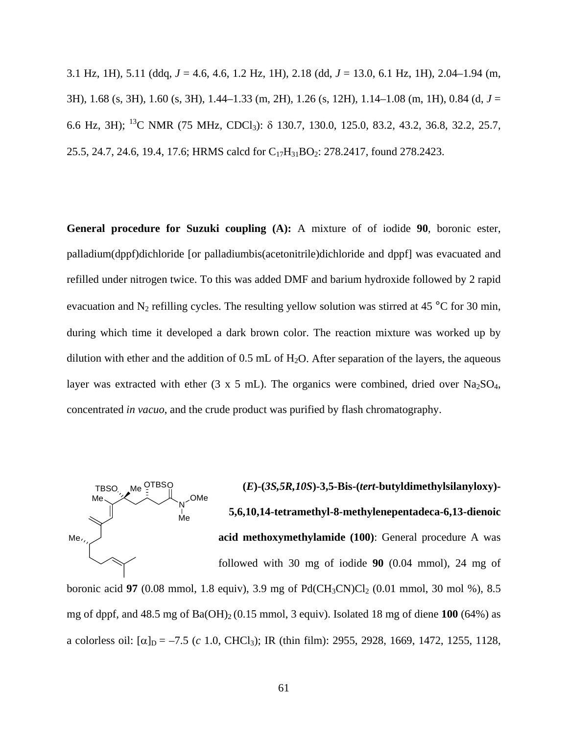3.1 Hz, 1H), 5.11 (ddq, *J* = 4.6, 4.6, 1.2 Hz, 1H), 2.18 (dd, *J* = 13.0, 6.1 Hz, 1H), 2.04–1.94 (m, 3H), 1.68 (s, 3H), 1.60 (s, 3H), 1.44–1.33 (m, 2H), 1.26 (s, 12H), 1.14–1.08 (m, 1H), 0.84 (d, *J* = 6.6 Hz, 3H); $^{13}$C NMR (75 MHz, $CDCl_3$): δ 130.7, 130.0, 125.0, 83.2, 43.2, 36.8, 32.2, 25.7, 25.5, 24.7, 24.6, 19.4, 17.6; HRMS calcd for $C_{17}H_{31}BO_2$: 278.2417, found 278.2423.

**General procedure for Suzuki coupling (A):** A mixture of of iodide **90**, boronic ester, palladium(dppf)dichloride [or palladiumbis(acetonitrile)dichloride and dppf] was evacuated and refilled under nitrogen twice. To this was added DMF and barium hydroxide followed by 2 rapid evacuation and $N_2$ refilling cycles. The resulting yellow solution was stirred at 45 °C for 30 min, during which time it developed a dark brown color. The reaction mixture was worked up by dilution with ether and the addition of 0.5 mL of $H_2O$. After separation of the layers, the aqueous layer was extracted with ether (3 x 5 mL). The organics were combined, dried over $Na_2SO_4$, concentrated *in vacuo*, and the crude product was purified by flash chromatography.

**(*E*)-(*3S,5R,10S*)-3,5-Bis-(*tert*-butyldimethylsilanyloxy)-5,6,10,14-tetramethyl-8-methylenepentadeca-6,13-dienoic acid methoxymethylamide (100)**: General procedure A was followed with 30 mg of iodide **90** (0.04 mmol), 24 mg of boronic acid **97** (0.08 mmol, 1.8 equiv), 3.9 mg of $Pd(CH_3CN)Cl_2$ (0.01 mmol, 30 mol %), 8.5 mg of dppf, and 48.5 mg of $Ba(OH)_2$ (0.15 mmol, 3 equiv). Isolated 18 mg of diene **100** (64%) as a colorless oil: $[\alpha]_D$ = –7.5 (*c* 1.0, $CHCl_3$); IR (thin film): 2955, 2928, 1669, 1472, 1255, 1128,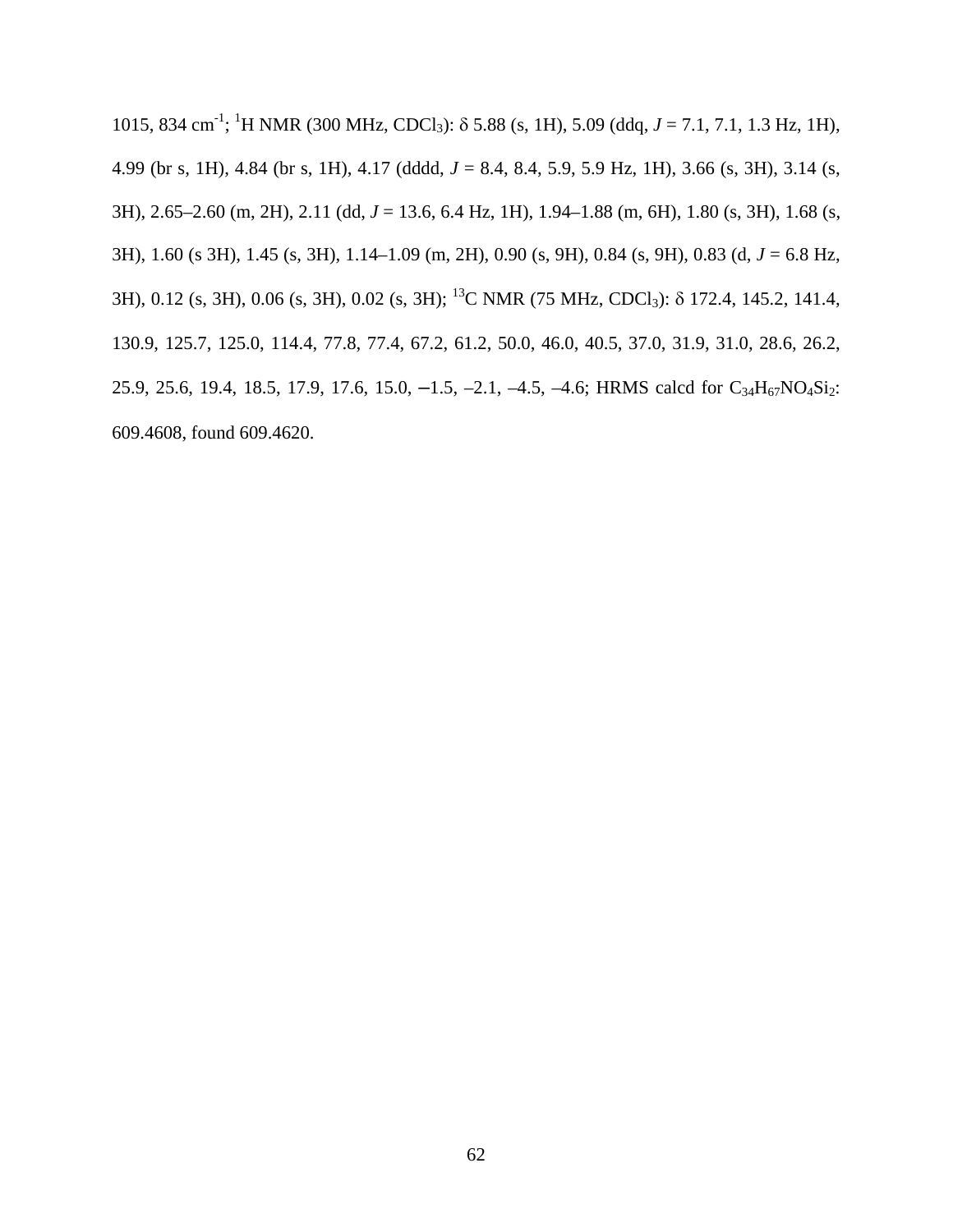1015, 834 cm$^{-1}$; $^{1}$H NMR (300 MHz, $CDCl_3$): δ 5.88 (s, 1H), 5.09 (ddq, *J* = 7.1, 7.1, 1.3 Hz, 1H), 4.99 (br s, 1H), 4.84 (br s, 1H), 4.17 (dddd, *J* = 8.4, 8.4, 5.9, 5.9 Hz, 1H), 3.66 (s, 3H), 3.14 (s, 3H), 2.65–2.60 (m, 2H), 2.11 (dd, *J* = 13.6, 6.4 Hz, 1H), 1.94–1.88 (m, 6H), 1.80 (s, 3H), 1.68 (s, 3H), 1.60 (s 3H), 1.45 (s, 3H), 1.14–1.09 (m, 2H), 0.90 (s, 9H), 0.84 (s, 9H), 0.83 (d, *J* = 6.8 Hz, 3H), 0.12 (s, 3H), 0.06 (s, 3H), 0.02 (s, 3H); $^{13}$C NMR (75 MHz, $CDCl_3$): δ 172.4, 145.2, 141.4, 130.9, 125.7, 125.0, 114.4, 77.8, 77.4, 67.2, 61.2, 50.0, 46.0, 40.5, 37.0, 31.9, 31.0, 28.6, 26.2, 25.9, 25.6, 19.4, 18.5, 17.9, 17.6, 15.0, –1.5, –2.1, –4.5, –4.6; HRMS calcd for $C_{34}H_{67}NO_4Si_2$: 609.4608, found 609.4620.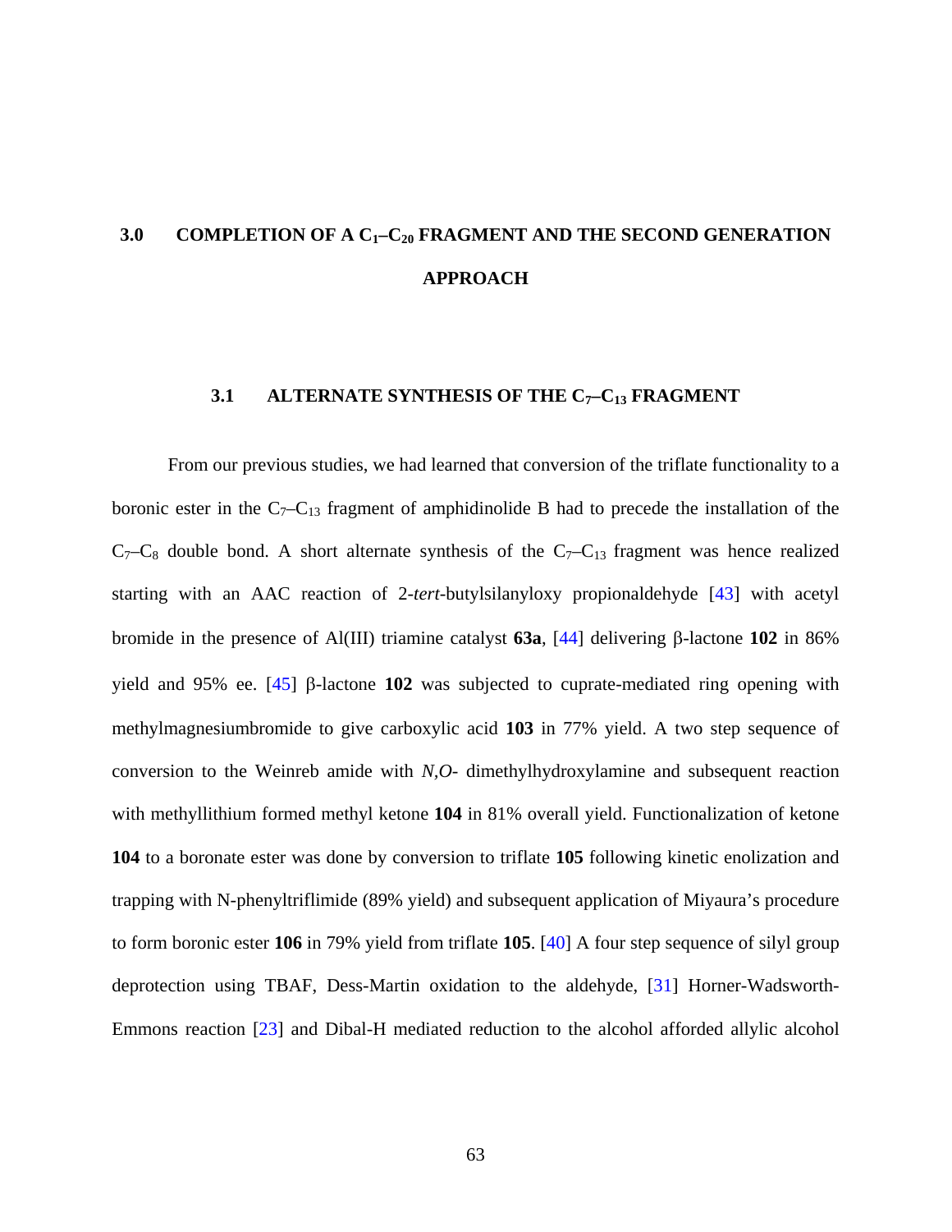# 3.0 COMPLETION OF A $C_1$–$C_{20}$ FRAGMENT AND THE SECOND GENERATION APPROACH

## 3.1 ALTERNATE SYNTHESIS OF THE $C_7$–$C_{13}$ FRAGMENT

From our previous studies, we had learned that conversion of the triflate functionality to a boronic ester in the $C_7$–$C_{13}$ fragment of amphidinolide B had to precede the installation of the $C_7$–$C_8$ double bond. A short alternate synthesis of the $C_7$–$C_{13}$ fragment was hence realized starting with an AAC reaction of 2-*tert*-butylsilanyloxy propionaldehyde [43] with acetyl bromide in the presence of Al(III) triamine catalyst **63a**, [44] delivering β-lactone **102** in 86% yield and 95% ee. [45] β-lactone **102** was subjected to cuprate-mediated ring opening with methylmagnesiumbromide to give carboxylic acid **103** in 77% yield. A two step sequence of conversion to the Weinreb amide with *N,O*- dimethylhydroxylamine and subsequent reaction with methyllithium formed methyl ketone **104** in 81% overall yield. Functionalization of ketone **104** to a boronate ester was done by conversion to triflate **105** following kinetic enolization and trapping with N-phenyltriflimide (89% yield) and subsequent application of Miyaura's procedure to form boronic ester **106** in 79% yield from triflate **105**. [40] A four step sequence of silyl group deprotection using TBAF, Dess-Martin oxidation to the aldehyde, [31] Horner-Wadsworth-Emmons reaction [23] and Dibal-H mediated reduction to the alcohol afforded allylic alcohol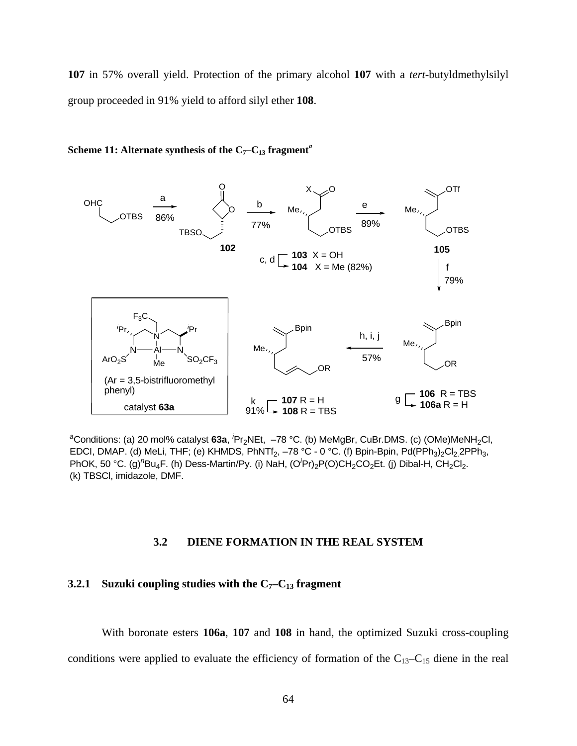**107** in 57% overall yield. Protection of the primary alcohol **107** with a *tert*-butyldmethylsilyl group proceeded in 91% yield to afford silyl ether **108**.

**Scheme 11: Alternate synthesis of the $C_7$–$C_{13}$ fragment[a]**

[a]Conditions: (a) 20 mol% catalyst **63a**, $^{i}Pr_2NEt$, –78 °C. (b) MeMgBr, CuBr.DMS. (c) (OMe)$MeNH_2Cl$, EDCI, DMAP. (d) MeLi, THF; (e) KHMDS, $PhNTf_2$, –78 °C - 0 °C. (f) Bpin-Bpin, $Pd(PPh_3)_2Cl_2$.2$PPh_3$, PhOK, 50 °C. (g)$^{n}Bu_4F$. (h) Dess-Martin/Py. (i) NaH, $(O^{i}Pr)_2P(O)CH_2CO_2Et$. (j) Dibal-H, $CH_2Cl_2$. (k) TBSCl, imidazole, DMF.

## 3.2 DIENE FORMATION IN THE REAL SYSTEM

### 3.2.1 Suzuki coupling studies with the $C_7$–$C_{13}$ fragment

With boronate esters **106a**, **107** and **108** in hand, the optimized Suzuki cross-coupling conditions were applied to evaluate the efficiency of formation of the $C_{13}$–$C_{15}$ diene in the real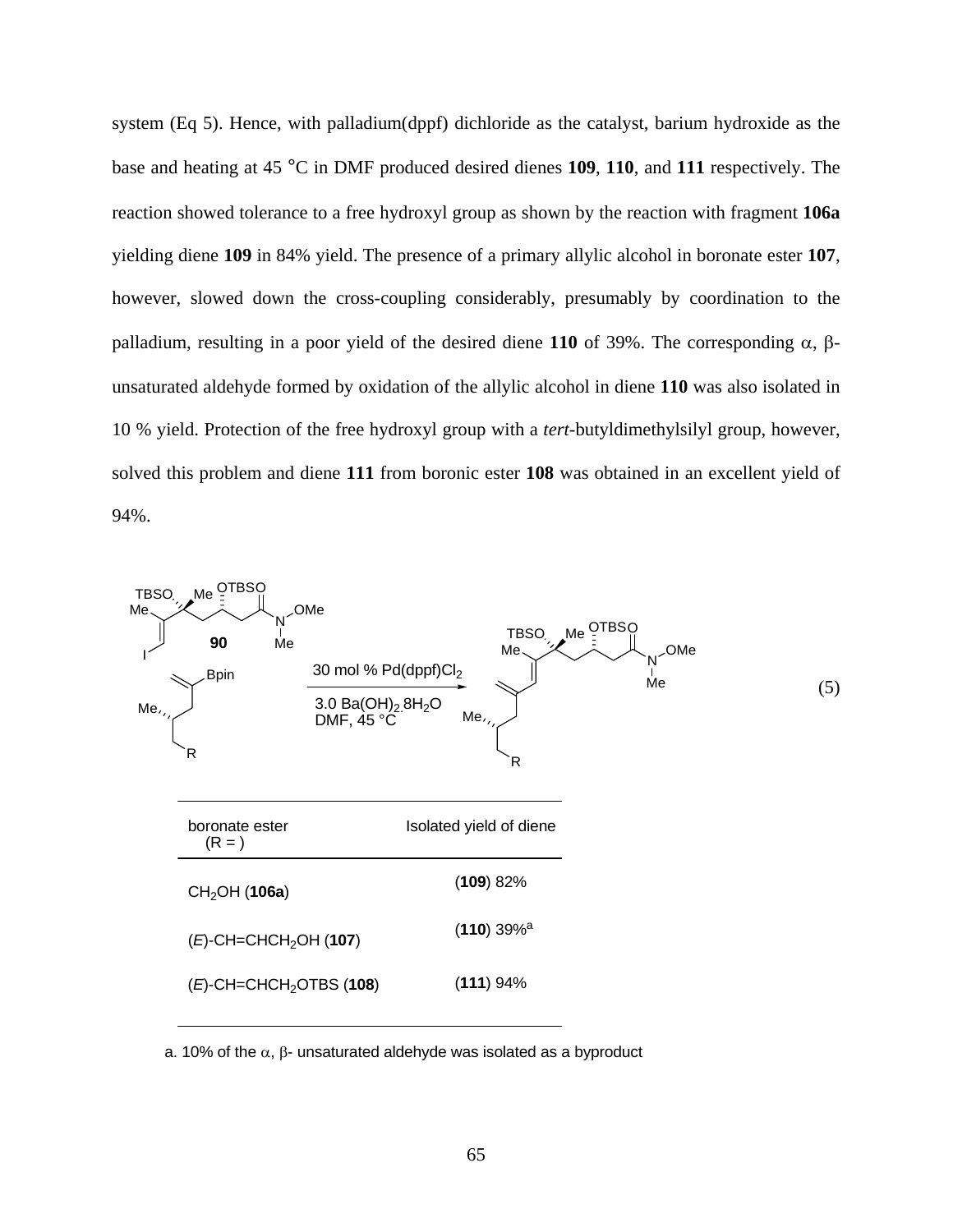system (Eq 5). Hence, with palladium(dppf) dichloride as the catalyst, barium hydroxide as the base and heating at 45 °C in DMF produced desired dienes **109**, **110**, and **111** respectively. The reaction showed tolerance to a free hydroxyl group as shown by the reaction with fragment **106a** yielding diene **109** in 84% yield. The presence of a primary allylic alcohol in boronate ester **107**, however, slowed down the cross-coupling considerably, presumably by coordination to the palladium, resulting in a poor yield of the desired diene **110** of 39%. The corresponding α, β-unsaturated aldehyde formed by oxidation of the allylic alcohol in diene **110** was also isolated in 10 % yield. Protection of the free hydroxyl group with a *tert*-butyldimethylsilyl group, however, solved this problem and diene **111** from boronic ester **108** was obtained in an excellent yield of 94%.

30 mol % Pd(dppf)$Cl_2$, 3.0 $Ba(OH)_2 \cdot 8H_2O$, DMF, 45 °C (5)

| boronate ester (R = ) | Isolated yield of diene |
|---|---|
| $CH_2OH$ (**106a**) | (**109**) 82% |
| (*E*)-CH=CH$CH_2OH$ (**107**) | (**110**) 39%[a] |
| (*E*)-CH=CH$CH_2$OTBS (**108**) | (**111**) 94% |

a. 10% of the α, β- unsaturated aldehyde was isolated as a byproduct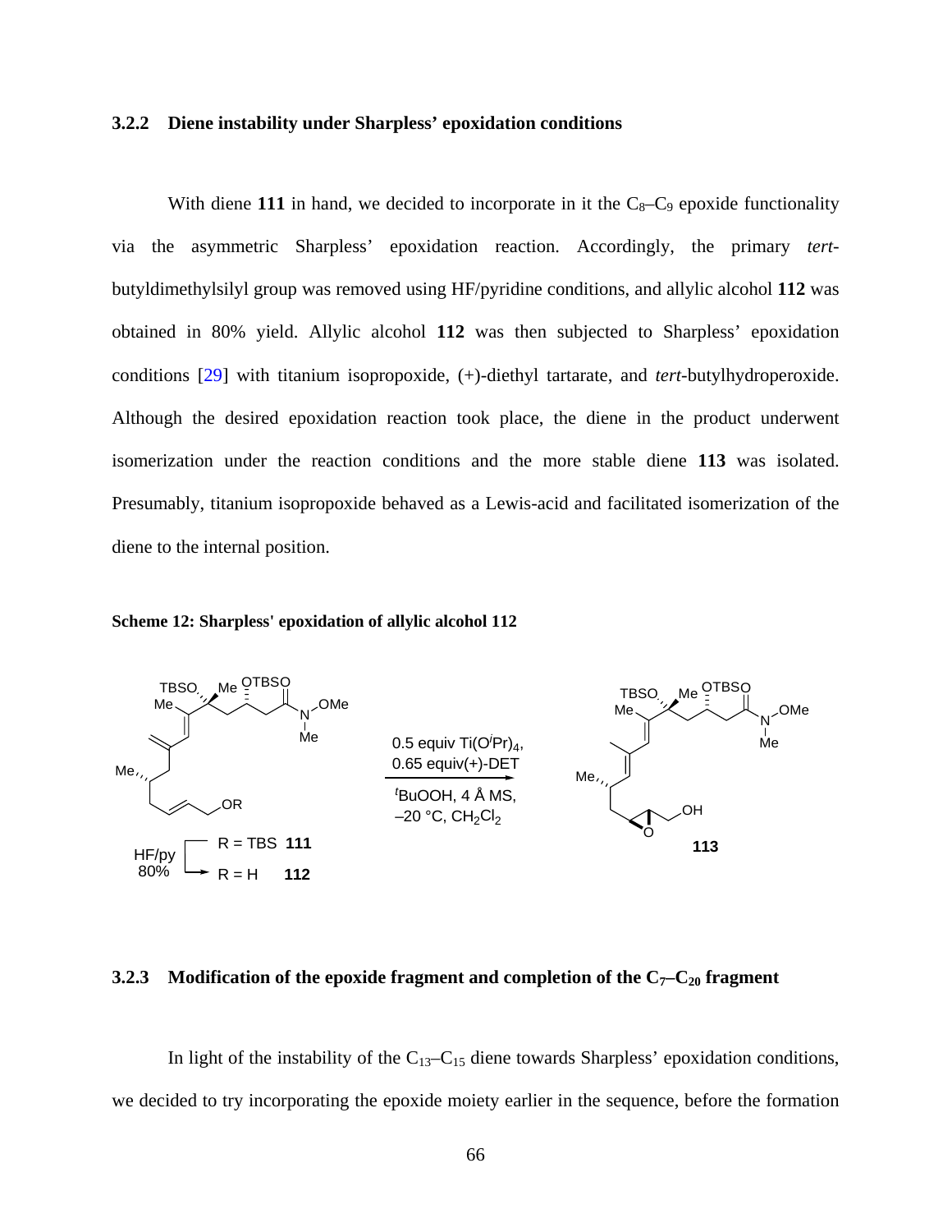### 3.2.2 Diene instability under Sharpless' epoxidation conditions

With diene **111** in hand, we decided to incorporate in it the $C_8$–$C_9$ epoxide functionality via the asymmetric Sharpless' epoxidation reaction. Accordingly, the primary *tert*-butyldimethylsilyl group was removed using HF/pyridine conditions, and allylic alcohol **112** was obtained in 80% yield. Allylic alcohol **112** was then subjected to Sharpless' epoxidation conditions [29] with titanium isopropoxide, (+)-diethyl tartarate, and *tert*-butylhydroperoxide. Although the desired epoxidation reaction took place, the diene in the product underwent isomerization under the reaction conditions and the more stable diene **113** was isolated. Presumably, titanium isopropoxide behaved as a Lewis-acid and facilitated isomerization of the diene to the internal position.

**Scheme 12: Sharpless' epoxidation of allylic alcohol 112**

HF/py 80%: R = TBS **111** → R = H **112**

0.5 equiv $Ti(O^iPr)_4$, 0.65 equiv(+)-DET, $^tBuOOH$, 4 Å MS, –20 °C, $CH_2Cl_2$ → **113**

### 3.2.3 Modification of the epoxide fragment and completion of the $C_7$–$C_{20}$ fragment

In light of the instability of the $C_{13}$–$C_{15}$ diene towards Sharpless' epoxidation conditions, we decided to try incorporating the epoxide moiety earlier in the sequence, before the formation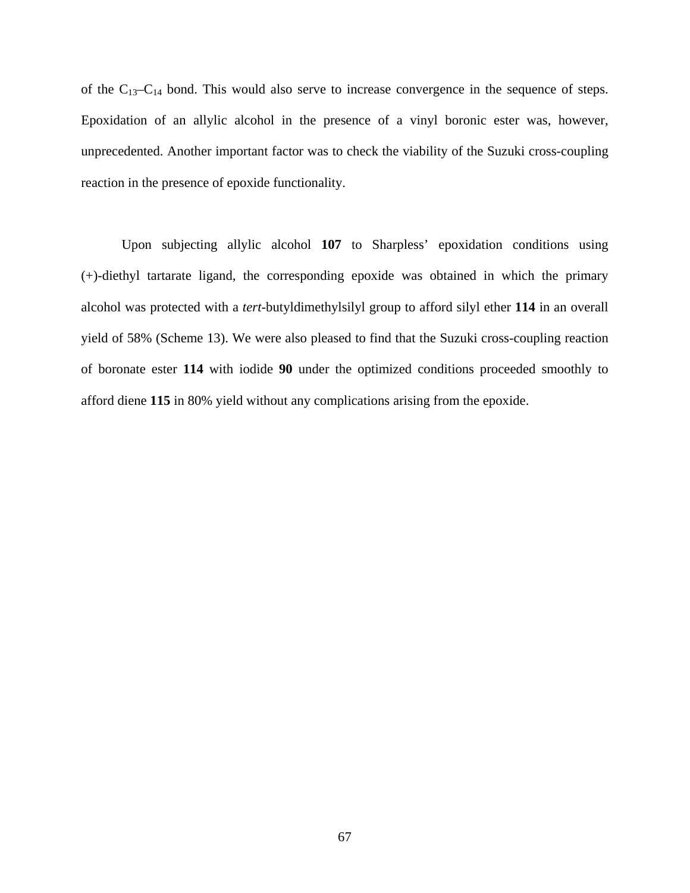of the $C_{13}$–$C_{14}$ bond. This would also serve to increase convergence in the sequence of steps. Epoxidation of an allylic alcohol in the presence of a vinyl boronic ester was, however, unprecedented. Another important factor was to check the viability of the Suzuki cross-coupling reaction in the presence of epoxide functionality.

Upon subjecting allylic alcohol **107** to Sharpless' epoxidation conditions using (+)-diethyl tartarate ligand, the corresponding epoxide was obtained in which the primary alcohol was protected with a *tert*-butyldimethylsilyl group to afford silyl ether **114** in an overall yield of 58% (Scheme 13). We were also pleased to find that the Suzuki cross-coupling reaction of boronate ester **114** with iodide **90** under the optimized conditions proceeded smoothly to afford diene **115** in 80% yield without any complications arising from the epoxide.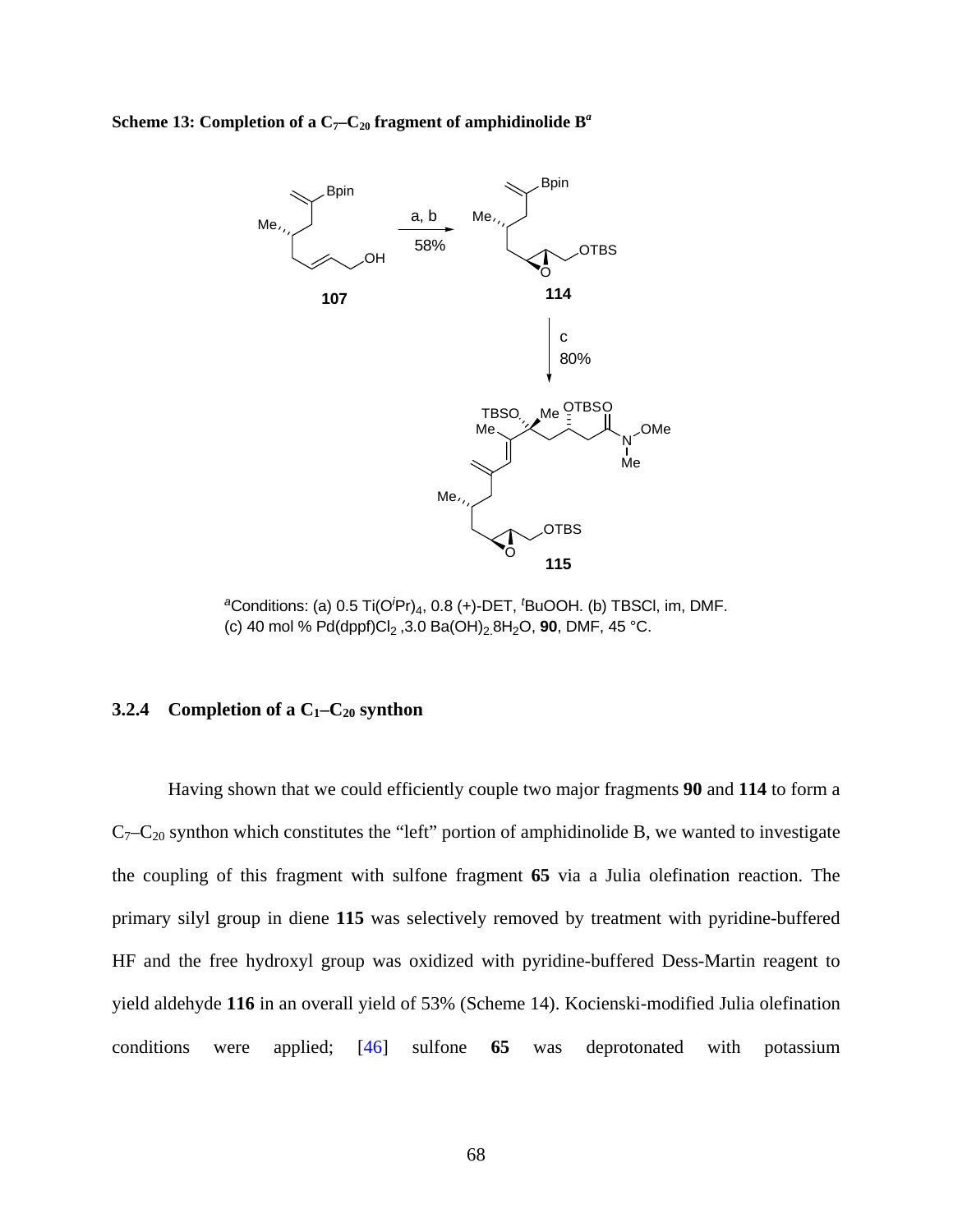**Scheme 13: Completion of a $C_7$–$C_{20}$ fragment of amphidinolide B**[a]

[a]Conditions: (a) 0.5 Ti(O$^i$Pr)$_4$, 0.8 (+)-DET, $^t$BuOOH. (b) TBSCl, im, DMF. (c) 40 mol % Pd(dppf)Cl$_2$ ,3.0 Ba(OH)$_2$.8H$_2$O, **90**, DMF, 45 °C.

### 3.2.4 Completion of a $C_1$–$C_{20}$ synthon

Having shown that we could efficiently couple two major fragments **90** and **114** to form a $C_7$–$C_{20}$ synthon which constitutes the "left" portion of amphidinolide B, we wanted to investigate the coupling of this fragment with sulfone fragment **65** via a Julia olefination reaction. The primary silyl group in diene **115** was selectively removed by treatment with pyridine-buffered HF and the free hydroxyl group was oxidized with pyridine-buffered Dess-Martin reagent to yield aldehyde **116** in an overall yield of 53% (Scheme 14). Kocienski-modified Julia olefination conditions were applied; [46] sulfone **65** was deprotonated with potassium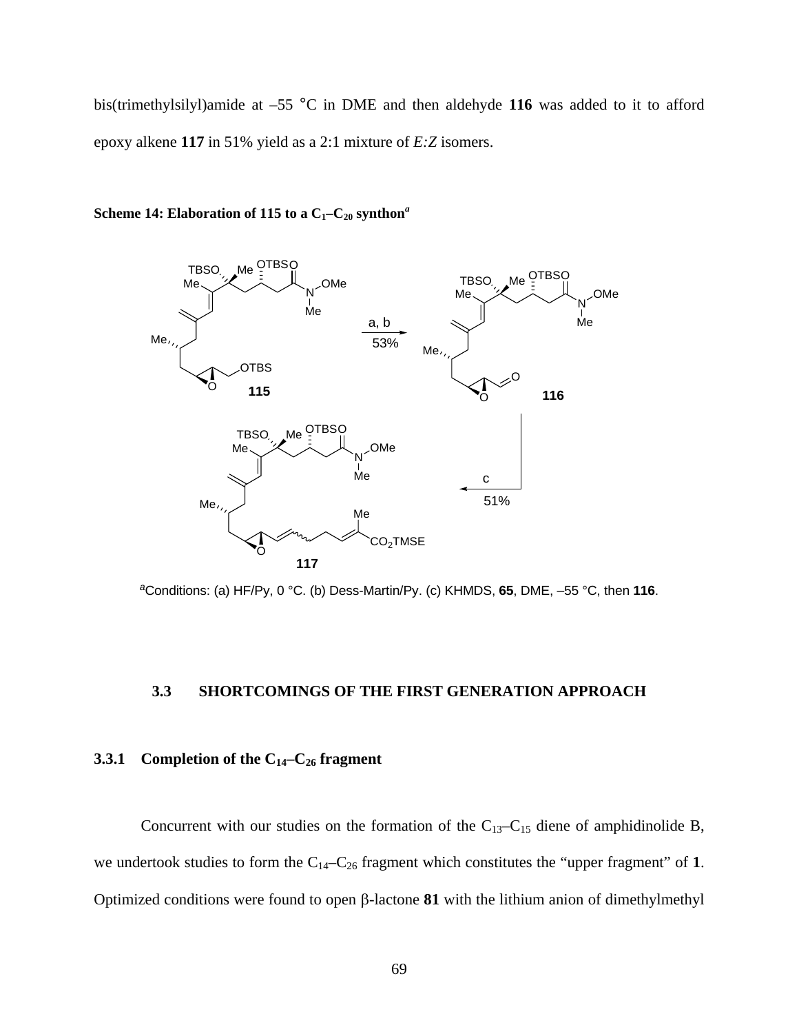bis(trimethylsilyl)amide at –55 °C in DME and then aldehyde **116** was added to it to afford epoxy alkene **117** in 51% yield as a 2:1 mixture of *E:Z* isomers.

**Scheme 14: Elaboration of 115 to a $C_1$–$C_{20}$ synthon[a]**

[a]Conditions: (a) HF/Py, 0 °C. (b) Dess-Martin/Py. (c) KHMDS, **65**, DME, –55 °C, then **116**.

### 3.3 SHORTCOMINGS OF THE FIRST GENERATION APPROACH

#### 3.3.1 Completion of the $C_{14}$–$C_{26}$ fragment

Concurrent with our studies on the formation of the $C_{13}$–$C_{15}$ diene of amphidinolide B, we undertook studies to form the $C_{14}$–$C_{26}$ fragment which constitutes the "upper fragment" of **1**. Optimized conditions were found to open β-lactone **81** with the lithium anion of dimethylmethyl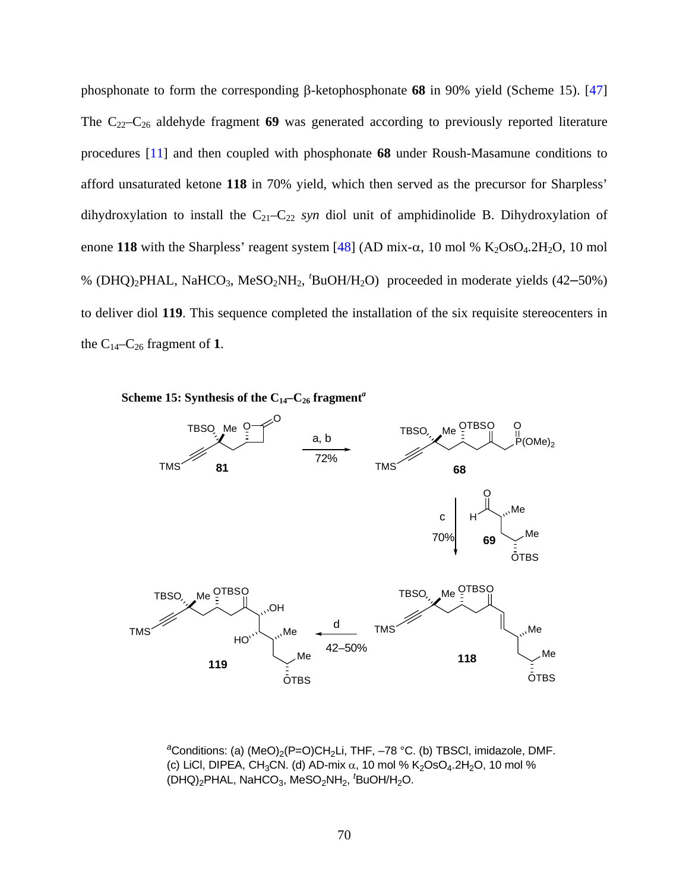phosphonate to form the corresponding β-ketophosphonate **68** in 90% yield (Scheme 15). [47] The $C_{22}$–$C_{26}$ aldehyde fragment **69** was generated according to previously reported literature procedures [11] and then coupled with phosphonate **68** under Roush-Masamune conditions to afford unsaturated ketone **118** in 70% yield, which then served as the precursor for Sharpless' dihydroxylation to install the $C_{21}$–$C_{22}$ *syn* diol unit of amphidinolide B. Dihydroxylation of enone **118** with the Sharpless' reagent system [48] (AD mix-α, 10 mol % $K_2OsO_4.2H_2O$, 10 mol % $(DHQ)_2PHAL$, $NaHCO_3$, $MeSO_2NH_2$, $^t$BuOH/$H_2O$) proceeded in moderate yields (42–50%) to deliver diol **119**. This sequence completed the installation of the six requisite stereocenters in the $C_{14}$–$C_{26}$ fragment of **1**.

**Scheme 15: Synthesis of the $C_{14}$–$C_{26}$ fragment**[a]

[a]Conditions: (a) $(MeO)_2(P{=}O)CH_2Li$, THF, –78 °C. (b) TBSCl, imidazole, DMF. (c) LiCl, DIPEA, $CH_3CN$. (d) AD-mix α, 10 mol % $K_2OsO_4.2H_2O$, 10 mol % $(DHQ)_2PHAL$, $NaHCO_3$, $MeSO_2NH_2$, $^t$BuOH/$H_2O$.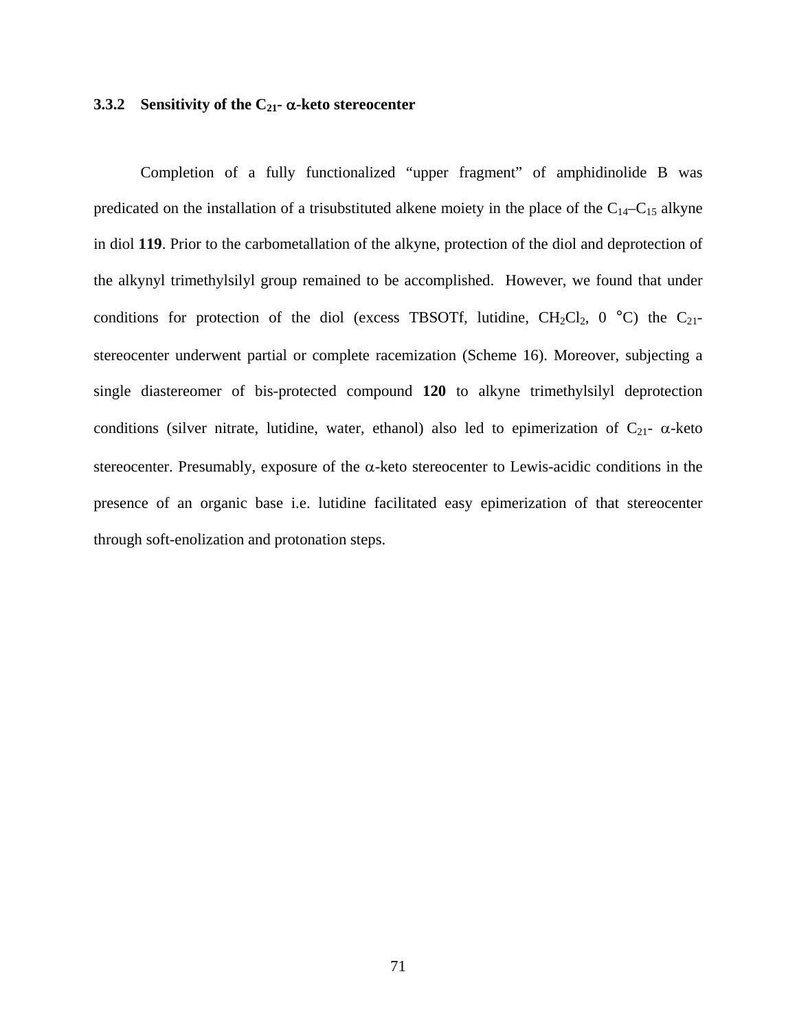### 3.3.2 Sensitivity of the $C_{21}$- α-keto stereocenter

Completion of a fully functionalized "upper fragment" of amphidinolide B was predicated on the installation of a trisubstituted alkene moiety in the place of the $C_{14}$–$C_{15}$ alkyne in diol **119**. Prior to the carbometallation of the alkyne, protection of the diol and deprotection of the alkynyl trimethylsilyl group remained to be accomplished. However, we found that under conditions for protection of the diol (excess TBSOTf, lutidine, $CH_2Cl_2$, 0 °C) the $C_{21}$-stereocenter underwent partial or complete racemization (Scheme 16). Moreover, subjecting a single diastereomer of bis-protected compound **120** to alkyne trimethylsilyl deprotection conditions (silver nitrate, lutidine, water, ethanol) also led to epimerization of $C_{21}$- α-keto stereocenter. Presumably, exposure of the α-keto stereocenter to Lewis-acidic conditions in the presence of an organic base i.e. lutidine facilitated easy epimerization of that stereocenter through soft-enolization and protonation steps.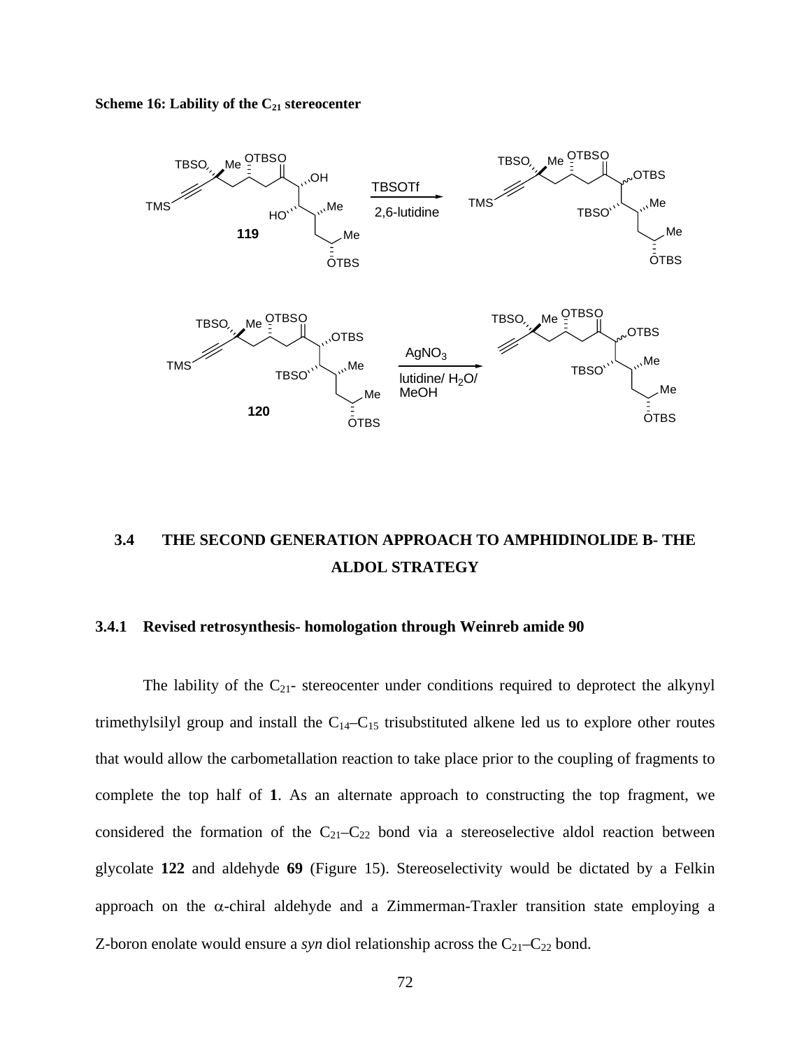**Scheme 16: Lability of the $C_{21}$ stereocenter**

### 3.4 THE SECOND GENERATION APPROACH TO AMPHIDINOLIDE B- THE ALDOL STRATEGY

#### 3.4.1 Revised retrosynthesis- homologation through Weinreb amide 90

The lability of the $C_{21}$- stereocenter under conditions required to deprotect the alkynyl trimethylsilyl group and install the $C_{14}$–$C_{15}$ trisubstituted alkene led us to explore other routes that would allow the carbometallation reaction to take place prior to the coupling of fragments to complete the top half of **1**. As an alternate approach to constructing the top fragment, we considered the formation of the $C_{21}$–$C_{22}$ bond via a stereoselective aldol reaction between glycolate **122** and aldehyde **69** (Figure 15). Stereoselectivity would be dictated by a Felkin approach on the $\alpha$-chiral aldehyde and a Zimmerman-Traxler transition state employing a Z-boron enolate would ensure a *syn* diol relationship across the $C_{21}$–$C_{22}$ bond.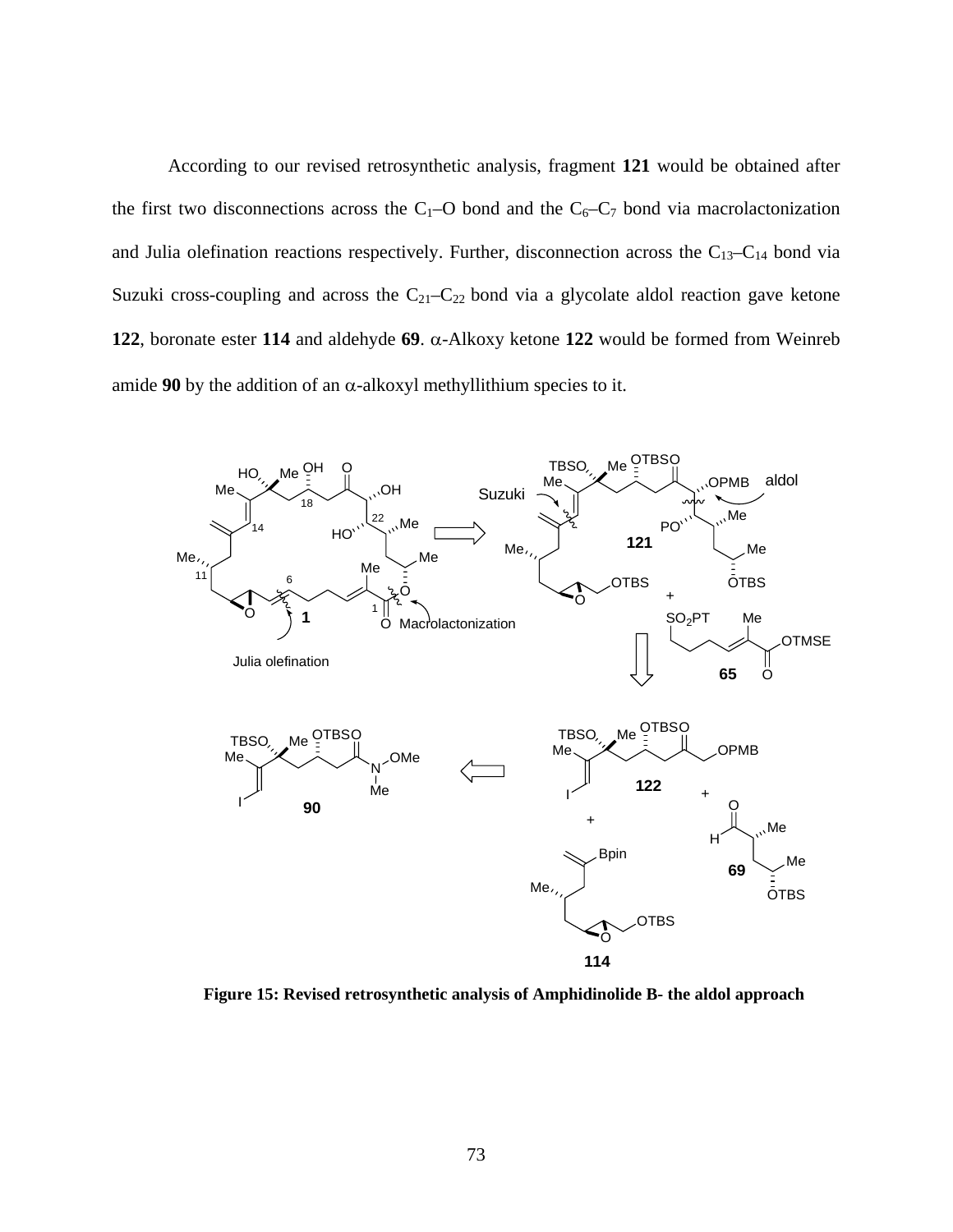According to our revised retrosynthetic analysis, fragment **121** would be obtained after the first two disconnections across the $C_1$–O bond and the $C_6$–$C_7$ bond via macrolactonization and Julia olefination reactions respectively. Further, disconnection across the $C_{13}$–$C_{14}$ bond via Suzuki cross-coupling and across the $C_{21}$–$C_{22}$ bond via a glycolate aldol reaction gave ketone **122**, boronate ester **114** and aldehyde **69**. $\alpha$-Alkoxy ketone **122** would be formed from Weinreb amide **90** by the addition of an $\alpha$-alkoxyl methyllithium species to it.

**Figure 15: Revised retrosynthetic analysis of Amphidinolide B- the aldol approach**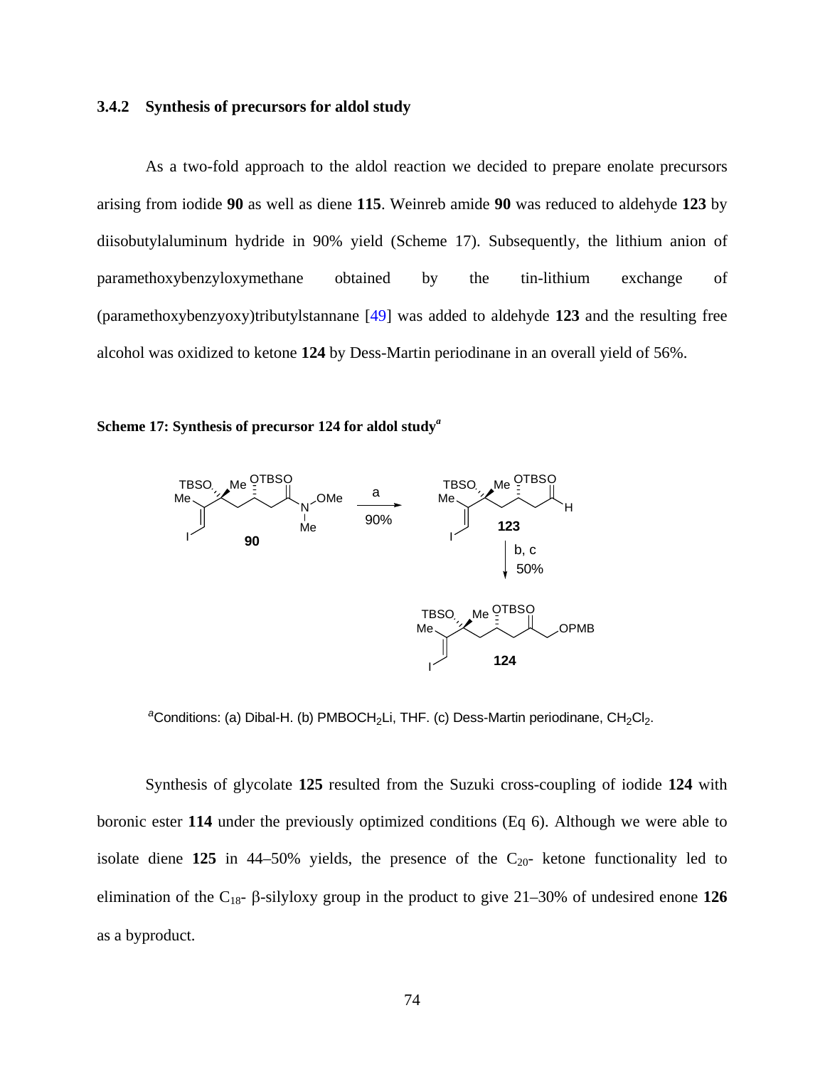### 3.4.2 Synthesis of precursors for aldol study

As a two-fold approach to the aldol reaction we decided to prepare enolate precursors arising from iodide **90** as well as diene **115**. Weinreb amide **90** was reduced to aldehyde **123** by diisobutylaluminum hydride in 90% yield (Scheme 17). Subsequently, the lithium anion of paramethoxybenzyloxymethane obtained by the tin-lithium exchange of (paramethoxybenzyoxy)tributylstannane [49] was added to aldehyde **123** and the resulting free alcohol was oxidized to ketone **124** by Dess-Martin periodinane in an overall yield of 56%.

**Scheme 17: Synthesis of precursor 124 for aldol study**[a]

[a]Conditions: (a) Dibal-H. (b) $PMBOCH_2Li$, THF. (c) Dess-Martin periodinane, $CH_2Cl_2$.

Synthesis of glycolate **125** resulted from the Suzuki cross-coupling of iodide **124** with boronic ester **114** under the previously optimized conditions (Eq 6). Although we were able to isolate diene **125** in 44–50% yields, the presence of the $C_{20}$- ketone functionality led to elimination of the $C_{18}$- β-silyloxy group in the product to give 21–30% of undesired enone **126** as a byproduct.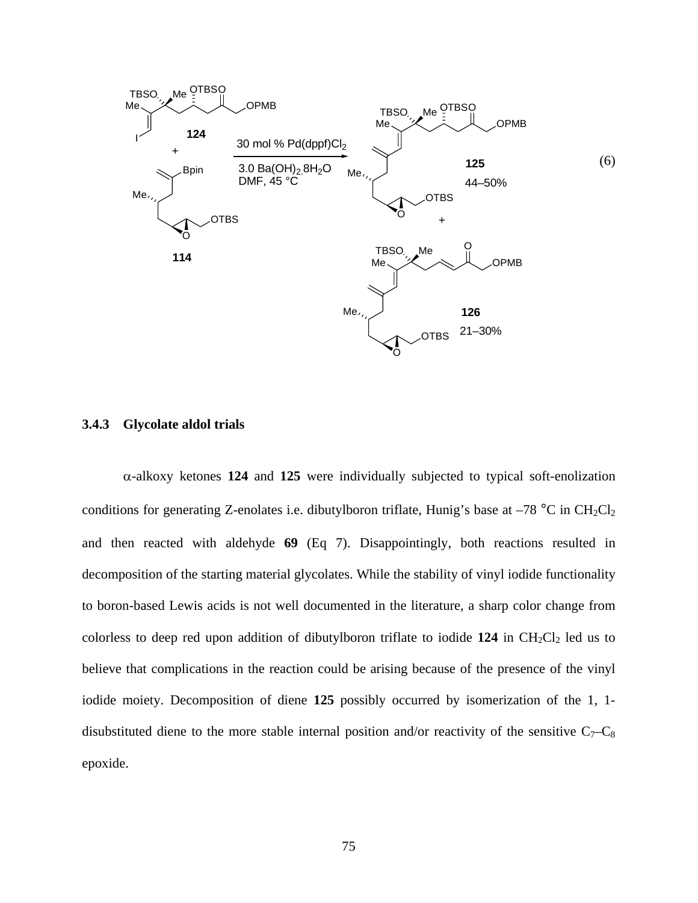(6)

### 3.4.3 Glycolate aldol trials

α-alkoxy ketones **124** and **125** were individually subjected to typical soft-enolization conditions for generating Z-enolates i.e. dibutylboron triflate, Hunig's base at –78 °C in $CH_2Cl_2$ and then reacted with aldehyde **69** (Eq 7). Disappointingly, both reactions resulted in decomposition of the starting material glycolates. While the stability of vinyl iodide functionality to boron-based Lewis acids is not well documented in the literature, a sharp color change from colorless to deep red upon addition of dibutylboron triflate to iodide **124** in $CH_2Cl_2$ led us to believe that complications in the reaction could be arising because of the presence of the vinyl iodide moiety. Decomposition of diene **125** possibly occurred by isomerization of the 1, 1-disubstituted diene to the more stable internal position and/or reactivity of the sensitive $C_7$–$C_8$ epoxide.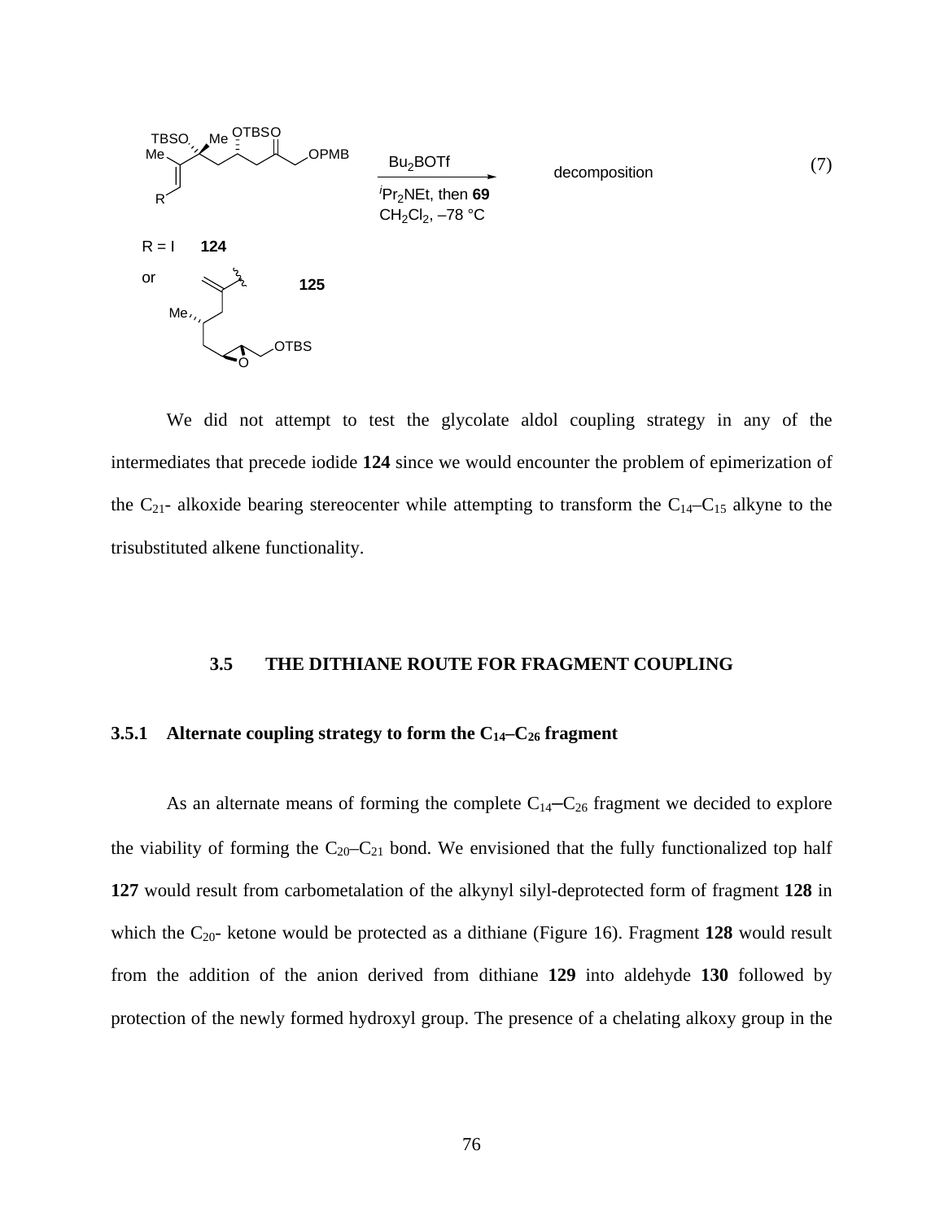TBSO, Me OTBSO

Me OPMB

R

R = I **124**

or **125**

Me

OTBS

O

$\xrightarrow[\text{CH}_2\text{Cl}_2,\ -78\ °\text{C}]{\text{Bu}_2\text{BOTf},\ {}^i\text{Pr}_2\text{NEt, then } \mathbf{69}}$ decomposition (7)

We did not attempt to test the glycolate aldol coupling strategy in any of the intermediates that precede iodide **124** since we would encounter the problem of epimerization of the $C_{21}$- alkoxide bearing stereocenter while attempting to transform the $C_{14}$–$C_{15}$ alkyne to the trisubstituted alkene functionality.

## 3.5 THE DITHIANE ROUTE FOR FRAGMENT COUPLING

### 3.5.1 Alternate coupling strategy to form the $C_{14}$–$C_{26}$ fragment

As an alternate means of forming the complete $C_{14}$–$C_{26}$ fragment we decided to explore the viability of forming the $C_{20}$–$C_{21}$ bond. We envisioned that the fully functionalized top half **127** would result from carbometalation of the alkynyl silyl-deprotected form of fragment **128** in which the $C_{20}$- ketone would be protected as a dithiane (Figure 16). Fragment **128** would result from the addition of the anion derived from dithiane **129** into aldehyde **130** followed by protection of the newly formed hydroxyl group. The presence of a chelating alkoxy group in the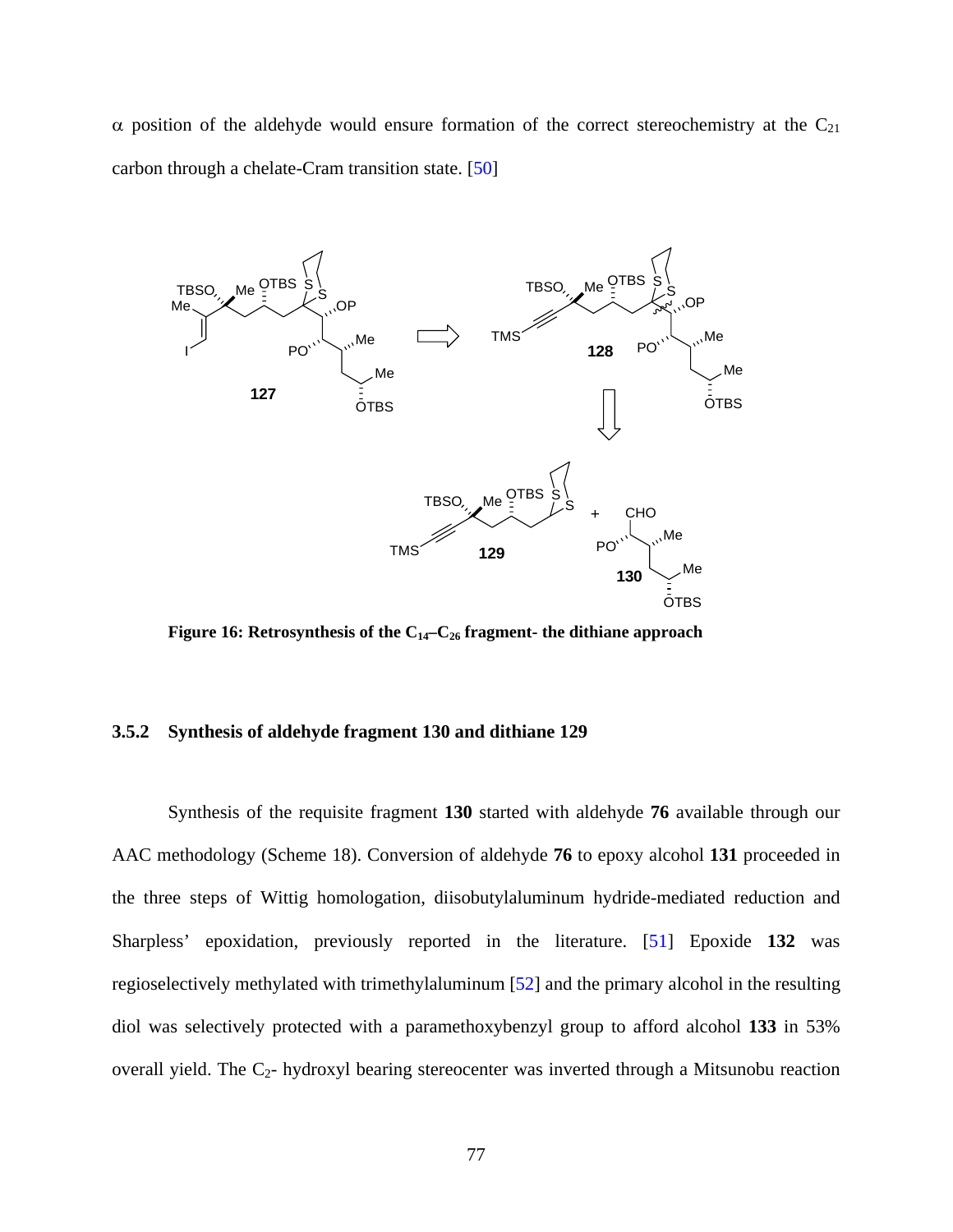$\alpha$ position of the aldehyde would ensure formation of the correct stereochemistry at the $C_{21}$ carbon through a chelate-Cram transition state. [50]

**Figure 16: Retrosynthesis of the $C_{14}$–$C_{26}$ fragment- the dithiane approach**

### 3.5.2 Synthesis of aldehyde fragment 130 and dithiane 129

Synthesis of the requisite fragment **130** started with aldehyde **76** available through our AAC methodology (Scheme 18). Conversion of aldehyde **76** to epoxy alcohol **131** proceeded in the three steps of Wittig homologation, diisobutylaluminum hydride-mediated reduction and Sharpless' epoxidation, previously reported in the literature. [51] Epoxide **132** was regioselectively methylated with trimethylaluminum [52] and the primary alcohol in the resulting diol was selectively protected with a paramethoxybenzyl group to afford alcohol **133** in 53% overall yield. The $C_2$- hydroxyl bearing stereocenter was inverted through a Mitsunobu reaction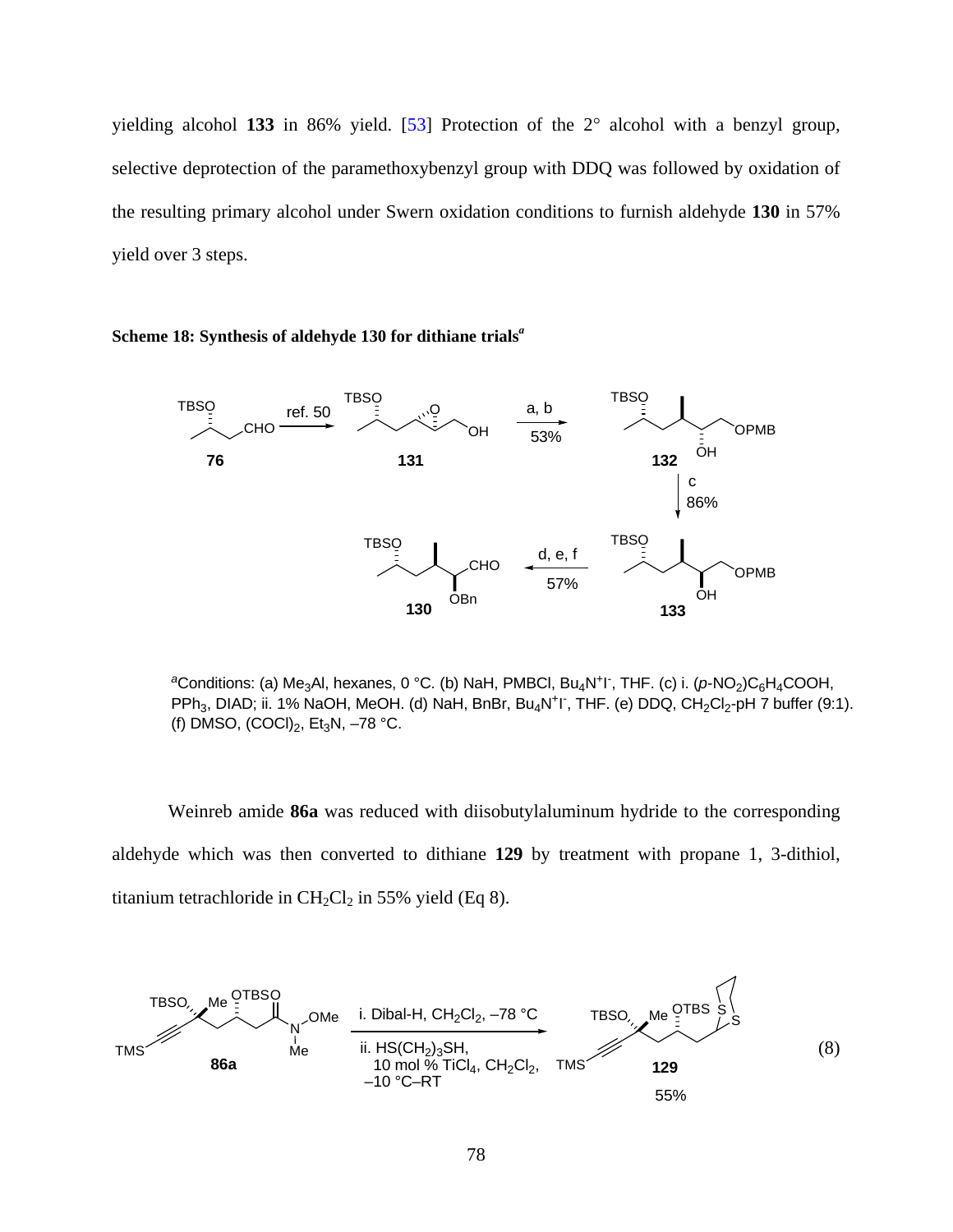yielding alcohol **133** in 86% yield. [53] Protection of the 2° alcohol with a benzyl group, selective deprotection of the paramethoxybenzyl group with DDQ was followed by oxidation of the resulting primary alcohol under Swern oxidation conditions to furnish aldehyde **130** in 57% yield over 3 steps.

**Scheme 18: Synthesis of aldehyde 130 for dithiane trials*[a]***

[a]Conditions: (a) $Me_3Al$, hexanes, 0 °C. (b) NaH, PMBCl, $Bu_4N^+I^-$, THF. (c) i. $(p\text{-}NO_2)C_6H_4COOH$, $PPh_3$, DIAD; ii. 1% NaOH, MeOH. (d) NaH, BnBr, $Bu_4N^+I^-$, THF. (e) DDQ, $CH_2Cl_2$-pH 7 buffer (9:1). (f) DMSO, $(COCl)_2$, $Et_3N$, –78 °C.

Weinreb amide **86a** was reduced with diisobutylaluminum hydride to the corresponding aldehyde which was then converted to dithiane **129** by treatment with propane 1, 3-dithiol, titanium tetrachloride in $CH_2Cl_2$ in 55% yield (Eq 8).

(8)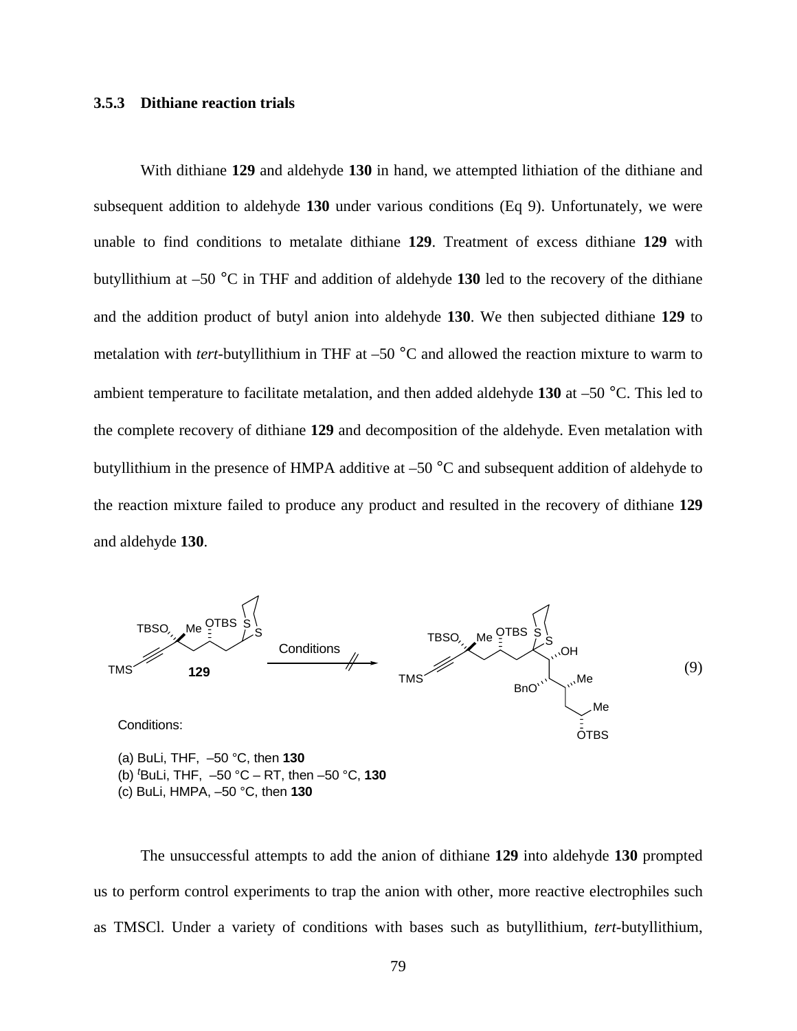### 3.5.3 Dithiane reaction trials

With dithiane **129** and aldehyde **130** in hand, we attempted lithiation of the dithiane and subsequent addition to aldehyde **130** under various conditions (Eq 9). Unfortunately, we were unable to find conditions to metalate dithiane **129**. Treatment of excess dithiane **129** with butyllithium at –50 °C in THF and addition of aldehyde **130** led to the recovery of the dithiane and the addition product of butyl anion into aldehyde **130**. We then subjected dithiane **129** to metalation with *tert*-butyllithium in THF at –50 °C and allowed the reaction mixture to warm to ambient temperature to facilitate metalation, and then added aldehyde **130** at –50 °C. This led to the complete recovery of dithiane **129** and decomposition of the aldehyde. Even metalation with butyllithium in the presence of HMPA additive at –50 °C and subsequent addition of aldehyde to the reaction mixture failed to produce any product and resulted in the recovery of dithiane **129** and aldehyde **130**.

**129** —Conditions (no reaction)→ product (9)

Conditions:

(a) BuLi, THF, –50 °C, then **130**
(b) $^t$BuLi, THF, –50 °C – RT, then –50 °C, **130**
(c) BuLi, HMPA, –50 °C, then **130**

The unsuccessful attempts to add the anion of dithiane **129** into aldehyde **130** prompted us to perform control experiments to trap the anion with other, more reactive electrophiles such as TMSCl. Under a variety of conditions with bases such as butyllithium, *tert*-butyllithium,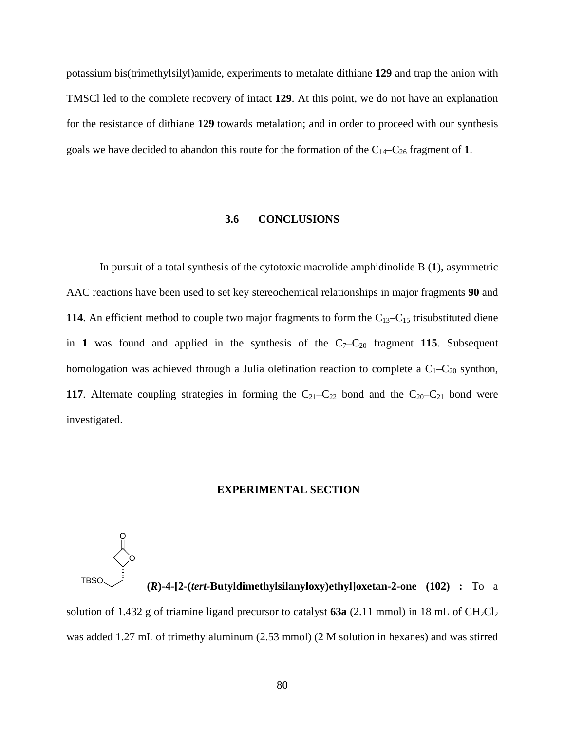potassium bis(trimethylsilyl)amide, experiments to metalate dithiane **129** and trap the anion with TMSCl led to the complete recovery of intact **129**. At this point, we do not have an explanation for the resistance of dithiane **129** towards metalation; and in order to proceed with our synthesis goals we have decided to abandon this route for the formation of the $C_{14}$–$C_{26}$ fragment of **1**.

## 3.6 CONCLUSIONS

In pursuit of a total synthesis of the cytotoxic macrolide amphidinolide B (**1**), asymmetric AAC reactions have been used to set key stereochemical relationships in major fragments **90** and **114**. An efficient method to couple two major fragments to form the $C_{13}$–$C_{15}$ trisubstituted diene in **1** was found and applied in the synthesis of the $C_7$–$C_{20}$ fragment **115**. Subsequent homologation was achieved through a Julia olefination reaction to complete a $C_1$–$C_{20}$ synthon, **117**. Alternate coupling strategies in forming the $C_{21}$–$C_{22}$ bond and the $C_{20}$–$C_{21}$ bond were investigated.

## EXPERIMENTAL SECTION

**(*R*)-4-[2-(*tert*-Butyldimethylsilanyloxy)ethyl]oxetan-2-one (102) :** To a solution of 1.432 g of triamine ligand precursor to catalyst **63a** (2.11 mmol) in 18 mL of $CH_2Cl_2$ was added 1.27 mL of trimethylaluminum (2.53 mmol) (2 M solution in hexanes) and was stirred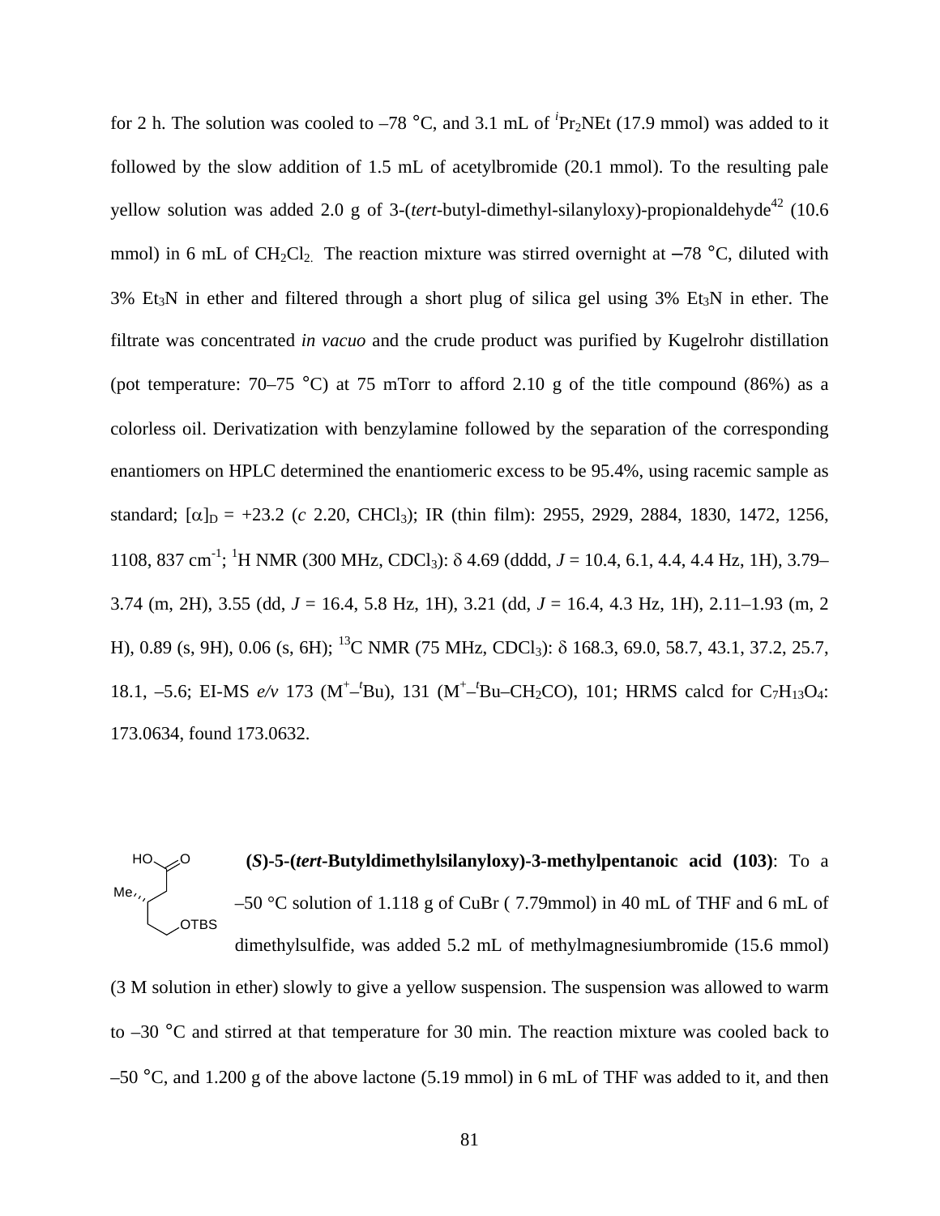for 2 h. The solution was cooled to –78 °C, and 3.1 mL of $^{i}Pr_2NEt$ (17.9 mmol) was added to it followed by the slow addition of 1.5 mL of acetylbromide (20.1 mmol). To the resulting pale yellow solution was added 2.0 g of 3-(*tert*-butyl-dimethyl-silanyloxy)-propionaldehyde[42] (10.6 mmol) in 6 mL of $CH_2Cl_2$. The reaction mixture was stirred overnight at –78 °C, diluted with 3% $Et_3N$ in ether and filtered through a short plug of silica gel using 3% $Et_3N$ in ether. The filtrate was concentrated *in vacuo* and the crude product was purified by Kugelrohr distillation (pot temperature: 70–75 °C) at 75 mTorr to afford 2.10 g of the title compound (86%) as a colorless oil. Derivatization with benzylamine followed by the separation of the corresponding enantiomers on HPLC determined the enantiomeric excess to be 95.4%, using racemic sample as standard; $[\alpha]_D$ = +23.2 (*c* 2.20, $CHCl_3$); IR (thin film): 2955, 2929, 2884, 1830, 1472, 1256, 1108, 837 $cm^{-1}$; $^1$H NMR (300 MHz, $CDCl_3$): $\delta$ 4.69 (dddd, *J* = 10.4, 6.1, 4.4, 4.4 Hz, 1H), 3.79–3.74 (m, 2H), 3.55 (dd, *J* = 16.4, 5.8 Hz, 1H), 3.21 (dd, *J* = 16.4, 4.3 Hz, 1H), 2.11–1.93 (m, 2 H), 0.89 (s, 9H), 0.06 (s, 6H); $^{13}$C NMR (75 MHz, $CDCl_3$): $\delta$ 168.3, 69.0, 58.7, 43.1, 37.2, 25.7, 18.1, –5.6; EI-MS *e/v* 173 ($M^+$–$^t$Bu), 131 ($M^+$–$^t$Bu–$CH_2CO$), 101; HRMS calcd for $C_7H_{13}O_4$: 173.0634, found 173.0632.

**(*S*)-5-(*tert*-Butyldimethylsilanyloxy)-3-methylpentanoic acid (103)**: To a –50 °C solution of 1.118 g of CuBr ( 7.79mmol) in 40 mL of THF and 6 mL of dimethylsulfide, was added 5.2 mL of methylmagnesiumbromide (15.6 mmol) (3 M solution in ether) slowly to give a yellow suspension. The suspension was allowed to warm to –30 °C and stirred at that temperature for 30 min. The reaction mixture was cooled back to –50 °C, and 1.200 g of the above lactone (5.19 mmol) in 6 mL of THF was added to it, and then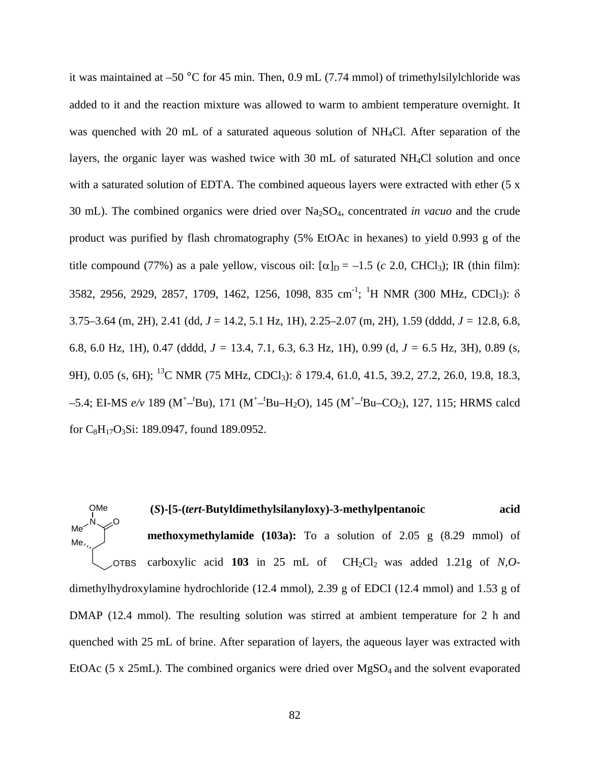it was maintained at –50 °C for 45 min. Then, 0.9 mL (7.74 mmol) of trimethylsilylchloride was added to it and the reaction mixture was allowed to warm to ambient temperature overnight. It was quenched with 20 mL of a saturated aqueous solution of $NH_4Cl$. After separation of the layers, the organic layer was washed twice with 30 mL of saturated $NH_4Cl$ solution and once with a saturated solution of EDTA. The combined aqueous layers were extracted with ether (5 x 30 mL). The combined organics were dried over $Na_2SO_4$, concentrated *in vacuo* and the crude product was purified by flash chromatography (5% EtOAc in hexanes) to yield 0.993 g of the title compound (77%) as a pale yellow, viscous oil: $[\alpha]_D$ = –1.5 (*c* 2.0, $CHCl_3$); IR (thin film): 3582, 2956, 2929, 2857, 1709, 1462, 1256, 1098, 835 $cm^{-1}$; $^1H$ NMR (300 MHz, $CDCl_3$): $\delta$ 3.75–3.64 (m, 2H), 2.41 (dd, *J* = 14.2, 5.1 Hz, 1H), 2.25–2.07 (m, 2H), 1.59 (dddd, *J* = 12.8, 6.8, 6.8, 6.0 Hz, 1H), 0.47 (dddd, *J* = 13.4, 7.1, 6.3, 6.3 Hz, 1H), 0.99 (d, *J* = 6.5 Hz, 3H), 0.89 (s, 9H), 0.05 (s, 6H); $^{13}C$ NMR (75 MHz, $CDCl_3$): $\delta$ 179.4, 61.0, 41.5, 39.2, 27.2, 26.0, 19.8, 18.3, –5.4; EI-MS *e/v* 189 ($M^+$–$^t$Bu), 171 ($M^+$–$^t$Bu–$H_2O$), 145 ($M^+$–$^t$Bu–$CO_2$), 127, 115; HRMS calcd for $C_8H_{17}O_3Si$: 189.0947, found 189.0952.

**(*S*)-[5-(*tert*-Butyldimethylsilanyloxy)-3-methylpentanoic acid methoxymethylamide (103a):** To a solution of 2.05 g (8.29 mmol) of carboxylic acid **103** in 25 mL of $CH_2Cl_2$ was added 1.21g of *N,O*-dimethylhydroxylamine hydrochloride (12.4 mmol), 2.39 g of EDCI (12.4 mmol) and 1.53 g of DMAP (12.4 mmol). The resulting solution was stirred at ambient temperature for 2 h and quenched with 25 mL of brine. After separation of layers, the aqueous layer was extracted with EtOAc (5 x 25mL). The combined organics were dried over $MgSO_4$ and the solvent evaporated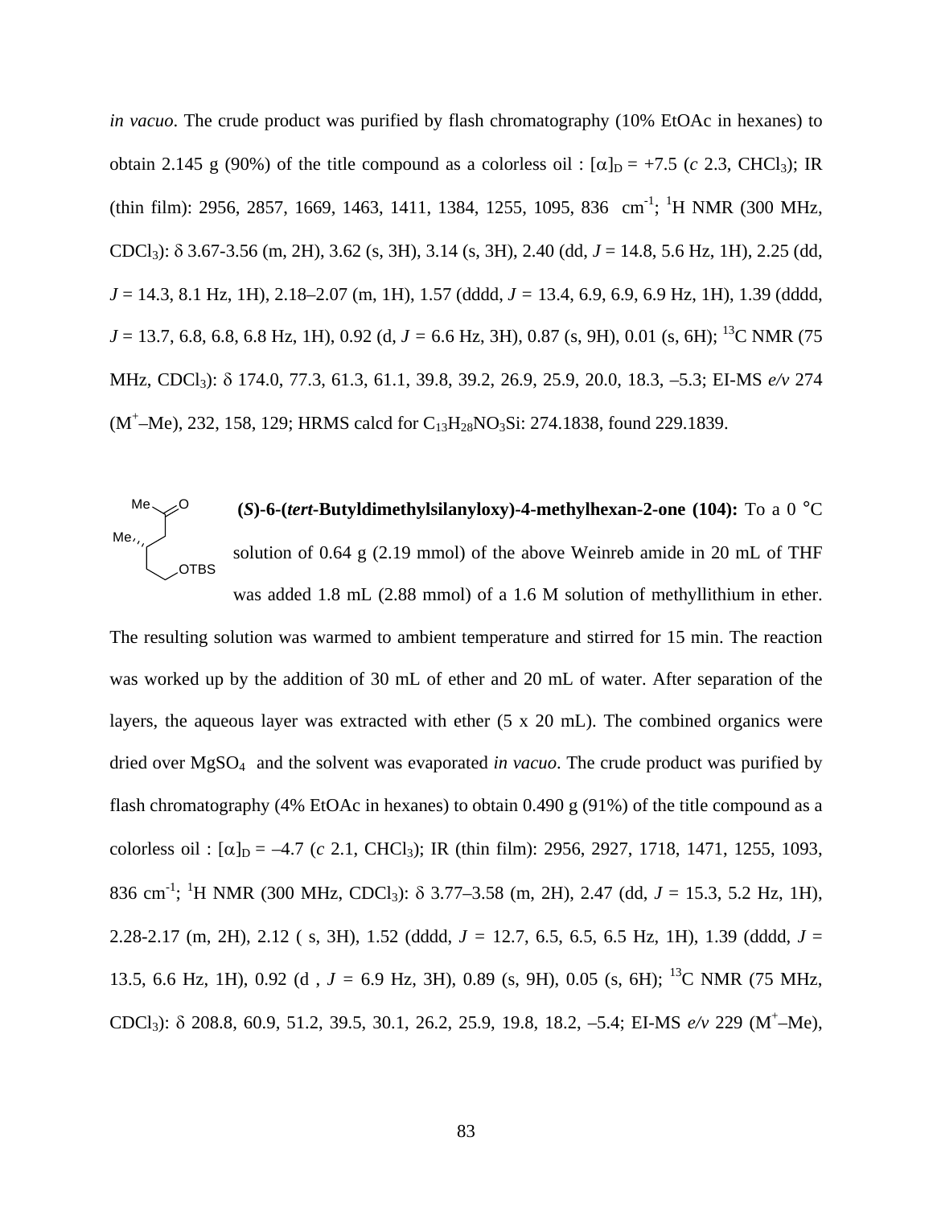*in vacuo*. The crude product was purified by flash chromatography (10% EtOAc in hexanes) to obtain 2.145 g (90%) of the title compound as a colorless oil : $[\alpha]_D$ = +7.5 (*c* 2.3, $CHCl_3$); IR (thin film): 2956, 2857, 1669, 1463, 1411, 1384, 1255, 1095, 836 $cm^{-1}$; $^1H$ NMR (300 MHz, $CDCl_3$): δ 3.67-3.56 (m, 2H), 3.62 (s, 3H), 3.14 (s, 3H), 2.40 (dd, *J* = 14.8, 5.6 Hz, 1H), 2.25 (dd, *J* = 14.3, 8.1 Hz, 1H), 2.18–2.07 (m, 1H), 1.57 (dddd, *J* = 13.4, 6.9, 6.9, 6.9 Hz, 1H), 1.39 (dddd, *J* = 13.7, 6.8, 6.8, 6.8 Hz, 1H), 0.92 (d, *J* = 6.6 Hz, 3H), 0.87 (s, 9H), 0.01 (s, 6H); $^{13}C$ NMR (75 MHz, $CDCl_3$): δ 174.0, 77.3, 61.3, 61.1, 39.8, 39.2, 26.9, 25.9, 20.0, 18.3, –5.3; EI-MS *e/v* 274 ($M^+$–Me), 232, 158, 129; HRMS calcd for $C_{13}H_{28}NO_3Si$: 274.1838, found 229.1839.

**(*S*)-6-(*tert*-Butyldimethylsilanyloxy)-4-methylhexan-2-one (104):** To a 0 °C solution of 0.64 g (2.19 mmol) of the above Weinreb amide in 20 mL of THF was added 1.8 mL (2.88 mmol) of a 1.6 M solution of methyllithium in ether. The resulting solution was warmed to ambient temperature and stirred for 15 min. The reaction was worked up by the addition of 30 mL of ether and 20 mL of water. After separation of the layers, the aqueous layer was extracted with ether (5 x 20 mL). The combined organics were dried over $MgSO_4$ and the solvent was evaporated *in vacuo*. The crude product was purified by flash chromatography (4% EtOAc in hexanes) to obtain 0.490 g (91%) of the title compound as a colorless oil : $[\alpha]_D$ = –4.7 (*c* 2.1, $CHCl_3$); IR (thin film): 2956, 2927, 1718, 1471, 1255, 1093, 836 $cm^{-1}$; $^1H$ NMR (300 MHz, $CDCl_3$): δ 3.77–3.58 (m, 2H), 2.47 (dd, *J* = 15.3, 5.2 Hz, 1H), 2.28-2.17 (m, 2H), 2.12 ( s, 3H), 1.52 (dddd, *J* = 12.7, 6.5, 6.5, 6.5 Hz, 1H), 1.39 (dddd, *J* = 13.5, 6.6 Hz, 1H), 0.92 (d , *J* = 6.9 Hz, 3H), 0.89 (s, 9H), 0.05 (s, 6H); $^{13}C$ NMR (75 MHz, $CDCl_3$): δ 208.8, 60.9, 51.2, 39.5, 30.1, 26.2, 25.9, 19.8, 18.2, –5.4; EI-MS *e/v* 229 ($M^+$–Me),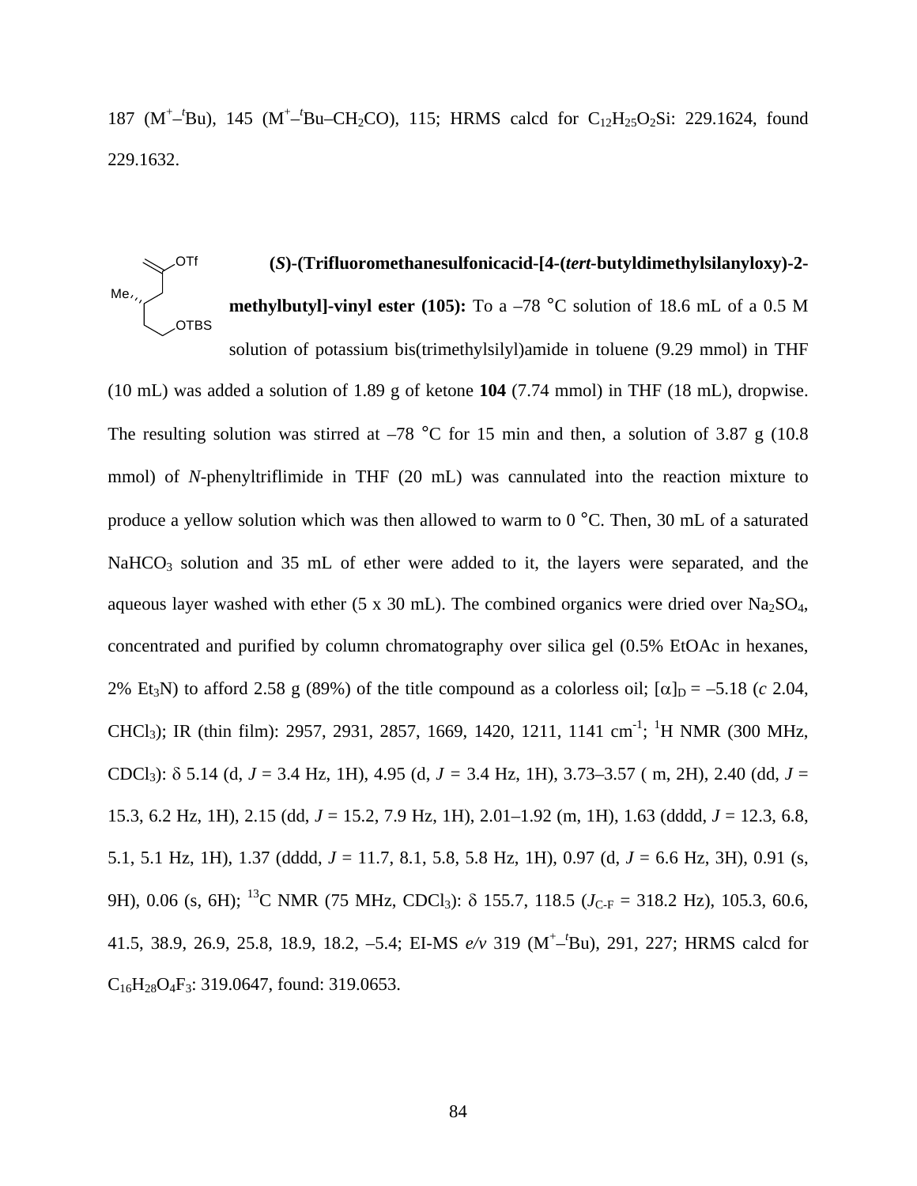187 ($M^+$–$^t$Bu), 145 ($M^+$–$^t$Bu–$CH_2CO$), 115; HRMS calcd for $C_{12}H_{25}O_2Si$: 229.1624, found 229.1632.

**(*S*)-(Trifluoromethanesulfonicacid-[4-(*tert*-butyldimethylsilanyloxy)-2-methylbutyl]-vinyl ester (105):** To a –78 °C solution of 18.6 mL of a 0.5 M solution of potassium bis(trimethylsilyl)amide in toluene (9.29 mmol) in THF (10 mL) was added a solution of 1.89 g of ketone **104** (7.74 mmol) in THF (18 mL), dropwise. The resulting solution was stirred at –78 °C for 15 min and then, a solution of 3.87 g (10.8 mmol) of *N*-phenyltriflimide in THF (20 mL) was cannulated into the reaction mixture to produce a yellow solution which was then allowed to warm to 0 °C. Then, 30 mL of a saturated $NaHCO_3$ solution and 35 mL of ether were added to it, the layers were separated, and the aqueous layer washed with ether (5 x 30 mL). The combined organics were dried over $Na_2SO_4$, concentrated and purified by column chromatography over silica gel (0.5% EtOAc in hexanes, 2% $Et_3N$) to afford 2.58 g (89%) of the title compound as a colorless oil; $[\alpha]_D$ = –5.18 (*c* 2.04, $CHCl_3$); IR (thin film): 2957, 2931, 2857, 1669, 1420, 1211, 1141 $cm^{-1}$; $^1H$ NMR (300 MHz, $CDCl_3$): $\delta$ 5.14 (d, *J* = 3.4 Hz, 1H), 4.95 (d, *J* = 3.4 Hz, 1H), 3.73–3.57 ( m, 2H), 2.40 (dd, *J* = 15.3, 6.2 Hz, 1H), 2.15 (dd, *J* = 15.2, 7.9 Hz, 1H), 2.01–1.92 (m, 1H), 1.63 (dddd, *J* = 12.3, 6.8, 5.1, 5.1 Hz, 1H), 1.37 (dddd, *J* = 11.7, 8.1, 5.8, 5.8 Hz, 1H), 0.97 (d, *J* = 6.6 Hz, 3H), 0.91 (s, 9H), 0.06 (s, 6H); $^{13}C$ NMR (75 MHz, $CDCl_3$): $\delta$ 155.7, 118.5 ($J_{C\text{-}F}$ = 318.2 Hz), 105.3, 60.6, 41.5, 38.9, 26.9, 25.8, 18.9, 18.2, –5.4; EI-MS *e/v* 319 ($M^+$–$^t$Bu), 291, 227; HRMS calcd for $C_{16}H_{28}O_4F_3$: 319.0647, found: 319.0653.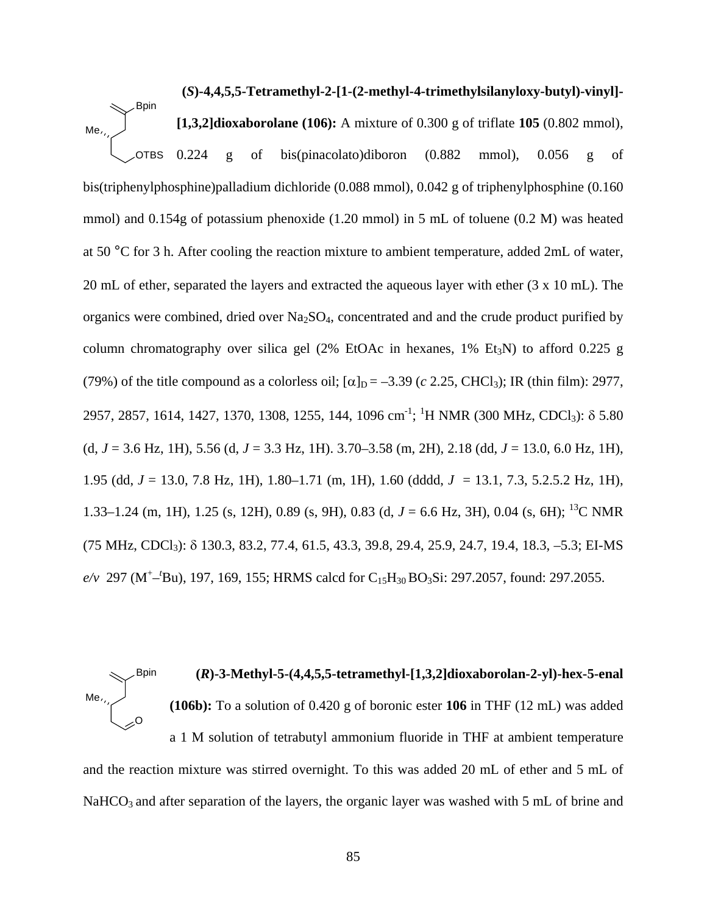**(*S*)-4,4,5,5-Tetramethyl-2-[1-(2-methyl-4-trimethylsilanyloxy-butyl)-vinyl]-[1,3,2]dioxaborolane (106):** A mixture of 0.300 g of triflate **105** (0.802 mmol), 0.224 g of bis(pinacolato)diboron (0.882 mmol), 0.056 g of bis(triphenylphosphine)palladium dichloride (0.088 mmol), 0.042 g of triphenylphosphine (0.160 mmol) and 0.154g of potassium phenoxide (1.20 mmol) in 5 mL of toluene (0.2 M) was heated at 50 °C for 3 h. After cooling the reaction mixture to ambient temperature, added 2mL of water, 20 mL of ether, separated the layers and extracted the aqueous layer with ether (3 x 10 mL). The organics were combined, dried over $Na_2SO_4$, concentrated and and the crude product purified by column chromatography over silica gel (2% EtOAc in hexanes, 1% $Et_3N$) to afford 0.225 g (79%) of the title compound as a colorless oil; $[\alpha]_D = -3.39$ (*c* 2.25, $CHCl_3$); IR (thin film): 2977, 2957, 2857, 1614, 1427, 1370, 1308, 1255, 144, 1096 $cm^{-1}$; $^1H$ NMR (300 MHz, $CDCl_3$): δ 5.80 (d, *J* = 3.6 Hz, 1H), 5.56 (d, *J* = 3.3 Hz, 1H). 3.70–3.58 (m, 2H), 2.18 (dd, *J* = 13.0, 6.0 Hz, 1H), 1.95 (dd, *J* = 13.0, 7.8 Hz, 1H), 1.80–1.71 (m, 1H), 1.60 (dddd, *J* = 13.1, 7.3, 5.2.5.2 Hz, 1H), 1.33–1.24 (m, 1H), 1.25 (s, 12H), 0.89 (s, 9H), 0.83 (d, *J* = 6.6 Hz, 3H), 0.04 (s, 6H); $^{13}C$ NMR (75 MHz, $CDCl_3$): δ 130.3, 83.2, 77.4, 61.5, 43.3, 39.8, 29.4, 25.9, 24.7, 19.4, 18.3, –5.3; EI-MS *e/v* 297 ($M^+$–$^t$Bu), 197, 169, 155; HRMS calcd for $C_{15}H_{30}BO_3Si$: 297.2057, found: 297.2055.

**(*R*)-3-Methyl-5-(4,4,5,5-tetramethyl-[1,3,2]dioxaborolan-2-yl)-hex-5-enal (106b):** To a solution of 0.420 g of boronic ester **106** in THF (12 mL) was added a 1 M solution of tetrabutyl ammonium fluoride in THF at ambient temperature and the reaction mixture was stirred overnight. To this was added 20 mL of ether and 5 mL of $NaHCO_3$ and after separation of the layers, the organic layer was washed with 5 mL of brine and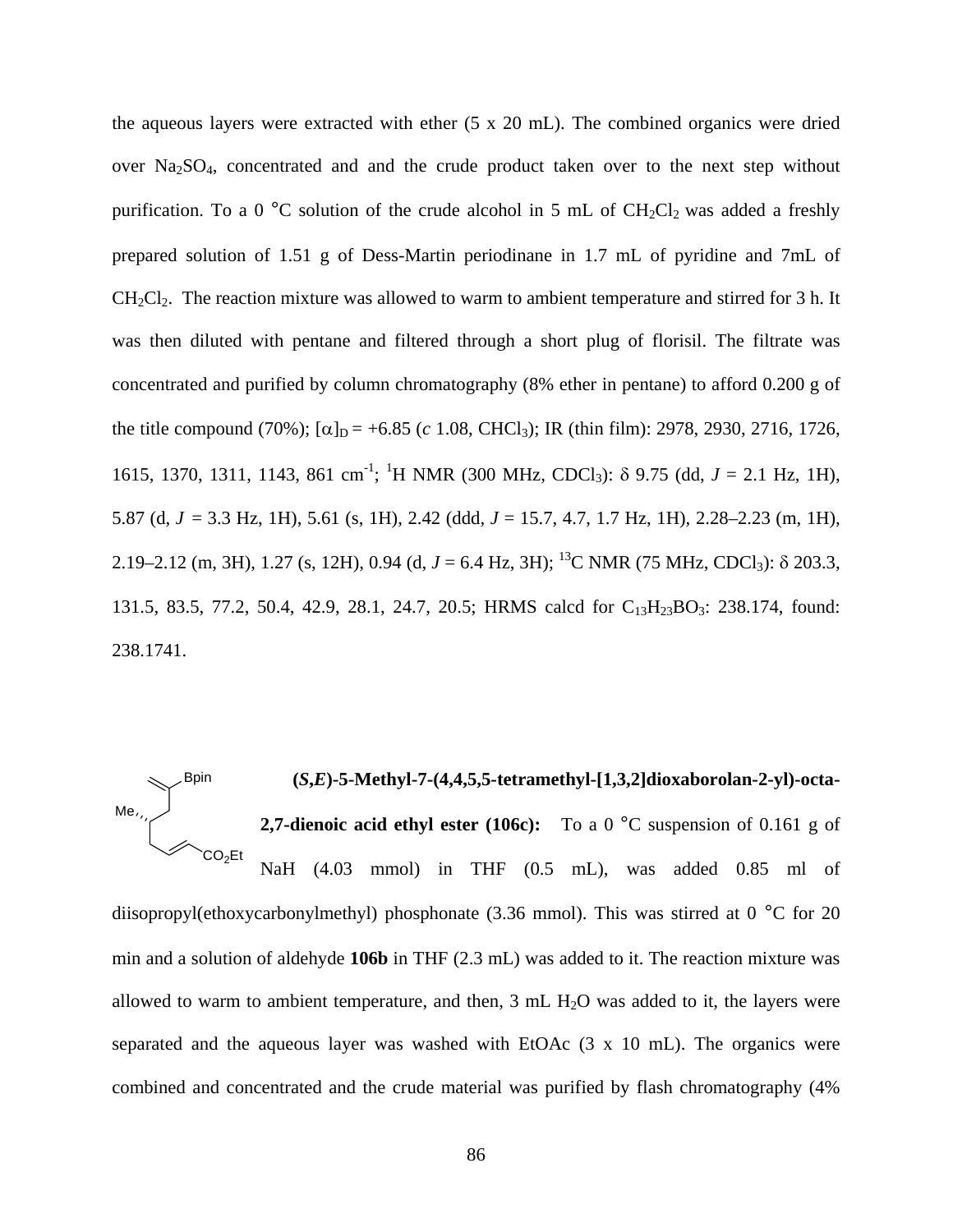the aqueous layers were extracted with ether (5 x 20 mL). The combined organics were dried over $Na_2SO_4$, concentrated and and the crude product taken over to the next step without purification. To a 0 °C solution of the crude alcohol in 5 mL of $CH_2Cl_2$ was added a freshly prepared solution of 1.51 g of Dess-Martin periodinane in 1.7 mL of pyridine and 7mL of $CH_2Cl_2$. The reaction mixture was allowed to warm to ambient temperature and stirred for 3 h. It was then diluted with pentane and filtered through a short plug of florisil. The filtrate was concentrated and purified by column chromatography (8% ether in pentane) to afford 0.200 g of the title compound (70%); $[\alpha]_D = +6.85$ (*c* 1.08, $CHCl_3$); IR (thin film): 2978, 2930, 2716, 1726, 1615, 1370, 1311, 1143, 861 $cm^{-1}$; $^1H$ NMR (300 MHz, $CDCl_3$): $\delta$ 9.75 (dd, *J* = 2.1 Hz, 1H), 5.87 (d, *J* = 3.3 Hz, 1H), 5.61 (s, 1H), 2.42 (ddd, *J* = 15.7, 4.7, 1.7 Hz, 1H), 2.28–2.23 (m, 1H), 2.19–2.12 (m, 3H), 1.27 (s, 12H), 0.94 (d, *J* = 6.4 Hz, 3H); $^{13}C$ NMR (75 MHz, $CDCl_3$): $\delta$ 203.3, 131.5, 83.5, 77.2, 50.4, 42.9, 28.1, 24.7, 20.5; HRMS calcd for $C_{13}H_{23}BO_3$: 238.174, found: 238.1741.

**(*S*,*E*)-5-Methyl-7-(4,4,5,5-tetramethyl-[1,3,2]dioxaborolan-2-yl)-octa-2,7-dienoic acid ethyl ester (106c):** To a 0 °C suspension of 0.161 g of NaH (4.03 mmol) in THF (0.5 mL), was added 0.85 ml of diisopropyl(ethoxycarbonylmethyl) phosphonate (3.36 mmol). This was stirred at 0 °C for 20 min and a solution of aldehyde **106b** in THF (2.3 mL) was added to it. The reaction mixture was allowed to warm to ambient temperature, and then, 3 mL $H_2O$ was added to it, the layers were separated and the aqueous layer was washed with EtOAc (3 x 10 mL). The organics were combined and concentrated and the crude material was purified by flash chromatography (4%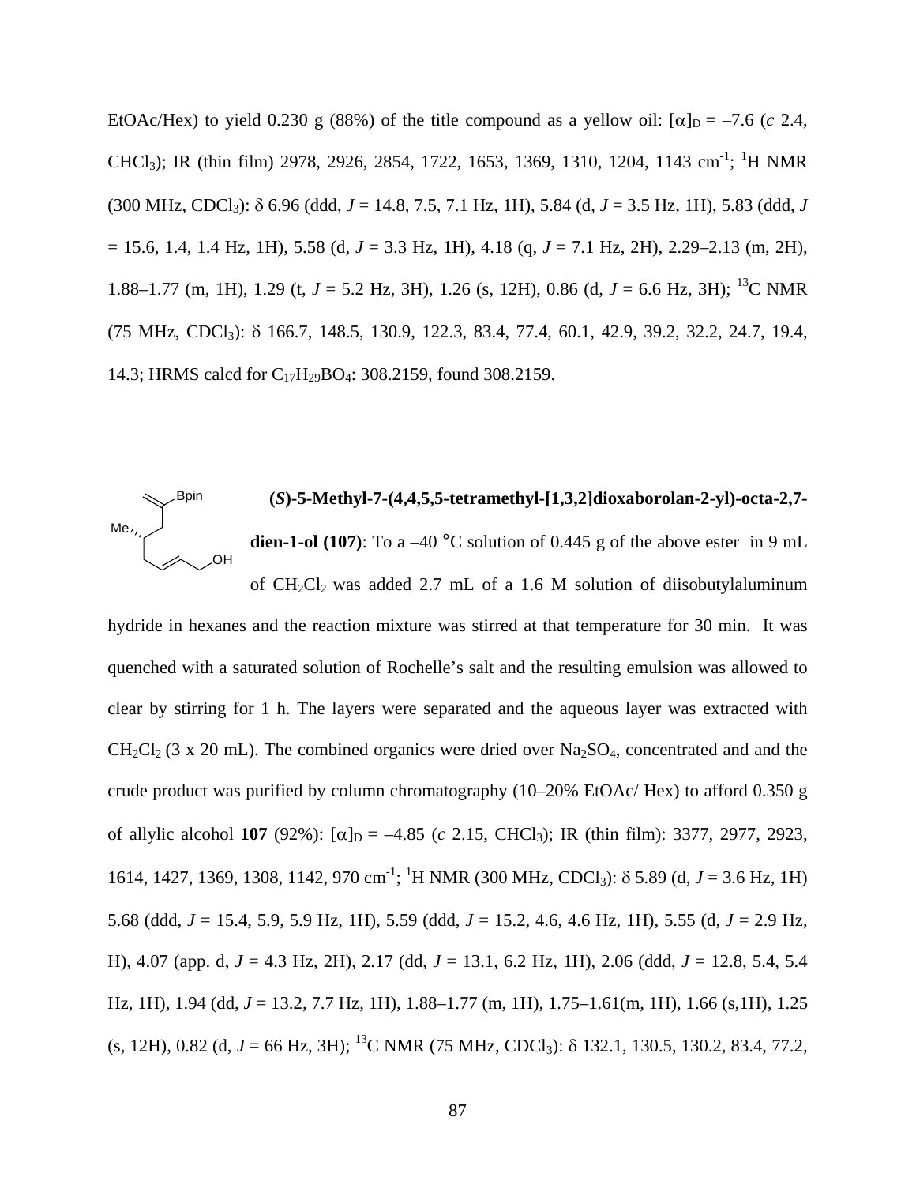EtOAc/Hex) to yield 0.230 g (88%) of the title compound as a yellow oil: $[\alpha]_D$ = –7.6 (*c* 2.4, $CHCl_3$); IR (thin film) 2978, 2926, 2854, 1722, 1653, 1369, 1310, 1204, 1143 cm$^{-1}$; $^1$H NMR (300 MHz, $CDCl_3$): δ 6.96 (ddd, *J* = 14.8, 7.5, 7.1 Hz, 1H), 5.84 (d, *J* = 3.5 Hz, 1H), 5.83 (ddd, *J* = 15.6, 1.4, 1.4 Hz, 1H), 5.58 (d, *J* = 3.3 Hz, 1H), 4.18 (q, *J* = 7.1 Hz, 2H), 2.29–2.13 (m, 2H), 1.88–1.77 (m, 1H), 1.29 (t, *J* = 5.2 Hz, 3H), 1.26 (s, 12H), 0.86 (d, *J* = 6.6 Hz, 3H); $^{13}$C NMR (75 MHz, $CDCl_3$): δ 166.7, 148.5, 130.9, 122.3, 83.4, 77.4, 60.1, 42.9, 39.2, 32.2, 24.7, 19.4, 14.3; HRMS calcd for $C_{17}H_{29}BO_4$: 308.2159, found 308.2159.

**(*S*)-5-Methyl-7-(4,4,5,5-tetramethyl-[1,3,2]dioxaborolan-2-yl)-octa-2,7-dien-1-ol (107)**: To a –40 °C solution of 0.445 g of the above ester in 9 mL of $CH_2Cl_2$ was added 2.7 mL of a 1.6 M solution of diisobutylaluminum hydride in hexanes and the reaction mixture was stirred at that temperature for 30 min. It was quenched with a saturated solution of Rochelle's salt and the resulting emulsion was allowed to clear by stirring for 1 h. The layers were separated and the aqueous layer was extracted with $CH_2Cl_2$ (3 x 20 mL). The combined organics were dried over $Na_2SO_4$, concentrated and and the crude product was purified by column chromatography (10–20% EtOAc/ Hex) to afford 0.350 g of allylic alcohol **107** (92%): $[\alpha]_D$ = –4.85 (*c* 2.15, $CHCl_3$); IR (thin film): 3377, 2977, 2923, 1614, 1427, 1369, 1308, 1142, 970 cm$^{-1}$; $^1$H NMR (300 MHz, $CDCl_3$): δ 5.89 (d, *J* = 3.6 Hz, 1H) 5.68 (ddd, *J* = 15.4, 5.9, 5.9 Hz, 1H), 5.59 (ddd, *J* = 15.2, 4.6, 4.6 Hz, 1H), 5.55 (d, *J* = 2.9 Hz, H), 4.07 (app. d, *J* = 4.3 Hz, 2H), 2.17 (dd, *J* = 13.1, 6.2 Hz, 1H), 2.06 (ddd, *J* = 12.8, 5.4, 5.4 Hz, 1H), 1.94 (dd, *J* = 13.2, 7.7 Hz, 1H), 1.88–1.77 (m, 1H), 1.75–1.61(m, 1H), 1.66 (s,1H), 1.25 (s, 12H), 0.82 (d, *J* = 66 Hz, 3H); $^{13}$C NMR (75 MHz, $CDCl_3$): δ 132.1, 130.5, 130.2, 83.4, 77.2,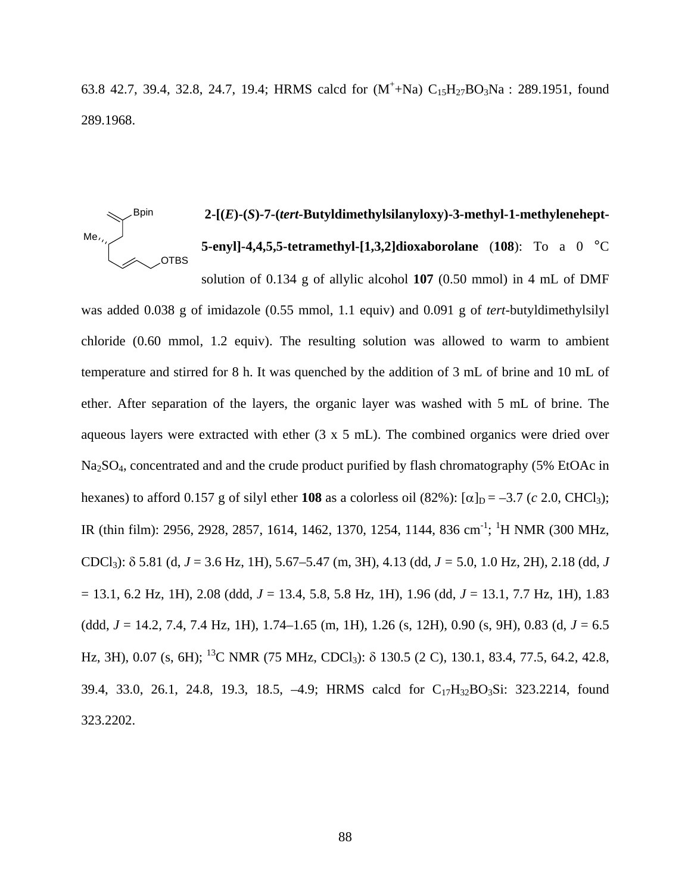63.8 42.7, 39.4, 32.8, 24.7, 19.4; HRMS calcd for ($M^+$+Na) $C_{15}H_{27}BO_3Na$ : 289.1951, found 289.1968.

**2-[(*E*)-(*S*)-7-(*tert*-Butyldimethylsilanyloxy)-3-methyl-1-methylenehept-5-enyl]-4,4,5,5-tetramethyl-[1,3,2]dioxaborolane** (**108**): To a 0 °C solution of 0.134 g of allylic alcohol **107** (0.50 mmol) in 4 mL of DMF was added 0.038 g of imidazole (0.55 mmol, 1.1 equiv) and 0.091 g of *tert*-butyldimethylsilyl chloride (0.60 mmol, 1.2 equiv). The resulting solution was allowed to warm to ambient temperature and stirred for 8 h. It was quenched by the addition of 3 mL of brine and 10 mL of ether. After separation of the layers, the organic layer was washed with 5 mL of brine. The aqueous layers were extracted with ether (3 x 5 mL). The combined organics were dried over $Na_2SO_4$, concentrated and and the crude product purified by flash chromatography (5% EtOAc in hexanes) to afford 0.157 g of silyl ether **108** as a colorless oil (82%): $[\alpha]_D$ = –3.7 (*c* 2.0, $CHCl_3$); IR (thin film): 2956, 2928, 2857, 1614, 1462, 1370, 1254, 1144, 836 $cm^{-1}$; $^1$H NMR (300 MHz, $CDCl_3$): δ 5.81 (d, *J* = 3.6 Hz, 1H), 5.67–5.47 (m, 3H), 4.13 (dd, *J* = 5.0, 1.0 Hz, 2H), 2.18 (dd, *J* = 13.1, 6.2 Hz, 1H), 2.08 (ddd, *J* = 13.4, 5.8, 5.8 Hz, 1H), 1.96 (dd, *J* = 13.1, 7.7 Hz, 1H), 1.83 (ddd, *J* = 14.2, 7.4, 7.4 Hz, 1H), 1.74–1.65 (m, 1H), 1.26 (s, 12H), 0.90 (s, 9H), 0.83 (d, *J* = 6.5 Hz, 3H), 0.07 (s, 6H); $^{13}$C NMR (75 MHz, $CDCl_3$): δ 130.5 (2 C), 130.1, 83.4, 77.5, 64.2, 42.8, 39.4, 33.0, 26.1, 24.8, 19.3, 18.5, –4.9; HRMS calcd for $C_{17}H_{32}BO_3Si$: 323.2214, found 323.2202.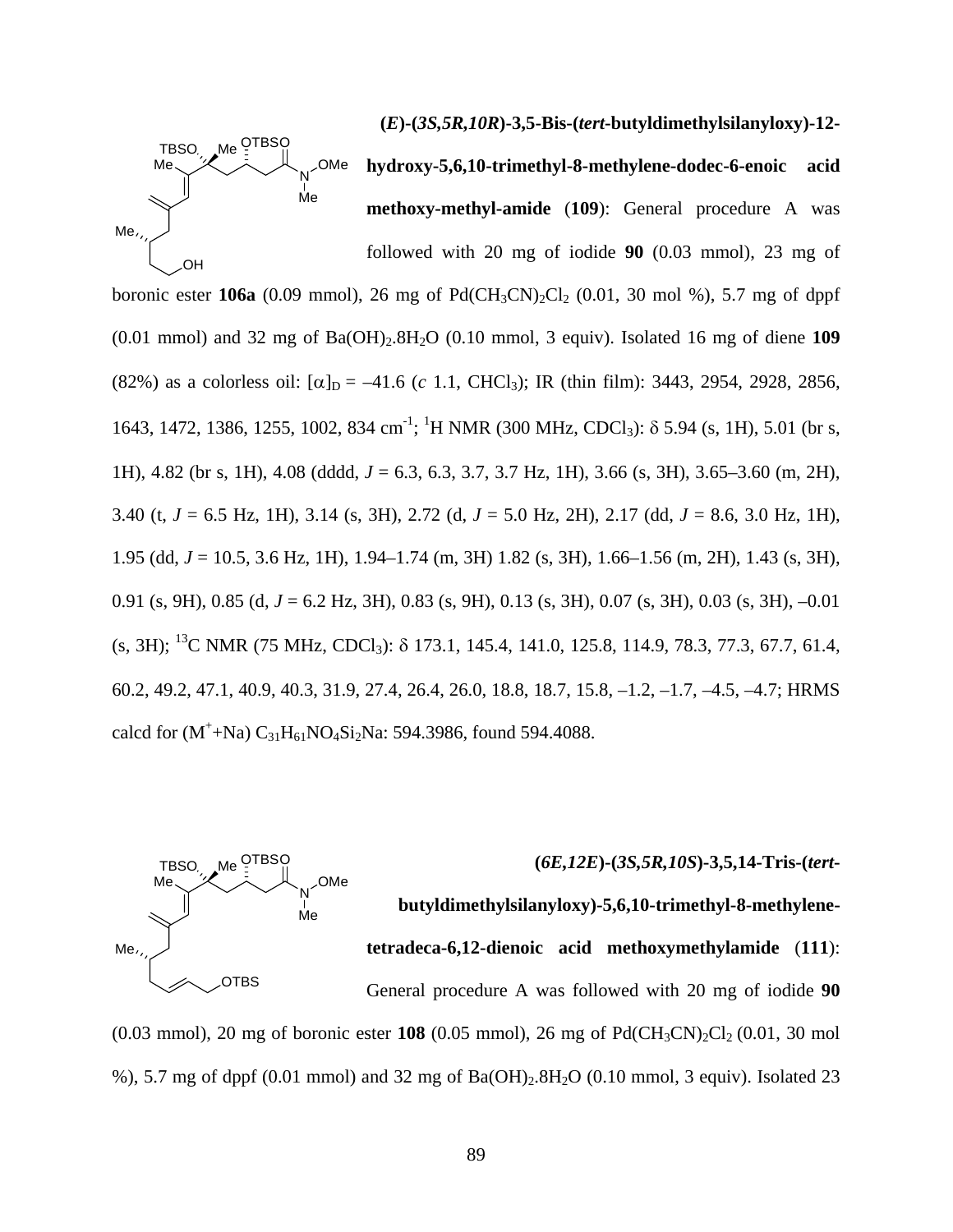**(*E*)-(*3S,5R,10R*)-3,5-Bis-(*tert*-butyldimethylsilanyloxy)-12-hydroxy-5,6,10-trimethyl-8-methylene-dodec-6-enoic acid methoxy-methyl-amide** (**109**): General procedure A was followed with 20 mg of iodide **90** (0.03 mmol), 23 mg of boronic ester **106a** (0.09 mmol), 26 mg of $Pd(CH_3CN)_2Cl_2$ (0.01, 30 mol %), 5.7 mg of dppf (0.01 mmol) and 32 mg of $Ba(OH)_2.8H_2O$ (0.10 mmol, 3 equiv). Isolated 16 mg of diene **109** (82%) as a colorless oil: $[\alpha]_D$ = –41.6 (*c* 1.1, $CHCl_3$); IR (thin film): 3443, 2954, 2928, 2856, 1643, 1472, 1386, 1255, 1002, 834 $cm^{-1}$; $^1H$ NMR (300 MHz, $CDCl_3$): δ 5.94 (s, 1H), 5.01 (br s, 1H), 4.82 (br s, 1H), 4.08 (dddd, *J* = 6.3, 6.3, 3.7, 3.7 Hz, 1H), 3.66 (s, 3H), 3.65–3.60 (m, 2H), 3.40 (t, *J* = 6.5 Hz, 1H), 3.14 (s, 3H), 2.72 (d, *J* = 5.0 Hz, 2H), 2.17 (dd, *J* = 8.6, 3.0 Hz, 1H), 1.95 (dd, *J* = 10.5, 3.6 Hz, 1H), 1.94–1.74 (m, 3H) 1.82 (s, 3H), 1.66–1.56 (m, 2H), 1.43 (s, 3H), 0.91 (s, 9H), 0.85 (d, *J* = 6.2 Hz, 3H), 0.83 (s, 9H), 0.13 (s, 3H), 0.07 (s, 3H), 0.03 (s, 3H), –0.01 (s, 3H); $^{13}C$ NMR (75 MHz, $CDCl_3$): δ 173.1, 145.4, 141.0, 125.8, 114.9, 78.3, 77.3, 67.7, 61.4, 60.2, 49.2, 47.1, 40.9, 40.3, 31.9, 27.4, 26.4, 26.0, 18.8, 18.7, 15.8, –1.2, –1.7, –4.5, –4.7; HRMS calcd for ($M^+$+Na) $C_{31}H_{61}NO_4Si_2Na$: 594.3986, found 594.4088.

**(*6E,12E*)-(*3S,5R,10S*)-3,5,14-Tris-(*tert*-butyldimethylsilanyloxy)-5,6,10-trimethyl-8-methylene-tetradeca-6,12-dienoic acid methoxymethylamide** (**111**): General procedure A was followed with 20 mg of iodide **90** (0.03 mmol), 20 mg of boronic ester **108** (0.05 mmol), 26 mg of $Pd(CH_3CN)_2Cl_2$ (0.01, 30 mol %), 5.7 mg of dppf (0.01 mmol) and 32 mg of $Ba(OH)_2.8H_2O$ (0.10 mmol, 3 equiv). Isolated 23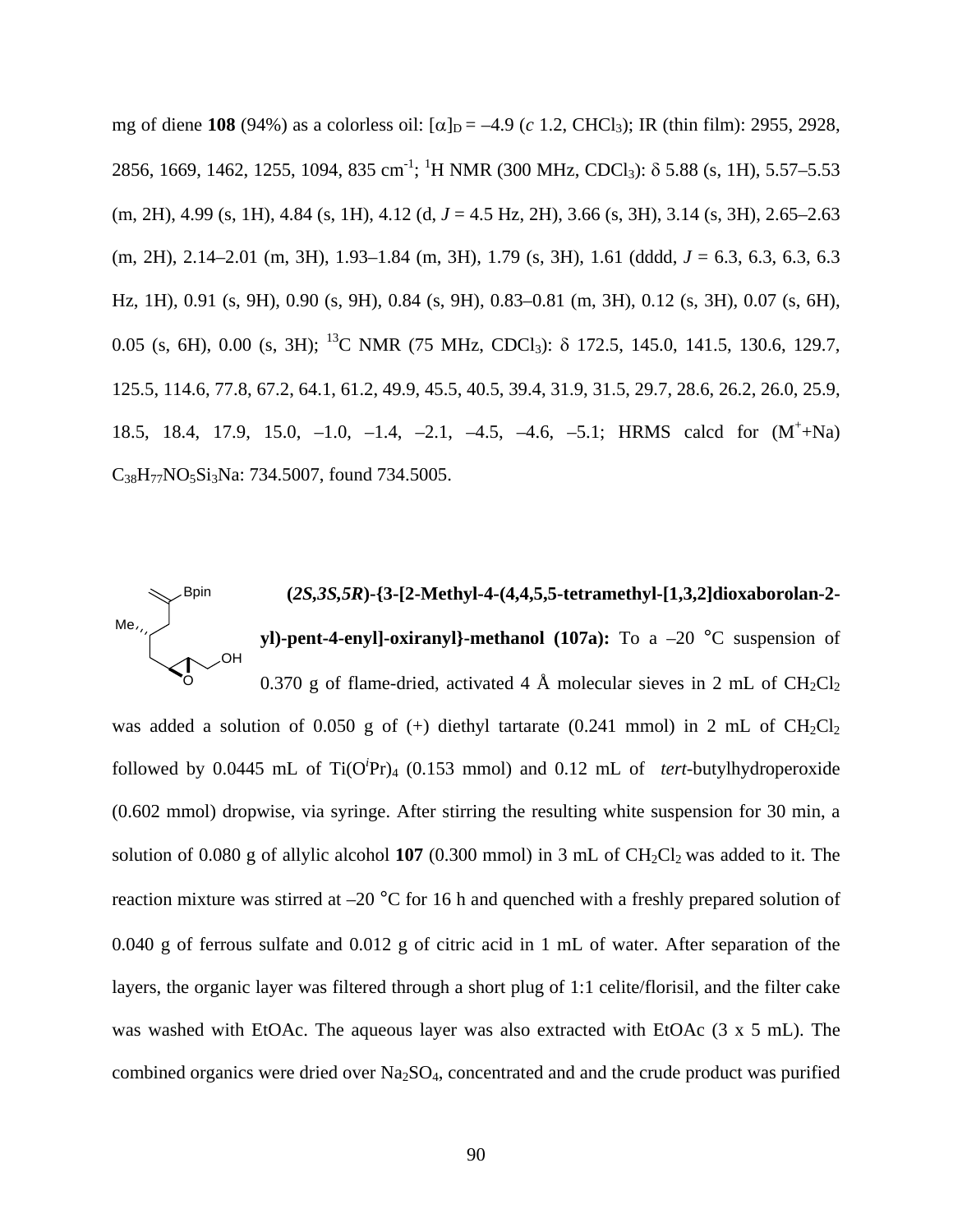mg of diene **108** (94%) as a colorless oil: $[\alpha]_D$ = –4.9 (*c* 1.2, $CHCl_3$); IR (thin film): 2955, 2928, 2856, 1669, 1462, 1255, 1094, 835 $cm^{-1}$; $^1H$ NMR (300 MHz, $CDCl_3$): δ 5.88 (s, 1H), 5.57–5.53 (m, 2H), 4.99 (s, 1H), 4.84 (s, 1H), 4.12 (d, *J* = 4.5 Hz, 2H), 3.66 (s, 3H), 3.14 (s, 3H), 2.65–2.63 (m, 2H), 2.14–2.01 (m, 3H), 1.93–1.84 (m, 3H), 1.79 (s, 3H), 1.61 (dddd, *J* = 6.3, 6.3, 6.3, 6.3 Hz, 1H), 0.91 (s, 9H), 0.90 (s, 9H), 0.84 (s, 9H), 0.83–0.81 (m, 3H), 0.12 (s, 3H), 0.07 (s, 6H), 0.05 (s, 6H), 0.00 (s, 3H); $^{13}C$ NMR (75 MHz, $CDCl_3$): δ 172.5, 145.0, 141.5, 130.6, 129.7, 125.5, 114.6, 77.8, 67.2, 64.1, 61.2, 49.9, 45.5, 40.5, 39.4, 31.9, 31.5, 29.7, 28.6, 26.2, 26.0, 25.9, 18.5, 18.4, 17.9, 15.0, –1.0, –1.4, –2.1, –4.5, –4.6, –5.1; HRMS calcd for ($M^+$+Na) $C_{38}H_{77}NO_5Si_3Na$: 734.5007, found 734.5005.

**(*2S,3S,5R*)-{3-[2-Methyl-4-(4,4,5,5-tetramethyl-[1,3,2]dioxaborolan-2-yl)-pent-4-enyl]-oxiranyl}-methanol (107a):** To a –20 °C suspension of 0.370 g of flame-dried, activated 4 Å molecular sieves in 2 mL of $CH_2Cl_2$ was added a solution of 0.050 g of (+) diethyl tartarate (0.241 mmol) in 2 mL of $CH_2Cl_2$ followed by 0.0445 mL of $Ti(O^iPr)_4$ (0.153 mmol) and 0.12 mL of *tert*-butylhydroperoxide (0.602 mmol) dropwise, via syringe. After stirring the resulting white suspension for 30 min, a solution of 0.080 g of allylic alcohol **107** (0.300 mmol) in 3 mL of $CH_2Cl_2$ was added to it. The reaction mixture was stirred at –20 °C for 16 h and quenched with a freshly prepared solution of 0.040 g of ferrous sulfate and 0.012 g of citric acid in 1 mL of water. After separation of the layers, the organic layer was filtered through a short plug of 1:1 celite/florisil, and the filter cake was washed with EtOAc. The aqueous layer was also extracted with EtOAc (3 x 5 mL). The combined organics were dried over $Na_2SO_4$, concentrated and and the crude product was purified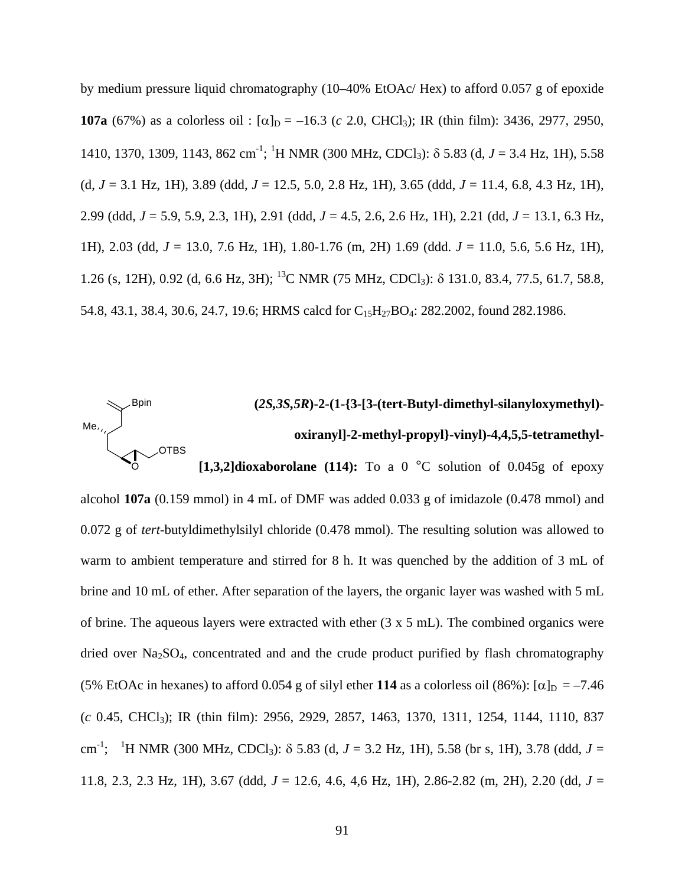by medium pressure liquid chromatography (10–40% EtOAc/ Hex) to afford 0.057 g of epoxide **107a** (67%) as a colorless oil : $[\alpha]_D$ = –16.3 (*c* 2.0, $CHCl_3$); IR (thin film): 3436, 2977, 2950, 1410, 1370, 1309, 1143, 862 $cm^{-1}$; $^1$H NMR (300 MHz, $CDCl_3$): δ 5.83 (d, *J* = 3.4 Hz, 1H), 5.58 (d, *J* = 3.1 Hz, 1H), 3.89 (ddd, *J* = 12.5, 5.0, 2.8 Hz, 1H), 3.65 (ddd, *J* = 11.4, 6.8, 4.3 Hz, 1H), 2.99 (ddd, *J* = 5.9, 5.9, 2.3, 1H), 2.91 (ddd, *J* = 4.5, 2.6, 2.6 Hz, 1H), 2.21 (dd, *J* = 13.1, 6.3 Hz, 1H), 2.03 (dd, *J* = 13.0, 7.6 Hz, 1H), 1.80-1.76 (m, 2H) 1.69 (ddd. *J* = 11.0, 5.6, 5.6 Hz, 1H), 1.26 (s, 12H), 0.92 (d, 6.6 Hz, 3H); $^{13}$C NMR (75 MHz, $CDCl_3$): δ 131.0, 83.4, 77.5, 61.7, 58.8, 54.8, 43.1, 38.4, 30.6, 24.7, 19.6; HRMS calcd for $C_{15}H_{27}BO_4$: 282.2002, found 282.1986.

**(*2S,3S,5R*)-2-(1-{3-[3-(tert-Butyl-dimethyl-silanyloxymethyl)-oxiranyl]-2-methyl-propyl}-vinyl)-4,4,5,5-tetramethyl-[1,3,2]dioxaborolane (114):** To a 0 °C solution of 0.045g of epoxy alcohol **107a** (0.159 mmol) in 4 mL of DMF was added 0.033 g of imidazole (0.478 mmol) and 0.072 g of *tert*-butyldimethylsilyl chloride (0.478 mmol). The resulting solution was allowed to warm to ambient temperature and stirred for 8 h. It was quenched by the addition of 3 mL of brine and 10 mL of ether. After separation of the layers, the organic layer was washed with 5 mL of brine. The aqueous layers were extracted with ether (3 x 5 mL). The combined organics were dried over $Na_2SO_4$, concentrated and and the crude product purified by flash chromatography (5% EtOAc in hexanes) to afford 0.054 g of silyl ether **114** as a colorless oil (86%): $[\alpha]_D$ = –7.46 (*c* 0.45, $CHCl_3$); IR (thin film): 2956, 2929, 2857, 1463, 1370, 1311, 1254, 1144, 1110, 837 $cm^{-1}$; $^1$H NMR (300 MHz, $CDCl_3$): δ 5.83 (d, *J* = 3.2 Hz, 1H), 5.58 (br s, 1H), 3.78 (ddd, *J* = 11.8, 2.3, 2.3 Hz, 1H), 3.67 (ddd, *J* = 12.6, 4.6, 4,6 Hz, 1H), 2.86-2.82 (m, 2H), 2.20 (dd, *J* =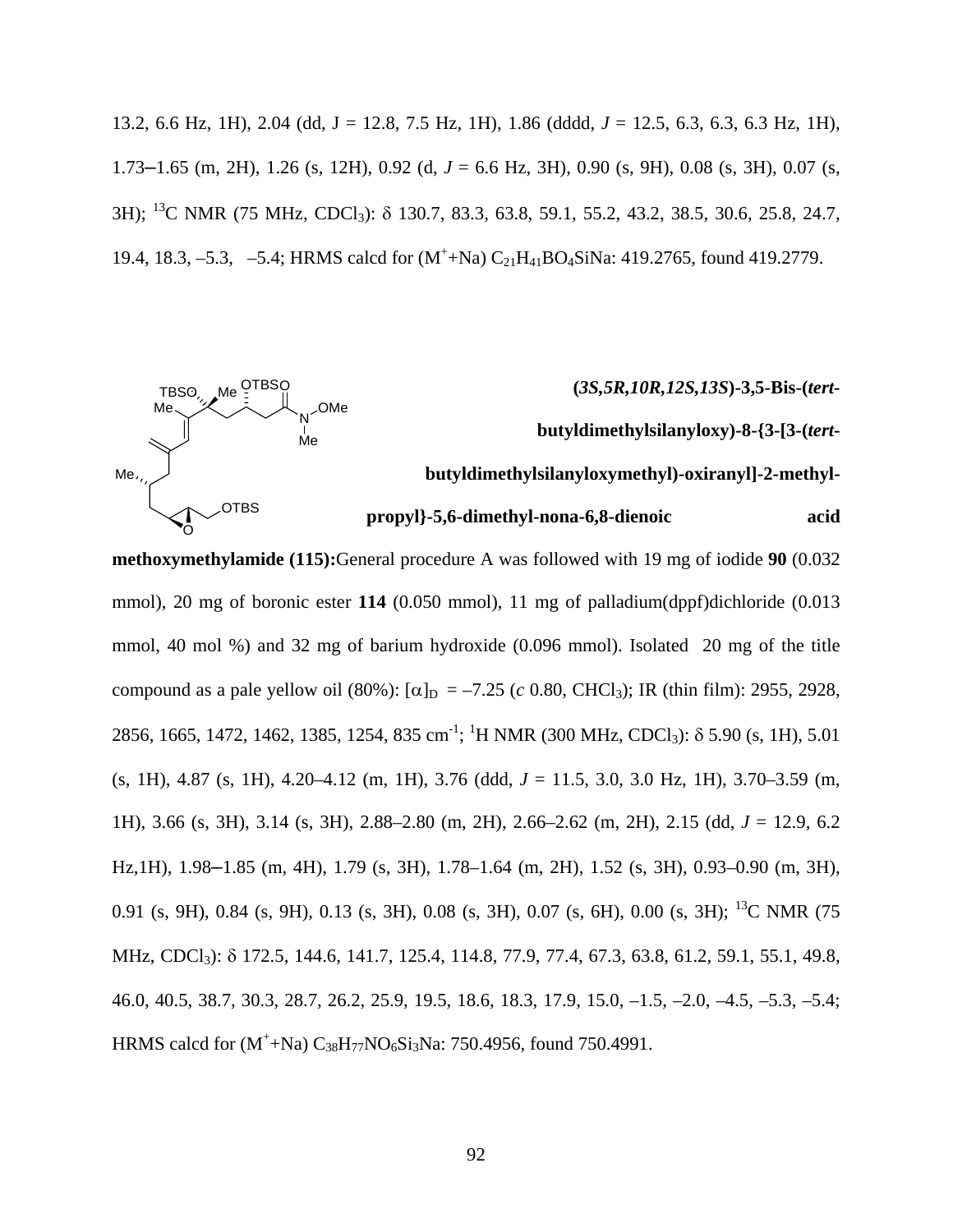13.2, 6.6 Hz, 1H), 2.04 (dd, J = 12.8, 7.5 Hz, 1H), 1.86 (dddd, *J* = 12.5, 6.3, 6.3, 6.3 Hz, 1H), 1.73–1.65 (m, 2H), 1.26 (s, 12H), 0.92 (d, *J* = 6.6 Hz, 3H), 0.90 (s, 9H), 0.08 (s, 3H), 0.07 (s, 3H); $^{13}$C NMR (75 MHz, $CDCl_3$): δ 130.7, 83.3, 63.8, 59.1, 55.2, 43.2, 38.5, 30.6, 25.8, 24.7, 19.4, 18.3, –5.3, –5.4; HRMS calcd for ($M^+$+Na) $C_{21}H_{41}BO_4SiNa$: 419.2765, found 419.2779.

**(*3S,5R,10R,12S,13S*)-3,5-Bis-(*tert*-butyldimethylsilanyloxy)-8-{3-[3-(*tert*-butyldimethylsilanyloxymethyl)-oxiranyl]-2-methyl-propyl}-5,6-dimethyl-nona-6,8-dienoic acid methoxymethylamide (115):** General procedure A was followed with 19 mg of iodide **90** (0.032 mmol), 20 mg of boronic ester **114** (0.050 mmol), 11 mg of palladium(dppf)dichloride (0.013 mmol, 40 mol %) and 32 mg of barium hydroxide (0.096 mmol). Isolated 20 mg of the title compound as a pale yellow oil (80%): $[\alpha]_D$ = –7.25 (*c* 0.80, $CHCl_3$); IR (thin film): 2955, 2928, 2856, 1665, 1472, 1462, 1385, 1254, 835 cm$^{-1}$; $^1$H NMR (300 MHz, $CDCl_3$): δ 5.90 (s, 1H), 5.01 (s, 1H), 4.87 (s, 1H), 4.20–4.12 (m, 1H), 3.76 (ddd, *J* = 11.5, 3.0, 3.0 Hz, 1H), 3.70–3.59 (m, 1H), 3.66 (s, 3H), 3.14 (s, 3H), 2.88–2.80 (m, 2H), 2.66–2.62 (m, 2H), 2.15 (dd, *J* = 12.9, 6.2 Hz,1H), 1.98–1.85 (m, 4H), 1.79 (s, 3H), 1.78–1.64 (m, 2H), 1.52 (s, 3H), 0.93–0.90 (m, 3H), 0.91 (s, 9H), 0.84 (s, 9H), 0.13 (s, 3H), 0.08 (s, 3H), 0.07 (s, 6H), 0.00 (s, 3H); $^{13}$C NMR (75 MHz, $CDCl_3$): δ 172.5, 144.6, 141.7, 125.4, 114.8, 77.9, 77.4, 67.3, 63.8, 61.2, 59.1, 55.1, 49.8, 46.0, 40.5, 38.7, 30.3, 28.7, 26.2, 25.9, 19.5, 18.6, 18.3, 17.9, 15.0, –1.5, –2.0, –4.5, –5.3, –5.4; HRMS calcd for ($M^+$+Na) $C_{38}H_{77}NO_6Si_3Na$: 750.4956, found 750.4991.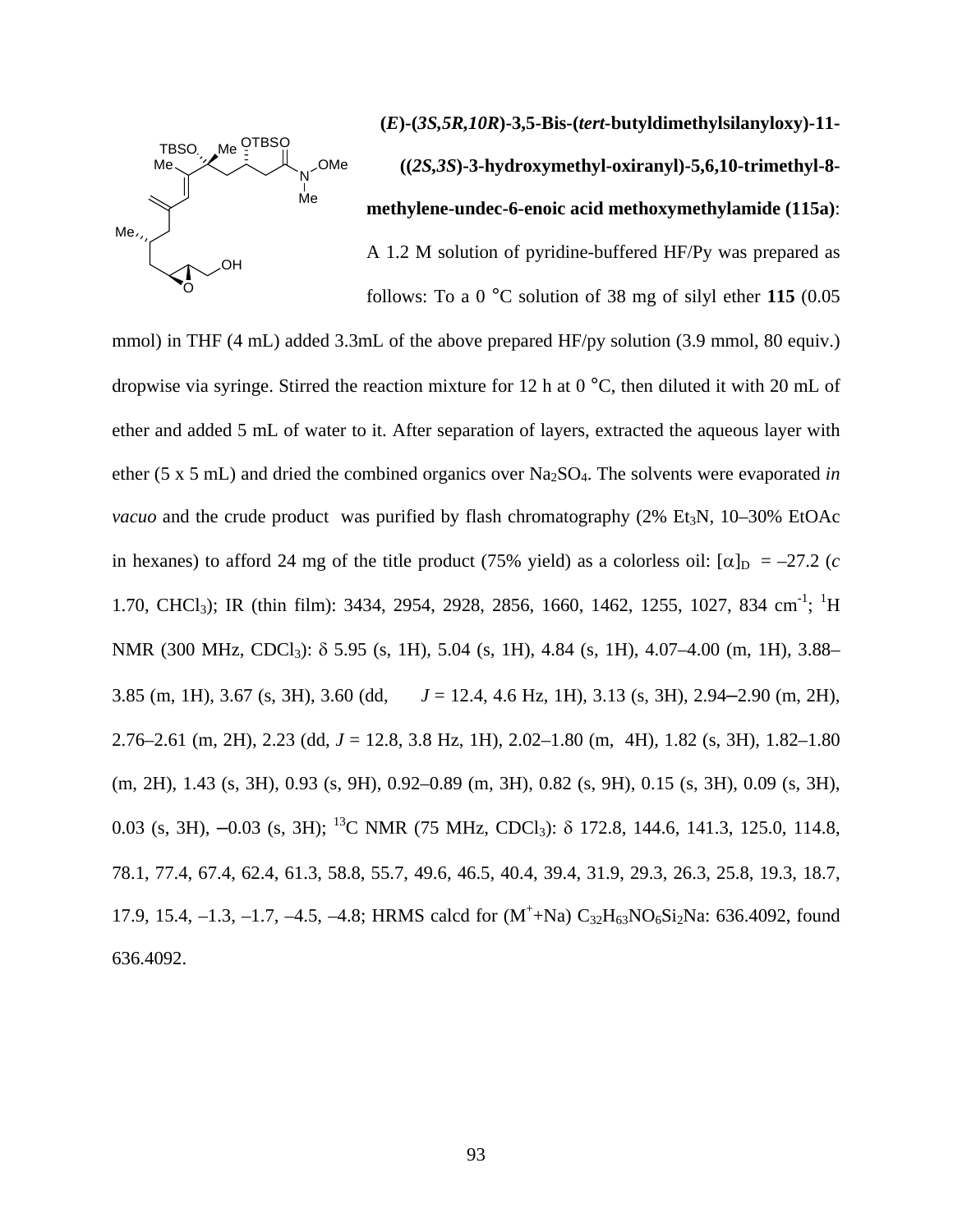**(*E*)-(*3S,5R,10R*)-3,5-Bis-(*tert*-butyldimethylsilanyloxy)-11-((*2S,3S*)-3-hydroxymethyl-oxiranyl)-5,6,10-trimethyl-8-methylene-undec-6-enoic acid methoxymethylamide (115a)**: A 1.2 M solution of pyridine-buffered HF/Py was prepared as follows: To a 0 °C solution of 38 mg of silyl ether **115** (0.05 mmol) in THF (4 mL) added 3.3mL of the above prepared HF/py solution (3.9 mmol, 80 equiv.) dropwise via syringe. Stirred the reaction mixture for 12 h at 0 °C, then diluted it with 20 mL of ether and added 5 mL of water to it. After separation of layers, extracted the aqueous layer with ether (5 x 5 mL) and dried the combined organics over $Na_2SO_4$. The solvents were evaporated *in vacuo* and the crude product was purified by flash chromatography (2% $Et_3N$, 10–30% EtOAc in hexanes) to afford 24 mg of the title product (75% yield) as a colorless oil: $[\alpha]_D$ = –27.2 (*c* 1.70, $CHCl_3$); IR (thin film): 3434, 2954, 2928, 2856, 1660, 1462, 1255, 1027, 834 $cm^{-1}$; $^1H$ NMR (300 MHz, $CDCl_3$): δ 5.95 (s, 1H), 5.04 (s, 1H), 4.84 (s, 1H), 4.07–4.00 (m, 1H), 3.88–3.85 (m, 1H), 3.67 (s, 3H), 3.60 (dd, *J* = 12.4, 4.6 Hz, 1H), 3.13 (s, 3H), 2.94–2.90 (m, 2H), 2.76–2.61 (m, 2H), 2.23 (dd, *J* = 12.8, 3.8 Hz, 1H), 2.02–1.80 (m, 4H), 1.82 (s, 3H), 1.82–1.80 (m, 2H), 1.43 (s, 3H), 0.93 (s, 9H), 0.92–0.89 (m, 3H), 0.82 (s, 9H), 0.15 (s, 3H), 0.09 (s, 3H), 0.03 (s, 3H), –0.03 (s, 3H); $^{13}C$ NMR (75 MHz, $CDCl_3$): δ 172.8, 144.6, 141.3, 125.0, 114.8, 78.1, 77.4, 67.4, 62.4, 61.3, 58.8, 55.7, 49.6, 46.5, 40.4, 39.4, 31.9, 29.3, 26.3, 25.8, 19.3, 18.7, 17.9, 15.4, –1.3, –1.7, –4.5, –4.8; HRMS calcd for ($M^+$+Na) $C_{32}H_{63}NO_6Si_2Na$: 636.4092, found 636.4092.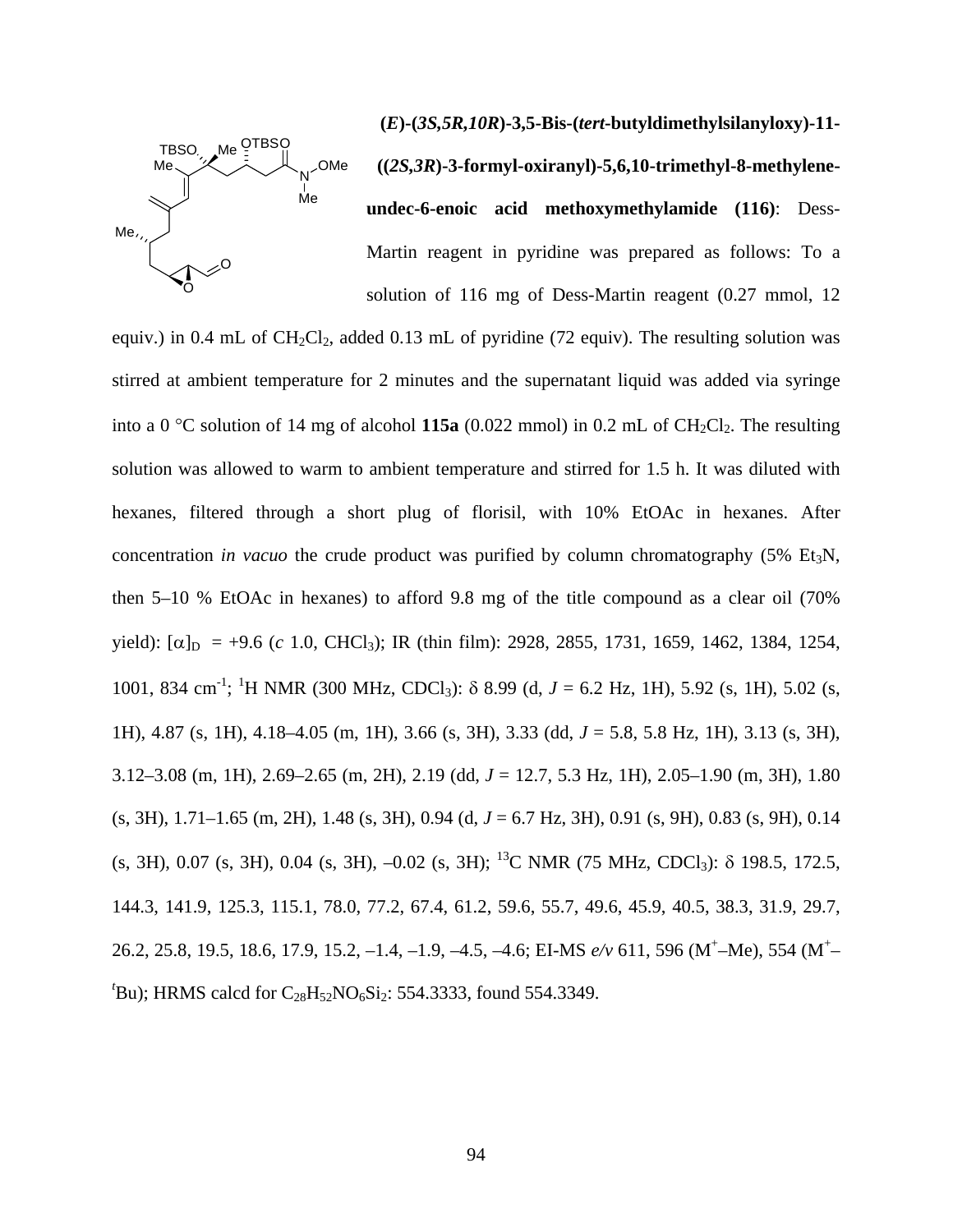**(*E*)-(*3S,5R,10R*)-3,5-Bis-(*tert*-butyldimethylsilanyloxy)-11-((*2S,3R*)-3-formyl-oxiranyl)-5,6,10-trimethyl-8-methylene-undec-6-enoic acid methoxymethylamide (116)**: Dess-Martin reagent in pyridine was prepared as follows: To a solution of 116 mg of Dess-Martin reagent (0.27 mmol, 12 equiv.) in 0.4 mL of $CH_2Cl_2$, added 0.13 mL of pyridine (72 equiv). The resulting solution was stirred at ambient temperature for 2 minutes and the supernatant liquid was added via syringe into a 0 °C solution of 14 mg of alcohol **115a** (0.022 mmol) in 0.2 mL of $CH_2Cl_2$. The resulting solution was allowed to warm to ambient temperature and stirred for 1.5 h. It was diluted with hexanes, filtered through a short plug of florisil, with 10% EtOAc in hexanes. After concentration *in vacuo* the crude product was purified by column chromatography (5% $Et_3N$, then 5–10 % EtOAc in hexanes) to afford 9.8 mg of the title compound as a clear oil (70% yield): $[\alpha]_D$ = +9.6 (*c* 1.0, $CHCl_3$); IR (thin film): 2928, 2855, 1731, 1659, 1462, 1384, 1254, 1001, 834 $cm^{-1}$; $^1H$ NMR (300 MHz, $CDCl_3$): $\delta$ 8.99 (d, *J* = 6.2 Hz, 1H), 5.92 (s, 1H), 5.02 (s, 1H), 4.87 (s, 1H), 4.18–4.05 (m, 1H), 3.66 (s, 3H), 3.33 (dd, *J* = 5.8, 5.8 Hz, 1H), 3.13 (s, 3H), 3.12–3.08 (m, 1H), 2.69–2.65 (m, 2H), 2.19 (dd, *J* = 12.7, 5.3 Hz, 1H), 2.05–1.90 (m, 3H), 1.80 (s, 3H), 1.71–1.65 (m, 2H), 1.48 (s, 3H), 0.94 (d, *J* = 6.7 Hz, 3H), 0.91 (s, 9H), 0.83 (s, 9H), 0.14 (s, 3H), 0.07 (s, 3H), 0.04 (s, 3H), –0.02 (s, 3H); $^{13}C$ NMR (75 MHz, $CDCl_3$): $\delta$ 198.5, 172.5, 144.3, 141.9, 125.3, 115.1, 78.0, 77.2, 67.4, 61.2, 59.6, 55.7, 49.6, 45.9, 40.5, 38.3, 31.9, 29.7, 26.2, 25.8, 19.5, 18.6, 17.9, 15.2, –1.4, –1.9, –4.5, –4.6; EI-MS *e/v* 611, 596 ($M^+$–Me), 554 ($M^+$–$^t$Bu); HRMS calcd for $C_{28}H_{52}NO_6Si_2$: 554.3333, found 554.3349.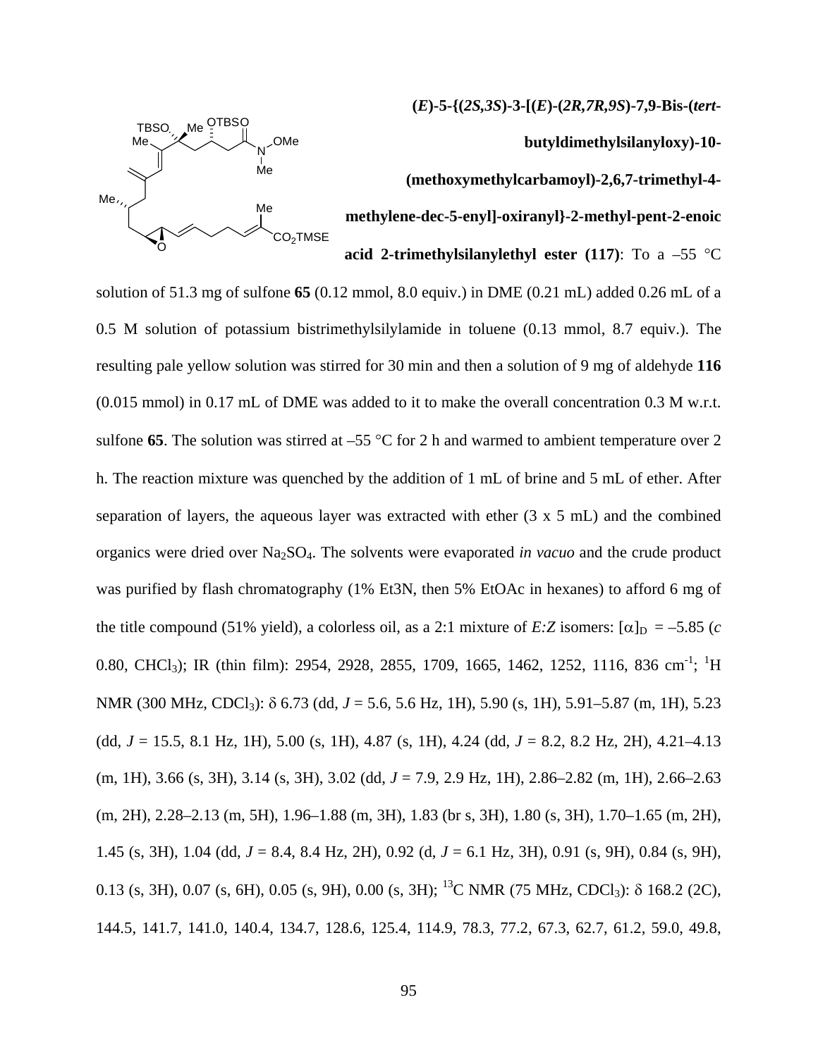**(*E*)-5-{(*2S,3S*)-3-[(*E*)-(*2R,7R,9S*)-7,9-Bis-(*tert*-butyldimethylsilanyloxy)-10-(methoxymethylcarbamoyl)-2,6,7-trimethyl-4-methylene-dec-5-enyl]-oxiranyl}-2-methyl-pent-2-enoic acid 2-trimethylsilanylethyl ester (117)**: To a –55 °C solution of 51.3 mg of sulfone **65** (0.12 mmol, 8.0 equiv.) in DME (0.21 mL) added 0.26 mL of a 0.5 M solution of potassium bistrimethylsilylamide in toluene (0.13 mmol, 8.7 equiv.). The resulting pale yellow solution was stirred for 30 min and then a solution of 9 mg of aldehyde **116** (0.015 mmol) in 0.17 mL of DME was added to it to make the overall concentration 0.3 M w.r.t. sulfone **65**. The solution was stirred at –55 °C for 2 h and warmed to ambient temperature over 2 h. The reaction mixture was quenched by the addition of 1 mL of brine and 5 mL of ether. After separation of layers, the aqueous layer was extracted with ether (3 x 5 mL) and the combined organics were dried over $Na_2SO_4$. The solvents were evaporated *in vacuo* and the crude product was purified by flash chromatography (1% Et3N, then 5% EtOAc in hexanes) to afford 6 mg of the title compound (51% yield), a colorless oil, as a 2:1 mixture of *E:Z* isomers: $[\alpha]_D$ = –5.85 (*c* 0.80, $CHCl_3$); IR (thin film): 2954, 2928, 2855, 1709, 1665, 1462, 1252, 1116, 836 $cm^{-1}$; $^1H$ NMR (300 MHz, $CDCl_3$): δ 6.73 (dd, *J* = 5.6, 5.6 Hz, 1H), 5.90 (s, 1H), 5.91–5.87 (m, 1H), 5.23 (dd, *J* = 15.5, 8.1 Hz, 1H), 5.00 (s, 1H), 4.87 (s, 1H), 4.24 (dd, *J* = 8.2, 8.2 Hz, 2H), 4.21–4.13 (m, 1H), 3.66 (s, 3H), 3.14 (s, 3H), 3.02 (dd, *J* = 7.9, 2.9 Hz, 1H), 2.86–2.82 (m, 1H), 2.66–2.63 (m, 2H), 2.28–2.13 (m, 5H), 1.96–1.88 (m, 3H), 1.83 (br s, 3H), 1.80 (s, 3H), 1.70–1.65 (m, 2H), 1.45 (s, 3H), 1.04 (dd, *J* = 8.4, 8.4 Hz, 2H), 0.92 (d, *J* = 6.1 Hz, 3H), 0.91 (s, 9H), 0.84 (s, 9H), 0.13 (s, 3H), 0.07 (s, 6H), 0.05 (s, 9H), 0.00 (s, 3H); $^{13}C$ NMR (75 MHz, $CDCl_3$): δ 168.2 (2C), 144.5, 141.7, 141.0, 140.4, 134.7, 128.6, 125.4, 114.9, 78.3, 77.2, 67.3, 62.7, 61.2, 59.0, 49.8,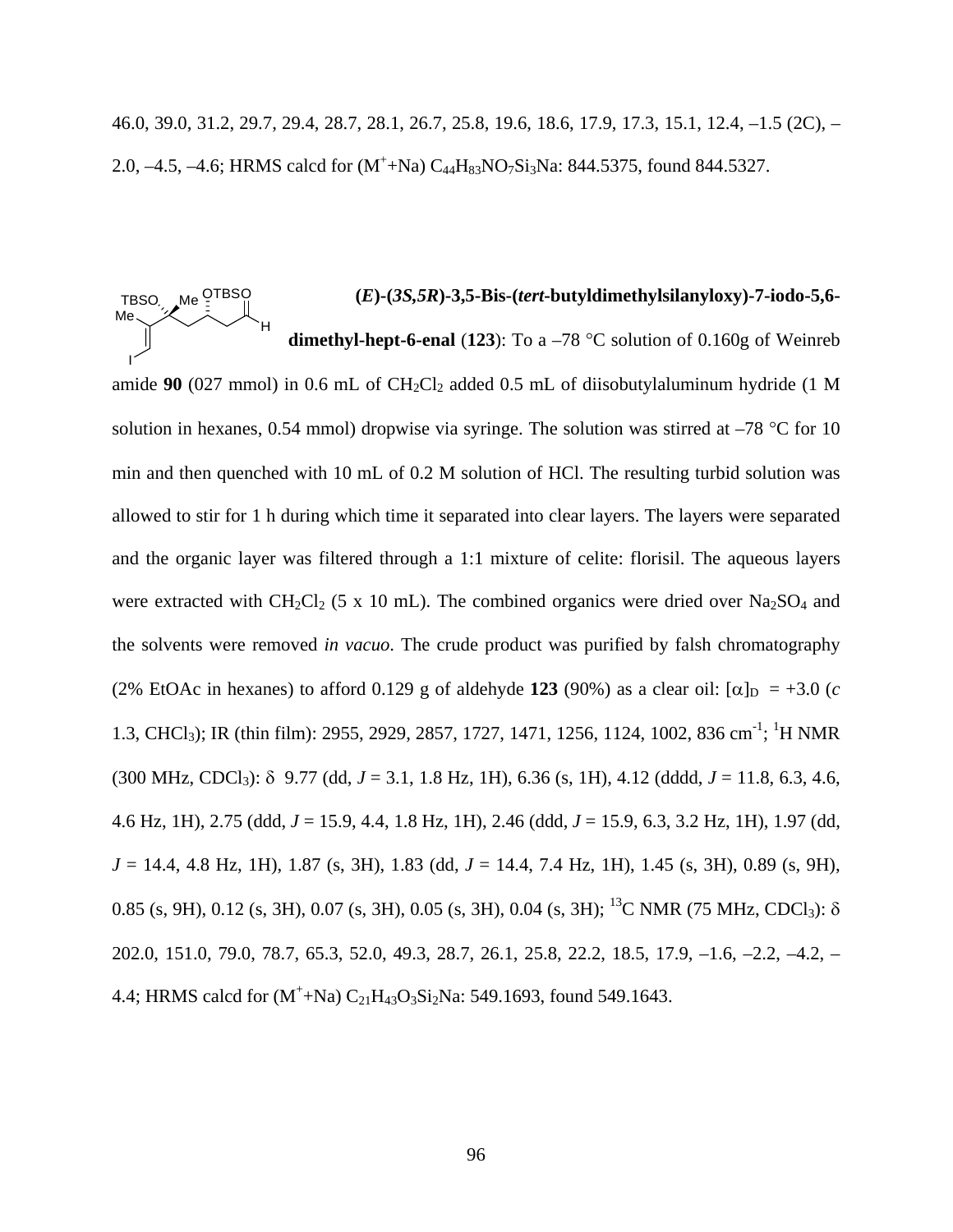46.0, 39.0, 31.2, 29.7, 29.4, 28.7, 28.1, 26.7, 25.8, 19.6, 18.6, 17.9, 17.3, 15.1, 12.4, –1.5 (2C), –2.0, –4.5, –4.6; HRMS calcd for ($M^+$+Na) $C_{44}H_{83}NO_7Si_3Na$: 844.5375, found 844.5327.

**(*E*)-(*3S,5R*)-3,5-Bis-(*tert*-butyldimethylsilanyloxy)-7-iodo-5,6-dimethyl-hept-6-enal** (**123**): To a –78 °C solution of 0.160g of Weinreb amide **90** (027 mmol) in 0.6 mL of $CH_2Cl_2$ added 0.5 mL of diisobutylaluminum hydride (1 M solution in hexanes, 0.54 mmol) dropwise via syringe. The solution was stirred at –78 °C for 10 min and then quenched with 10 mL of 0.2 M solution of HCl. The resulting turbid solution was allowed to stir for 1 h during which time it separated into clear layers. The layers were separated and the organic layer was filtered through a 1:1 mixture of celite: florisil. The aqueous layers were extracted with $CH_2Cl_2$ (5 x 10 mL). The combined organics were dried over $Na_2SO_4$ and the solvents were removed *in vacuo*. The crude product was purified by falsh chromatography (2% EtOAc in hexanes) to afford 0.129 g of aldehyde **123** (90%) as a clear oil: $[\alpha]_D$ = +3.0 (*c* 1.3, $CHCl_3$); IR (thin film): 2955, 2929, 2857, 1727, 1471, 1256, 1124, 1002, 836 $cm^{-1}$; $^1H$ NMR (300 MHz, $CDCl_3$): $\delta$ 9.77 (dd, *J* = 3.1, 1.8 Hz, 1H), 6.36 (s, 1H), 4.12 (dddd, *J* = 11.8, 6.3, 4.6, 4.6 Hz, 1H), 2.75 (ddd, *J* = 15.9, 4.4, 1.8 Hz, 1H), 2.46 (ddd, *J* = 15.9, 6.3, 3.2 Hz, 1H), 1.97 (dd, *J* = 14.4, 4.8 Hz, 1H), 1.87 (s, 3H), 1.83 (dd, *J* = 14.4, 7.4 Hz, 1H), 1.45 (s, 3H), 0.89 (s, 9H), 0.85 (s, 9H), 0.12 (s, 3H), 0.07 (s, 3H), 0.05 (s, 3H), 0.04 (s, 3H); $^{13}C$ NMR (75 MHz, $CDCl_3$): $\delta$ 202.0, 151.0, 79.0, 78.7, 65.3, 52.0, 49.3, 28.7, 26.1, 25.8, 22.2, 18.5, 17.9, –1.6, –2.2, –4.2, –4.4; HRMS calcd for ($M^+$+Na) $C_{21}H_{43}O_3Si_2Na$: 549.1693, found 549.1643.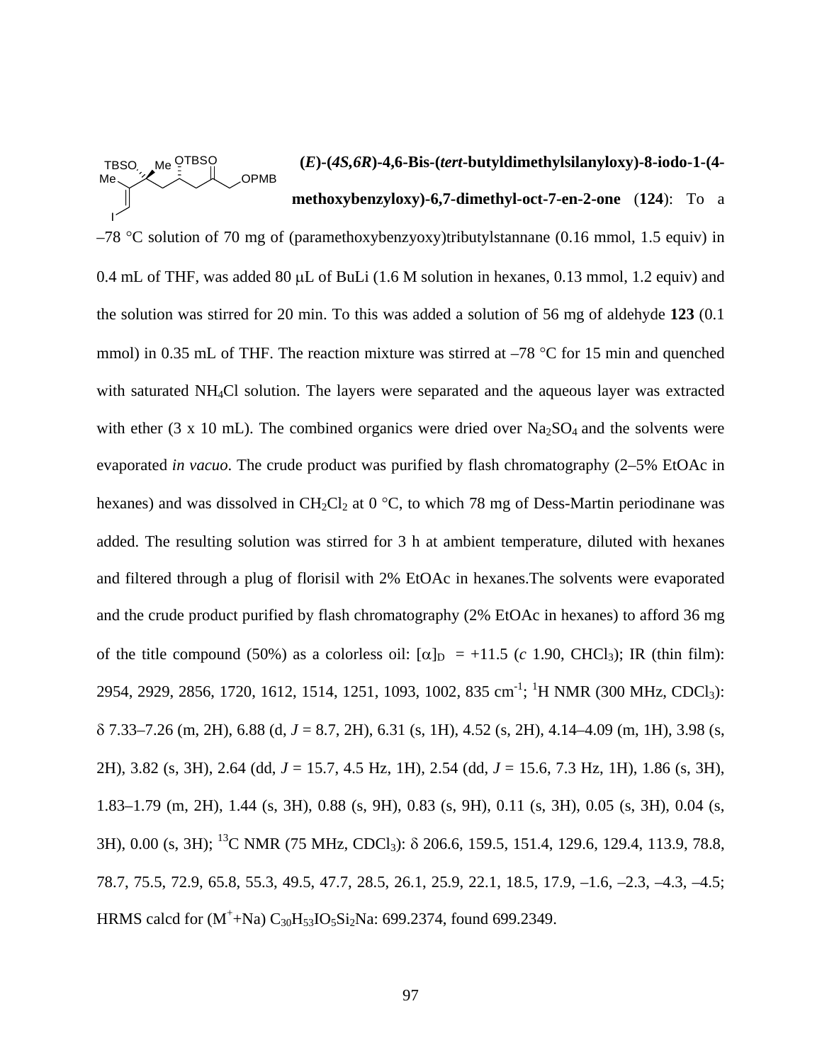**(*E*)-(*4S,6R*)-4,6-Bis-(*tert*-butyldimethylsilanyloxy)-8-iodo-1-(4-methoxybenzyloxy)-6,7-dimethyl-oct-7-en-2-one** (**124**): To a –78 °C solution of 70 mg of (paramethoxybenzyoxy)tributylstannane (0.16 mmol, 1.5 equiv) in 0.4 mL of THF, was added 80 μL of BuLi (1.6 M solution in hexanes, 0.13 mmol, 1.2 equiv) and the solution was stirred for 20 min. To this was added a solution of 56 mg of aldehyde **123** (0.1 mmol) in 0.35 mL of THF. The reaction mixture was stirred at –78 °C for 15 min and quenched with saturated $NH_4Cl$ solution. The layers were separated and the aqueous layer was extracted with ether (3 x 10 mL). The combined organics were dried over $Na_2SO_4$ and the solvents were evaporated *in vacuo*. The crude product was purified by flash chromatography (2–5% EtOAc in hexanes) and was dissolved in $CH_2Cl_2$ at 0 °C, to which 78 mg of Dess-Martin periodinane was added. The resulting solution was stirred for 3 h at ambient temperature, diluted with hexanes and filtered through a plug of florisil with 2% EtOAc in hexanes.The solvents were evaporated and the crude product purified by flash chromatography (2% EtOAc in hexanes) to afford 36 mg of the title compound (50%) as a colorless oil: $[\alpha]_D$ = +11.5 (*c* 1.90, $CHCl_3$); IR (thin film): 2954, 2929, 2856, 1720, 1612, 1514, 1251, 1093, 1002, 835 $cm^{-1}$; $^1$H NMR (300 MHz, $CDCl_3$): δ 7.33–7.26 (m, 2H), 6.88 (d, *J* = 8.7, 2H), 6.31 (s, 1H), 4.52 (s, 2H), 4.14–4.09 (m, 1H), 3.98 (s, 2H), 3.82 (s, 3H), 2.64 (dd, *J* = 15.7, 4.5 Hz, 1H), 2.54 (dd, *J* = 15.6, 7.3 Hz, 1H), 1.86 (s, 3H), 1.83–1.79 (m, 2H), 1.44 (s, 3H), 0.88 (s, 9H), 0.83 (s, 9H), 0.11 (s, 3H), 0.05 (s, 3H), 0.04 (s, 3H), 0.00 (s, 3H); $^{13}$C NMR (75 MHz, $CDCl_3$): δ 206.6, 159.5, 151.4, 129.6, 129.4, 113.9, 78.8, 78.7, 75.5, 72.9, 65.8, 55.3, 49.5, 47.7, 28.5, 26.1, 25.9, 22.1, 18.5, 17.9, –1.6, –2.3, –4.3, –4.5; HRMS calcd for ($M^+$+Na) $C_{30}H_{53}IO_5Si_2Na$: 699.2374, found 699.2349.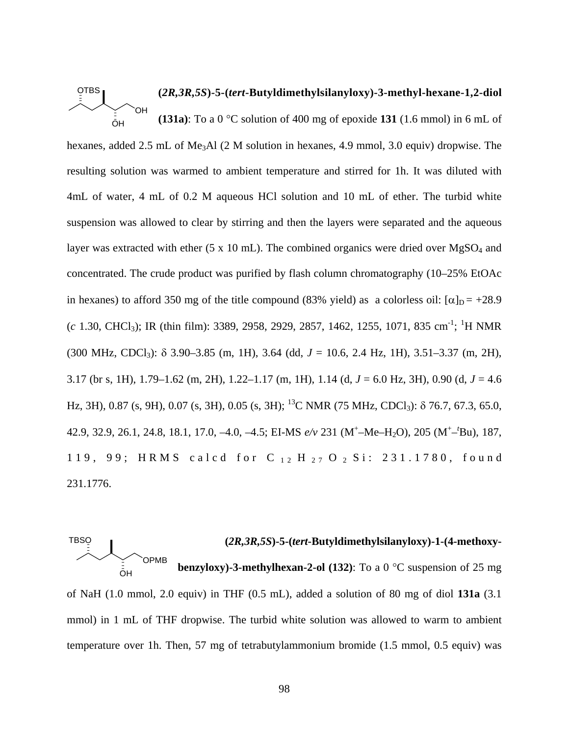**(2*R*,3*R*,5*S*)-5-(*tert*-Butyldimethylsilanyloxy)-3-methyl-hexane-1,2-diol (131a)**: To a 0 °C solution of 400 mg of epoxide **131** (1.6 mmol) in 6 mL of hexanes, added 2.5 mL of $Me_3Al$ (2 M solution in hexanes, 4.9 mmol, 3.0 equiv) dropwise. The resulting solution was warmed to ambient temperature and stirred for 1h. It was diluted with 4mL of water, 4 mL of 0.2 M aqueous HCl solution and 10 mL of ether. The turbid white suspension was allowed to clear by stirring and then the layers were separated and the aqueous layer was extracted with ether (5 x 10 mL). The combined organics were dried over $MgSO_4$ and concentrated. The crude product was purified by flash column chromatography (10–25% EtOAc in hexanes) to afford 350 mg of the title compound (83% yield) as a colorless oil: $[\alpha]_D = +28.9$ (*c* 1.30, $CHCl_3$); IR (thin film): 3389, 2958, 2929, 2857, 1462, 1255, 1071, 835 $cm^{-1}$; $^1$H NMR (300 MHz, $CDCl_3$): $\delta$ 3.90–3.85 (m, 1H), 3.64 (dd, *J* = 10.6, 2.4 Hz, 1H), 3.51–3.37 (m, 2H), 3.17 (br s, 1H), 1.79–1.62 (m, 2H), 1.22–1.17 (m, 1H), 1.14 (d, *J* = 6.0 Hz, 3H), 0.90 (d, *J* = 4.6 Hz, 3H), 0.87 (s, 9H), 0.07 (s, 3H), 0.05 (s, 3H); $^{13}$C NMR (75 MHz, $CDCl_3$): $\delta$ 76.7, 67.3, 65.0, 42.9, 32.9, 26.1, 24.8, 18.1, 17.0, –4.0, –4.5; EI-MS *e/v* 231 ($M^+$–Me–$H_2O$), 205 ($M^+$–$^t$Bu), 187, 119, 99; HRMS calcd for $C_{12}H_{27}O_2Si$: 231.1780, found 231.1776.

**(2*R*,3*R*,5*S*)-5-(*tert*-Butyldimethylsilanyloxy)-1-(4-methoxy-benzyloxy)-3-methylhexan-2-ol (132)**: To a 0 °C suspension of 25 mg of NaH (1.0 mmol, 2.0 equiv) in THF (0.5 mL), added a solution of 80 mg of diol **131a** (3.1 mmol) in 1 mL of THF dropwise. The turbid white solution was allowed to warm to ambient temperature over 1h. Then, 57 mg of tetrabutylammonium bromide (1.5 mmol, 0.5 equiv) was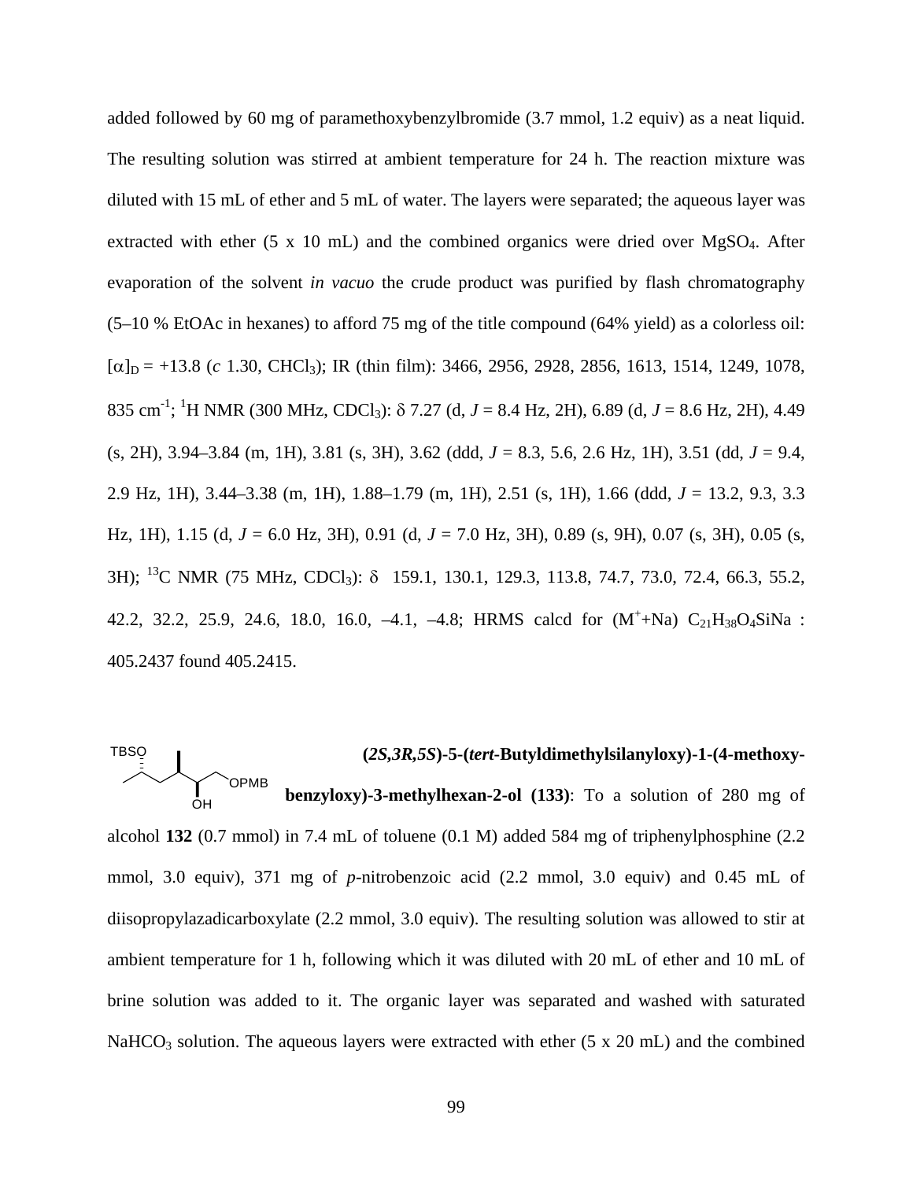added followed by 60 mg of paramethoxybenzylbromide (3.7 mmol, 1.2 equiv) as a neat liquid. The resulting solution was stirred at ambient temperature for 24 h. The reaction mixture was diluted with 15 mL of ether and 5 mL of water. The layers were separated; the aqueous layer was extracted with ether (5 x 10 mL) and the combined organics were dried over $MgSO_4$. After evaporation of the solvent *in vacuo* the crude product was purified by flash chromatography (5–10 % EtOAc in hexanes) to afford 75 mg of the title compound (64% yield) as a colorless oil: $[\alpha]_D$ = +13.8 (*c* 1.30, $CHCl_3$); IR (thin film): 3466, 2956, 2928, 2856, 1613, 1514, 1249, 1078, 835 $cm^{-1}$; $^1$H NMR (300 MHz, $CDCl_3$): $\delta$ 7.27 (d, *J* = 8.4 Hz, 2H), 6.89 (d, *J* = 8.6 Hz, 2H), 4.49 (s, 2H), 3.94–3.84 (m, 1H), 3.81 (s, 3H), 3.62 (ddd, *J* = 8.3, 5.6, 2.6 Hz, 1H), 3.51 (dd, *J* = 9.4, 2.9 Hz, 1H), 3.44–3.38 (m, 1H), 1.88–1.79 (m, 1H), 2.51 (s, 1H), 1.66 (ddd, *J* = 13.2, 9.3, 3.3 Hz, 1H), 1.15 (d, *J* = 6.0 Hz, 3H), 0.91 (d, *J* = 7.0 Hz, 3H), 0.89 (s, 9H), 0.07 (s, 3H), 0.05 (s, 3H); $^{13}$C NMR (75 MHz, $CDCl_3$): $\delta$ 159.1, 130.1, 129.3, 113.8, 74.7, 73.0, 72.4, 66.3, 55.2, 42.2, 32.2, 25.9, 24.6, 18.0, 16.0, –4.1, –4.8; HRMS calcd for ($M^+$+Na) $C_{21}H_{38}O_4SiNa$ : 405.2437 found 405.2415.

**(*2S,3R,5S*)-5-(*tert*-Butyldimethylsilanyloxy)-1-(4-methoxy-benzyloxy)-3-methylhexan-2-ol (133)**: To a solution of 280 mg of alcohol **132** (0.7 mmol) in 7.4 mL of toluene (0.1 M) added 584 mg of triphenylphosphine (2.2 mmol, 3.0 equiv), 371 mg of *p*-nitrobenzoic acid (2.2 mmol, 3.0 equiv) and 0.45 mL of diisopropylazadicarboxylate (2.2 mmol, 3.0 equiv). The resulting solution was allowed to stir at ambient temperature for 1 h, following which it was diluted with 20 mL of ether and 10 mL of brine solution was added to it. The organic layer was separated and washed with saturated $NaHCO_3$ solution. The aqueous layers were extracted with ether (5 x 20 mL) and the combined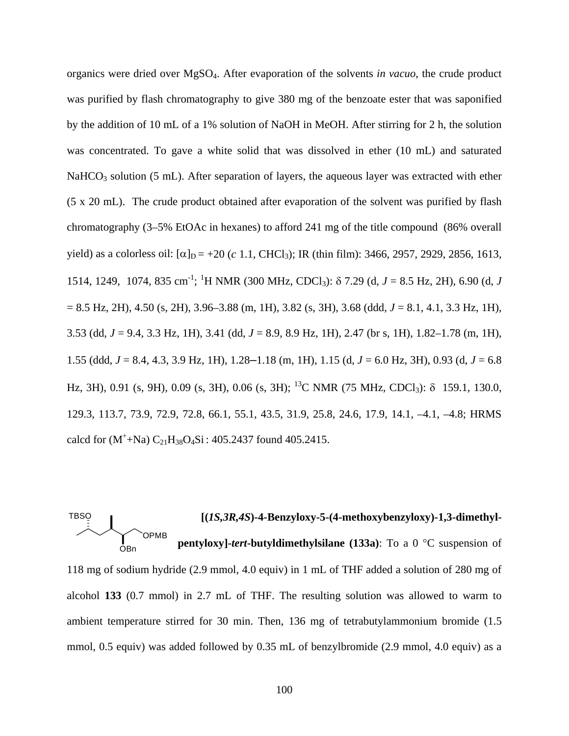organics were dried over $MgSO_4$. After evaporation of the solvents *in vacuo*, the crude product was purified by flash chromatography to give 380 mg of the benzoate ester that was saponified by the addition of 10 mL of a 1% solution of NaOH in MeOH. After stirring for 2 h, the solution was concentrated. To gave a white solid that was dissolved in ether (10 mL) and saturated $NaHCO_3$ solution (5 mL). After separation of layers, the aqueous layer was extracted with ether (5 x 20 mL). The crude product obtained after evaporation of the solvent was purified by flash chromatography (3–5% EtOAc in hexanes) to afford 241 mg of the title compound (86% overall yield) as a colorless oil: $[\alpha]_D$ = +20 (*c* 1.1, $CHCl_3$); IR (thin film): 3466, 2957, 2929, 2856, 1613, 1514, 1249, 1074, 835 $cm^{-1}$; $^1H$ NMR (300 MHz, $CDCl_3$): $\delta$ 7.29 (d, *J* = 8.5 Hz, 2H), 6.90 (d, *J* = 8.5 Hz, 2H), 4.50 (s, 2H), 3.96–3.88 (m, 1H), 3.82 (s, 3H), 3.68 (ddd, *J* = 8.1, 4.1, 3.3 Hz, 1H), 3.53 (dd, *J* = 9.4, 3.3 Hz, 1H), 3.41 (dd, *J* = 8.9, 8.9 Hz, 1H), 2.47 (br s, 1H), 1.82–1.78 (m, 1H), 1.55 (ddd, *J* = 8.4, 4.3, 3.9 Hz, 1H), 1.28–1.18 (m, 1H), 1.15 (d, *J* = 6.0 Hz, 3H), 0.93 (d, *J* = 6.8 Hz, 3H), 0.91 (s, 9H), 0.09 (s, 3H), 0.06 (s, 3H); $^{13}C$ NMR (75 MHz, $CDCl_3$): $\delta$ 159.1, 130.0, 129.3, 113.7, 73.9, 72.9, 72.8, 66.1, 55.1, 43.5, 31.9, 25.8, 24.6, 17.9, 14.1, –4.1, –4.8; HRMS calcd for ($M^+$+Na) $C_{21}H_{38}O_4Si$ : 405.2437 found 405.2415.

**[(*1S,3R,4S*)-4-Benzyloxy-5-(4-methoxybenzyloxy)-1,3-dimethyl-pentyloxy]-*tert*-butyldimethylsilane (133a)**: To a 0 °C suspension of 118 mg of sodium hydride (2.9 mmol, 4.0 equiv) in 1 mL of THF added a solution of 280 mg of alcohol **133** (0.7 mmol) in 2.7 mL of THF. The resulting solution was allowed to warm to ambient temperature stirred for 30 min. Then, 136 mg of tetrabutylammonium bromide (1.5 mmol, 0.5 equiv) was added followed by 0.35 mL of benzylbromide (2.9 mmol, 4.0 equiv) as a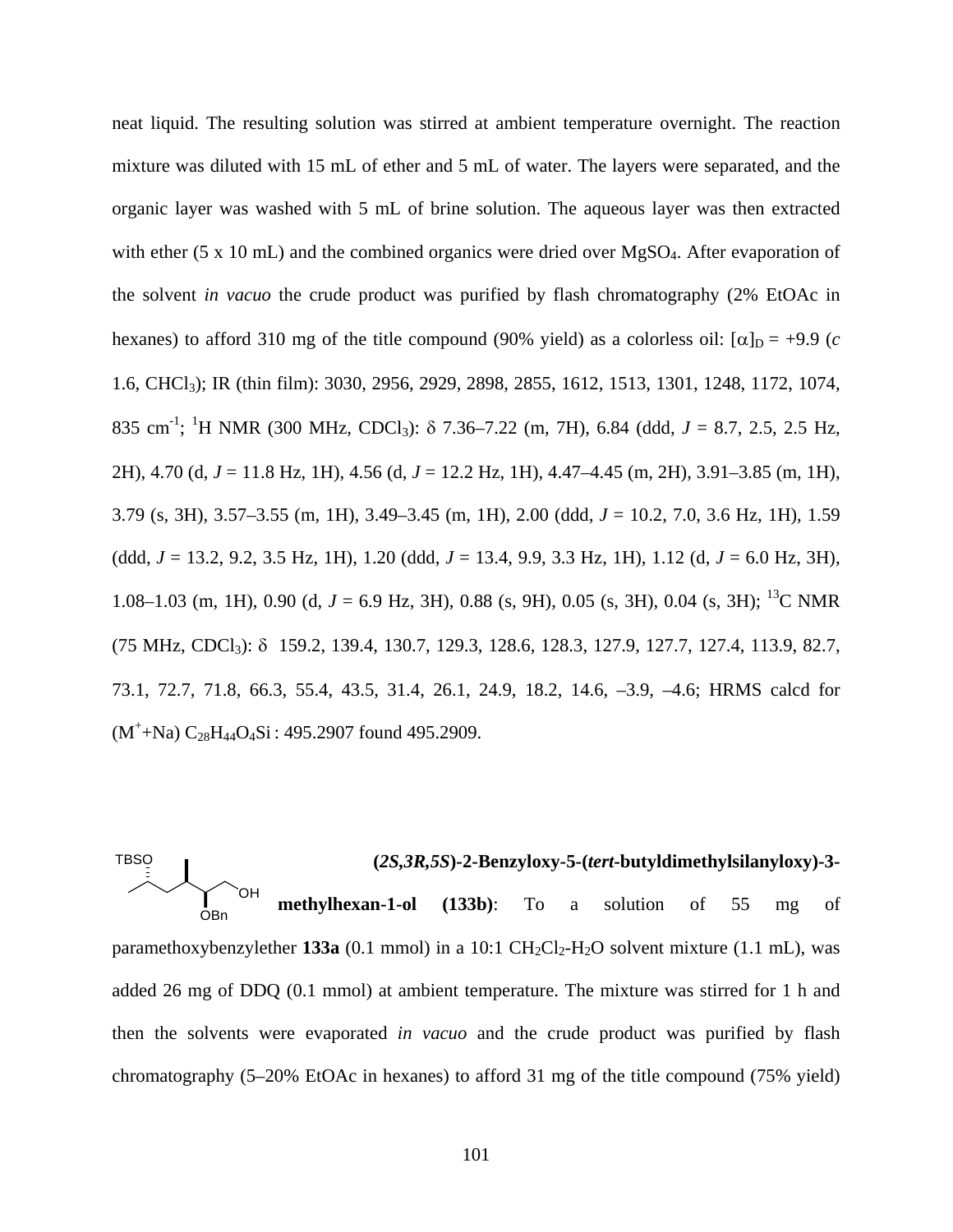neat liquid. The resulting solution was stirred at ambient temperature overnight. The reaction mixture was diluted with 15 mL of ether and 5 mL of water. The layers were separated, and the organic layer was washed with 5 mL of brine solution. The aqueous layer was then extracted with ether (5 x 10 mL) and the combined organics were dried over $MgSO_4$. After evaporation of the solvent *in vacuo* the crude product was purified by flash chromatography (2% EtOAc in hexanes) to afford 310 mg of the title compound (90% yield) as a colorless oil: $[\alpha]_D = +9.9$ (*c* 1.6, $CHCl_3$); IR (thin film): 3030, 2956, 2929, 2898, 2855, 1612, 1513, 1301, 1248, 1172, 1074, 835 $cm^{-1}$; $^1H$ NMR (300 MHz, $CDCl_3$): $\delta$ 7.36–7.22 (m, 7H), 6.84 (ddd, *J* = 8.7, 2.5, 2.5 Hz, 2H), 4.70 (d, *J* = 11.8 Hz, 1H), 4.56 (d, *J* = 12.2 Hz, 1H), 4.47–4.45 (m, 2H), 3.91–3.85 (m, 1H), 3.79 (s, 3H), 3.57–3.55 (m, 1H), 3.49–3.45 (m, 1H), 2.00 (ddd, *J* = 10.2, 7.0, 3.6 Hz, 1H), 1.59 (ddd, *J* = 13.2, 9.2, 3.5 Hz, 1H), 1.20 (ddd, *J* = 13.4, 9.9, 3.3 Hz, 1H), 1.12 (d, *J* = 6.0 Hz, 3H), 1.08–1.03 (m, 1H), 0.90 (d, *J* = 6.9 Hz, 3H), 0.88 (s, 9H), 0.05 (s, 3H), 0.04 (s, 3H); $^{13}C$ NMR (75 MHz, $CDCl_3$): $\delta$ 159.2, 139.4, 130.7, 129.3, 128.6, 128.3, 127.9, 127.7, 127.4, 113.9, 82.7, 73.1, 72.7, 71.8, 66.3, 55.4, 43.5, 31.4, 26.1, 24.9, 18.2, 14.6, –3.9, –4.6; HRMS calcd for ($M^+$+Na) $C_{28}H_{44}O_4Si$ : 495.2907 found 495.2909.

**(*2S,3R,5S*)-2-Benzyloxy-5-(*tert*-butyldimethylsilanyloxy)-3-methylhexan-1-ol (133b)**: To a solution of 55 mg of paramethoxybenzylether **133a** (0.1 mmol) in a 10:1 $CH_2Cl_2$-$H_2O$ solvent mixture (1.1 mL), was added 26 mg of DDQ (0.1 mmol) at ambient temperature. The mixture was stirred for 1 h and then the solvents were evaporated *in vacuo* and the crude product was purified by flash chromatography (5–20% EtOAc in hexanes) to afford 31 mg of the title compound (75% yield)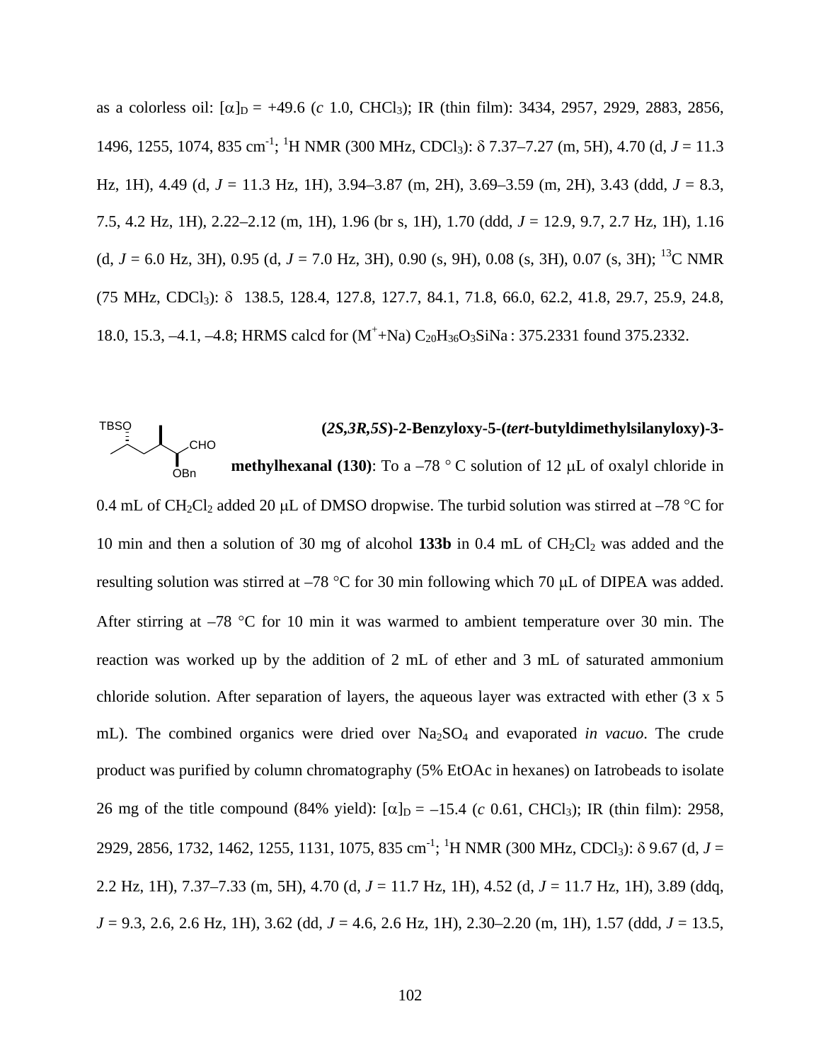as a colorless oil: $[\alpha]_D$ = +49.6 (*c* 1.0, $CHCl_3$); IR (thin film): 3434, 2957, 2929, 2883, 2856, 1496, 1255, 1074, 835 $cm^{-1}$; $^1$H NMR (300 MHz, $CDCl_3$): δ 7.37–7.27 (m, 5H), 4.70 (d, *J* = 11.3 Hz, 1H), 4.49 (d, *J* = 11.3 Hz, 1H), 3.94–3.87 (m, 2H), 3.69–3.59 (m, 2H), 3.43 (ddd, *J* = 8.3, 7.5, 4.2 Hz, 1H), 2.22–2.12 (m, 1H), 1.96 (br s, 1H), 1.70 (ddd, *J* = 12.9, 9.7, 2.7 Hz, 1H), 1.16 (d, *J* = 6.0 Hz, 3H), 0.95 (d, *J* = 7.0 Hz, 3H), 0.90 (s, 9H), 0.08 (s, 3H), 0.07 (s, 3H); $^{13}$C NMR (75 MHz, $CDCl_3$): δ 138.5, 128.4, 127.8, 127.7, 84.1, 71.8, 66.0, 62.2, 41.8, 29.7, 25.9, 24.8, 18.0, 15.3, –4.1, –4.8; HRMS calcd for ($M^+$+Na) $C_{20}H_{36}O_3SiNa$ : 375.2331 found 375.2332.

**(*2S,3R,5S*)-2-Benzyloxy-5-(*tert*-butyldimethylsilanyloxy)-3-methylhexanal (130)**: To a –78 ° C solution of 12 μL of oxalyl chloride in 0.4 mL of $CH_2Cl_2$ added 20 μL of DMSO dropwise. The turbid solution was stirred at –78 °C for 10 min and then a solution of 30 mg of alcohol **133b** in 0.4 mL of $CH_2Cl_2$ was added and the resulting solution was stirred at –78 °C for 30 min following which 70 μL of DIPEA was added. After stirring at –78 °C for 10 min it was warmed to ambient temperature over 30 min. The reaction was worked up by the addition of 2 mL of ether and 3 mL of saturated ammonium chloride solution. After separation of layers, the aqueous layer was extracted with ether (3 x 5 mL). The combined organics were dried over $Na_2SO_4$ and evaporated *in vacuo*. The crude product was purified by column chromatography (5% EtOAc in hexanes) on Iatrobeads to isolate 26 mg of the title compound (84% yield): $[\alpha]_D$ = –15.4 (*c* 0.61, $CHCl_3$); IR (thin film): 2958, 2929, 2856, 1732, 1462, 1255, 1131, 1075, 835 $cm^{-1}$; $^1$H NMR (300 MHz, $CDCl_3$): δ 9.67 (d, *J* = 2.2 Hz, 1H), 7.37–7.33 (m, 5H), 4.70 (d, *J* = 11.7 Hz, 1H), 4.52 (d, *J* = 11.7 Hz, 1H), 3.89 (ddq, *J* = 9.3, 2.6, 2.6 Hz, 1H), 3.62 (dd, *J* = 4.6, 2.6 Hz, 1H), 2.30–2.20 (m, 1H), 1.57 (ddd, *J* = 13.5,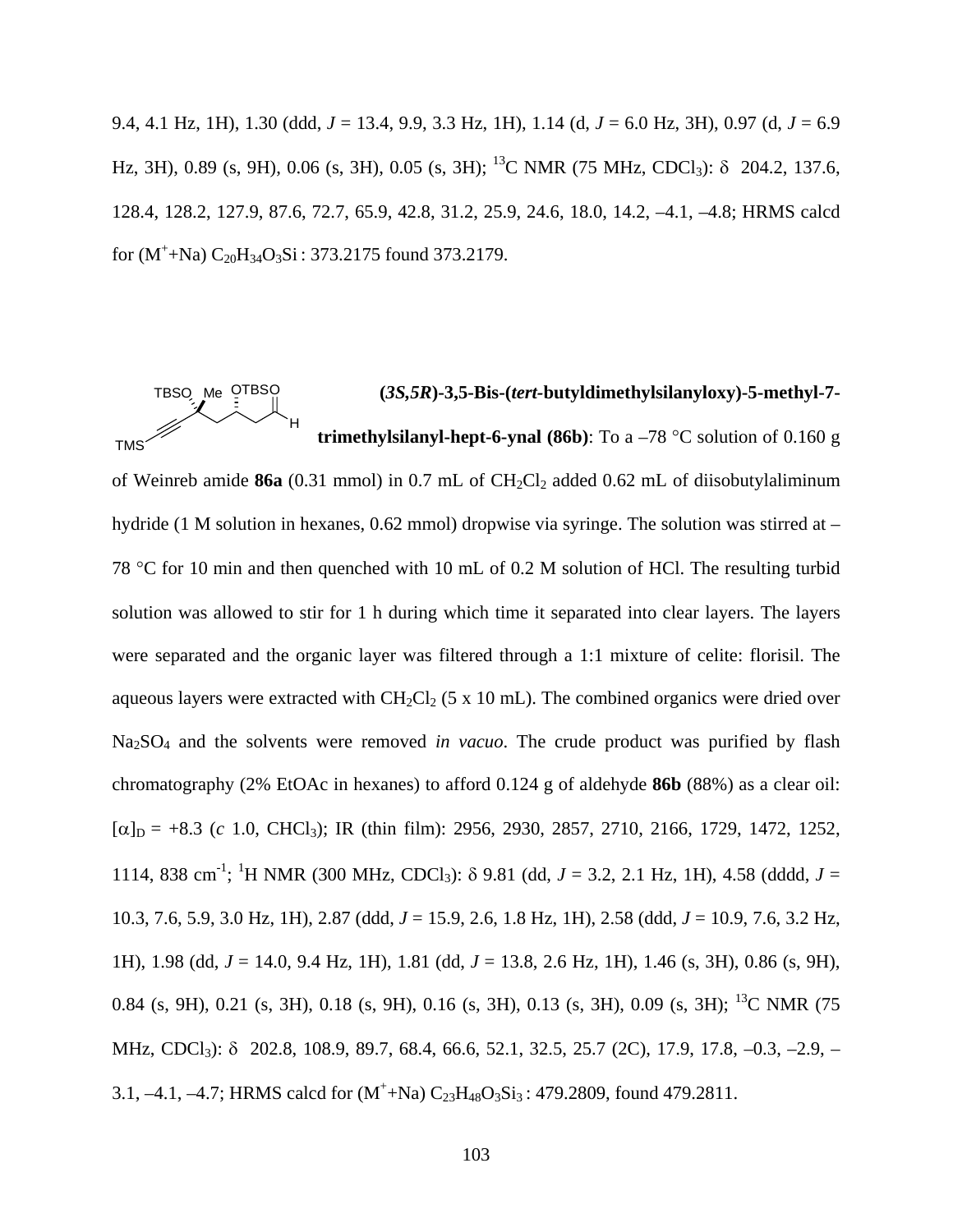9.4, 4.1 Hz, 1H), 1.30 (ddd, *J* = 13.4, 9.9, 3.3 Hz, 1H), 1.14 (d, *J* = 6.0 Hz, 3H), 0.97 (d, *J* = 6.9 Hz, 3H), 0.89 (s, 9H), 0.06 (s, 3H), 0.05 (s, 3H); $^{13}$C NMR (75 MHz, $CDCl_3$): δ 204.2, 137.6, 128.4, 128.2, 127.9, 87.6, 72.7, 65.9, 42.8, 31.2, 25.9, 24.6, 18.0, 14.2, –4.1, –4.8; HRMS calcd for ($M^+$+Na) $C_{20}H_{34}O_3Si$ : 373.2175 found 373.2179.

**(*3S,5R*)-3,5-Bis-(*tert*-butyldimethylsilanyloxy)-5-methyl-7-trimethylsilanyl-hept-6-ynal (86b)**: To a –78 °C solution of 0.160 g of Weinreb amide **86a** (0.31 mmol) in 0.7 mL of $CH_2Cl_2$ added 0.62 mL of diisobutylaliminum hydride (1 M solution in hexanes, 0.62 mmol) dropwise via syringe. The solution was stirred at –78 °C for 10 min and then quenched with 10 mL of 0.2 M solution of HCl. The resulting turbid solution was allowed to stir for 1 h during which time it separated into clear layers. The layers were separated and the organic layer was filtered through a 1:1 mixture of celite: florisil. The aqueous layers were extracted with $CH_2Cl_2$ (5 x 10 mL). The combined organics were dried over $Na_2SO_4$ and the solvents were removed *in vacuo*. The crude product was purified by flash chromatography (2% EtOAc in hexanes) to afford 0.124 g of aldehyde **86b** (88%) as a clear oil: $[\alpha]_D$ = +8.3 (*c* 1.0, $CHCl_3$); IR (thin film): 2956, 2930, 2857, 2710, 2166, 1729, 1472, 1252, 1114, 838 cm$^{-1}$; $^1$H NMR (300 MHz, $CDCl_3$): δ 9.81 (dd, *J* = 3.2, 2.1 Hz, 1H), 4.58 (dddd, *J* = 10.3, 7.6, 5.9, 3.0 Hz, 1H), 2.87 (ddd, *J* = 15.9, 2.6, 1.8 Hz, 1H), 2.58 (ddd, *J* = 10.9, 7.6, 3.2 Hz, 1H), 1.98 (dd, *J* = 14.0, 9.4 Hz, 1H), 1.81 (dd, *J* = 13.8, 2.6 Hz, 1H), 1.46 (s, 3H), 0.86 (s, 9H), 0.84 (s, 9H), 0.21 (s, 3H), 0.18 (s, 9H), 0.16 (s, 3H), 0.13 (s, 3H), 0.09 (s, 3H); $^{13}$C NMR (75 MHz, $CDCl_3$): δ 202.8, 108.9, 89.7, 68.4, 66.6, 52.1, 32.5, 25.7 (2C), 17.9, 17.8, –0.3, –2.9, –3.1, –4.1, –4.7; HRMS calcd for ($M^+$+Na) $C_{23}H_{48}O_3Si_3$ : 479.2809, found 479.2811.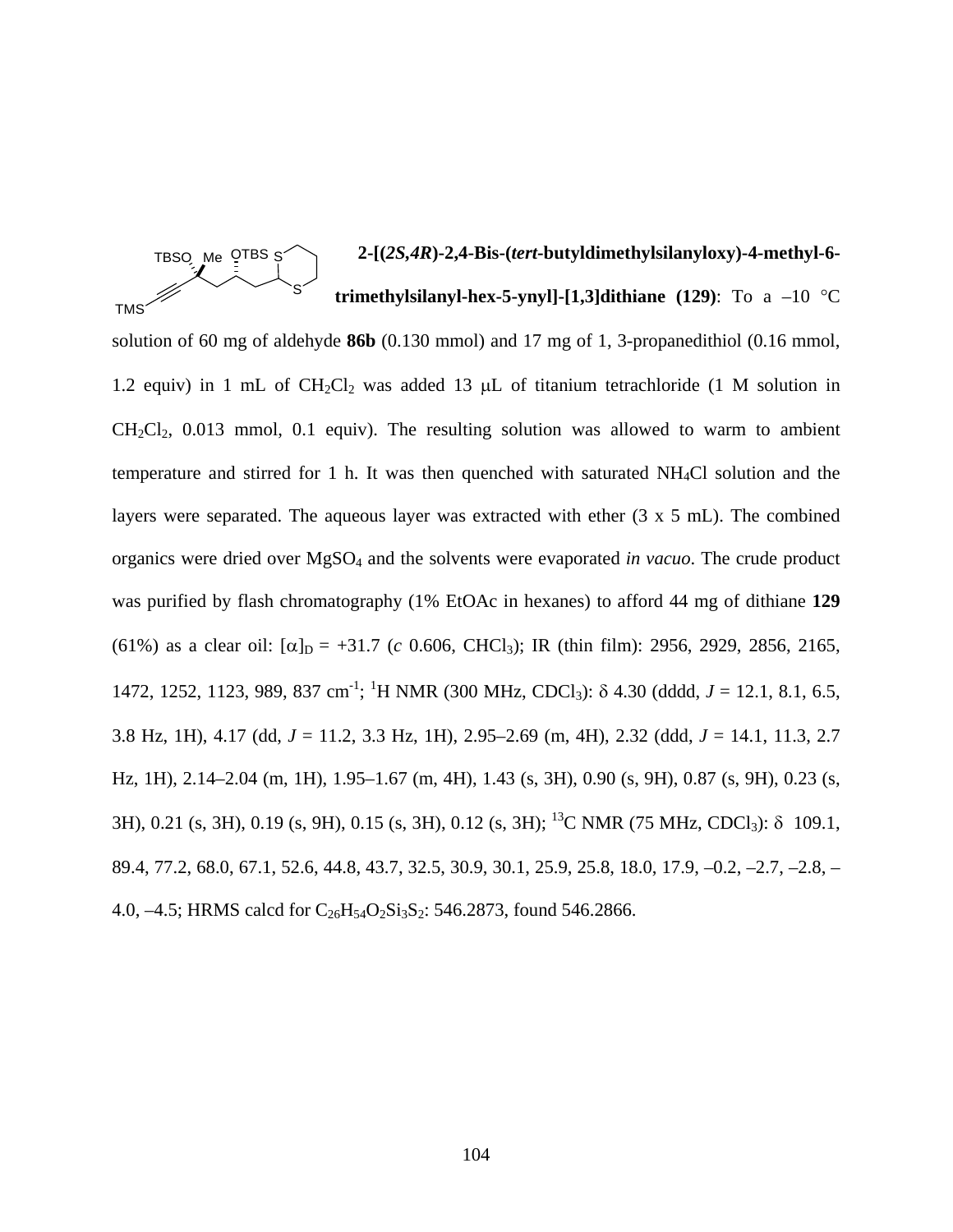**2-[(*2S,4R*)-2,4-Bis-(*tert*-butyldimethylsilanyloxy)-4-methyl-6-trimethylsilanyl-hex-5-ynyl]-[1,3]dithiane (129)**: To a –10 °C solution of 60 mg of aldehyde **86b** (0.130 mmol) and 17 mg of 1, 3-propanedithiol (0.16 mmol, 1.2 equiv) in 1 mL of $CH_2Cl_2$ was added 13 μL of titanium tetrachloride (1 M solution in $CH_2Cl_2$, 0.013 mmol, 0.1 equiv). The resulting solution was allowed to warm to ambient temperature and stirred for 1 h. It was then quenched with saturated $NH_4Cl$ solution and the layers were separated. The aqueous layer was extracted with ether (3 x 5 mL). The combined organics were dried over $MgSO_4$ and the solvents were evaporated *in vacuo*. The crude product was purified by flash chromatography (1% EtOAc in hexanes) to afford 44 mg of dithiane **129** (61%) as a clear oil: $[\alpha]_D$ = +31.7 (*c* 0.606, $CHCl_3$); IR (thin film): 2956, 2929, 2856, 2165, 1472, 1252, 1123, 989, 837 $cm^{-1}$; $^1H$ NMR (300 MHz, $CDCl_3$): δ 4.30 (dddd, *J* = 12.1, 8.1, 6.5, 3.8 Hz, 1H), 4.17 (dd, *J* = 11.2, 3.3 Hz, 1H), 2.95–2.69 (m, 4H), 2.32 (ddd, *J* = 14.1, 11.3, 2.7 Hz, 1H), 2.14–2.04 (m, 1H), 1.95–1.67 (m, 4H), 1.43 (s, 3H), 0.90 (s, 9H), 0.87 (s, 9H), 0.23 (s, 3H), 0.21 (s, 3H), 0.19 (s, 9H), 0.15 (s, 3H), 0.12 (s, 3H); $^{13}C$ NMR (75 MHz, $CDCl_3$): δ 109.1, 89.4, 77.2, 68.0, 67.1, 52.6, 44.8, 43.7, 32.5, 30.9, 30.1, 25.9, 25.8, 18.0, 17.9, –0.2, –2.7, –2.8, –4.0, –4.5; HRMS calcd for $C_{26}H_{54}O_2Si_3S_2$: 546.2873, found 546.2866.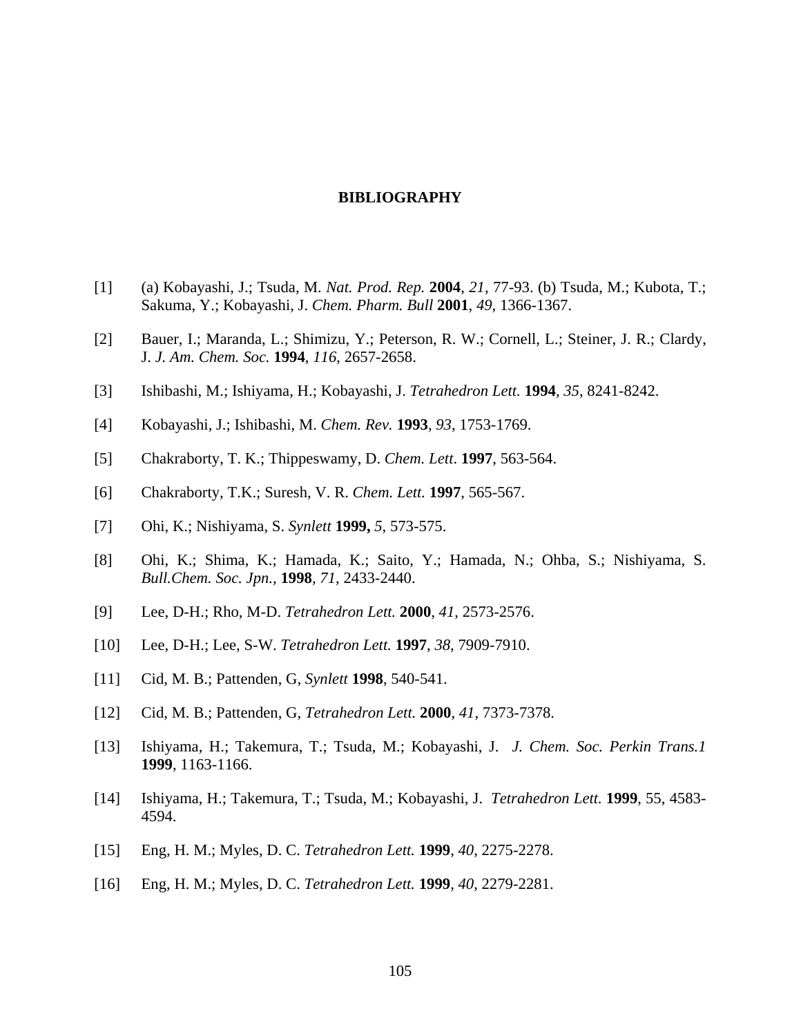# BIBLIOGRAPHY

[1] (a) Kobayashi, J.; Tsuda, M. *Nat. Prod. Rep.* **2004**, *21*, 77-93. (b) Tsuda, M.; Kubota, T.; Sakuma, Y.; Kobayashi, J. *Chem. Pharm. Bull* **2001**, *49*, 1366-1367.

[2] Bauer, I.; Maranda, L.; Shimizu, Y.; Peterson, R. W.; Cornell, L.; Steiner, J. R.; Clardy, J. *J. Am. Chem. Soc.* **1994**, *116*, 2657-2658.

[3] Ishibashi, M.; Ishiyama, H.; Kobayashi, J. *Tetrahedron Lett.* **1994**, *35*, 8241-8242.

[4] Kobayashi, J.; Ishibashi, M. *Chem. Rev.* **1993**, *93*, 1753-1769.

[5] Chakraborty, T. K.; Thippeswamy, D. *Chem. Lett*. **1997**, 563-564.

[6] Chakraborty, T.K.; Suresh, V. R. *Chem. Lett.* **1997**, 565-567.

[7] Ohi, K.; Nishiyama, S. *Synlett* **1999,** *5*, 573-575.

[8] Ohi, K.; Shima, K.; Hamada, K.; Saito, Y.; Hamada, N.; Ohba, S.; Nishiyama, S. *Bull.Chem. Soc. Jpn.,* **1998**, *71*, 2433-2440.

[9] Lee, D-H.; Rho, M-D. *Tetrahedron Lett.* **2000**, *41*, 2573-2576.

[10] Lee, D-H.; Lee, S-W. *Tetrahedron Lett.* **1997**, *38*, 7909-7910.

[11] Cid, M. B.; Pattenden, G, *Synlett* **1998**, 540-541.

[12] Cid, M. B.; Pattenden, G, *Tetrahedron Lett.* **2000**, *41*, 7373-7378.

[13] Ishiyama, H.; Takemura, T.; Tsuda, M.; Kobayashi, J. *J. Chem. Soc. Perkin Trans.1* **1999**, 1163-1166.

[14] Ishiyama, H.; Takemura, T.; Tsuda, M.; Kobayashi, J. *Tetrahedron Lett.* **1999**, 55, 4583-4594.

[15] Eng, H. M.; Myles, D. C. *Tetrahedron Lett.* **1999**, *40*, 2275-2278.

[16] Eng, H. M.; Myles, D. C. *Tetrahedron Lett.* **1999**, *40*, 2279-2281.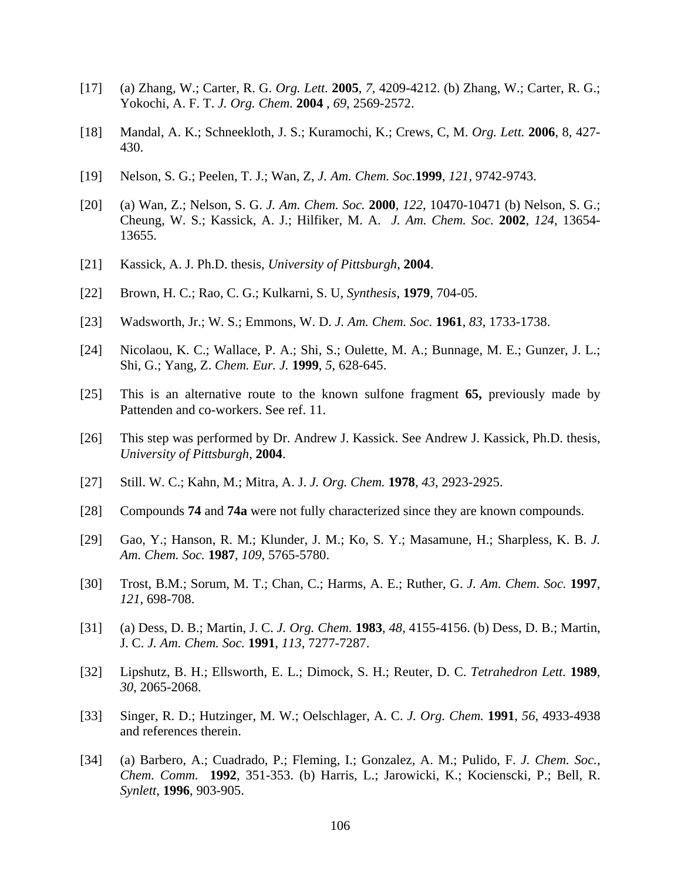[17] (a) Zhang, W.; Carter, R. G. *Org. Lett.* **2005**, *7*, 4209-4212. (b) Zhang, W.; Carter, R. G.; Yokochi, A. F. T. *J. Org. Chem.* **2004** , *69*, 2569-2572.

[18] Mandal, A. K.; Schneekloth, J. S.; Kuramochi, K.; Crews, C, M. *Org. Lett.* **2006**, 8, 427-430.

[19] Nelson, S. G.; Peelen, T. J.; Wan, Z, *J. Am. Chem. Soc.***1999**, *121*, 9742-9743.

[20] (a) Wan, Z.; Nelson, S. G. *J. Am. Chem. Soc.* **2000**, *122*, 10470-10471 (b) Nelson, S. G.; Cheung, W. S.; Kassick, A. J.; Hilfiker, M. A. *J. Am. Chem. Soc.* **2002**, *124*, 13654-13655.

[21] Kassick, A. J. Ph.D. thesis, *University of Pittsburgh*, **2004**.

[22] Brown, H. C.; Rao, C. G.; Kulkarni, S. U, *Synthesis*, **1979**, 704-05.

[23] Wadsworth, Jr.; W. S.; Emmons, W. D. *J. Am. Chem. Soc.* **1961**, *83*, 1733-1738.

[24] Nicolaou, K. C.; Wallace, P. A.; Shi, S.; Oulette, M. A.; Bunnage, M. E.; Gunzer, J. L.; Shi, G.; Yang, Z. *Chem. Eur. J.* **1999**, *5*, 628-645.

[25] This is an alternative route to the known sulfone fragment **65,** previously made by Pattenden and co-workers. See ref. 11.

[26] This step was performed by Dr. Andrew J. Kassick. See Andrew J. Kassick, Ph.D. thesis, *University of Pittsburgh*, **2004**.

[27] Still. W. C.; Kahn, M.; Mitra, A. J. *J. Org. Chem.* **1978**, *43*, 2923-2925.

[28] Compounds **74** and **74a** were not fully characterized since they are known compounds.

[29] Gao, Y.; Hanson, R. M.; Klunder, J. M.; Ko, S. Y.; Masamune, H.; Sharpless, K. B. *J. Am. Chem. Soc.* **1987**, *109*, 5765-5780.

[30] Trost, B.M.; Sorum, M. T.; Chan, C.; Harms, A. E.; Ruther, G. *J. Am. Chem. Soc.* **1997**, *121*, 698-708.

[31] (a) Dess, D. B.; Martin, J. C. *J. Org. Chem.* **1983**, *48*, 4155-4156. (b) Dess, D. B.; Martin, J. C. *J. Am. Chem. Soc.* **1991**, *113*, 7277-7287.

[32] Lipshutz, B. H.; Ellsworth, E. L.; Dimock, S. H.; Reuter, D. C. *Tetrahedron Lett.* **1989**, *30*, 2065-2068.

[33] Singer, R. D.; Hutzinger, M. W.; Oelschlager, A. C. *J. Org. Chem.* **1991**, *56*, 4933-4938 and references therein.

[34] (a) Barbero, A.; Cuadrado, P.; Fleming, I.; Gonzalez, A. M.; Pulido, F. *J. Chem. Soc., Chem. Comm.* **1992**, 351-353. (b) Harris, L.; Jarowicki, K.; Kocienscki, P.; Bell, R. *Synlett*, **1996**, 903-905.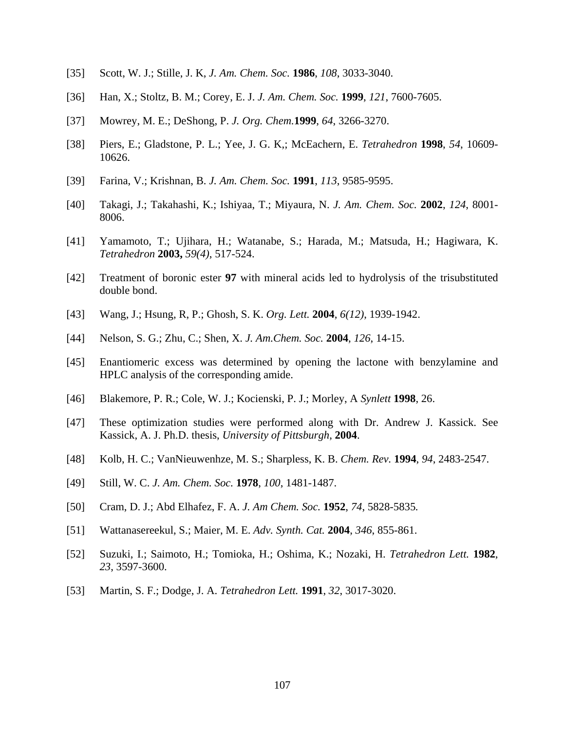[35] Scott, W. J.; Stille, J. K, *J. Am. Chem. Soc.* **1986**, *108*, 3033-3040.

[36] Han, X.; Stoltz, B. M.; Corey, E. J. *J. Am. Chem. Soc.* **1999**, *121*, 7600-7605.

[37] Mowrey, M. E.; DeShong, P. *J. Org. Chem.***1999**, *64*, 3266-3270.

[38] Piers, E.; Gladstone, P. L.; Yee, J. G. K,; McEachern, E. *Tetrahedron* **1998**, *54*, 10609-10626.

[39] Farina, V.; Krishnan, B. *J. Am. Chem. Soc.* **1991**, *113*, 9585-9595.

[40] Takagi, J.; Takahashi, K.; Ishiyaa, T.; Miyaura, N. *J. Am. Chem. Soc.* **2002**, *124*, 8001-8006.

[41] Yamamoto, T.; Ujihara, H.; Watanabe, S.; Harada, M.; Matsuda, H.; Hagiwara, K. *Tetrahedron* **2003,** *59(4)*, 517-524.

[42] Treatment of boronic ester **97** with mineral acids led to hydrolysis of the trisubstituted double bond.

[43] Wang, J.; Hsung, R, P.; Ghosh, S. K. *Org. Lett.* **2004**, *6(12)*, 1939-1942.

[44] Nelson, S. G.; Zhu, C.; Shen, X. *J. Am.Chem. Soc.* **2004**, *126*, 14-15.

[45] Enantiomeric excess was determined by opening the lactone with benzylamine and HPLC analysis of the corresponding amide.

[46] Blakemore, P. R.; Cole, W. J.; Kocienski, P. J.; Morley, A *Synlett* **1998**, 26.

[47] These optimization studies were performed along with Dr. Andrew J. Kassick. See Kassick, A. J. Ph.D. thesis, *University of Pittsburgh*, **2004**.

[48] Kolb, H. C.; VanNieuwenhze, M. S.; Sharpless, K. B. *Chem. Rev.* **1994**, *94*, 2483-2547.

[49] Still, W. C. *J. Am. Chem. Soc.* **1978**, *100*, 1481-1487.

[50] Cram, D. J.; Abd Elhafez, F. A. *J. Am Chem. Soc.* **1952**, *74*, 5828-5835*.*

[51] Wattanasereekul, S.; Maier, M. E. *Adv. Synth. Cat.* **2004**, *346*, 855-861.

[52] Suzuki, I.; Saimoto, H.; Tomioka, H.; Oshima, K.; Nozaki, H. *Tetrahedron Lett.* **1982**, *23*, 3597-3600.

[53] Martin, S. F.; Dodge, J. A. *Tetrahedron Lett.* **1991**, *32*, 3017-3020.